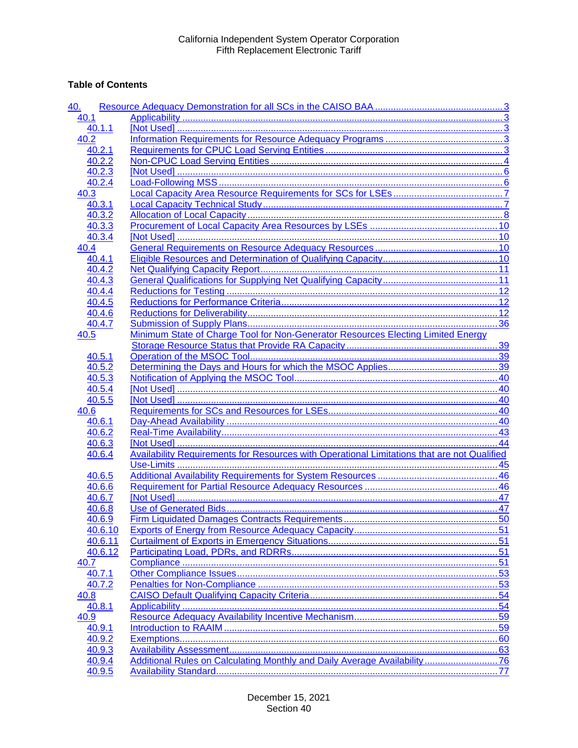California Independent System Operator Corporation
Fifth Replacement Electronic Tariff

**Table of Contents**

| | | |
|---|---|---|
| 40. | Resource Adequacy Demonstration for all SCs in the CAISO BAA | 3 |
| 40.1 | Applicability | 3 |
| 40.1.1 | [Not Used] | 3 |
| 40.2 | Information Requirements for Resource Adequacy Programs | 3 |
| 40.2.1 | Requirements for CPUC Load Serving Entities | 3 |
| 40.2.2 | Non-CPUC Load Serving Entities | 4 |
| 40.2.3 | [Not Used] | 6 |
| 40.2.4 | Load-Following MSS | 6 |
| 40.3 | Local Capacity Area Resource Requirements for SCs for LSEs | 7 |
| 40.3.1 | Local Capacity Technical Study | 7 |
| 40.3.2 | Allocation of Local Capacity | 8 |
| 40.3.3 | Procurement of Local Capacity Area Resources by LSEs | 10 |
| 40.3.4 | [Not Used] | 10 |
| 40.4 | General Requirements on Resource Adequacy Resources | 10 |
| 40.4.1 | Eligible Resources and Determination of Qualifying Capacity | 10 |
| 40.4.2 | Net Qualifying Capacity Report | 11 |
| 40.4.3 | General Qualifications for Supplying Net Qualifying Capacity | 11 |
| 40.4.4 | Reductions for Testing | 12 |
| 40.4.5 | Reductions for Performance Criteria | 12 |
| 40.4.6 | Reductions for Deliverability | 12 |
| 40.4.7 | Submission of Supply Plans | 36 |
| 40.5 | Minimum State of Charge Tool for Non-Generator Resources Electing Limited Energy Storage Resource Status that Provide RA Capacity | 39 |
| 40.5.1 | Operation of the MSOC Tool | 39 |
| 40.5.2 | Determining the Days and Hours for which the MSOC Applies | 39 |
| 40.5.3 | Notification of Applying the MSOC Tool | 40 |
| 40.5.4 | [Not Used] | 40 |
| 40.5.5 | [Not Used] | 40 |
| 40.6 | Requirements for SCs and Resources for LSEs | 40 |
| 40.6.1 | Day-Ahead Availability | 40 |
| 40.6.2 | Real-Time Availability | 43 |
| 40.6.3 | [Not Used] | 44 |
| 40.6.4 | Availability Requirements for Resources with Operational Limitations that are not Qualified Use-Limits | 45 |
| 40.6.5 | Additional Availability Requirements for System Resources | 46 |
| 40.6.6 | Requirement for Partial Resource Adequacy Resources | 46 |
| 40.6.7 | [Not Used] | 47 |
| 40.6.8 | Use of Generated Bids | 47 |
| 40.6.9 | Firm Liquidated Damages Contracts Requirements | 50 |
| 40.6.10 | Exports of Energy from Resource Adequacy Capacity | 51 |
| 40.6.11 | Curtailment of Exports in Emergency Situations | 51 |
| 40.6.12 | Participating Load, PDRs, and RDRRs | 51 |
| 40.7 | Compliance | 51 |
| 40.7.1 | Other Compliance Issues | 53 |
| 40.7.2 | Penalties for Non-Compliance | 53 |
| 40.8 | CAISO Default Qualifying Capacity Criteria | 54 |
| 40.8.1 | Applicability | 54 |
| 40.9 | Resource Adequacy Availability Incentive Mechanism | 59 |
| 40.9.1 | Introduction to RAAIM | 59 |
| 40.9.2 | Exemptions | 60 |
| 40.9.3 | Availability Assessment | 63 |
| 40.9.4 | Additional Rules on Calculating Monthly and Daily Average Availability | 76 |
| 40.9.5 | Availability Standard | 77 |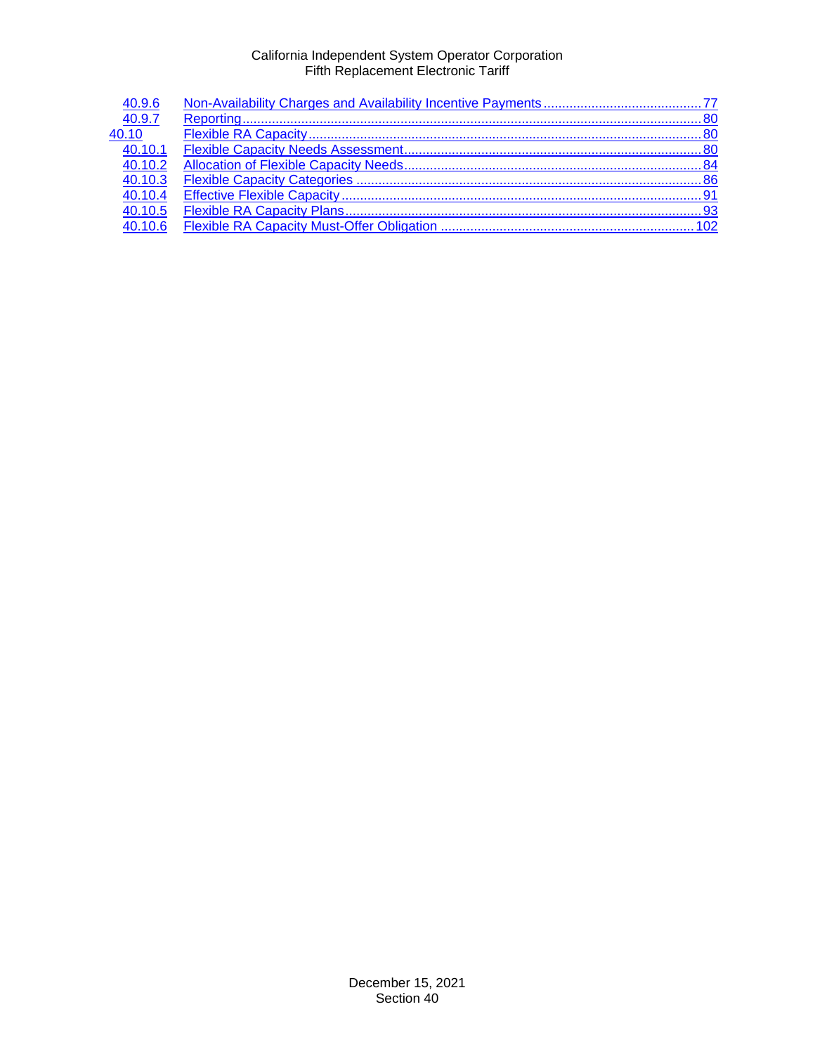| | | |
|---|---|---|
| 40.9.6 | Non-Availability Charges and Availability Incentive Payments | 77 |
| 40.9.7 | Reporting | 80 |
| 40.10 | Flexible RA Capacity | 80 |
| 40.10.1 | Flexible Capacity Needs Assessment | 80 |
| 40.10.2 | Allocation of Flexible Capacity Needs | 84 |
| 40.10.3 | Flexible Capacity Categories | 86 |
| 40.10.4 | Effective Flexible Capacity | 91 |
| 40.10.5 | Flexible RA Capacity Plans | 93 |
| 40.10.6 | Flexible RA Capacity Must-Offer Obligation | 102 |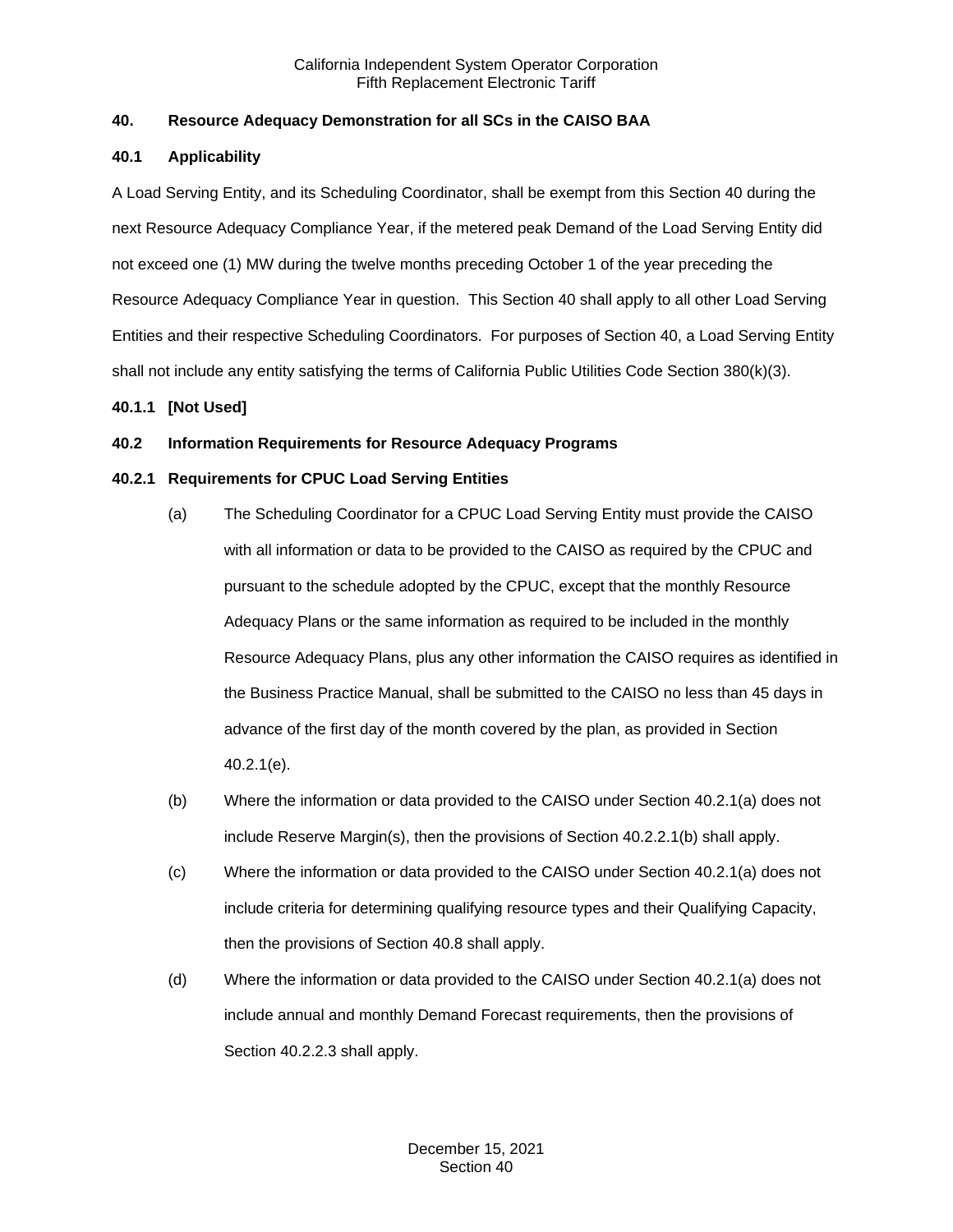## 40. Resource Adequacy Demonstration for all SCs in the CAISO BAA

### 40.1 Applicability

A Load Serving Entity, and its Scheduling Coordinator, shall be exempt from this Section 40 during the next Resource Adequacy Compliance Year, if the metered peak Demand of the Load Serving Entity did not exceed one (1) MW during the twelve months preceding October 1 of the year preceding the Resource Adequacy Compliance Year in question. This Section 40 shall apply to all other Load Serving Entities and their respective Scheduling Coordinators. For purposes of Section 40, a Load Serving Entity shall not include any entity satisfying the terms of California Public Utilities Code Section 380(k)(3).

#### 40.1.1 [Not Used]

### 40.2 Information Requirements for Resource Adequacy Programs

#### 40.2.1 Requirements for CPUC Load Serving Entities

(a) The Scheduling Coordinator for a CPUC Load Serving Entity must provide the CAISO with all information or data to be provided to the CAISO as required by the CPUC and pursuant to the schedule adopted by the CPUC, except that the monthly Resource Adequacy Plans or the same information as required to be included in the monthly Resource Adequacy Plans, plus any other information the CAISO requires as identified in the Business Practice Manual, shall be submitted to the CAISO no less than 45 days in advance of the first day of the month covered by the plan, as provided in Section 40.2.1(e).

(b) Where the information or data provided to the CAISO under Section 40.2.1(a) does not include Reserve Margin(s), then the provisions of Section 40.2.2.1(b) shall apply.

(c) Where the information or data provided to the CAISO under Section 40.2.1(a) does not include criteria for determining qualifying resource types and their Qualifying Capacity, then the provisions of Section 40.8 shall apply.

(d) Where the information or data provided to the CAISO under Section 40.2.1(a) does not include annual and monthly Demand Forecast requirements, then the provisions of Section 40.2.2.3 shall apply.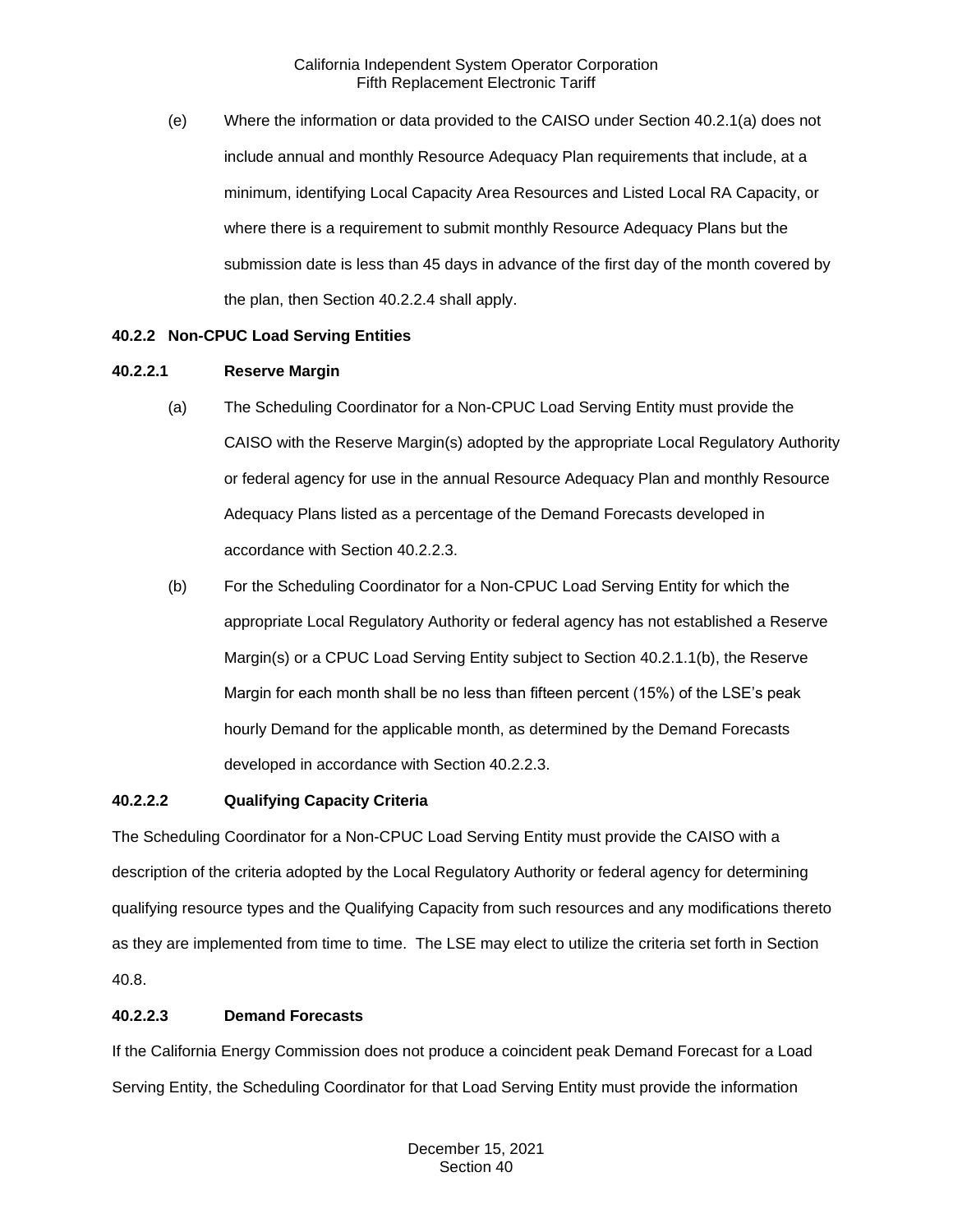(e) Where the information or data provided to the CAISO under Section 40.2.1(a) does not include annual and monthly Resource Adequacy Plan requirements that include, at a minimum, identifying Local Capacity Area Resources and Listed Local RA Capacity, or where there is a requirement to submit monthly Resource Adequacy Plans but the submission date is less than 45 days in advance of the first day of the month covered by the plan, then Section 40.2.2.4 shall apply.

### 40.2.2 Non-CPUC Load Serving Entities

#### 40.2.2.1 Reserve Margin

(a) The Scheduling Coordinator for a Non-CPUC Load Serving Entity must provide the CAISO with the Reserve Margin(s) adopted by the appropriate Local Regulatory Authority or federal agency for use in the annual Resource Adequacy Plan and monthly Resource Adequacy Plans listed as a percentage of the Demand Forecasts developed in accordance with Section 40.2.2.3.

(b) For the Scheduling Coordinator for a Non-CPUC Load Serving Entity for which the appropriate Local Regulatory Authority or federal agency has not established a Reserve Margin(s) or a CPUC Load Serving Entity subject to Section 40.2.1.1(b), the Reserve Margin for each month shall be no less than fifteen percent (15%) of the LSE's peak hourly Demand for the applicable month, as determined by the Demand Forecasts developed in accordance with Section 40.2.2.3.

#### 40.2.2.2 Qualifying Capacity Criteria

The Scheduling Coordinator for a Non-CPUC Load Serving Entity must provide the CAISO with a description of the criteria adopted by the Local Regulatory Authority or federal agency for determining qualifying resource types and the Qualifying Capacity from such resources and any modifications thereto as they are implemented from time to time. The LSE may elect to utilize the criteria set forth in Section 40.8.

#### 40.2.2.3 Demand Forecasts

If the California Energy Commission does not produce a coincident peak Demand Forecast for a Load Serving Entity, the Scheduling Coordinator for that Load Serving Entity must provide the information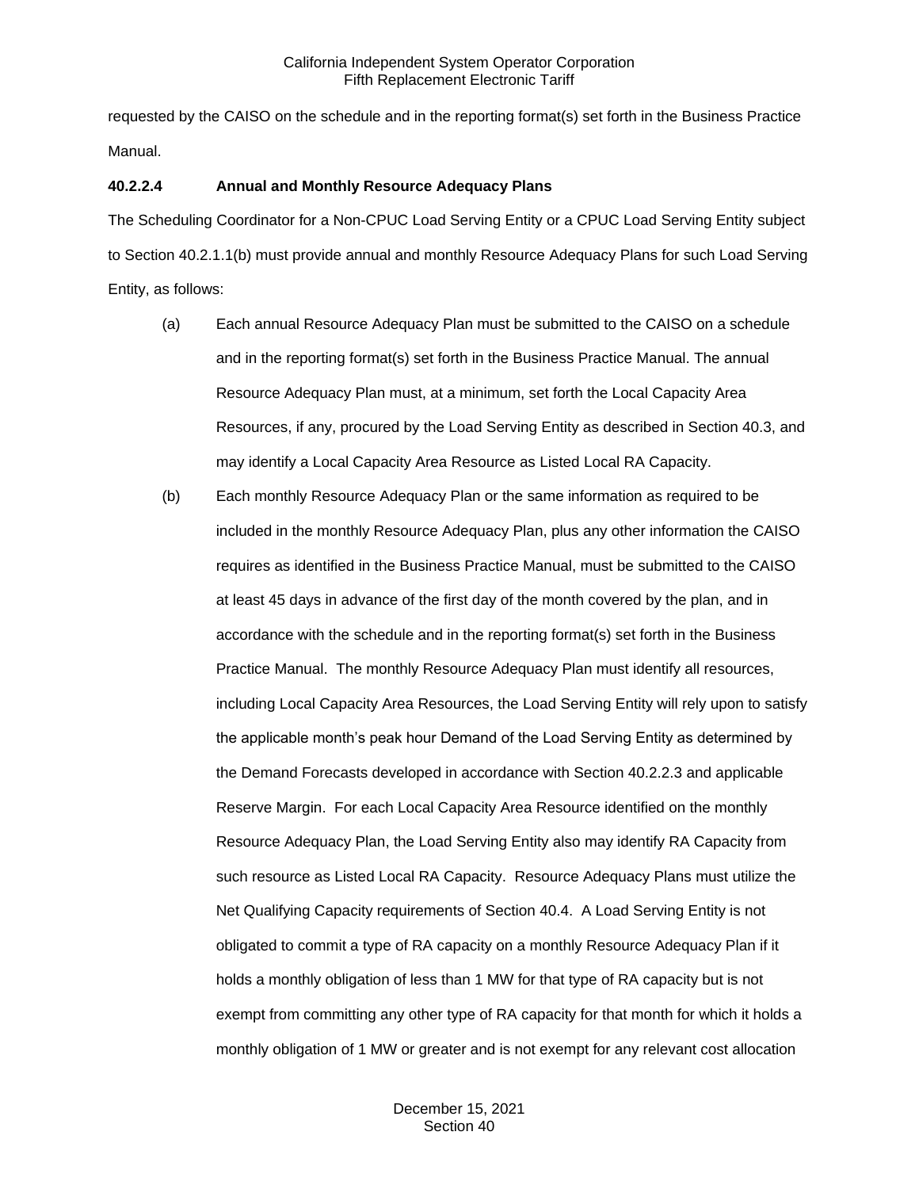requested by the CAISO on the schedule and in the reporting format(s) set forth in the Business Practice Manual.

**40.2.2.4 Annual and Monthly Resource Adequacy Plans**

The Scheduling Coordinator for a Non-CPUC Load Serving Entity or a CPUC Load Serving Entity subject to Section 40.2.1.1(b) must provide annual and monthly Resource Adequacy Plans for such Load Serving Entity, as follows:

(a) Each annual Resource Adequacy Plan must be submitted to the CAISO on a schedule and in the reporting format(s) set forth in the Business Practice Manual. The annual Resource Adequacy Plan must, at a minimum, set forth the Local Capacity Area Resources, if any, procured by the Load Serving Entity as described in Section 40.3, and may identify a Local Capacity Area Resource as Listed Local RA Capacity.

(b) Each monthly Resource Adequacy Plan or the same information as required to be included in the monthly Resource Adequacy Plan, plus any other information the CAISO requires as identified in the Business Practice Manual, must be submitted to the CAISO at least 45 days in advance of the first day of the month covered by the plan, and in accordance with the schedule and in the reporting format(s) set forth in the Business Practice Manual. The monthly Resource Adequacy Plan must identify all resources, including Local Capacity Area Resources, the Load Serving Entity will rely upon to satisfy the applicable month's peak hour Demand of the Load Serving Entity as determined by the Demand Forecasts developed in accordance with Section 40.2.2.3 and applicable Reserve Margin. For each Local Capacity Area Resource identified on the monthly Resource Adequacy Plan, the Load Serving Entity also may identify RA Capacity from such resource as Listed Local RA Capacity. Resource Adequacy Plans must utilize the Net Qualifying Capacity requirements of Section 40.4. A Load Serving Entity is not obligated to commit a type of RA capacity on a monthly Resource Adequacy Plan if it holds a monthly obligation of less than 1 MW for that type of RA capacity but is not exempt from committing any other type of RA capacity for that month for which it holds a monthly obligation of 1 MW or greater and is not exempt for any relevant cost allocation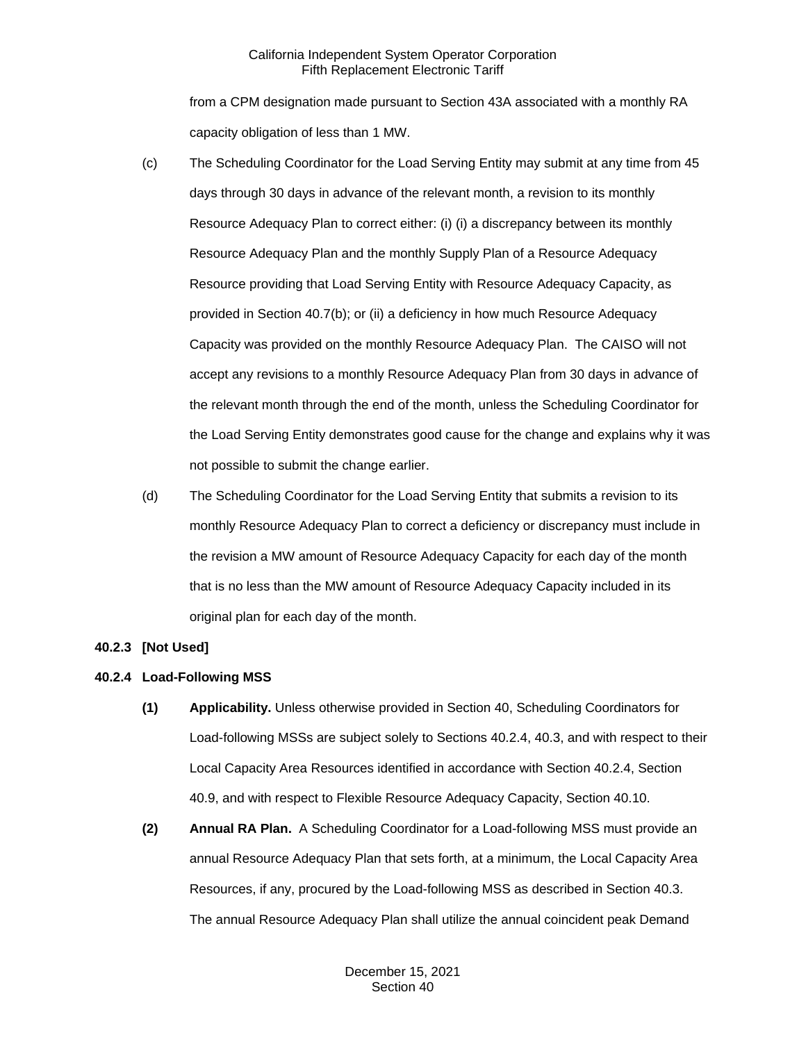from a CPM designation made pursuant to Section 43A associated with a monthly RA capacity obligation of less than 1 MW.

(c) The Scheduling Coordinator for the Load Serving Entity may submit at any time from 45 days through 30 days in advance of the relevant month, a revision to its monthly Resource Adequacy Plan to correct either: (i) (i) a discrepancy between its monthly Resource Adequacy Plan and the monthly Supply Plan of a Resource Adequacy Resource providing that Load Serving Entity with Resource Adequacy Capacity, as provided in Section 40.7(b); or (ii) a deficiency in how much Resource Adequacy Capacity was provided on the monthly Resource Adequacy Plan. The CAISO will not accept any revisions to a monthly Resource Adequacy Plan from 30 days in advance of the relevant month through the end of the month, unless the Scheduling Coordinator for the Load Serving Entity demonstrates good cause for the change and explains why it was not possible to submit the change earlier.

(d) The Scheduling Coordinator for the Load Serving Entity that submits a revision to its monthly Resource Adequacy Plan to correct a deficiency or discrepancy must include in the revision a MW amount of Resource Adequacy Capacity for each day of the month that is no less than the MW amount of Resource Adequacy Capacity included in its original plan for each day of the month.

**40.2.3 [Not Used]**

**40.2.4 Load-Following MSS**

**(1) Applicability.** Unless otherwise provided in Section 40, Scheduling Coordinators for Load-following MSSs are subject solely to Sections 40.2.4, 40.3, and with respect to their Local Capacity Area Resources identified in accordance with Section 40.2.4, Section 40.9, and with respect to Flexible Resource Adequacy Capacity, Section 40.10.

**(2) Annual RA Plan.** A Scheduling Coordinator for a Load-following MSS must provide an annual Resource Adequacy Plan that sets forth, at a minimum, the Local Capacity Area Resources, if any, procured by the Load-following MSS as described in Section 40.3. The annual Resource Adequacy Plan shall utilize the annual coincident peak Demand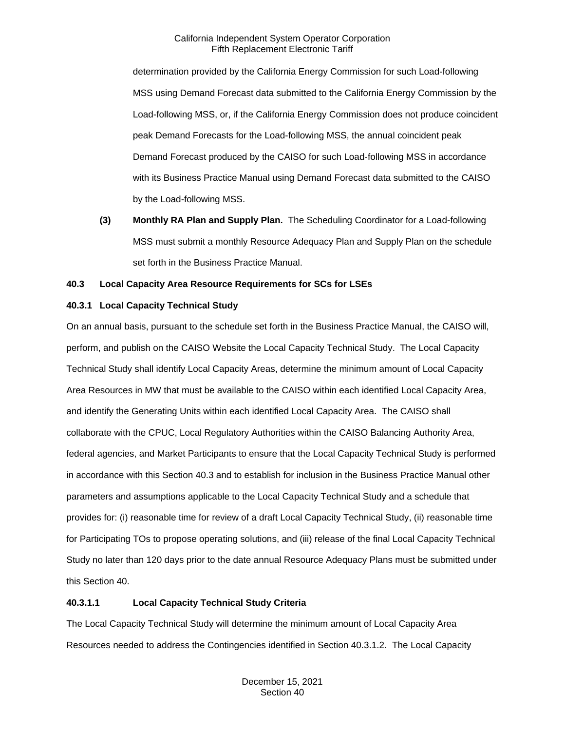determination provided by the California Energy Commission for such Load-following MSS using Demand Forecast data submitted to the California Energy Commission by the Load-following MSS, or, if the California Energy Commission does not produce coincident peak Demand Forecasts for the Load-following MSS, the annual coincident peak Demand Forecast produced by the CAISO for such Load-following MSS in accordance with its Business Practice Manual using Demand Forecast data submitted to the CAISO by the Load-following MSS.

**(3) Monthly RA Plan and Supply Plan.** The Scheduling Coordinator for a Load-following MSS must submit a monthly Resource Adequacy Plan and Supply Plan on the schedule set forth in the Business Practice Manual.

## 40.3 Local Capacity Area Resource Requirements for SCs for LSEs

### 40.3.1 Local Capacity Technical Study

On an annual basis, pursuant to the schedule set forth in the Business Practice Manual, the CAISO will, perform, and publish on the CAISO Website the Local Capacity Technical Study. The Local Capacity Technical Study shall identify Local Capacity Areas, determine the minimum amount of Local Capacity Area Resources in MW that must be available to the CAISO within each identified Local Capacity Area, and identify the Generating Units within each identified Local Capacity Area. The CAISO shall collaborate with the CPUC, Local Regulatory Authorities within the CAISO Balancing Authority Area, federal agencies, and Market Participants to ensure that the Local Capacity Technical Study is performed in accordance with this Section 40.3 and to establish for inclusion in the Business Practice Manual other parameters and assumptions applicable to the Local Capacity Technical Study and a schedule that provides for: (i) reasonable time for review of a draft Local Capacity Technical Study, (ii) reasonable time for Participating TOs to propose operating solutions, and (iii) release of the final Local Capacity Technical Study no later than 120 days prior to the date annual Resource Adequacy Plans must be submitted under this Section 40.

#### 40.3.1.1 Local Capacity Technical Study Criteria

The Local Capacity Technical Study will determine the minimum amount of Local Capacity Area Resources needed to address the Contingencies identified in Section 40.3.1.2. The Local Capacity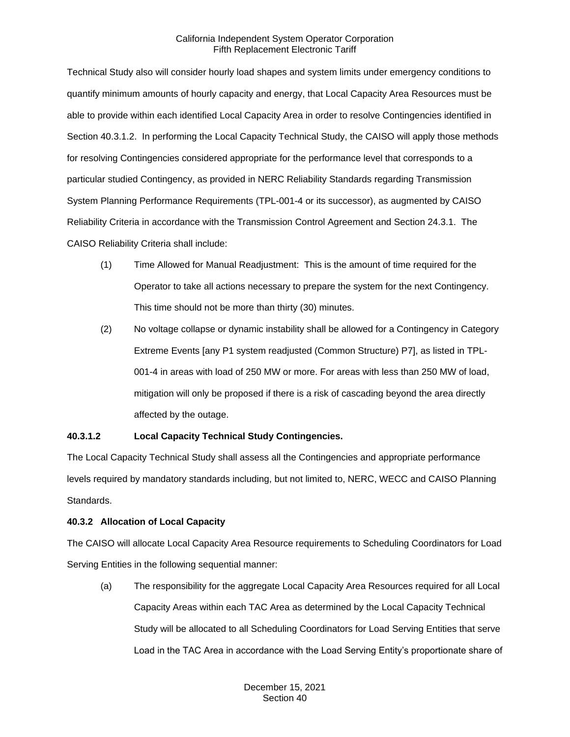Technical Study also will consider hourly load shapes and system limits under emergency conditions to quantify minimum amounts of hourly capacity and energy, that Local Capacity Area Resources must be able to provide within each identified Local Capacity Area in order to resolve Contingencies identified in Section 40.3.1.2. In performing the Local Capacity Technical Study, the CAISO will apply those methods for resolving Contingencies considered appropriate for the performance level that corresponds to a particular studied Contingency, as provided in NERC Reliability Standards regarding Transmission System Planning Performance Requirements (TPL-001-4 or its successor), as augmented by CAISO Reliability Criteria in accordance with the Transmission Control Agreement and Section 24.3.1. The CAISO Reliability Criteria shall include:

(1) Time Allowed for Manual Readjustment: This is the amount of time required for the Operator to take all actions necessary to prepare the system for the next Contingency. This time should not be more than thirty (30) minutes.

(2) No voltage collapse or dynamic instability shall be allowed for a Contingency in Category Extreme Events [any P1 system readjusted (Common Structure) P7], as listed in TPL-001-4 in areas with load of 250 MW or more. For areas with less than 250 MW of load, mitigation will only be proposed if there is a risk of cascading beyond the area directly affected by the outage.

**40.3.1.2 Local Capacity Technical Study Contingencies.**

The Local Capacity Technical Study shall assess all the Contingencies and appropriate performance levels required by mandatory standards including, but not limited to, NERC, WECC and CAISO Planning Standards.

**40.3.2 Allocation of Local Capacity**

The CAISO will allocate Local Capacity Area Resource requirements to Scheduling Coordinators for Load Serving Entities in the following sequential manner:

(a) The responsibility for the aggregate Local Capacity Area Resources required for all Local Capacity Areas within each TAC Area as determined by the Local Capacity Technical Study will be allocated to all Scheduling Coordinators for Load Serving Entities that serve Load in the TAC Area in accordance with the Load Serving Entity's proportionate share of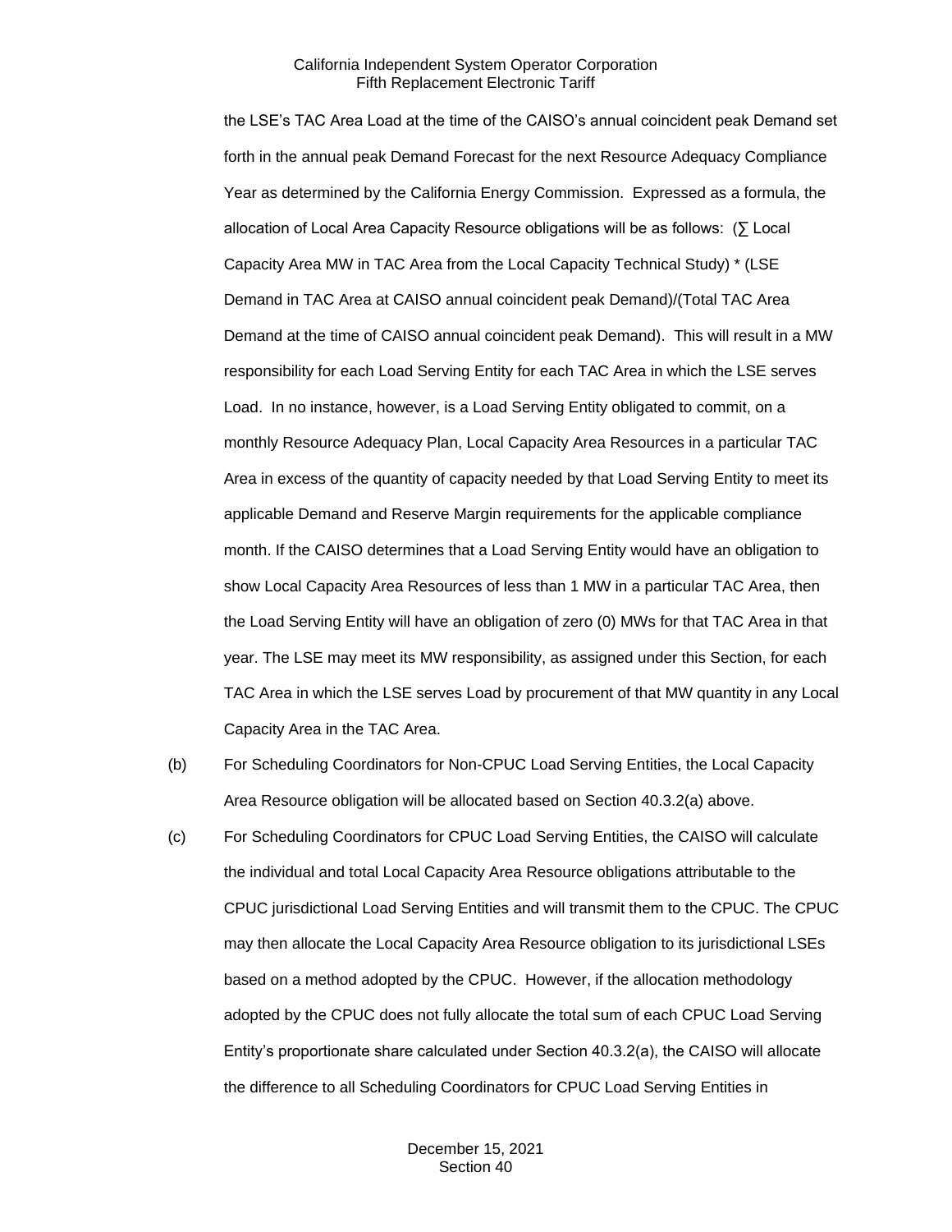the LSE's TAC Area Load at the time of the CAISO's annual coincident peak Demand set forth in the annual peak Demand Forecast for the next Resource Adequacy Compliance Year as determined by the California Energy Commission. Expressed as a formula, the allocation of Local Area Capacity Resource obligations will be as follows: (∑ Local Capacity Area MW in TAC Area from the Local Capacity Technical Study) * (LSE Demand in TAC Area at CAISO annual coincident peak Demand)/(Total TAC Area Demand at the time of CAISO annual coincident peak Demand). This will result in a MW responsibility for each Load Serving Entity for each TAC Area in which the LSE serves Load. In no instance, however, is a Load Serving Entity obligated to commit, on a monthly Resource Adequacy Plan, Local Capacity Area Resources in a particular TAC Area in excess of the quantity of capacity needed by that Load Serving Entity to meet its applicable Demand and Reserve Margin requirements for the applicable compliance month. If the CAISO determines that a Load Serving Entity would have an obligation to show Local Capacity Area Resources of less than 1 MW in a particular TAC Area, then the Load Serving Entity will have an obligation of zero (0) MWs for that TAC Area in that year. The LSE may meet its MW responsibility, as assigned under this Section, for each TAC Area in which the LSE serves Load by procurement of that MW quantity in any Local Capacity Area in the TAC Area.

(b) For Scheduling Coordinators for Non-CPUC Load Serving Entities, the Local Capacity Area Resource obligation will be allocated based on Section 40.3.2(a) above.

(c) For Scheduling Coordinators for CPUC Load Serving Entities, the CAISO will calculate the individual and total Local Capacity Area Resource obligations attributable to the CPUC jurisdictional Load Serving Entities and will transmit them to the CPUC. The CPUC may then allocate the Local Capacity Area Resource obligation to its jurisdictional LSEs based on a method adopted by the CPUC. However, if the allocation methodology adopted by the CPUC does not fully allocate the total sum of each CPUC Load Serving Entity's proportionate share calculated under Section 40.3.2(a), the CAISO will allocate the difference to all Scheduling Coordinators for CPUC Load Serving Entities in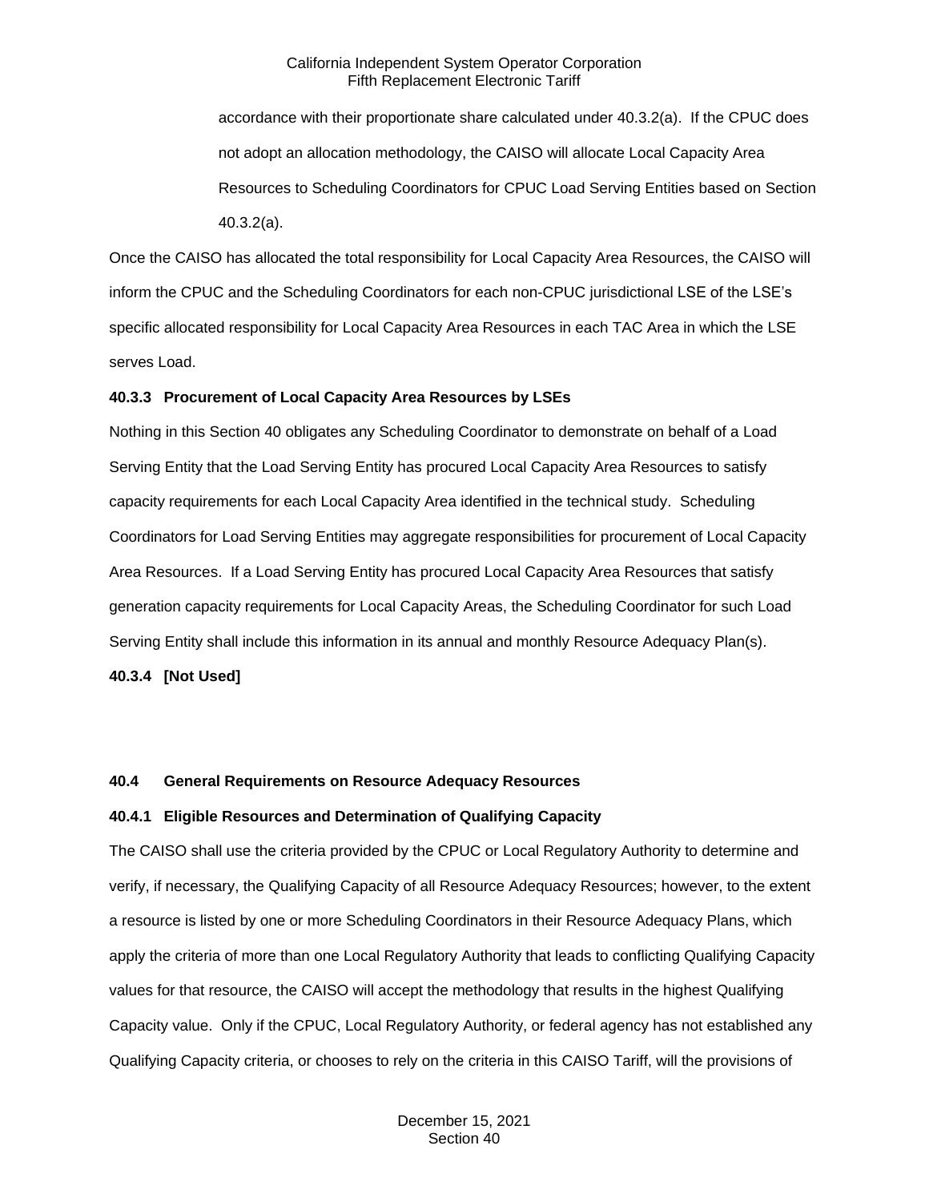accordance with their proportionate share calculated under 40.3.2(a). If the CPUC does not adopt an allocation methodology, the CAISO will allocate Local Capacity Area Resources to Scheduling Coordinators for CPUC Load Serving Entities based on Section 40.3.2(a).

Once the CAISO has allocated the total responsibility for Local Capacity Area Resources, the CAISO will inform the CPUC and the Scheduling Coordinators for each non-CPUC jurisdictional LSE of the LSE's specific allocated responsibility for Local Capacity Area Resources in each TAC Area in which the LSE serves Load.

### 40.3.3 Procurement of Local Capacity Area Resources by LSEs

Nothing in this Section 40 obligates any Scheduling Coordinator to demonstrate on behalf of a Load Serving Entity that the Load Serving Entity has procured Local Capacity Area Resources to satisfy capacity requirements for each Local Capacity Area identified in the technical study. Scheduling Coordinators for Load Serving Entities may aggregate responsibilities for procurement of Local Capacity Area Resources. If a Load Serving Entity has procured Local Capacity Area Resources that satisfy generation capacity requirements for Local Capacity Areas, the Scheduling Coordinator for such Load Serving Entity shall include this information in its annual and monthly Resource Adequacy Plan(s).

### 40.3.4 [Not Used]

## 40.4 General Requirements on Resource Adequacy Resources

### 40.4.1 Eligible Resources and Determination of Qualifying Capacity

The CAISO shall use the criteria provided by the CPUC or Local Regulatory Authority to determine and verify, if necessary, the Qualifying Capacity of all Resource Adequacy Resources; however, to the extent a resource is listed by one or more Scheduling Coordinators in their Resource Adequacy Plans, which apply the criteria of more than one Local Regulatory Authority that leads to conflicting Qualifying Capacity values for that resource, the CAISO will accept the methodology that results in the highest Qualifying Capacity value. Only if the CPUC, Local Regulatory Authority, or federal agency has not established any Qualifying Capacity criteria, or chooses to rely on the criteria in this CAISO Tariff, will the provisions of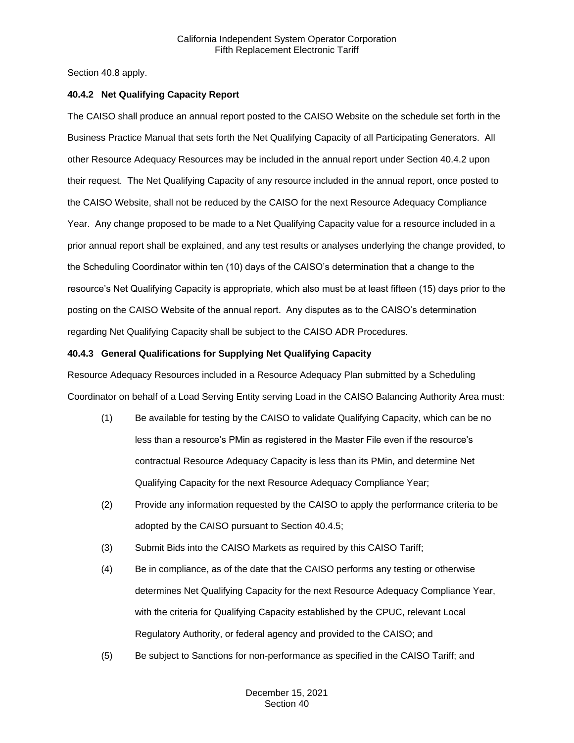Section 40.8 apply.

### 40.4.2 Net Qualifying Capacity Report

The CAISO shall produce an annual report posted to the CAISO Website on the schedule set forth in the Business Practice Manual that sets forth the Net Qualifying Capacity of all Participating Generators. All other Resource Adequacy Resources may be included in the annual report under Section 40.4.2 upon their request. The Net Qualifying Capacity of any resource included in the annual report, once posted to the CAISO Website, shall not be reduced by the CAISO for the next Resource Adequacy Compliance Year. Any change proposed to be made to a Net Qualifying Capacity value for a resource included in a prior annual report shall be explained, and any test results or analyses underlying the change provided, to the Scheduling Coordinator within ten (10) days of the CAISO's determination that a change to the resource's Net Qualifying Capacity is appropriate, which also must be at least fifteen (15) days prior to the posting on the CAISO Website of the annual report. Any disputes as to the CAISO's determination regarding Net Qualifying Capacity shall be subject to the CAISO ADR Procedures.

### 40.4.3 General Qualifications for Supplying Net Qualifying Capacity

Resource Adequacy Resources included in a Resource Adequacy Plan submitted by a Scheduling Coordinator on behalf of a Load Serving Entity serving Load in the CAISO Balancing Authority Area must:

(1) Be available for testing by the CAISO to validate Qualifying Capacity, which can be no less than a resource's PMin as registered in the Master File even if the resource's contractual Resource Adequacy Capacity is less than its PMin, and determine Net Qualifying Capacity for the next Resource Adequacy Compliance Year;

(2) Provide any information requested by the CAISO to apply the performance criteria to be adopted by the CAISO pursuant to Section 40.4.5;

(3) Submit Bids into the CAISO Markets as required by this CAISO Tariff;

(4) Be in compliance, as of the date that the CAISO performs any testing or otherwise determines Net Qualifying Capacity for the next Resource Adequacy Compliance Year, with the criteria for Qualifying Capacity established by the CPUC, relevant Local Regulatory Authority, or federal agency and provided to the CAISO; and

(5) Be subject to Sanctions for non-performance as specified in the CAISO Tariff; and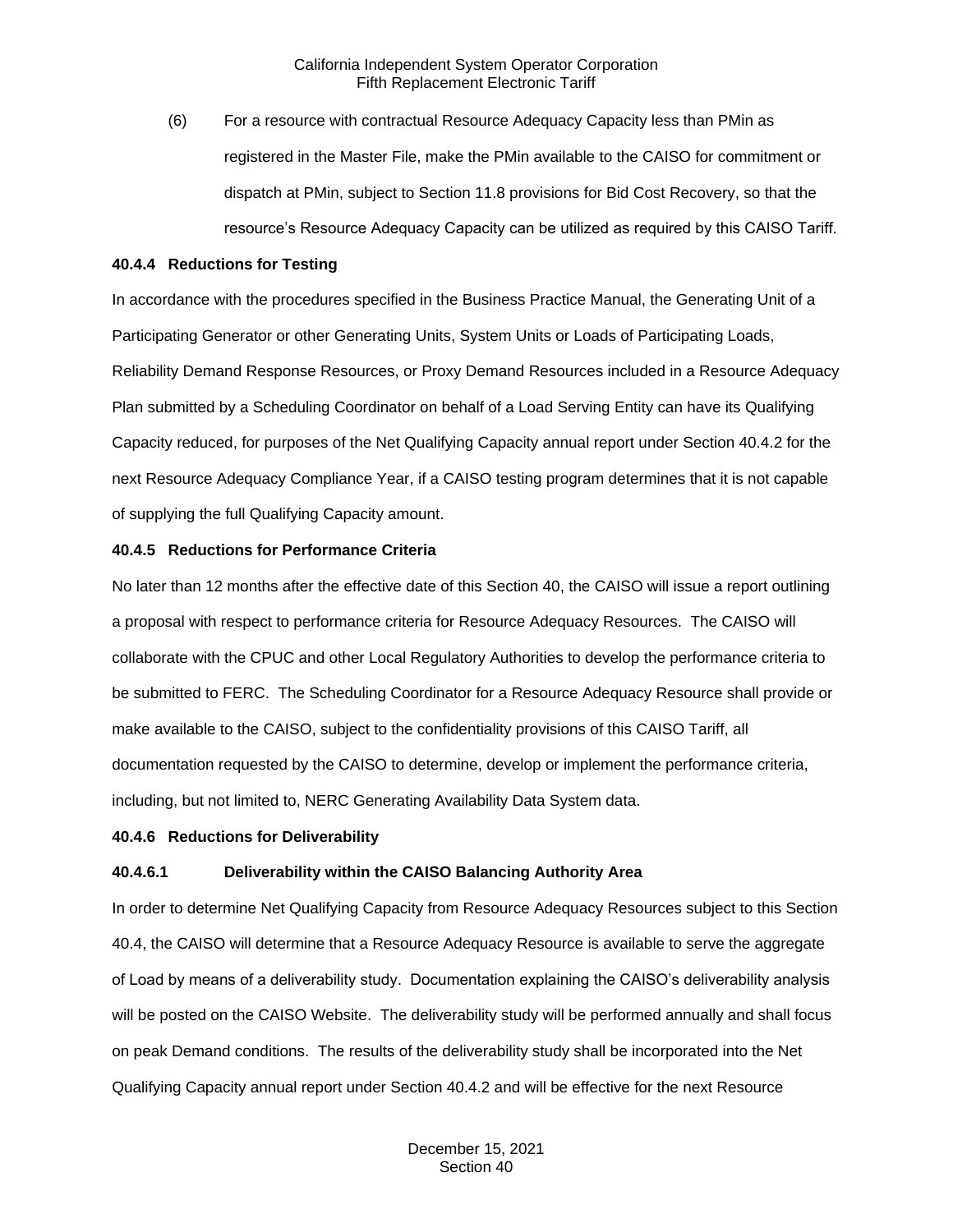(6) For a resource with contractual Resource Adequacy Capacity less than PMin as registered in the Master File, make the PMin available to the CAISO for commitment or dispatch at PMin, subject to Section 11.8 provisions for Bid Cost Recovery, so that the resource's Resource Adequacy Capacity can be utilized as required by this CAISO Tariff.

**40.4.4 Reductions for Testing**

In accordance with the procedures specified in the Business Practice Manual, the Generating Unit of a Participating Generator or other Generating Units, System Units or Loads of Participating Loads, Reliability Demand Response Resources, or Proxy Demand Resources included in a Resource Adequacy Plan submitted by a Scheduling Coordinator on behalf of a Load Serving Entity can have its Qualifying Capacity reduced, for purposes of the Net Qualifying Capacity annual report under Section 40.4.2 for the next Resource Adequacy Compliance Year, if a CAISO testing program determines that it is not capable of supplying the full Qualifying Capacity amount.

**40.4.5 Reductions for Performance Criteria**

No later than 12 months after the effective date of this Section 40, the CAISO will issue a report outlining a proposal with respect to performance criteria for Resource Adequacy Resources. The CAISO will collaborate with the CPUC and other Local Regulatory Authorities to develop the performance criteria to be submitted to FERC. The Scheduling Coordinator for a Resource Adequacy Resource shall provide or make available to the CAISO, subject to the confidentiality provisions of this CAISO Tariff, all documentation requested by the CAISO to determine, develop or implement the performance criteria, including, but not limited to, NERC Generating Availability Data System data.

**40.4.6 Reductions for Deliverability**

**40.4.6.1 Deliverability within the CAISO Balancing Authority Area**

In order to determine Net Qualifying Capacity from Resource Adequacy Resources subject to this Section 40.4, the CAISO will determine that a Resource Adequacy Resource is available to serve the aggregate of Load by means of a deliverability study. Documentation explaining the CAISO's deliverability analysis will be posted on the CAISO Website. The deliverability study will be performed annually and shall focus on peak Demand conditions. The results of the deliverability study shall be incorporated into the Net Qualifying Capacity annual report under Section 40.4.2 and will be effective for the next Resource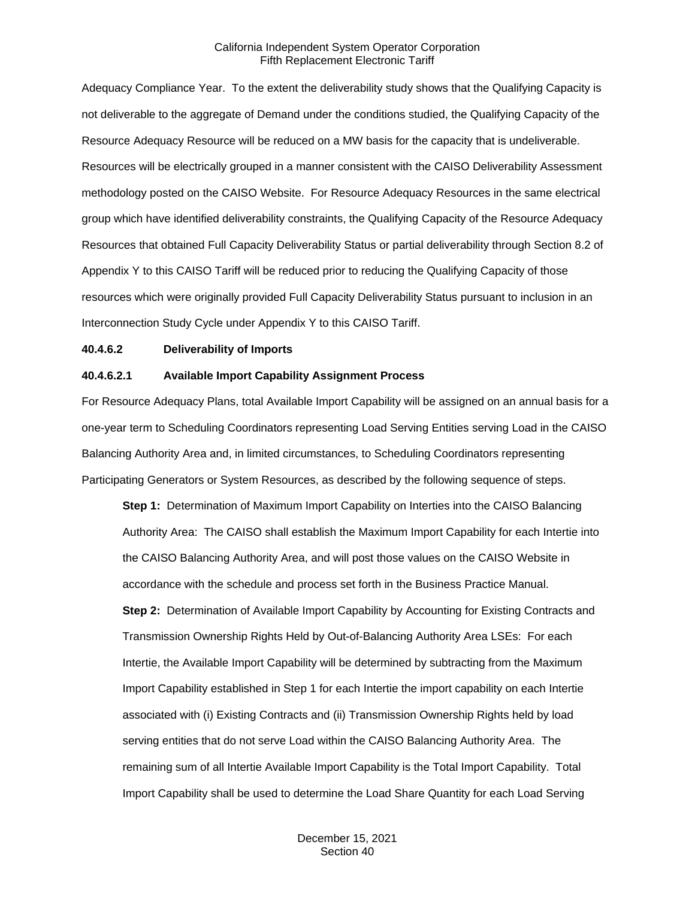Adequacy Compliance Year. To the extent the deliverability study shows that the Qualifying Capacity is not deliverable to the aggregate of Demand under the conditions studied, the Qualifying Capacity of the Resource Adequacy Resource will be reduced on a MW basis for the capacity that is undeliverable. Resources will be electrically grouped in a manner consistent with the CAISO Deliverability Assessment methodology posted on the CAISO Website. For Resource Adequacy Resources in the same electrical group which have identified deliverability constraints, the Qualifying Capacity of the Resource Adequacy Resources that obtained Full Capacity Deliverability Status or partial deliverability through Section 8.2 of Appendix Y to this CAISO Tariff will be reduced prior to reducing the Qualifying Capacity of those resources which were originally provided Full Capacity Deliverability Status pursuant to inclusion in an Interconnection Study Cycle under Appendix Y to this CAISO Tariff.

**40.4.6.2 Deliverability of Imports**

**40.4.6.2.1 Available Import Capability Assignment Process**

For Resource Adequacy Plans, total Available Import Capability will be assigned on an annual basis for a one-year term to Scheduling Coordinators representing Load Serving Entities serving Load in the CAISO Balancing Authority Area and, in limited circumstances, to Scheduling Coordinators representing Participating Generators or System Resources, as described by the following sequence of steps.

**Step 1:** Determination of Maximum Import Capability on Interties into the CAISO Balancing Authority Area: The CAISO shall establish the Maximum Import Capability for each Intertie into the CAISO Balancing Authority Area, and will post those values on the CAISO Website in accordance with the schedule and process set forth in the Business Practice Manual.

**Step 2:** Determination of Available Import Capability by Accounting for Existing Contracts and Transmission Ownership Rights Held by Out-of-Balancing Authority Area LSEs: For each Intertie, the Available Import Capability will be determined by subtracting from the Maximum Import Capability established in Step 1 for each Intertie the import capability on each Intertie associated with (i) Existing Contracts and (ii) Transmission Ownership Rights held by load serving entities that do not serve Load within the CAISO Balancing Authority Area. The remaining sum of all Intertie Available Import Capability is the Total Import Capability. Total Import Capability shall be used to determine the Load Share Quantity for each Load Serving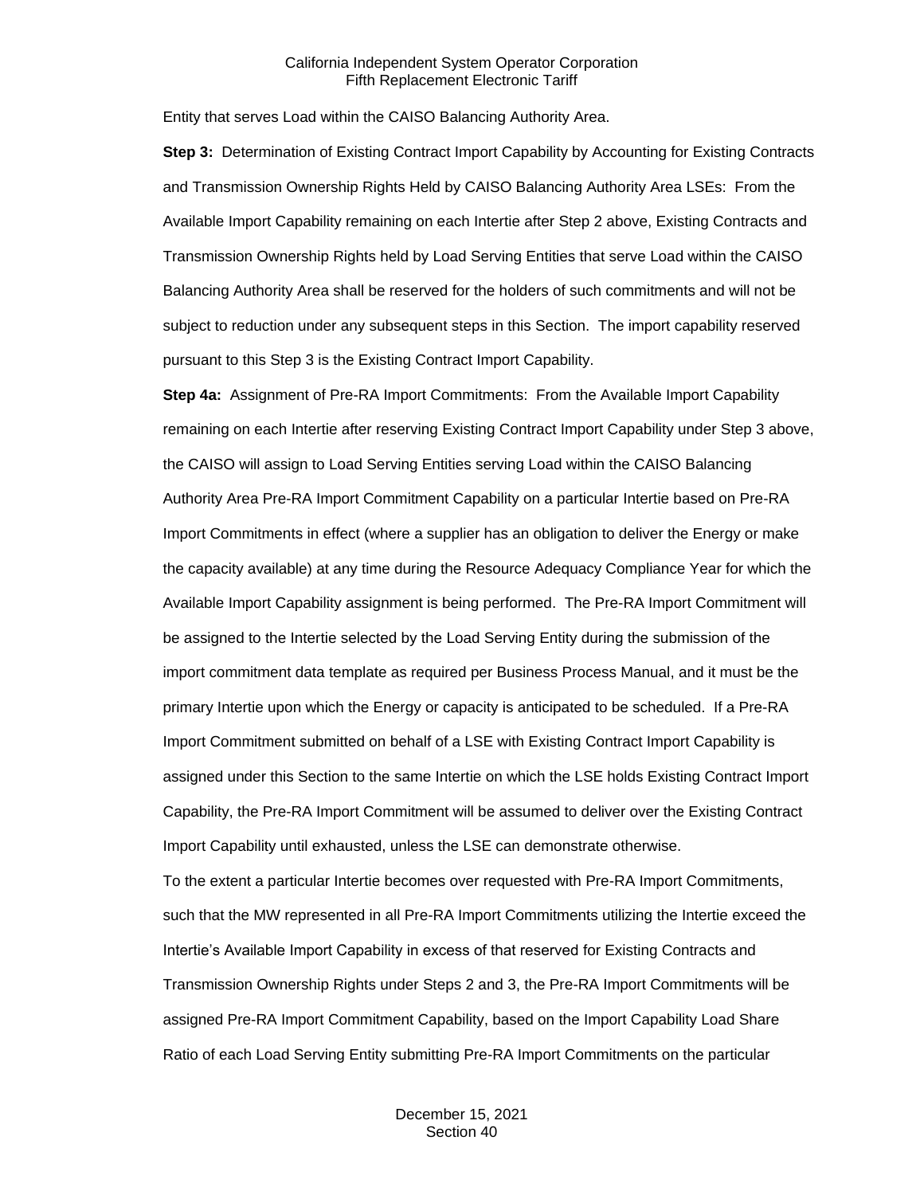Entity that serves Load within the CAISO Balancing Authority Area.

**Step 3:** Determination of Existing Contract Import Capability by Accounting for Existing Contracts and Transmission Ownership Rights Held by CAISO Balancing Authority Area LSEs: From the Available Import Capability remaining on each Intertie after Step 2 above, Existing Contracts and Transmission Ownership Rights held by Load Serving Entities that serve Load within the CAISO Balancing Authority Area shall be reserved for the holders of such commitments and will not be subject to reduction under any subsequent steps in this Section. The import capability reserved pursuant to this Step 3 is the Existing Contract Import Capability.

**Step 4a:** Assignment of Pre-RA Import Commitments: From the Available Import Capability remaining on each Intertie after reserving Existing Contract Import Capability under Step 3 above, the CAISO will assign to Load Serving Entities serving Load within the CAISO Balancing Authority Area Pre-RA Import Commitment Capability on a particular Intertie based on Pre-RA Import Commitments in effect (where a supplier has an obligation to deliver the Energy or make the capacity available) at any time during the Resource Adequacy Compliance Year for which the Available Import Capability assignment is being performed. The Pre-RA Import Commitment will be assigned to the Intertie selected by the Load Serving Entity during the submission of the import commitment data template as required per Business Process Manual, and it must be the primary Intertie upon which the Energy or capacity is anticipated to be scheduled. If a Pre-RA Import Commitment submitted on behalf of a LSE with Existing Contract Import Capability is assigned under this Section to the same Intertie on which the LSE holds Existing Contract Import Capability, the Pre-RA Import Commitment will be assumed to deliver over the Existing Contract Import Capability until exhausted, unless the LSE can demonstrate otherwise.

To the extent a particular Intertie becomes over requested with Pre-RA Import Commitments, such that the MW represented in all Pre-RA Import Commitments utilizing the Intertie exceed the Intertie's Available Import Capability in excess of that reserved for Existing Contracts and Transmission Ownership Rights under Steps 2 and 3, the Pre-RA Import Commitments will be assigned Pre-RA Import Commitment Capability, based on the Import Capability Load Share Ratio of each Load Serving Entity submitting Pre-RA Import Commitments on the particular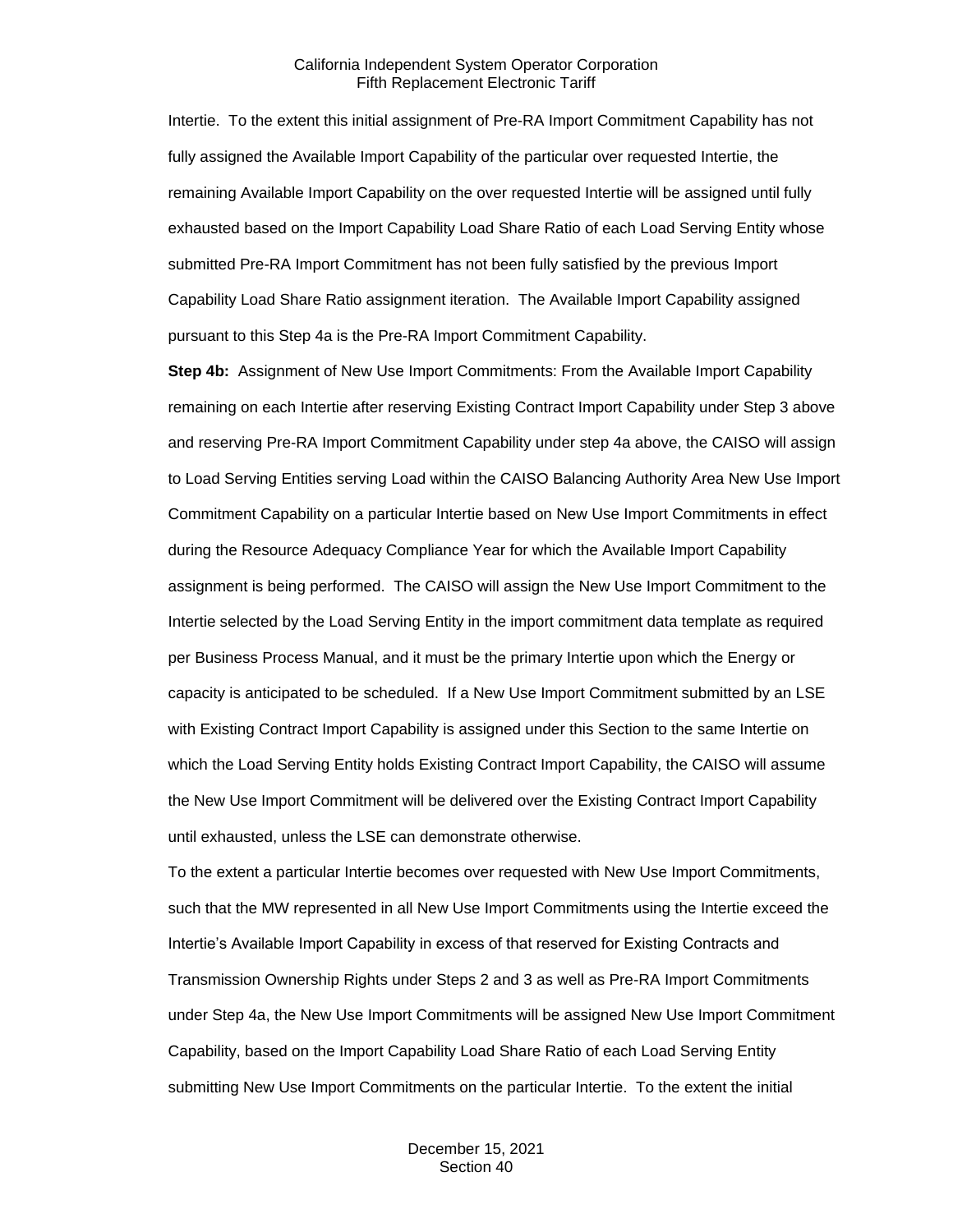Intertie. To the extent this initial assignment of Pre-RA Import Commitment Capability has not fully assigned the Available Import Capability of the particular over requested Intertie, the remaining Available Import Capability on the over requested Intertie will be assigned until fully exhausted based on the Import Capability Load Share Ratio of each Load Serving Entity whose submitted Pre-RA Import Commitment has not been fully satisfied by the previous Import Capability Load Share Ratio assignment iteration. The Available Import Capability assigned pursuant to this Step 4a is the Pre-RA Import Commitment Capability.

**Step 4b:** Assignment of New Use Import Commitments: From the Available Import Capability remaining on each Intertie after reserving Existing Contract Import Capability under Step 3 above and reserving Pre-RA Import Commitment Capability under step 4a above, the CAISO will assign to Load Serving Entities serving Load within the CAISO Balancing Authority Area New Use Import Commitment Capability on a particular Intertie based on New Use Import Commitments in effect during the Resource Adequacy Compliance Year for which the Available Import Capability assignment is being performed. The CAISO will assign the New Use Import Commitment to the Intertie selected by the Load Serving Entity in the import commitment data template as required per Business Process Manual, and it must be the primary Intertie upon which the Energy or capacity is anticipated to be scheduled. If a New Use Import Commitment submitted by an LSE with Existing Contract Import Capability is assigned under this Section to the same Intertie on which the Load Serving Entity holds Existing Contract Import Capability, the CAISO will assume the New Use Import Commitment will be delivered over the Existing Contract Import Capability until exhausted, unless the LSE can demonstrate otherwise.

To the extent a particular Intertie becomes over requested with New Use Import Commitments, such that the MW represented in all New Use Import Commitments using the Intertie exceed the Intertie's Available Import Capability in excess of that reserved for Existing Contracts and Transmission Ownership Rights under Steps 2 and 3 as well as Pre-RA Import Commitments under Step 4a, the New Use Import Commitments will be assigned New Use Import Commitment Capability, based on the Import Capability Load Share Ratio of each Load Serving Entity submitting New Use Import Commitments on the particular Intertie. To the extent the initial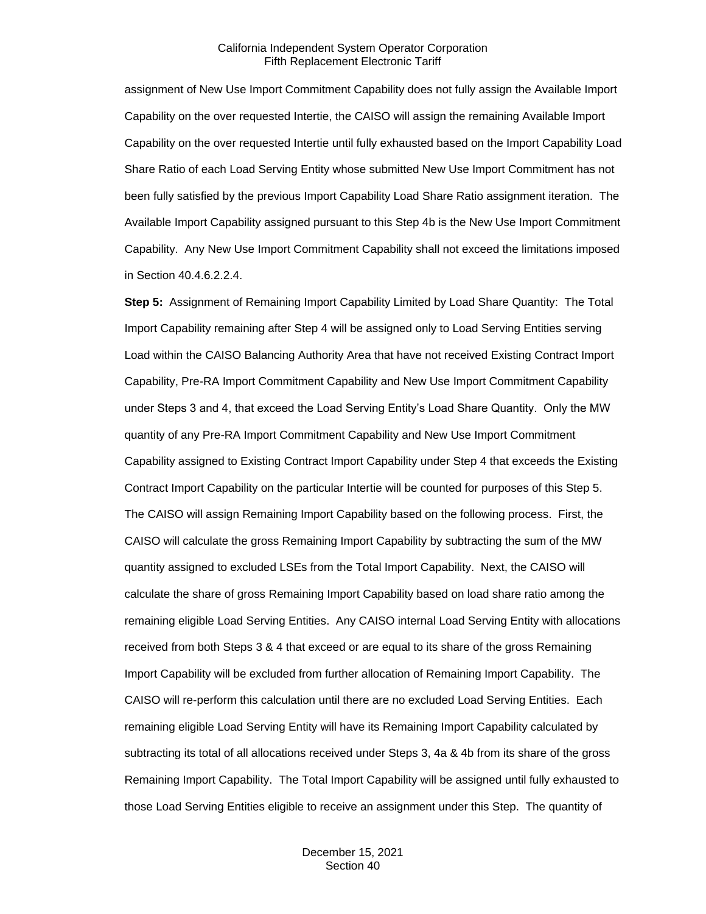assignment of New Use Import Commitment Capability does not fully assign the Available Import Capability on the over requested Intertie, the CAISO will assign the remaining Available Import Capability on the over requested Intertie until fully exhausted based on the Import Capability Load Share Ratio of each Load Serving Entity whose submitted New Use Import Commitment has not been fully satisfied by the previous Import Capability Load Share Ratio assignment iteration. The Available Import Capability assigned pursuant to this Step 4b is the New Use Import Commitment Capability. Any New Use Import Commitment Capability shall not exceed the limitations imposed in Section 40.4.6.2.2.4.

**Step 5:** Assignment of Remaining Import Capability Limited by Load Share Quantity: The Total Import Capability remaining after Step 4 will be assigned only to Load Serving Entities serving Load within the CAISO Balancing Authority Area that have not received Existing Contract Import Capability, Pre-RA Import Commitment Capability and New Use Import Commitment Capability under Steps 3 and 4, that exceed the Load Serving Entity's Load Share Quantity. Only the MW quantity of any Pre-RA Import Commitment Capability and New Use Import Commitment Capability assigned to Existing Contract Import Capability under Step 4 that exceeds the Existing Contract Import Capability on the particular Intertie will be counted for purposes of this Step 5. The CAISO will assign Remaining Import Capability based on the following process. First, the CAISO will calculate the gross Remaining Import Capability by subtracting the sum of the MW quantity assigned to excluded LSEs from the Total Import Capability. Next, the CAISO will calculate the share of gross Remaining Import Capability based on load share ratio among the remaining eligible Load Serving Entities. Any CAISO internal Load Serving Entity with allocations received from both Steps 3 & 4 that exceed or are equal to its share of the gross Remaining Import Capability will be excluded from further allocation of Remaining Import Capability. The CAISO will re-perform this calculation until there are no excluded Load Serving Entities. Each remaining eligible Load Serving Entity will have its Remaining Import Capability calculated by subtracting its total of all allocations received under Steps 3, 4a & 4b from its share of the gross Remaining Import Capability. The Total Import Capability will be assigned until fully exhausted to those Load Serving Entities eligible to receive an assignment under this Step. The quantity of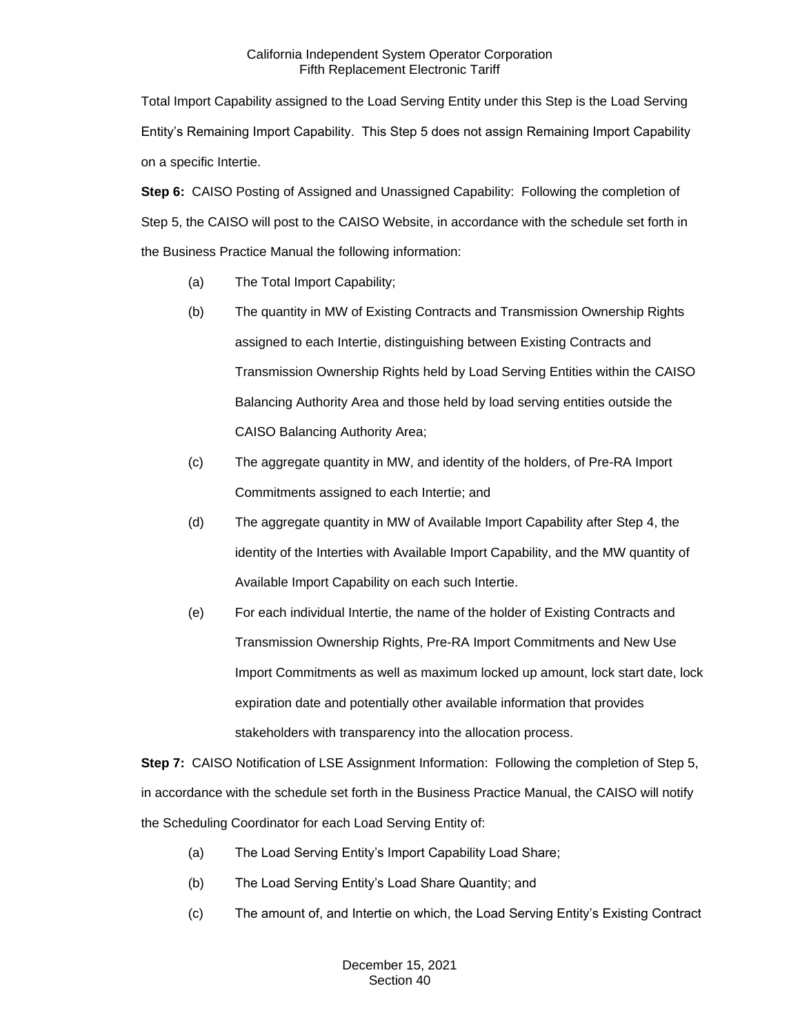Total Import Capability assigned to the Load Serving Entity under this Step is the Load Serving Entity's Remaining Import Capability. This Step 5 does not assign Remaining Import Capability on a specific Intertie.

**Step 6:** CAISO Posting of Assigned and Unassigned Capability: Following the completion of Step 5, the CAISO will post to the CAISO Website, in accordance with the schedule set forth in the Business Practice Manual the following information:

(a) The Total Import Capability;

(b) The quantity in MW of Existing Contracts and Transmission Ownership Rights assigned to each Intertie, distinguishing between Existing Contracts and Transmission Ownership Rights held by Load Serving Entities within the CAISO Balancing Authority Area and those held by load serving entities outside the CAISO Balancing Authority Area;

(c) The aggregate quantity in MW, and identity of the holders, of Pre-RA Import Commitments assigned to each Intertie; and

(d) The aggregate quantity in MW of Available Import Capability after Step 4, the identity of the Interties with Available Import Capability, and the MW quantity of Available Import Capability on each such Intertie.

(e) For each individual Intertie, the name of the holder of Existing Contracts and Transmission Ownership Rights, Pre-RA Import Commitments and New Use Import Commitments as well as maximum locked up amount, lock start date, lock expiration date and potentially other available information that provides stakeholders with transparency into the allocation process.

**Step 7:** CAISO Notification of LSE Assignment Information: Following the completion of Step 5, in accordance with the schedule set forth in the Business Practice Manual, the CAISO will notify the Scheduling Coordinator for each Load Serving Entity of:

(a) The Load Serving Entity's Import Capability Load Share;

(b) The Load Serving Entity's Load Share Quantity; and

(c) The amount of, and Intertie on which, the Load Serving Entity's Existing Contract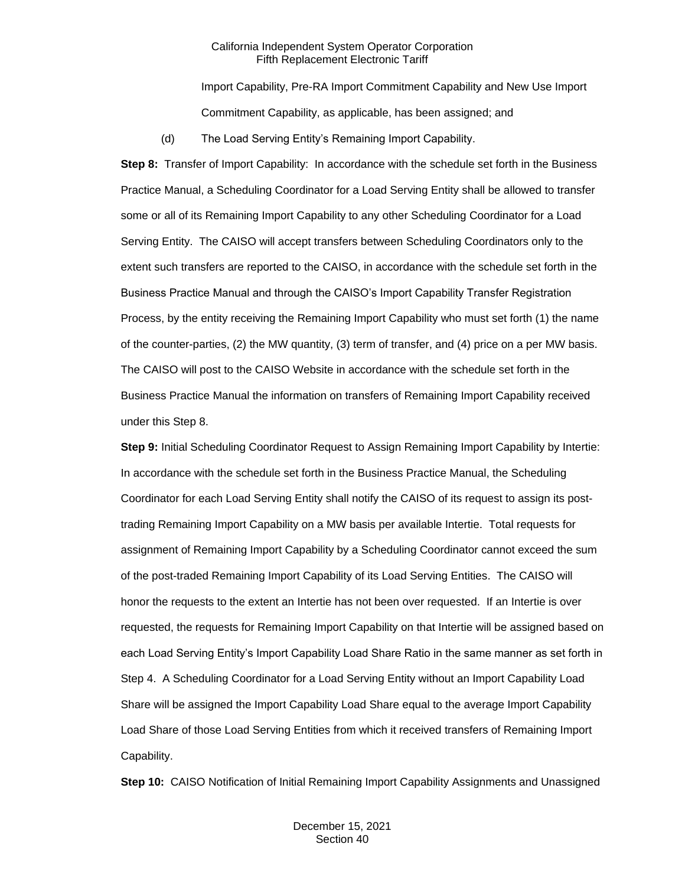Import Capability, Pre-RA Import Commitment Capability and New Use Import Commitment Capability, as applicable, has been assigned; and

(d) The Load Serving Entity's Remaining Import Capability.

**Step 8:** Transfer of Import Capability: In accordance with the schedule set forth in the Business Practice Manual, a Scheduling Coordinator for a Load Serving Entity shall be allowed to transfer some or all of its Remaining Import Capability to any other Scheduling Coordinator for a Load Serving Entity. The CAISO will accept transfers between Scheduling Coordinators only to the extent such transfers are reported to the CAISO, in accordance with the schedule set forth in the Business Practice Manual and through the CAISO's Import Capability Transfer Registration Process, by the entity receiving the Remaining Import Capability who must set forth (1) the name of the counter-parties, (2) the MW quantity, (3) term of transfer, and (4) price on a per MW basis. The CAISO will post to the CAISO Website in accordance with the schedule set forth in the Business Practice Manual the information on transfers of Remaining Import Capability received under this Step 8.

**Step 9:** Initial Scheduling Coordinator Request to Assign Remaining Import Capability by Intertie: In accordance with the schedule set forth in the Business Practice Manual, the Scheduling Coordinator for each Load Serving Entity shall notify the CAISO of its request to assign its post-trading Remaining Import Capability on a MW basis per available Intertie. Total requests for assignment of Remaining Import Capability by a Scheduling Coordinator cannot exceed the sum of the post-traded Remaining Import Capability of its Load Serving Entities. The CAISO will honor the requests to the extent an Intertie has not been over requested. If an Intertie is over requested, the requests for Remaining Import Capability on that Intertie will be assigned based on each Load Serving Entity's Import Capability Load Share Ratio in the same manner as set forth in Step 4. A Scheduling Coordinator for a Load Serving Entity without an Import Capability Load Share will be assigned the Import Capability Load Share equal to the average Import Capability Load Share of those Load Serving Entities from which it received transfers of Remaining Import Capability.

**Step 10:** CAISO Notification of Initial Remaining Import Capability Assignments and Unassigned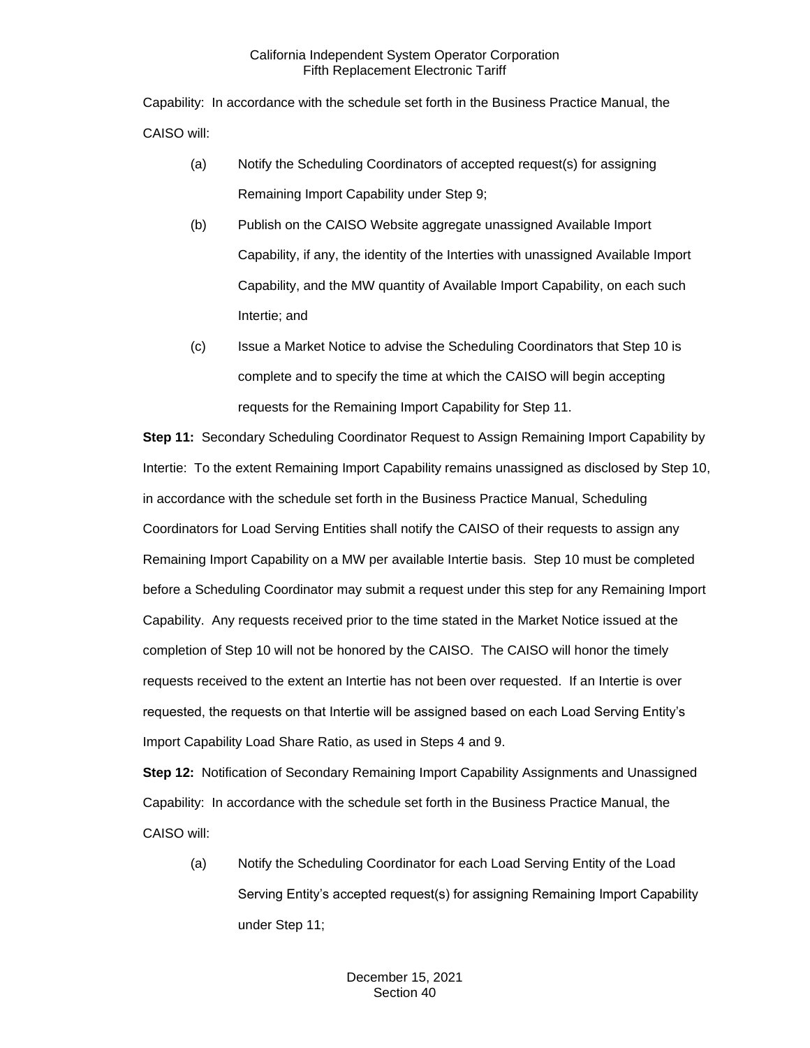Capability: In accordance with the schedule set forth in the Business Practice Manual, the CAISO will:

(a) Notify the Scheduling Coordinators of accepted request(s) for assigning Remaining Import Capability under Step 9;

(b) Publish on the CAISO Website aggregate unassigned Available Import Capability, if any, the identity of the Interties with unassigned Available Import Capability, and the MW quantity of Available Import Capability, on each such Intertie; and

(c) Issue a Market Notice to advise the Scheduling Coordinators that Step 10 is complete and to specify the time at which the CAISO will begin accepting requests for the Remaining Import Capability for Step 11.

**Step 11:** Secondary Scheduling Coordinator Request to Assign Remaining Import Capability by Intertie: To the extent Remaining Import Capability remains unassigned as disclosed by Step 10, in accordance with the schedule set forth in the Business Practice Manual, Scheduling Coordinators for Load Serving Entities shall notify the CAISO of their requests to assign any Remaining Import Capability on a MW per available Intertie basis. Step 10 must be completed before a Scheduling Coordinator may submit a request under this step for any Remaining Import Capability. Any requests received prior to the time stated in the Market Notice issued at the completion of Step 10 will not be honored by the CAISO. The CAISO will honor the timely requests received to the extent an Intertie has not been over requested. If an Intertie is over requested, the requests on that Intertie will be assigned based on each Load Serving Entity's Import Capability Load Share Ratio, as used in Steps 4 and 9.

**Step 12:** Notification of Secondary Remaining Import Capability Assignments and Unassigned Capability: In accordance with the schedule set forth in the Business Practice Manual, the CAISO will:

(a) Notify the Scheduling Coordinator for each Load Serving Entity of the Load Serving Entity's accepted request(s) for assigning Remaining Import Capability under Step 11;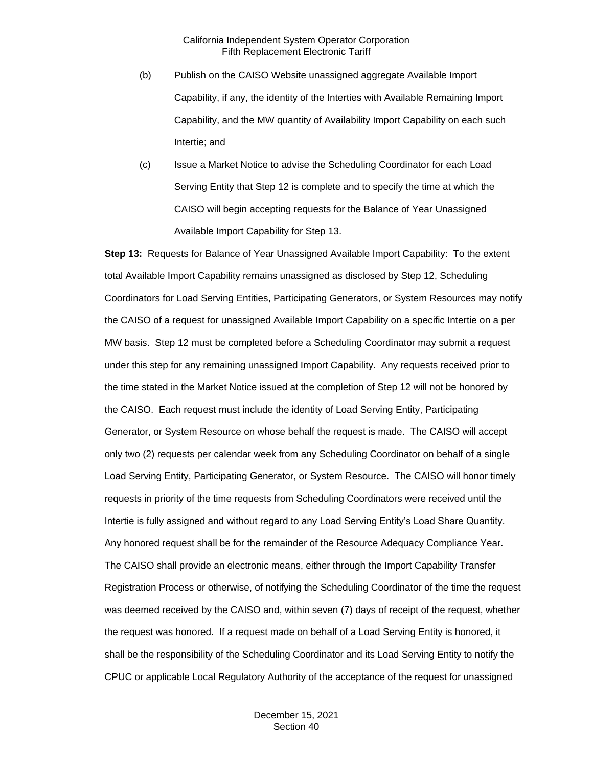(b) Publish on the CAISO Website unassigned aggregate Available Import Capability, if any, the identity of the Interties with Available Remaining Import Capability, and the MW quantity of Availability Import Capability on each such Intertie; and

(c) Issue a Market Notice to advise the Scheduling Coordinator for each Load Serving Entity that Step 12 is complete and to specify the time at which the CAISO will begin accepting requests for the Balance of Year Unassigned Available Import Capability for Step 13.

**Step 13:** Requests for Balance of Year Unassigned Available Import Capability: To the extent total Available Import Capability remains unassigned as disclosed by Step 12, Scheduling Coordinators for Load Serving Entities, Participating Generators, or System Resources may notify the CAISO of a request for unassigned Available Import Capability on a specific Intertie on a per MW basis. Step 12 must be completed before a Scheduling Coordinator may submit a request under this step for any remaining unassigned Import Capability. Any requests received prior to the time stated in the Market Notice issued at the completion of Step 12 will not be honored by the CAISO. Each request must include the identity of Load Serving Entity, Participating Generator, or System Resource on whose behalf the request is made. The CAISO will accept only two (2) requests per calendar week from any Scheduling Coordinator on behalf of a single Load Serving Entity, Participating Generator, or System Resource. The CAISO will honor timely requests in priority of the time requests from Scheduling Coordinators were received until the Intertie is fully assigned and without regard to any Load Serving Entity's Load Share Quantity. Any honored request shall be for the remainder of the Resource Adequacy Compliance Year. The CAISO shall provide an electronic means, either through the Import Capability Transfer Registration Process or otherwise, of notifying the Scheduling Coordinator of the time the request was deemed received by the CAISO and, within seven (7) days of receipt of the request, whether the request was honored. If a request made on behalf of a Load Serving Entity is honored, it shall be the responsibility of the Scheduling Coordinator and its Load Serving Entity to notify the CPUC or applicable Local Regulatory Authority of the acceptance of the request for unassigned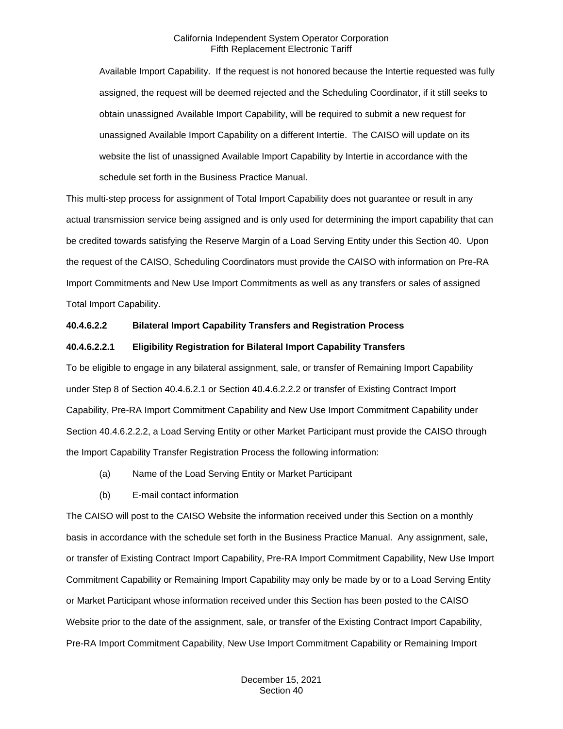Available Import Capability. If the request is not honored because the Intertie requested was fully assigned, the request will be deemed rejected and the Scheduling Coordinator, if it still seeks to obtain unassigned Available Import Capability, will be required to submit a new request for unassigned Available Import Capability on a different Intertie. The CAISO will update on its website the list of unassigned Available Import Capability by Intertie in accordance with the schedule set forth in the Business Practice Manual.

This multi-step process for assignment of Total Import Capability does not guarantee or result in any actual transmission service being assigned and is only used for determining the import capability that can be credited towards satisfying the Reserve Margin of a Load Serving Entity under this Section 40. Upon the request of the CAISO, Scheduling Coordinators must provide the CAISO with information on Pre-RA Import Commitments and New Use Import Commitments as well as any transfers or sales of assigned Total Import Capability.

**40.4.6.2.2 Bilateral Import Capability Transfers and Registration Process**

**40.4.6.2.2.1 Eligibility Registration for Bilateral Import Capability Transfers**

To be eligible to engage in any bilateral assignment, sale, or transfer of Remaining Import Capability under Step 8 of Section 40.4.6.2.1 or Section 40.4.6.2.2.2 or transfer of Existing Contract Import Capability, Pre-RA Import Commitment Capability and New Use Import Commitment Capability under Section 40.4.6.2.2.2, a Load Serving Entity or other Market Participant must provide the CAISO through the Import Capability Transfer Registration Process the following information:

(a) Name of the Load Serving Entity or Market Participant

(b) E-mail contact information

The CAISO will post to the CAISO Website the information received under this Section on a monthly basis in accordance with the schedule set forth in the Business Practice Manual. Any assignment, sale, or transfer of Existing Contract Import Capability, Pre-RA Import Commitment Capability, New Use Import Commitment Capability or Remaining Import Capability may only be made by or to a Load Serving Entity or Market Participant whose information received under this Section has been posted to the CAISO Website prior to the date of the assignment, sale, or transfer of the Existing Contract Import Capability, Pre-RA Import Commitment Capability, New Use Import Commitment Capability or Remaining Import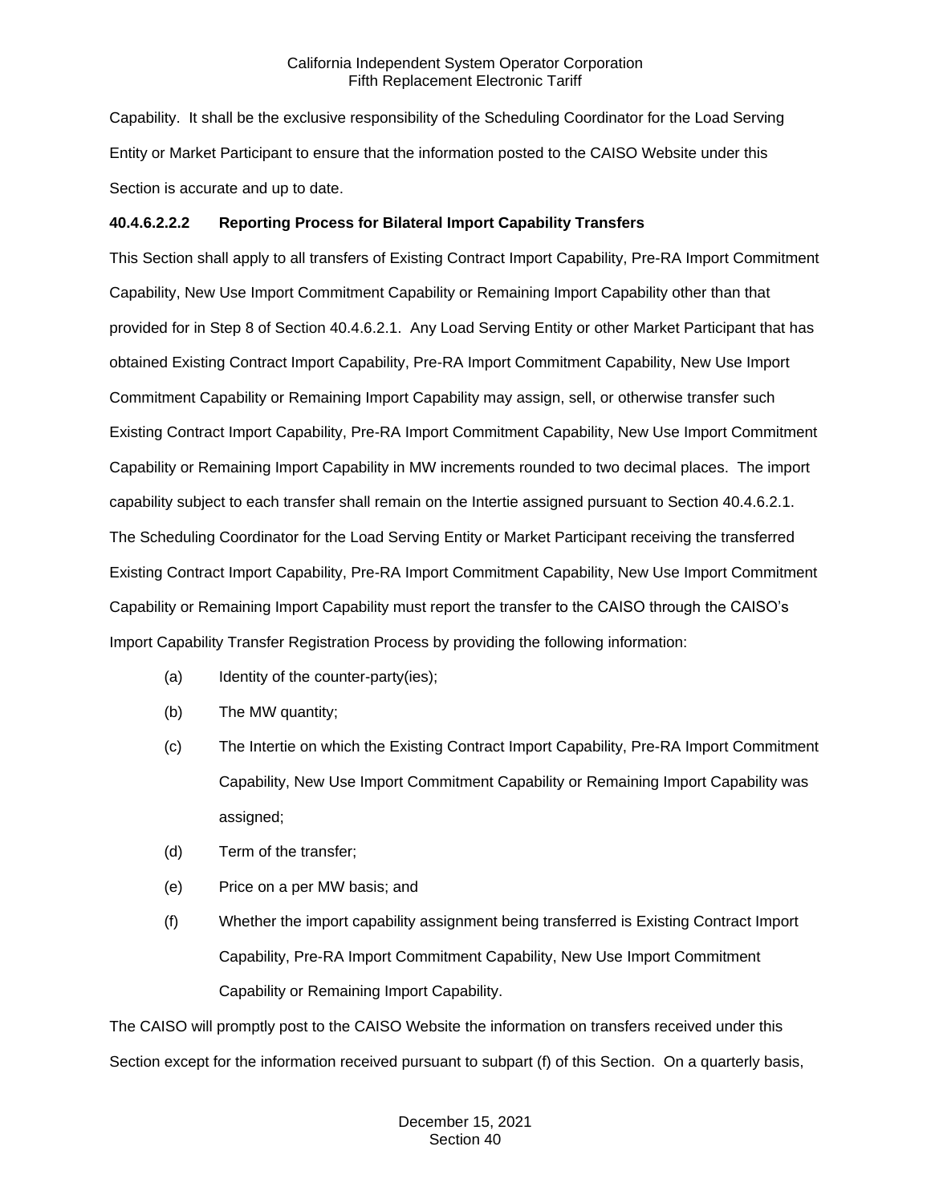Capability. It shall be the exclusive responsibility of the Scheduling Coordinator for the Load Serving Entity or Market Participant to ensure that the information posted to the CAISO Website under this Section is accurate and up to date.

**40.4.6.2.2.2 Reporting Process for Bilateral Import Capability Transfers**

This Section shall apply to all transfers of Existing Contract Import Capability, Pre-RA Import Commitment Capability, New Use Import Commitment Capability or Remaining Import Capability other than that provided for in Step 8 of Section 40.4.6.2.1. Any Load Serving Entity or other Market Participant that has obtained Existing Contract Import Capability, Pre-RA Import Commitment Capability, New Use Import Commitment Capability or Remaining Import Capability may assign, sell, or otherwise transfer such Existing Contract Import Capability, Pre-RA Import Commitment Capability, New Use Import Commitment Capability or Remaining Import Capability in MW increments rounded to two decimal places. The import capability subject to each transfer shall remain on the Intertie assigned pursuant to Section 40.4.6.2.1. The Scheduling Coordinator for the Load Serving Entity or Market Participant receiving the transferred Existing Contract Import Capability, Pre-RA Import Commitment Capability, New Use Import Commitment Capability or Remaining Import Capability must report the transfer to the CAISO through the CAISO's Import Capability Transfer Registration Process by providing the following information:

(a) Identity of the counter-party(ies);

(b) The MW quantity;

(c) The Intertie on which the Existing Contract Import Capability, Pre-RA Import Commitment Capability, New Use Import Commitment Capability or Remaining Import Capability was assigned;

(d) Term of the transfer;

(e) Price on a per MW basis; and

(f) Whether the import capability assignment being transferred is Existing Contract Import Capability, Pre-RA Import Commitment Capability, New Use Import Commitment Capability or Remaining Import Capability.

The CAISO will promptly post to the CAISO Website the information on transfers received under this Section except for the information received pursuant to subpart (f) of this Section. On a quarterly basis,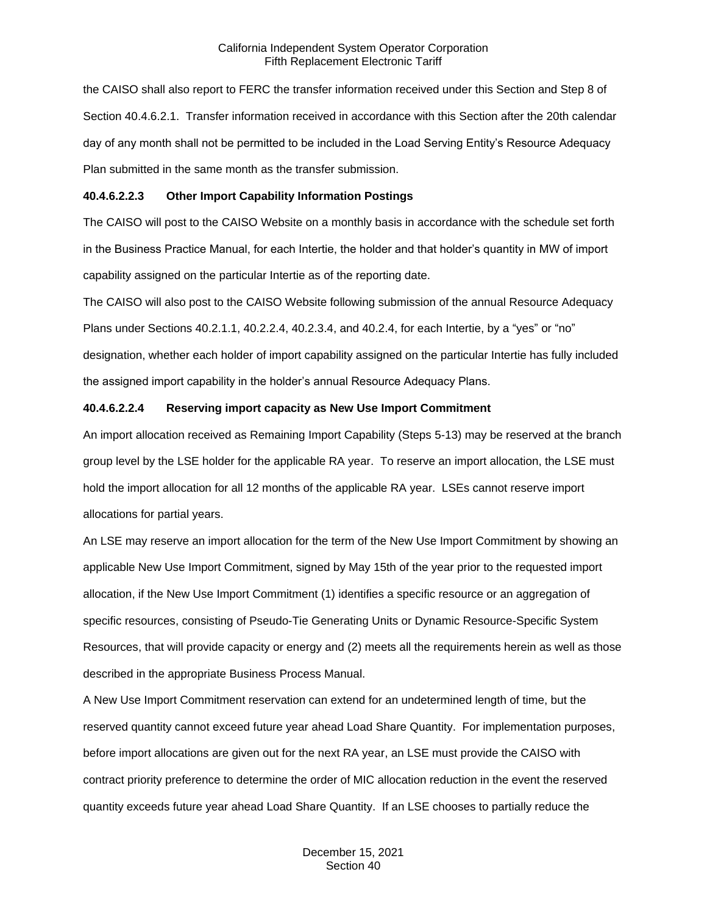the CAISO shall also report to FERC the transfer information received under this Section and Step 8 of Section 40.4.6.2.1. Transfer information received in accordance with this Section after the 20th calendar day of any month shall not be permitted to be included in the Load Serving Entity's Resource Adequacy Plan submitted in the same month as the transfer submission.

**40.4.6.2.2.3 Other Import Capability Information Postings**

The CAISO will post to the CAISO Website on a monthly basis in accordance with the schedule set forth in the Business Practice Manual, for each Intertie, the holder and that holder's quantity in MW of import capability assigned on the particular Intertie as of the reporting date.

The CAISO will also post to the CAISO Website following submission of the annual Resource Adequacy Plans under Sections 40.2.1.1, 40.2.2.4, 40.2.3.4, and 40.2.4, for each Intertie, by a "yes" or "no" designation, whether each holder of import capability assigned on the particular Intertie has fully included the assigned import capability in the holder's annual Resource Adequacy Plans.

**40.4.6.2.2.4 Reserving import capacity as New Use Import Commitment**

An import allocation received as Remaining Import Capability (Steps 5-13) may be reserved at the branch group level by the LSE holder for the applicable RA year. To reserve an import allocation, the LSE must hold the import allocation for all 12 months of the applicable RA year. LSEs cannot reserve import allocations for partial years.

An LSE may reserve an import allocation for the term of the New Use Import Commitment by showing an applicable New Use Import Commitment, signed by May 15th of the year prior to the requested import allocation, if the New Use Import Commitment (1) identifies a specific resource or an aggregation of specific resources, consisting of Pseudo-Tie Generating Units or Dynamic Resource-Specific System Resources, that will provide capacity or energy and (2) meets all the requirements herein as well as those described in the appropriate Business Process Manual.

A New Use Import Commitment reservation can extend for an undetermined length of time, but the reserved quantity cannot exceed future year ahead Load Share Quantity. For implementation purposes, before import allocations are given out for the next RA year, an LSE must provide the CAISO with contract priority preference to determine the order of MIC allocation reduction in the event the reserved quantity exceeds future year ahead Load Share Quantity. If an LSE chooses to partially reduce the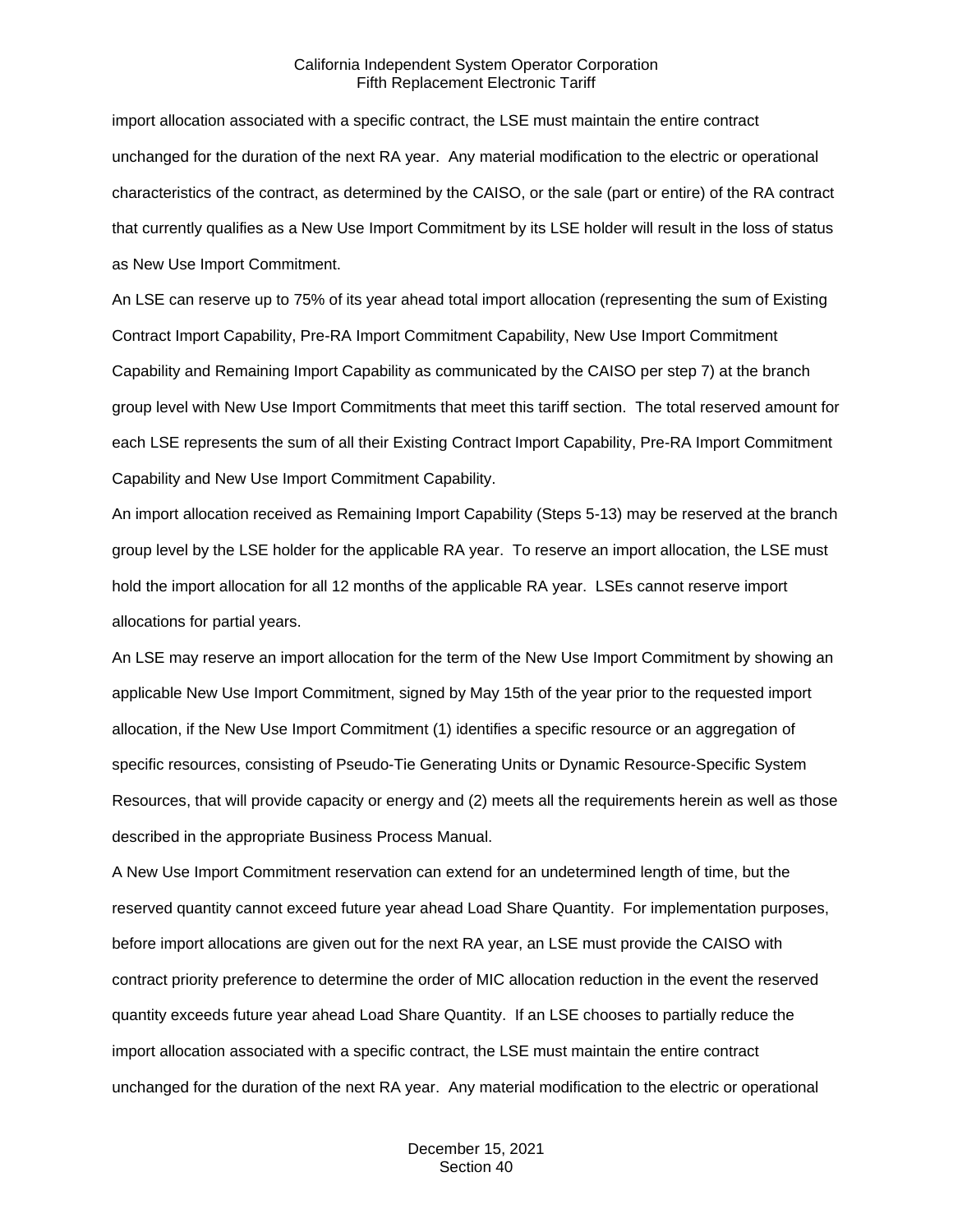import allocation associated with a specific contract, the LSE must maintain the entire contract unchanged for the duration of the next RA year. Any material modification to the electric or operational characteristics of the contract, as determined by the CAISO, or the sale (part or entire) of the RA contract that currently qualifies as a New Use Import Commitment by its LSE holder will result in the loss of status as New Use Import Commitment.

An LSE can reserve up to 75% of its year ahead total import allocation (representing the sum of Existing Contract Import Capability, Pre-RA Import Commitment Capability, New Use Import Commitment Capability and Remaining Import Capability as communicated by the CAISO per step 7) at the branch group level with New Use Import Commitments that meet this tariff section. The total reserved amount for each LSE represents the sum of all their Existing Contract Import Capability, Pre-RA Import Commitment Capability and New Use Import Commitment Capability.

An import allocation received as Remaining Import Capability (Steps 5-13) may be reserved at the branch group level by the LSE holder for the applicable RA year. To reserve an import allocation, the LSE must hold the import allocation for all 12 months of the applicable RA year. LSEs cannot reserve import allocations for partial years.

An LSE may reserve an import allocation for the term of the New Use Import Commitment by showing an applicable New Use Import Commitment, signed by May 15th of the year prior to the requested import allocation, if the New Use Import Commitment (1) identifies a specific resource or an aggregation of specific resources, consisting of Pseudo-Tie Generating Units or Dynamic Resource-Specific System Resources, that will provide capacity or energy and (2) meets all the requirements herein as well as those described in the appropriate Business Process Manual.

A New Use Import Commitment reservation can extend for an undetermined length of time, but the reserved quantity cannot exceed future year ahead Load Share Quantity. For implementation purposes, before import allocations are given out for the next RA year, an LSE must provide the CAISO with contract priority preference to determine the order of MIC allocation reduction in the event the reserved quantity exceeds future year ahead Load Share Quantity. If an LSE chooses to partially reduce the import allocation associated with a specific contract, the LSE must maintain the entire contract unchanged for the duration of the next RA year. Any material modification to the electric or operational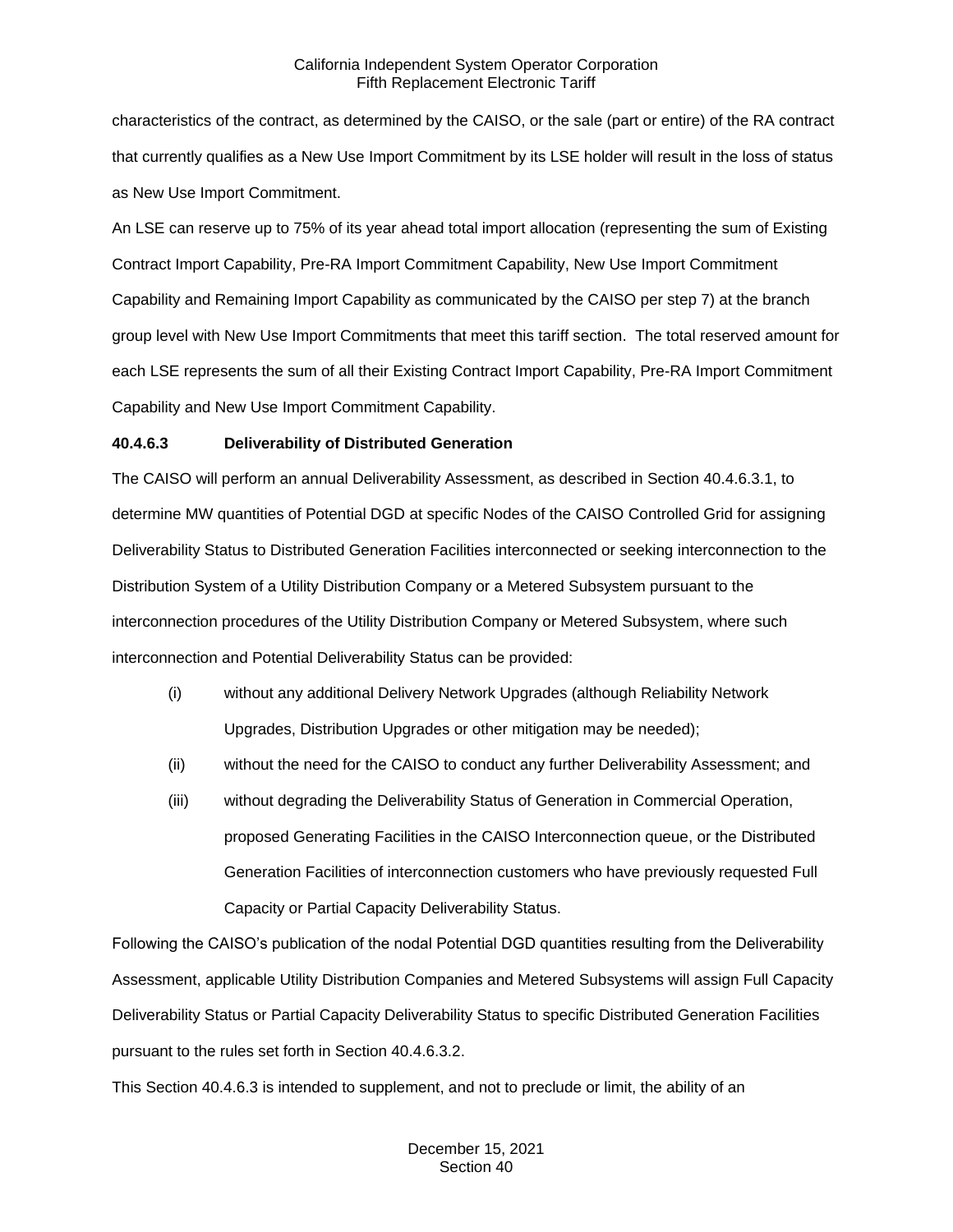characteristics of the contract, as determined by the CAISO, or the sale (part or entire) of the RA contract that currently qualifies as a New Use Import Commitment by its LSE holder will result in the loss of status as New Use Import Commitment.

An LSE can reserve up to 75% of its year ahead total import allocation (representing the sum of Existing Contract Import Capability, Pre-RA Import Commitment Capability, New Use Import Commitment Capability and Remaining Import Capability as communicated by the CAISO per step 7) at the branch group level with New Use Import Commitments that meet this tariff section. The total reserved amount for each LSE represents the sum of all their Existing Contract Import Capability, Pre-RA Import Commitment Capability and New Use Import Commitment Capability.

**40.4.6.3 Deliverability of Distributed Generation**

The CAISO will perform an annual Deliverability Assessment, as described in Section 40.4.6.3.1, to determine MW quantities of Potential DGD at specific Nodes of the CAISO Controlled Grid for assigning Deliverability Status to Distributed Generation Facilities interconnected or seeking interconnection to the Distribution System of a Utility Distribution Company or a Metered Subsystem pursuant to the interconnection procedures of the Utility Distribution Company or Metered Subsystem, where such interconnection and Potential Deliverability Status can be provided:

(i) without any additional Delivery Network Upgrades (although Reliability Network Upgrades, Distribution Upgrades or other mitigation may be needed);

(ii) without the need for the CAISO to conduct any further Deliverability Assessment; and

(iii) without degrading the Deliverability Status of Generation in Commercial Operation, proposed Generating Facilities in the CAISO Interconnection queue, or the Distributed Generation Facilities of interconnection customers who have previously requested Full Capacity or Partial Capacity Deliverability Status.

Following the CAISO's publication of the nodal Potential DGD quantities resulting from the Deliverability Assessment, applicable Utility Distribution Companies and Metered Subsystems will assign Full Capacity Deliverability Status or Partial Capacity Deliverability Status to specific Distributed Generation Facilities pursuant to the rules set forth in Section 40.4.6.3.2.

This Section 40.4.6.3 is intended to supplement, and not to preclude or limit, the ability of an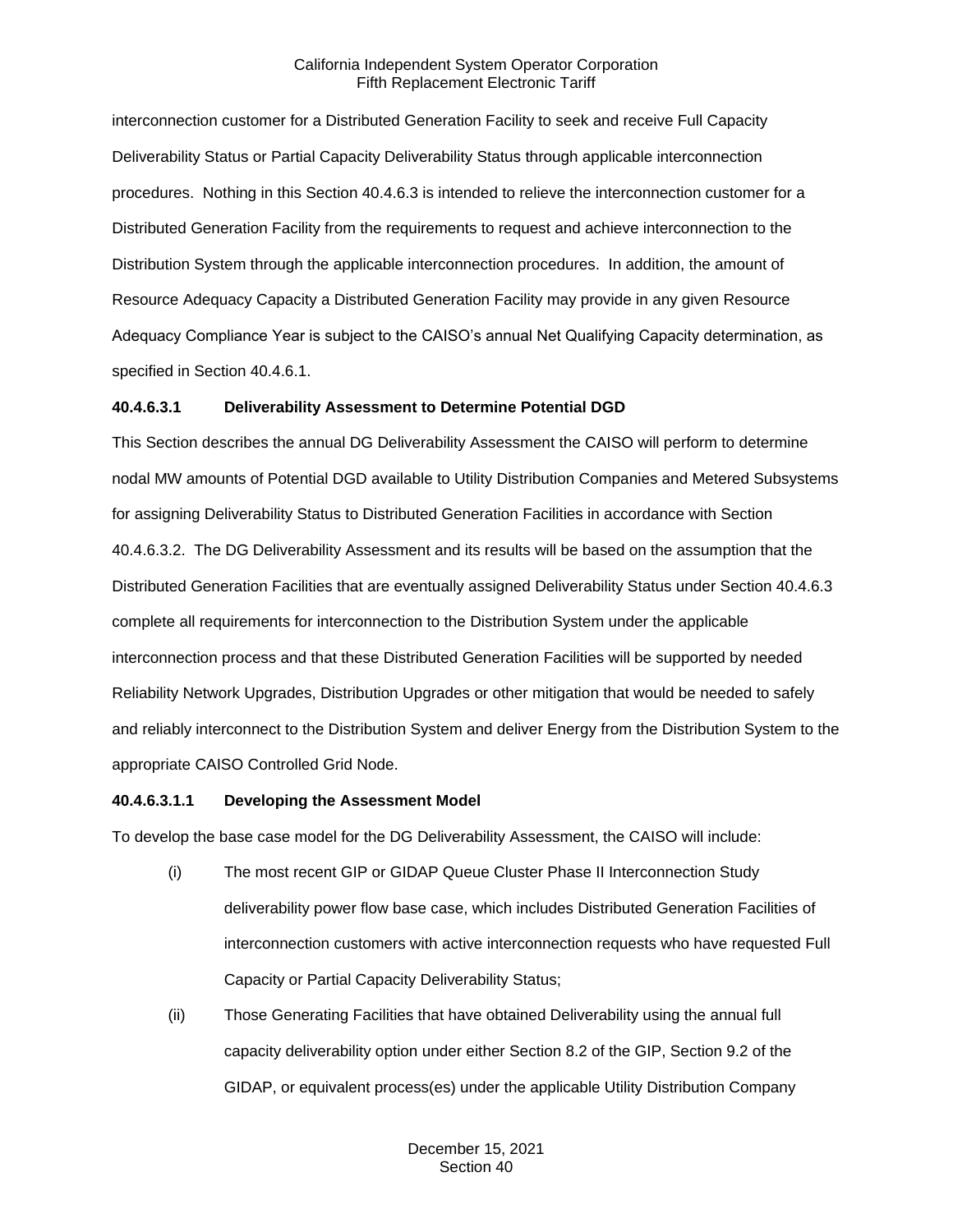interconnection customer for a Distributed Generation Facility to seek and receive Full Capacity Deliverability Status or Partial Capacity Deliverability Status through applicable interconnection procedures. Nothing in this Section 40.4.6.3 is intended to relieve the interconnection customer for a Distributed Generation Facility from the requirements to request and achieve interconnection to the Distribution System through the applicable interconnection procedures. In addition, the amount of Resource Adequacy Capacity a Distributed Generation Facility may provide in any given Resource Adequacy Compliance Year is subject to the CAISO's annual Net Qualifying Capacity determination, as specified in Section 40.4.6.1.

**40.4.6.3.1 Deliverability Assessment to Determine Potential DGD**

This Section describes the annual DG Deliverability Assessment the CAISO will perform to determine nodal MW amounts of Potential DGD available to Utility Distribution Companies and Metered Subsystems for assigning Deliverability Status to Distributed Generation Facilities in accordance with Section 40.4.6.3.2. The DG Deliverability Assessment and its results will be based on the assumption that the Distributed Generation Facilities that are eventually assigned Deliverability Status under Section 40.4.6.3 complete all requirements for interconnection to the Distribution System under the applicable interconnection process and that these Distributed Generation Facilities will be supported by needed Reliability Network Upgrades, Distribution Upgrades or other mitigation that would be needed to safely and reliably interconnect to the Distribution System and deliver Energy from the Distribution System to the appropriate CAISO Controlled Grid Node.

**40.4.6.3.1.1 Developing the Assessment Model**

To develop the base case model for the DG Deliverability Assessment, the CAISO will include:

(i) The most recent GIP or GIDAP Queue Cluster Phase II Interconnection Study deliverability power flow base case, which includes Distributed Generation Facilities of interconnection customers with active interconnection requests who have requested Full Capacity or Partial Capacity Deliverability Status;

(ii) Those Generating Facilities that have obtained Deliverability using the annual full capacity deliverability option under either Section 8.2 of the GIP, Section 9.2 of the GIDAP, or equivalent process(es) under the applicable Utility Distribution Company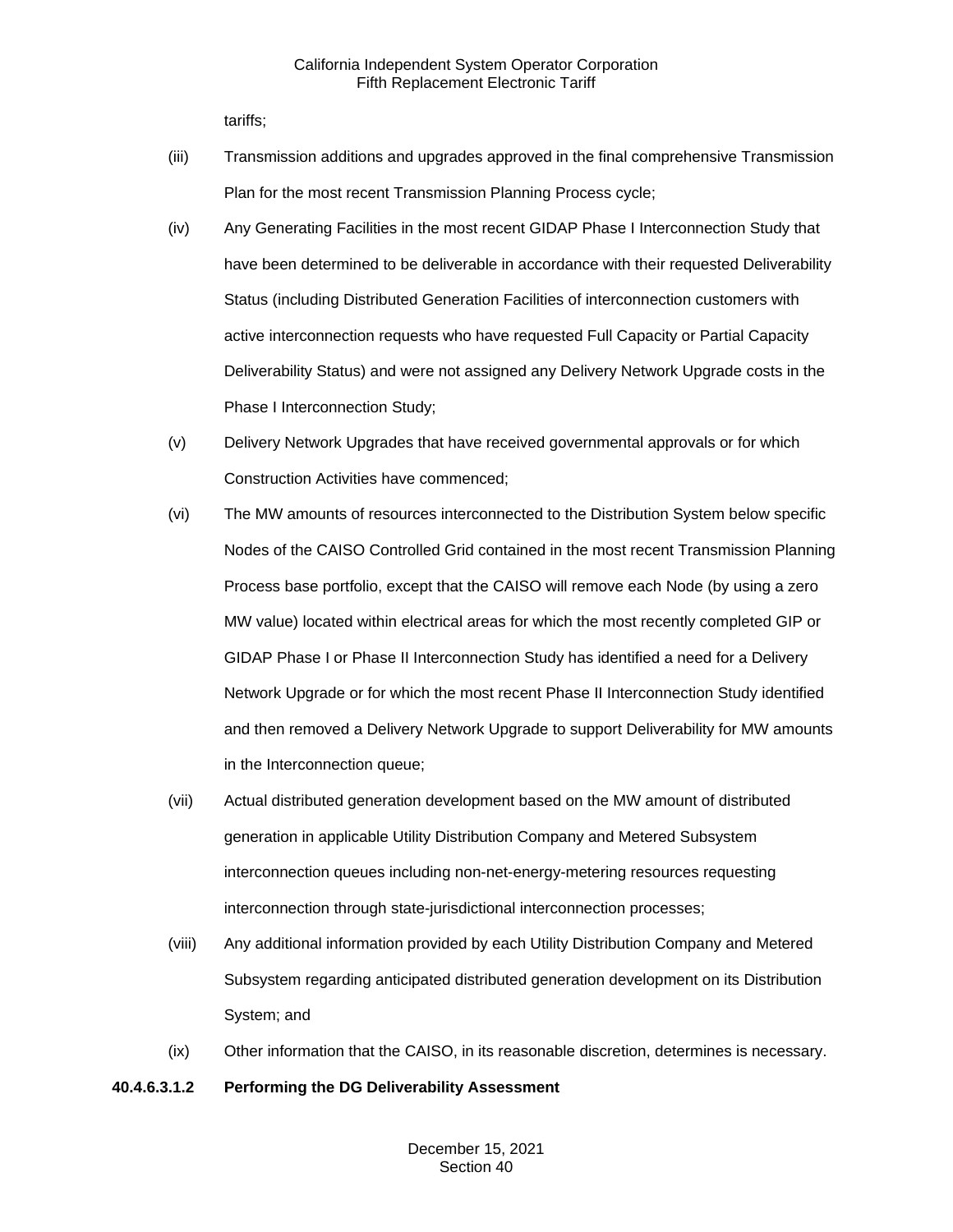tariffs;

(iii) Transmission additions and upgrades approved in the final comprehensive Transmission Plan for the most recent Transmission Planning Process cycle;

(iv) Any Generating Facilities in the most recent GIDAP Phase I Interconnection Study that have been determined to be deliverable in accordance with their requested Deliverability Status (including Distributed Generation Facilities of interconnection customers with active interconnection requests who have requested Full Capacity or Partial Capacity Deliverability Status) and were not assigned any Delivery Network Upgrade costs in the Phase I Interconnection Study;

(v) Delivery Network Upgrades that have received governmental approvals or for which Construction Activities have commenced;

(vi) The MW amounts of resources interconnected to the Distribution System below specific Nodes of the CAISO Controlled Grid contained in the most recent Transmission Planning Process base portfolio, except that the CAISO will remove each Node (by using a zero MW value) located within electrical areas for which the most recently completed GIP or GIDAP Phase I or Phase II Interconnection Study has identified a need for a Delivery Network Upgrade or for which the most recent Phase II Interconnection Study identified and then removed a Delivery Network Upgrade to support Deliverability for MW amounts in the Interconnection queue;

(vii) Actual distributed generation development based on the MW amount of distributed generation in applicable Utility Distribution Company and Metered Subsystem interconnection queues including non-net-energy-metering resources requesting interconnection through state-jurisdictional interconnection processes;

(viii) Any additional information provided by each Utility Distribution Company and Metered Subsystem regarding anticipated distributed generation development on its Distribution System; and

(ix) Other information that the CAISO, in its reasonable discretion, determines is necessary.

**40.4.6.3.1.2 Performing the DG Deliverability Assessment**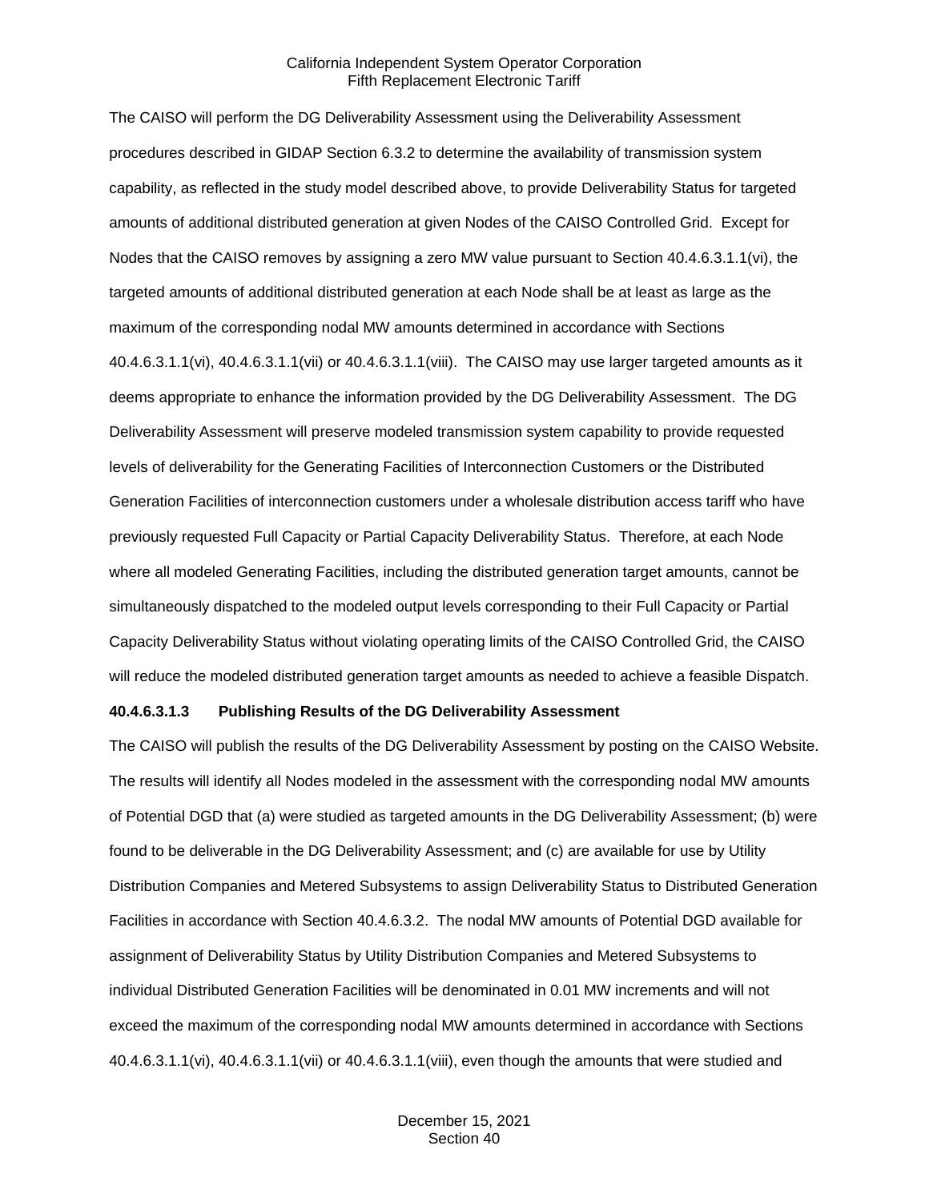The CAISO will perform the DG Deliverability Assessment using the Deliverability Assessment procedures described in GIDAP Section 6.3.2 to determine the availability of transmission system capability, as reflected in the study model described above, to provide Deliverability Status for targeted amounts of additional distributed generation at given Nodes of the CAISO Controlled Grid. Except for Nodes that the CAISO removes by assigning a zero MW value pursuant to Section 40.4.6.3.1.1(vi), the targeted amounts of additional distributed generation at each Node shall be at least as large as the maximum of the corresponding nodal MW amounts determined in accordance with Sections 40.4.6.3.1.1(vi), 40.4.6.3.1.1(vii) or 40.4.6.3.1.1(viii). The CAISO may use larger targeted amounts as it deems appropriate to enhance the information provided by the DG Deliverability Assessment. The DG Deliverability Assessment will preserve modeled transmission system capability to provide requested levels of deliverability for the Generating Facilities of Interconnection Customers or the Distributed Generation Facilities of interconnection customers under a wholesale distribution access tariff who have previously requested Full Capacity or Partial Capacity Deliverability Status. Therefore, at each Node where all modeled Generating Facilities, including the distributed generation target amounts, cannot be simultaneously dispatched to the modeled output levels corresponding to their Full Capacity or Partial Capacity Deliverability Status without violating operating limits of the CAISO Controlled Grid, the CAISO will reduce the modeled distributed generation target amounts as needed to achieve a feasible Dispatch.

**40.4.6.3.1.3 Publishing Results of the DG Deliverability Assessment**

The CAISO will publish the results of the DG Deliverability Assessment by posting on the CAISO Website. The results will identify all Nodes modeled in the assessment with the corresponding nodal MW amounts of Potential DGD that (a) were studied as targeted amounts in the DG Deliverability Assessment; (b) were found to be deliverable in the DG Deliverability Assessment; and (c) are available for use by Utility Distribution Companies and Metered Subsystems to assign Deliverability Status to Distributed Generation Facilities in accordance with Section 40.4.6.3.2. The nodal MW amounts of Potential DGD available for assignment of Deliverability Status by Utility Distribution Companies and Metered Subsystems to individual Distributed Generation Facilities will be denominated in 0.01 MW increments and will not exceed the maximum of the corresponding nodal MW amounts determined in accordance with Sections 40.4.6.3.1.1(vi), 40.4.6.3.1.1(vii) or 40.4.6.3.1.1(viii), even though the amounts that were studied and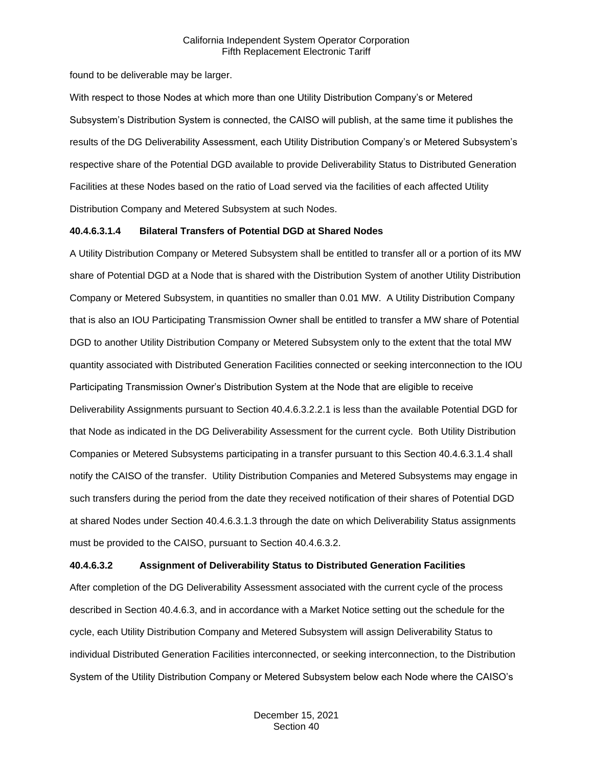found to be deliverable may be larger.

With respect to those Nodes at which more than one Utility Distribution Company's or Metered Subsystem's Distribution System is connected, the CAISO will publish, at the same time it publishes the results of the DG Deliverability Assessment, each Utility Distribution Company's or Metered Subsystem's respective share of the Potential DGD available to provide Deliverability Status to Distributed Generation Facilities at these Nodes based on the ratio of Load served via the facilities of each affected Utility Distribution Company and Metered Subsystem at such Nodes.

**40.4.6.3.1.4 Bilateral Transfers of Potential DGD at Shared Nodes**

A Utility Distribution Company or Metered Subsystem shall be entitled to transfer all or a portion of its MW share of Potential DGD at a Node that is shared with the Distribution System of another Utility Distribution Company or Metered Subsystem, in quantities no smaller than 0.01 MW. A Utility Distribution Company that is also an IOU Participating Transmission Owner shall be entitled to transfer a MW share of Potential DGD to another Utility Distribution Company or Metered Subsystem only to the extent that the total MW quantity associated with Distributed Generation Facilities connected or seeking interconnection to the IOU Participating Transmission Owner's Distribution System at the Node that are eligible to receive Deliverability Assignments pursuant to Section 40.4.6.3.2.2.1 is less than the available Potential DGD for that Node as indicated in the DG Deliverability Assessment for the current cycle. Both Utility Distribution Companies or Metered Subsystems participating in a transfer pursuant to this Section 40.4.6.3.1.4 shall notify the CAISO of the transfer. Utility Distribution Companies and Metered Subsystems may engage in such transfers during the period from the date they received notification of their shares of Potential DGD at shared Nodes under Section 40.4.6.3.1.3 through the date on which Deliverability Status assignments must be provided to the CAISO, pursuant to Section 40.4.6.3.2.

**40.4.6.3.2 Assignment of Deliverability Status to Distributed Generation Facilities**

After completion of the DG Deliverability Assessment associated with the current cycle of the process described in Section 40.4.6.3, and in accordance with a Market Notice setting out the schedule for the cycle, each Utility Distribution Company and Metered Subsystem will assign Deliverability Status to individual Distributed Generation Facilities interconnected, or seeking interconnection, to the Distribution System of the Utility Distribution Company or Metered Subsystem below each Node where the CAISO's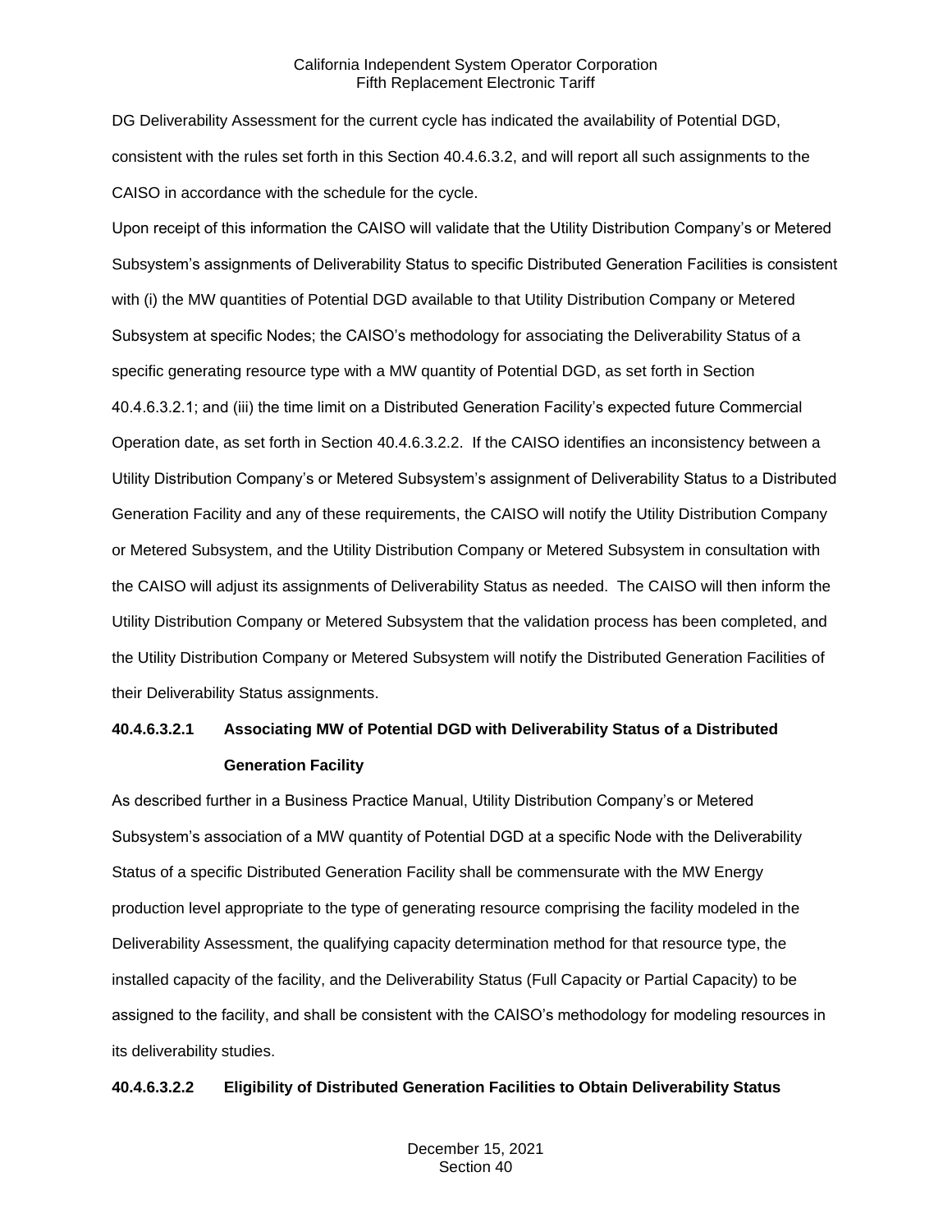DG Deliverability Assessment for the current cycle has indicated the availability of Potential DGD, consistent with the rules set forth in this Section 40.4.6.3.2, and will report all such assignments to the CAISO in accordance with the schedule for the cycle.

Upon receipt of this information the CAISO will validate that the Utility Distribution Company's or Metered Subsystem's assignments of Deliverability Status to specific Distributed Generation Facilities is consistent with (i) the MW quantities of Potential DGD available to that Utility Distribution Company or Metered Subsystem at specific Nodes; the CAISO's methodology for associating the Deliverability Status of a specific generating resource type with a MW quantity of Potential DGD, as set forth in Section 40.4.6.3.2.1; and (iii) the time limit on a Distributed Generation Facility's expected future Commercial Operation date, as set forth in Section 40.4.6.3.2.2. If the CAISO identifies an inconsistency between a Utility Distribution Company's or Metered Subsystem's assignment of Deliverability Status to a Distributed Generation Facility and any of these requirements, the CAISO will notify the Utility Distribution Company or Metered Subsystem, and the Utility Distribution Company or Metered Subsystem in consultation with the CAISO will adjust its assignments of Deliverability Status as needed. The CAISO will then inform the Utility Distribution Company or Metered Subsystem that the validation process has been completed, and the Utility Distribution Company or Metered Subsystem will notify the Distributed Generation Facilities of their Deliverability Status assignments.

**40.4.6.3.2.1 Associating MW of Potential DGD with Deliverability Status of a Distributed Generation Facility**

As described further in a Business Practice Manual, Utility Distribution Company's or Metered Subsystem's association of a MW quantity of Potential DGD at a specific Node with the Deliverability Status of a specific Distributed Generation Facility shall be commensurate with the MW Energy production level appropriate to the type of generating resource comprising the facility modeled in the Deliverability Assessment, the qualifying capacity determination method for that resource type, the installed capacity of the facility, and the Deliverability Status (Full Capacity or Partial Capacity) to be assigned to the facility, and shall be consistent with the CAISO's methodology for modeling resources in its deliverability studies.

**40.4.6.3.2.2 Eligibility of Distributed Generation Facilities to Obtain Deliverability Status**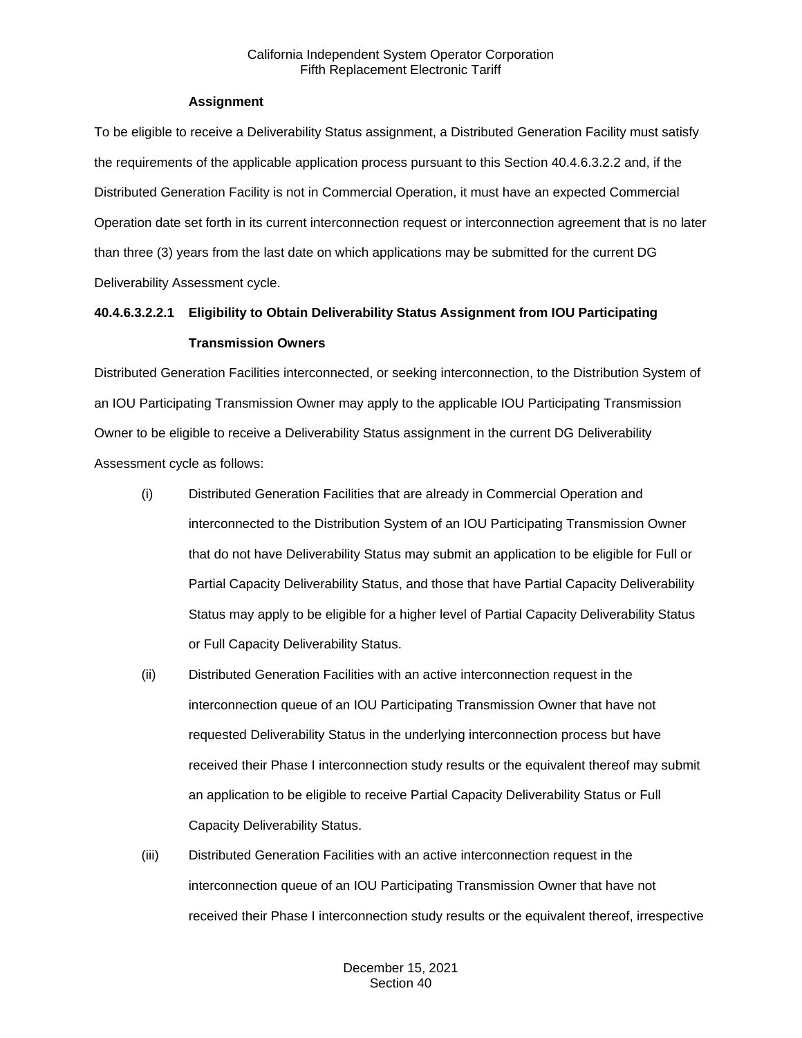**Assignment**

To be eligible to receive a Deliverability Status assignment, a Distributed Generation Facility must satisfy the requirements of the applicable application process pursuant to this Section 40.4.6.3.2.2 and, if the Distributed Generation Facility is not in Commercial Operation, it must have an expected Commercial Operation date set forth in its current interconnection request or interconnection agreement that is no later than three (3) years from the last date on which applications may be submitted for the current DG Deliverability Assessment cycle.

**40.4.6.3.2.2.1 Eligibility to Obtain Deliverability Status Assignment from IOU Participating Transmission Owners**

Distributed Generation Facilities interconnected, or seeking interconnection, to the Distribution System of an IOU Participating Transmission Owner may apply to the applicable IOU Participating Transmission Owner to be eligible to receive a Deliverability Status assignment in the current DG Deliverability Assessment cycle as follows:

(i) Distributed Generation Facilities that are already in Commercial Operation and interconnected to the Distribution System of an IOU Participating Transmission Owner that do not have Deliverability Status may submit an application to be eligible for Full or Partial Capacity Deliverability Status, and those that have Partial Capacity Deliverability Status may apply to be eligible for a higher level of Partial Capacity Deliverability Status or Full Capacity Deliverability Status.

(ii) Distributed Generation Facilities with an active interconnection request in the interconnection queue of an IOU Participating Transmission Owner that have not requested Deliverability Status in the underlying interconnection process but have received their Phase I interconnection study results or the equivalent thereof may submit an application to be eligible to receive Partial Capacity Deliverability Status or Full Capacity Deliverability Status.

(iii) Distributed Generation Facilities with an active interconnection request in the interconnection queue of an IOU Participating Transmission Owner that have not received their Phase I interconnection study results or the equivalent thereof, irrespective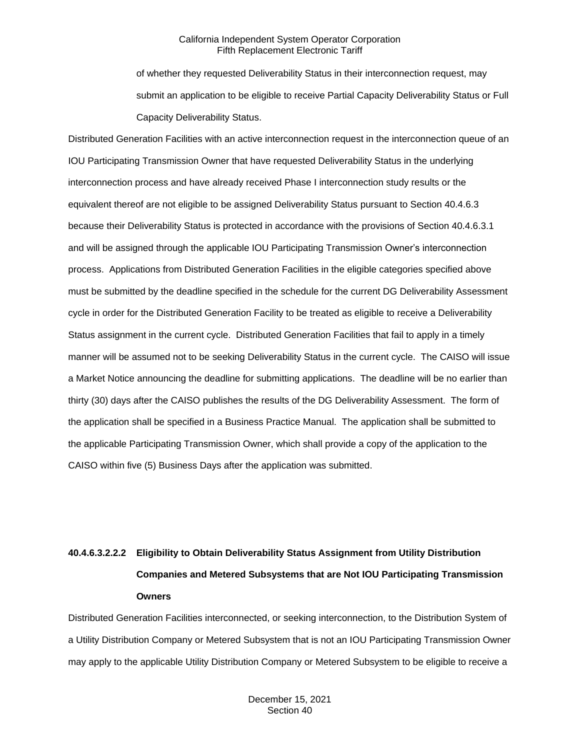of whether they requested Deliverability Status in their interconnection request, may submit an application to be eligible to receive Partial Capacity Deliverability Status or Full Capacity Deliverability Status.

Distributed Generation Facilities with an active interconnection request in the interconnection queue of an IOU Participating Transmission Owner that have requested Deliverability Status in the underlying interconnection process and have already received Phase I interconnection study results or the equivalent thereof are not eligible to be assigned Deliverability Status pursuant to Section 40.4.6.3 because their Deliverability Status is protected in accordance with the provisions of Section 40.4.6.3.1 and will be assigned through the applicable IOU Participating Transmission Owner's interconnection process. Applications from Distributed Generation Facilities in the eligible categories specified above must be submitted by the deadline specified in the schedule for the current DG Deliverability Assessment cycle in order for the Distributed Generation Facility to be treated as eligible to receive a Deliverability Status assignment in the current cycle. Distributed Generation Facilities that fail to apply in a timely manner will be assumed not to be seeking Deliverability Status in the current cycle. The CAISO will issue a Market Notice announcing the deadline for submitting applications. The deadline will be no earlier than thirty (30) days after the CAISO publishes the results of the DG Deliverability Assessment. The form of the application shall be specified in a Business Practice Manual. The application shall be submitted to the applicable Participating Transmission Owner, which shall provide a copy of the application to the CAISO within five (5) Business Days after the application was submitted.

**40.4.6.3.2.2.2 Eligibility to Obtain Deliverability Status Assignment from Utility Distribution Companies and Metered Subsystems that are Not IOU Participating Transmission Owners**

Distributed Generation Facilities interconnected, or seeking interconnection, to the Distribution System of a Utility Distribution Company or Metered Subsystem that is not an IOU Participating Transmission Owner may apply to the applicable Utility Distribution Company or Metered Subsystem to be eligible to receive a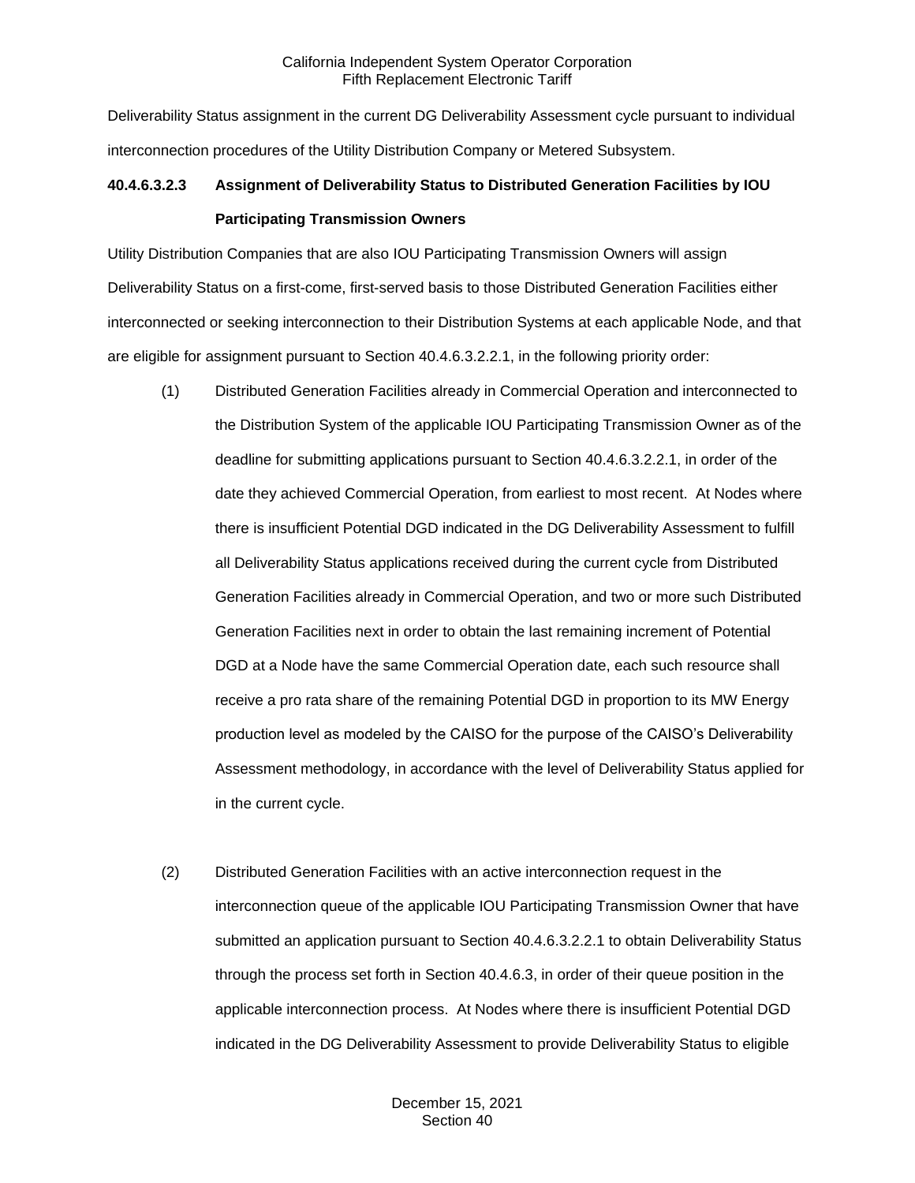Deliverability Status assignment in the current DG Deliverability Assessment cycle pursuant to individual interconnection procedures of the Utility Distribution Company or Metered Subsystem.

**40.4.6.3.2.3 Assignment of Deliverability Status to Distributed Generation Facilities by IOU Participating Transmission Owners**

Utility Distribution Companies that are also IOU Participating Transmission Owners will assign Deliverability Status on a first-come, first-served basis to those Distributed Generation Facilities either interconnected or seeking interconnection to their Distribution Systems at each applicable Node, and that are eligible for assignment pursuant to Section 40.4.6.3.2.2.1, in the following priority order:

(1) Distributed Generation Facilities already in Commercial Operation and interconnected to the Distribution System of the applicable IOU Participating Transmission Owner as of the deadline for submitting applications pursuant to Section 40.4.6.3.2.2.1, in order of the date they achieved Commercial Operation, from earliest to most recent. At Nodes where there is insufficient Potential DGD indicated in the DG Deliverability Assessment to fulfill all Deliverability Status applications received during the current cycle from Distributed Generation Facilities already in Commercial Operation, and two or more such Distributed Generation Facilities next in order to obtain the last remaining increment of Potential DGD at a Node have the same Commercial Operation date, each such resource shall receive a pro rata share of the remaining Potential DGD in proportion to its MW Energy production level as modeled by the CAISO for the purpose of the CAISO's Deliverability Assessment methodology, in accordance with the level of Deliverability Status applied for in the current cycle.

(2) Distributed Generation Facilities with an active interconnection request in the interconnection queue of the applicable IOU Participating Transmission Owner that have submitted an application pursuant to Section 40.4.6.3.2.2.1 to obtain Deliverability Status through the process set forth in Section 40.4.6.3, in order of their queue position in the applicable interconnection process. At Nodes where there is insufficient Potential DGD indicated in the DG Deliverability Assessment to provide Deliverability Status to eligible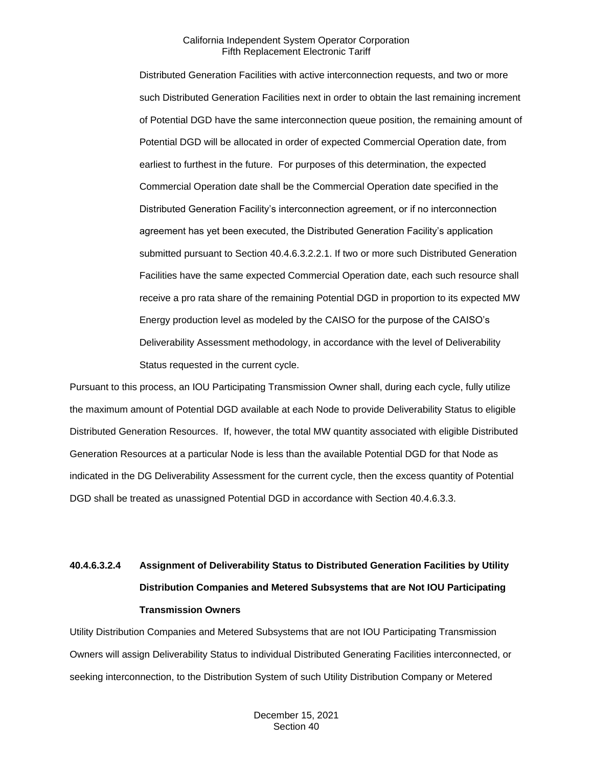Distributed Generation Facilities with active interconnection requests, and two or more such Distributed Generation Facilities next in order to obtain the last remaining increment of Potential DGD have the same interconnection queue position, the remaining amount of Potential DGD will be allocated in order of expected Commercial Operation date, from earliest to furthest in the future. For purposes of this determination, the expected Commercial Operation date shall be the Commercial Operation date specified in the Distributed Generation Facility's interconnection agreement, or if no interconnection agreement has yet been executed, the Distributed Generation Facility's application submitted pursuant to Section 40.4.6.3.2.2.1. If two or more such Distributed Generation Facilities have the same expected Commercial Operation date, each such resource shall receive a pro rata share of the remaining Potential DGD in proportion to its expected MW Energy production level as modeled by the CAISO for the purpose of the CAISO's Deliverability Assessment methodology, in accordance with the level of Deliverability Status requested in the current cycle.

Pursuant to this process, an IOU Participating Transmission Owner shall, during each cycle, fully utilize the maximum amount of Potential DGD available at each Node to provide Deliverability Status to eligible Distributed Generation Resources. If, however, the total MW quantity associated with eligible Distributed Generation Resources at a particular Node is less than the available Potential DGD for that Node as indicated in the DG Deliverability Assessment for the current cycle, then the excess quantity of Potential DGD shall be treated as unassigned Potential DGD in accordance with Section 40.4.6.3.3.

**40.4.6.3.2.4 Assignment of Deliverability Status to Distributed Generation Facilities by Utility Distribution Companies and Metered Subsystems that are Not IOU Participating Transmission Owners**

Utility Distribution Companies and Metered Subsystems that are not IOU Participating Transmission Owners will assign Deliverability Status to individual Distributed Generating Facilities interconnected, or seeking interconnection, to the Distribution System of such Utility Distribution Company or Metered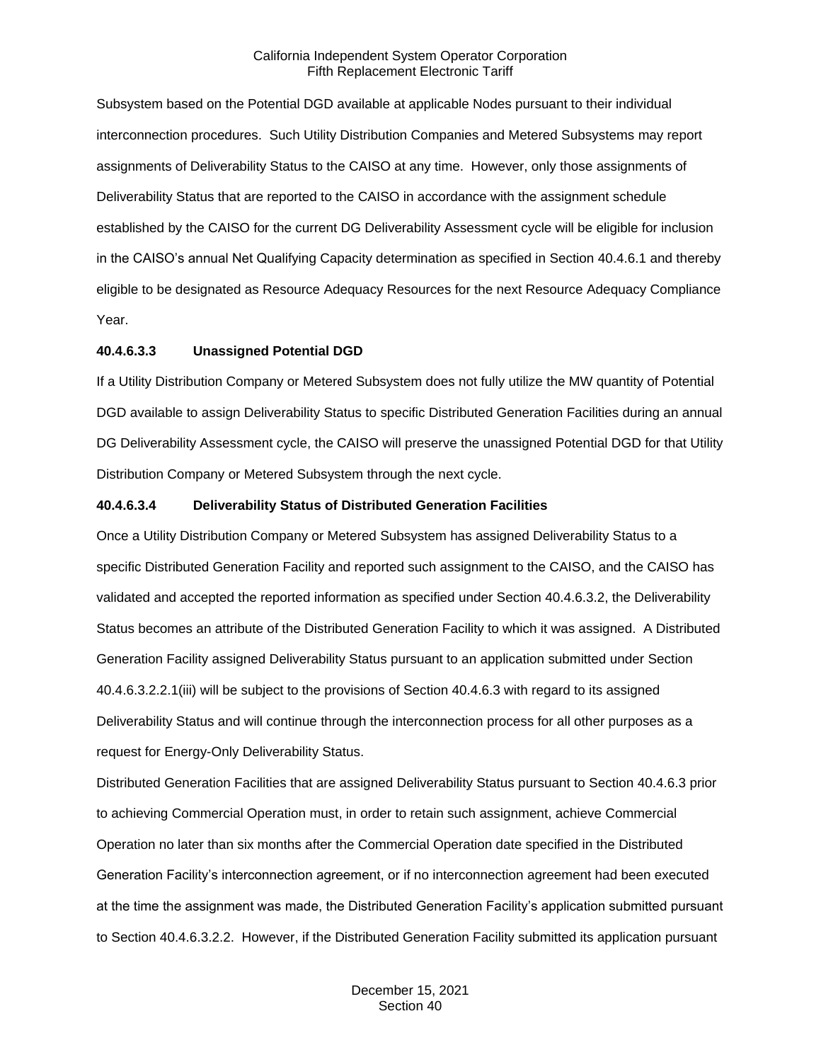Subsystem based on the Potential DGD available at applicable Nodes pursuant to their individual interconnection procedures. Such Utility Distribution Companies and Metered Subsystems may report assignments of Deliverability Status to the CAISO at any time. However, only those assignments of Deliverability Status that are reported to the CAISO in accordance with the assignment schedule established by the CAISO for the current DG Deliverability Assessment cycle will be eligible for inclusion in the CAISO's annual Net Qualifying Capacity determination as specified in Section 40.4.6.1 and thereby eligible to be designated as Resource Adequacy Resources for the next Resource Adequacy Compliance Year.

**40.4.6.3.3 Unassigned Potential DGD**

If a Utility Distribution Company or Metered Subsystem does not fully utilize the MW quantity of Potential DGD available to assign Deliverability Status to specific Distributed Generation Facilities during an annual DG Deliverability Assessment cycle, the CAISO will preserve the unassigned Potential DGD for that Utility Distribution Company or Metered Subsystem through the next cycle.

**40.4.6.3.4 Deliverability Status of Distributed Generation Facilities**

Once a Utility Distribution Company or Metered Subsystem has assigned Deliverability Status to a specific Distributed Generation Facility and reported such assignment to the CAISO, and the CAISO has validated and accepted the reported information as specified under Section 40.4.6.3.2, the Deliverability Status becomes an attribute of the Distributed Generation Facility to which it was assigned. A Distributed Generation Facility assigned Deliverability Status pursuant to an application submitted under Section 40.4.6.3.2.2.1(iii) will be subject to the provisions of Section 40.4.6.3 with regard to its assigned Deliverability Status and will continue through the interconnection process for all other purposes as a request for Energy-Only Deliverability Status.

Distributed Generation Facilities that are assigned Deliverability Status pursuant to Section 40.4.6.3 prior to achieving Commercial Operation must, in order to retain such assignment, achieve Commercial Operation no later than six months after the Commercial Operation date specified in the Distributed Generation Facility's interconnection agreement, or if no interconnection agreement had been executed at the time the assignment was made, the Distributed Generation Facility's application submitted pursuant to Section 40.4.6.3.2.2. However, if the Distributed Generation Facility submitted its application pursuant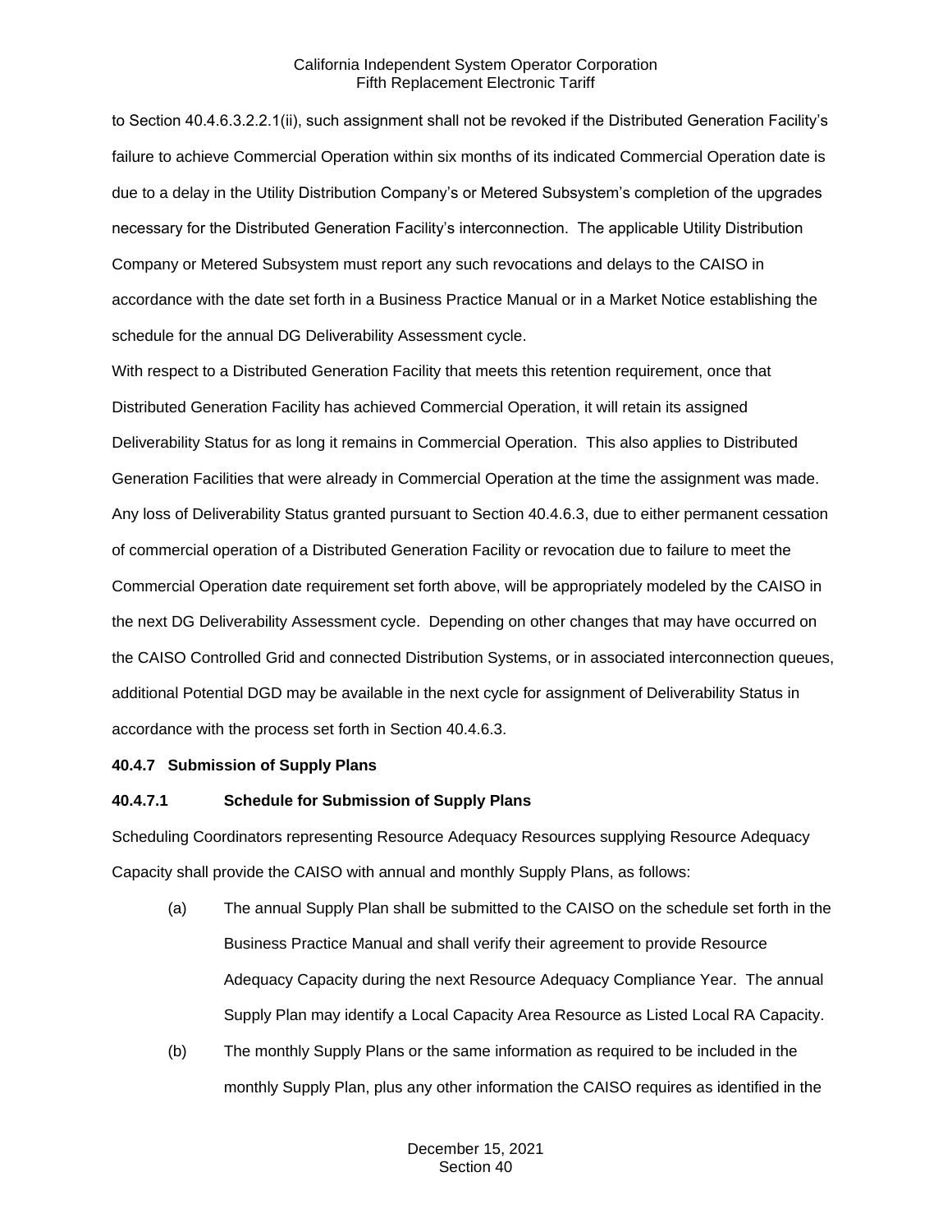to Section 40.4.6.3.2.2.1(ii), such assignment shall not be revoked if the Distributed Generation Facility's failure to achieve Commercial Operation within six months of its indicated Commercial Operation date is due to a delay in the Utility Distribution Company's or Metered Subsystem's completion of the upgrades necessary for the Distributed Generation Facility's interconnection. The applicable Utility Distribution Company or Metered Subsystem must report any such revocations and delays to the CAISO in accordance with the date set forth in a Business Practice Manual or in a Market Notice establishing the schedule for the annual DG Deliverability Assessment cycle.

With respect to a Distributed Generation Facility that meets this retention requirement, once that Distributed Generation Facility has achieved Commercial Operation, it will retain its assigned Deliverability Status for as long it remains in Commercial Operation. This also applies to Distributed Generation Facilities that were already in Commercial Operation at the time the assignment was made. Any loss of Deliverability Status granted pursuant to Section 40.4.6.3, due to either permanent cessation of commercial operation of a Distributed Generation Facility or revocation due to failure to meet the Commercial Operation date requirement set forth above, will be appropriately modeled by the CAISO in the next DG Deliverability Assessment cycle. Depending on other changes that may have occurred on the CAISO Controlled Grid and connected Distribution Systems, or in associated interconnection queues, additional Potential DGD may be available in the next cycle for assignment of Deliverability Status in accordance with the process set forth in Section 40.4.6.3.

**40.4.7 Submission of Supply Plans**

**40.4.7.1 Schedule for Submission of Supply Plans**

Scheduling Coordinators representing Resource Adequacy Resources supplying Resource Adequacy Capacity shall provide the CAISO with annual and monthly Supply Plans, as follows:

(a) The annual Supply Plan shall be submitted to the CAISO on the schedule set forth in the Business Practice Manual and shall verify their agreement to provide Resource Adequacy Capacity during the next Resource Adequacy Compliance Year. The annual Supply Plan may identify a Local Capacity Area Resource as Listed Local RA Capacity.

(b) The monthly Supply Plans or the same information as required to be included in the monthly Supply Plan, plus any other information the CAISO requires as identified in the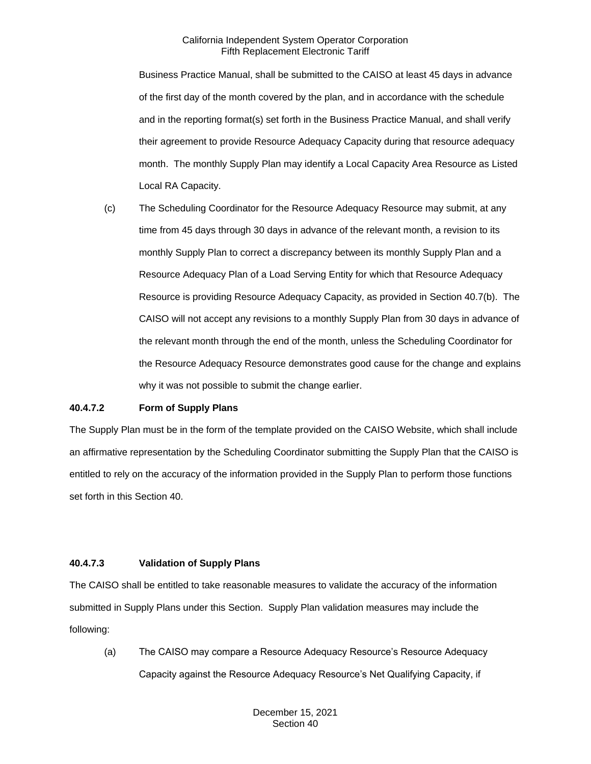Business Practice Manual, shall be submitted to the CAISO at least 45 days in advance of the first day of the month covered by the plan, and in accordance with the schedule and in the reporting format(s) set forth in the Business Practice Manual, and shall verify their agreement to provide Resource Adequacy Capacity during that resource adequacy month. The monthly Supply Plan may identify a Local Capacity Area Resource as Listed Local RA Capacity.

(c) The Scheduling Coordinator for the Resource Adequacy Resource may submit, at any time from 45 days through 30 days in advance of the relevant month, a revision to its monthly Supply Plan to correct a discrepancy between its monthly Supply Plan and a Resource Adequacy Plan of a Load Serving Entity for which that Resource Adequacy Resource is providing Resource Adequacy Capacity, as provided in Section 40.7(b). The CAISO will not accept any revisions to a monthly Supply Plan from 30 days in advance of the relevant month through the end of the month, unless the Scheduling Coordinator for the Resource Adequacy Resource demonstrates good cause for the change and explains why it was not possible to submit the change earlier.

**40.4.7.2 Form of Supply Plans**

The Supply Plan must be in the form of the template provided on the CAISO Website, which shall include an affirmative representation by the Scheduling Coordinator submitting the Supply Plan that the CAISO is entitled to rely on the accuracy of the information provided in the Supply Plan to perform those functions set forth in this Section 40.

**40.4.7.3 Validation of Supply Plans**

The CAISO shall be entitled to take reasonable measures to validate the accuracy of the information submitted in Supply Plans under this Section. Supply Plan validation measures may include the following:

(a) The CAISO may compare a Resource Adequacy Resource's Resource Adequacy Capacity against the Resource Adequacy Resource's Net Qualifying Capacity, if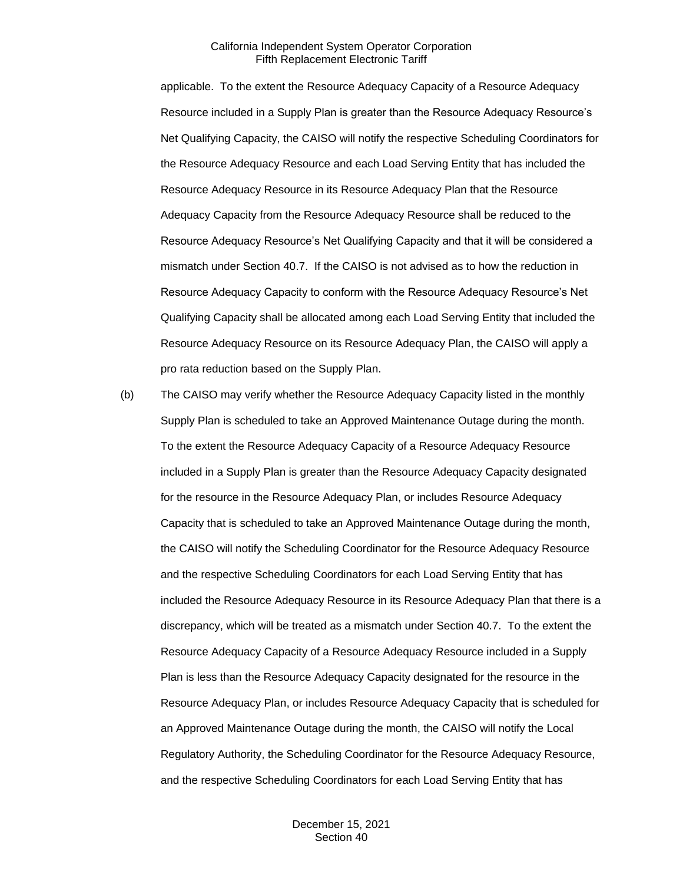applicable. To the extent the Resource Adequacy Capacity of a Resource Adequacy Resource included in a Supply Plan is greater than the Resource Adequacy Resource's Net Qualifying Capacity, the CAISO will notify the respective Scheduling Coordinators for the Resource Adequacy Resource and each Load Serving Entity that has included the Resource Adequacy Resource in its Resource Adequacy Plan that the Resource Adequacy Capacity from the Resource Adequacy Resource shall be reduced to the Resource Adequacy Resource's Net Qualifying Capacity and that it will be considered a mismatch under Section 40.7. If the CAISO is not advised as to how the reduction in Resource Adequacy Capacity to conform with the Resource Adequacy Resource's Net Qualifying Capacity shall be allocated among each Load Serving Entity that included the Resource Adequacy Resource on its Resource Adequacy Plan, the CAISO will apply a pro rata reduction based on the Supply Plan.

(b) The CAISO may verify whether the Resource Adequacy Capacity listed in the monthly Supply Plan is scheduled to take an Approved Maintenance Outage during the month. To the extent the Resource Adequacy Capacity of a Resource Adequacy Resource included in a Supply Plan is greater than the Resource Adequacy Capacity designated for the resource in the Resource Adequacy Plan, or includes Resource Adequacy Capacity that is scheduled to take an Approved Maintenance Outage during the month, the CAISO will notify the Scheduling Coordinator for the Resource Adequacy Resource and the respective Scheduling Coordinators for each Load Serving Entity that has included the Resource Adequacy Resource in its Resource Adequacy Plan that there is a discrepancy, which will be treated as a mismatch under Section 40.7. To the extent the Resource Adequacy Capacity of a Resource Adequacy Resource included in a Supply Plan is less than the Resource Adequacy Capacity designated for the resource in the Resource Adequacy Plan, or includes Resource Adequacy Capacity that is scheduled for an Approved Maintenance Outage during the month, the CAISO will notify the Local Regulatory Authority, the Scheduling Coordinator for the Resource Adequacy Resource, and the respective Scheduling Coordinators for each Load Serving Entity that has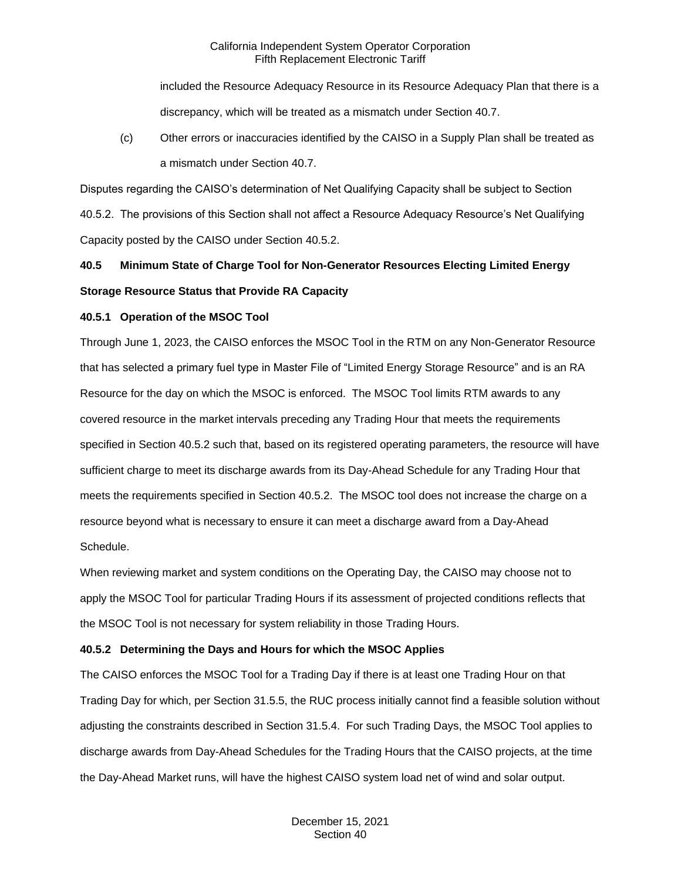included the Resource Adequacy Resource in its Resource Adequacy Plan that there is a discrepancy, which will be treated as a mismatch under Section 40.7.

(c) Other errors or inaccuracies identified by the CAISO in a Supply Plan shall be treated as a mismatch under Section 40.7.

Disputes regarding the CAISO's determination of Net Qualifying Capacity shall be subject to Section 40.5.2. The provisions of this Section shall not affect a Resource Adequacy Resource's Net Qualifying Capacity posted by the CAISO under Section 40.5.2.

**40.5 Minimum State of Charge Tool for Non-Generator Resources Electing Limited Energy Storage Resource Status that Provide RA Capacity**

**40.5.1 Operation of the MSOC Tool**

Through June 1, 2023, the CAISO enforces the MSOC Tool in the RTM on any Non-Generator Resource that has selected a primary fuel type in Master File of "Limited Energy Storage Resource" and is an RA Resource for the day on which the MSOC is enforced. The MSOC Tool limits RTM awards to any covered resource in the market intervals preceding any Trading Hour that meets the requirements specified in Section 40.5.2 such that, based on its registered operating parameters, the resource will have sufficient charge to meet its discharge awards from its Day-Ahead Schedule for any Trading Hour that meets the requirements specified in Section 40.5.2. The MSOC tool does not increase the charge on a resource beyond what is necessary to ensure it can meet a discharge award from a Day-Ahead Schedule.

When reviewing market and system conditions on the Operating Day, the CAISO may choose not to apply the MSOC Tool for particular Trading Hours if its assessment of projected conditions reflects that the MSOC Tool is not necessary for system reliability in those Trading Hours.

**40.5.2 Determining the Days and Hours for which the MSOC Applies**

The CAISO enforces the MSOC Tool for a Trading Day if there is at least one Trading Hour on that Trading Day for which, per Section 31.5.5, the RUC process initially cannot find a feasible solution without adjusting the constraints described in Section 31.5.4. For such Trading Days, the MSOC Tool applies to discharge awards from Day-Ahead Schedules for the Trading Hours that the CAISO projects, at the time the Day-Ahead Market runs, will have the highest CAISO system load net of wind and solar output.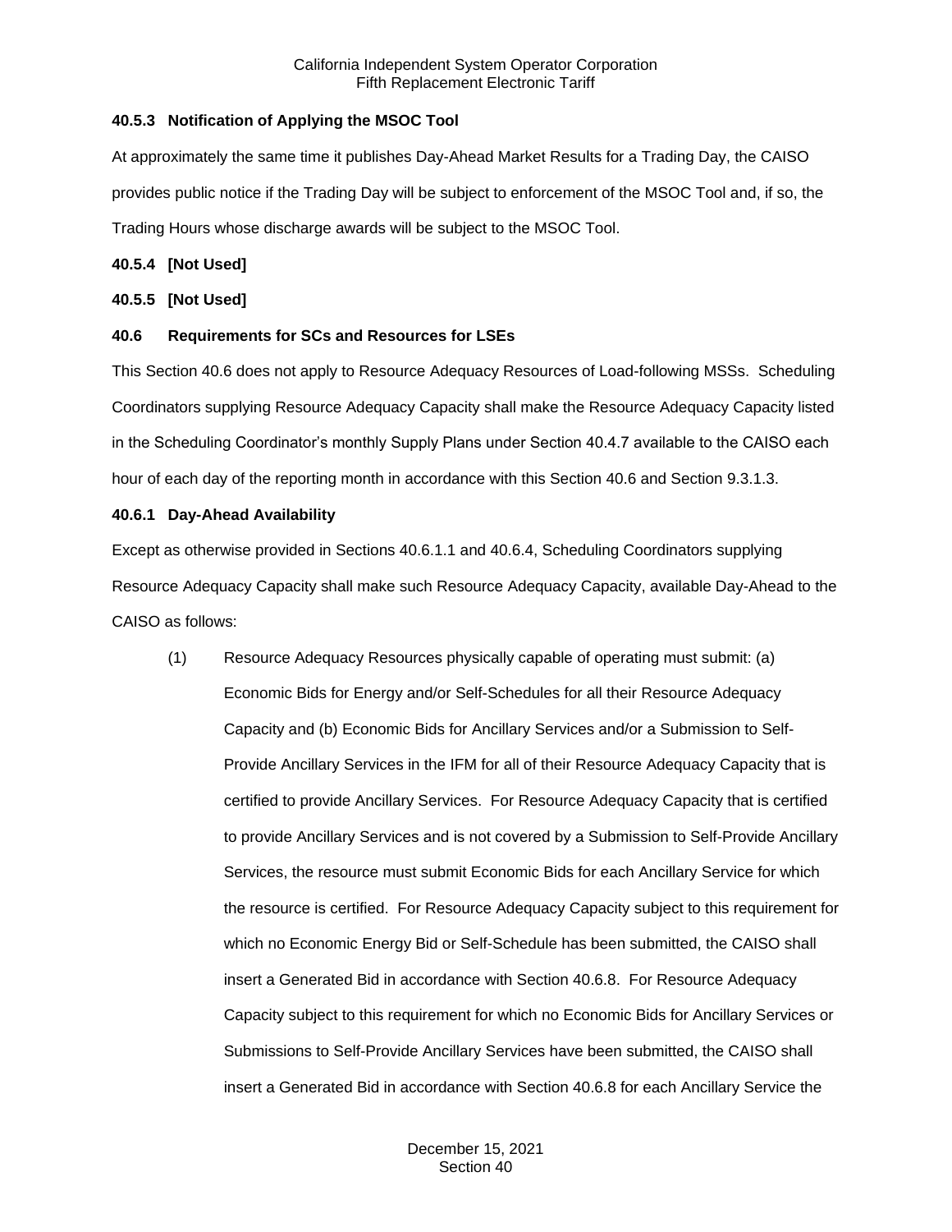#### 40.5.3 Notification of Applying the MSOC Tool

At approximately the same time it publishes Day-Ahead Market Results for a Trading Day, the CAISO provides public notice if the Trading Day will be subject to enforcement of the MSOC Tool and, if so, the Trading Hours whose discharge awards will be subject to the MSOC Tool.

#### 40.5.4 [Not Used]

#### 40.5.5 [Not Used]

### 40.6 Requirements for SCs and Resources for LSEs

This Section 40.6 does not apply to Resource Adequacy Resources of Load-following MSSs. Scheduling Coordinators supplying Resource Adequacy Capacity shall make the Resource Adequacy Capacity listed in the Scheduling Coordinator's monthly Supply Plans under Section 40.4.7 available to the CAISO each hour of each day of the reporting month in accordance with this Section 40.6 and Section 9.3.1.3.

#### 40.6.1 Day-Ahead Availability

Except as otherwise provided in Sections 40.6.1.1 and 40.6.4, Scheduling Coordinators supplying Resource Adequacy Capacity shall make such Resource Adequacy Capacity, available Day-Ahead to the CAISO as follows:

(1) Resource Adequacy Resources physically capable of operating must submit: (a) Economic Bids for Energy and/or Self-Schedules for all their Resource Adequacy Capacity and (b) Economic Bids for Ancillary Services and/or a Submission to Self-Provide Ancillary Services in the IFM for all of their Resource Adequacy Capacity that is certified to provide Ancillary Services. For Resource Adequacy Capacity that is certified to provide Ancillary Services and is not covered by a Submission to Self-Provide Ancillary Services, the resource must submit Economic Bids for each Ancillary Service for which the resource is certified. For Resource Adequacy Capacity subject to this requirement for which no Economic Energy Bid or Self-Schedule has been submitted, the CAISO shall insert a Generated Bid in accordance with Section 40.6.8. For Resource Adequacy Capacity subject to this requirement for which no Economic Bids for Ancillary Services or Submissions to Self-Provide Ancillary Services have been submitted, the CAISO shall insert a Generated Bid in accordance with Section 40.6.8 for each Ancillary Service the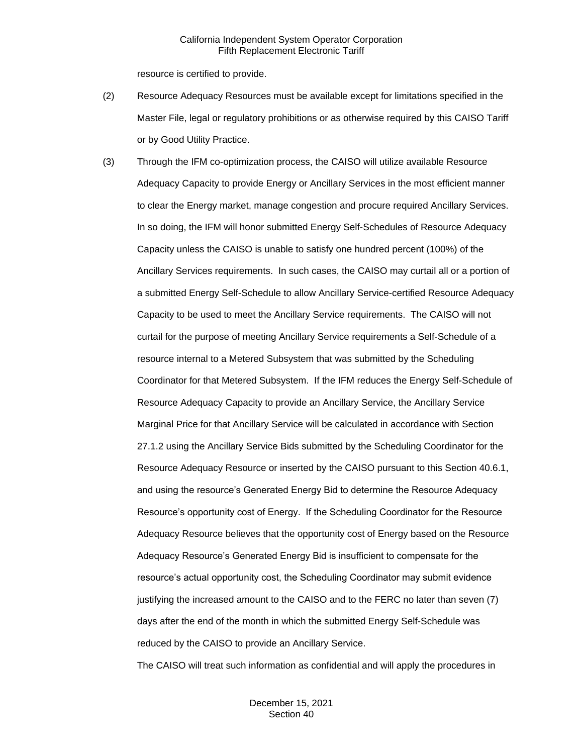resource is certified to provide.

(2) Resource Adequacy Resources must be available except for limitations specified in the Master File, legal or regulatory prohibitions or as otherwise required by this CAISO Tariff or by Good Utility Practice.

(3) Through the IFM co-optimization process, the CAISO will utilize available Resource Adequacy Capacity to provide Energy or Ancillary Services in the most efficient manner to clear the Energy market, manage congestion and procure required Ancillary Services. In so doing, the IFM will honor submitted Energy Self-Schedules of Resource Adequacy Capacity unless the CAISO is unable to satisfy one hundred percent (100%) of the Ancillary Services requirements. In such cases, the CAISO may curtail all or a portion of a submitted Energy Self-Schedule to allow Ancillary Service-certified Resource Adequacy Capacity to be used to meet the Ancillary Service requirements. The CAISO will not curtail for the purpose of meeting Ancillary Service requirements a Self-Schedule of a resource internal to a Metered Subsystem that was submitted by the Scheduling Coordinator for that Metered Subsystem. If the IFM reduces the Energy Self-Schedule of Resource Adequacy Capacity to provide an Ancillary Service, the Ancillary Service Marginal Price for that Ancillary Service will be calculated in accordance with Section 27.1.2 using the Ancillary Service Bids submitted by the Scheduling Coordinator for the Resource Adequacy Resource or inserted by the CAISO pursuant to this Section 40.6.1, and using the resource's Generated Energy Bid to determine the Resource Adequacy Resource's opportunity cost of Energy. If the Scheduling Coordinator for the Resource Adequacy Resource believes that the opportunity cost of Energy based on the Resource Adequacy Resource's Generated Energy Bid is insufficient to compensate for the resource's actual opportunity cost, the Scheduling Coordinator may submit evidence justifying the increased amount to the CAISO and to the FERC no later than seven (7) days after the end of the month in which the submitted Energy Self-Schedule was reduced by the CAISO to provide an Ancillary Service.

The CAISO will treat such information as confidential and will apply the procedures in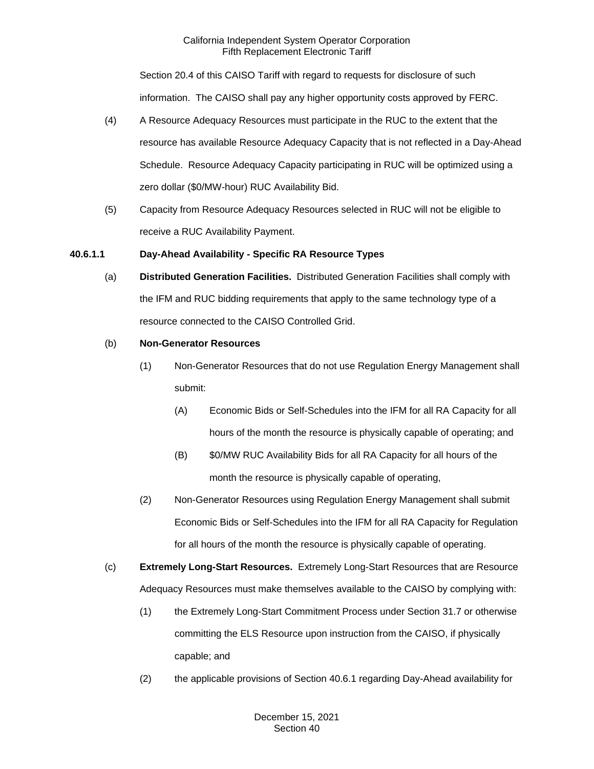Section 20.4 of this CAISO Tariff with regard to requests for disclosure of such information. The CAISO shall pay any higher opportunity costs approved by FERC.

(4) A Resource Adequacy Resources must participate in the RUC to the extent that the resource has available Resource Adequacy Capacity that is not reflected in a Day-Ahead Schedule. Resource Adequacy Capacity participating in RUC will be optimized using a zero dollar ($0/MW-hour) RUC Availability Bid.

(5) Capacity from Resource Adequacy Resources selected in RUC will not be eligible to receive a RUC Availability Payment.

**40.6.1.1 Day-Ahead Availability - Specific RA Resource Types**

(a) **Distributed Generation Facilities.** Distributed Generation Facilities shall comply with the IFM and RUC bidding requirements that apply to the same technology type of a resource connected to the CAISO Controlled Grid.

(b) **Non-Generator Resources**

(1) Non-Generator Resources that do not use Regulation Energy Management shall submit:

(A) Economic Bids or Self-Schedules into the IFM for all RA Capacity for all hours of the month the resource is physically capable of operating; and

(B) $0/MW RUC Availability Bids for all RA Capacity for all hours of the month the resource is physically capable of operating,

(2) Non-Generator Resources using Regulation Energy Management shall submit Economic Bids or Self-Schedules into the IFM for all RA Capacity for Regulation for all hours of the month the resource is physically capable of operating.

(c) **Extremely Long-Start Resources.** Extremely Long-Start Resources that are Resource Adequacy Resources must make themselves available to the CAISO by complying with:

(1) the Extremely Long-Start Commitment Process under Section 31.7 or otherwise committing the ELS Resource upon instruction from the CAISO, if physically capable; and

(2) the applicable provisions of Section 40.6.1 regarding Day-Ahead availability for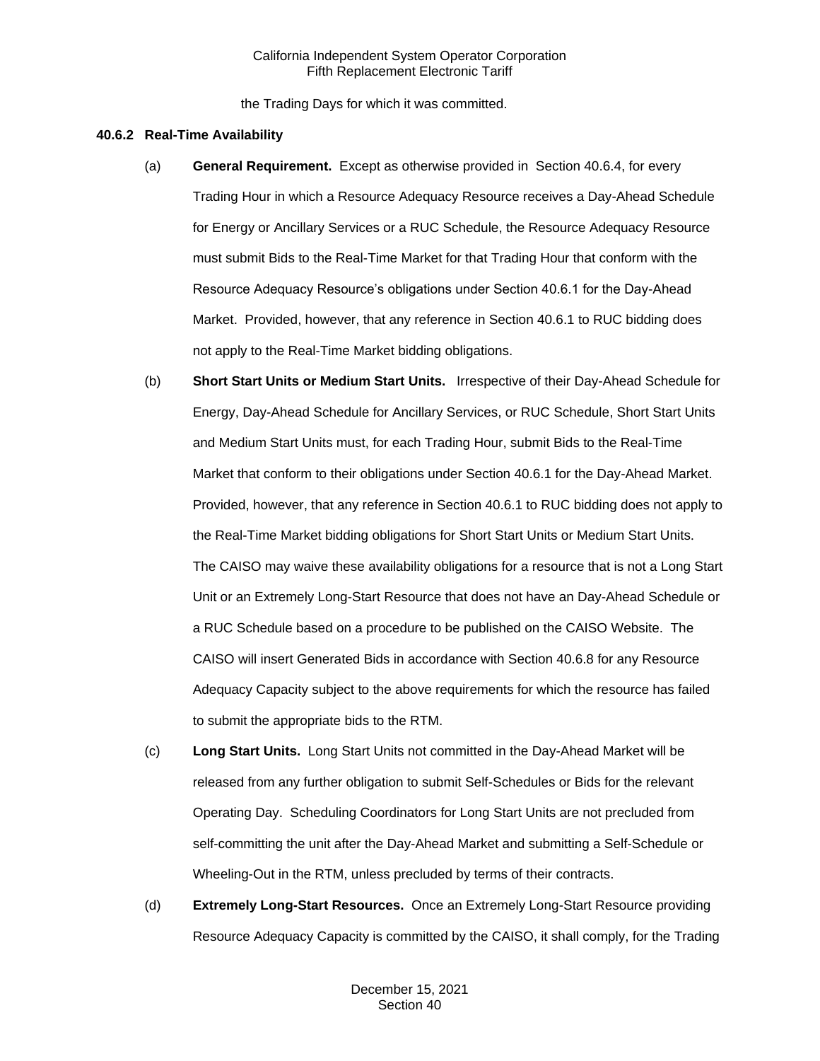the Trading Days for which it was committed.

**40.6.2 Real-Time Availability**

(a) **General Requirement.** Except as otherwise provided in Section 40.6.4, for every Trading Hour in which a Resource Adequacy Resource receives a Day-Ahead Schedule for Energy or Ancillary Services or a RUC Schedule, the Resource Adequacy Resource must submit Bids to the Real-Time Market for that Trading Hour that conform with the Resource Adequacy Resource's obligations under Section 40.6.1 for the Day-Ahead Market. Provided, however, that any reference in Section 40.6.1 to RUC bidding does not apply to the Real-Time Market bidding obligations.

(b) **Short Start Units or Medium Start Units.** Irrespective of their Day-Ahead Schedule for Energy, Day-Ahead Schedule for Ancillary Services, or RUC Schedule, Short Start Units and Medium Start Units must, for each Trading Hour, submit Bids to the Real-Time Market that conform to their obligations under Section 40.6.1 for the Day-Ahead Market. Provided, however, that any reference in Section 40.6.1 to RUC bidding does not apply to the Real-Time Market bidding obligations for Short Start Units or Medium Start Units. The CAISO may waive these availability obligations for a resource that is not a Long Start Unit or an Extremely Long-Start Resource that does not have an Day-Ahead Schedule or a RUC Schedule based on a procedure to be published on the CAISO Website. The CAISO will insert Generated Bids in accordance with Section 40.6.8 for any Resource Adequacy Capacity subject to the above requirements for which the resource has failed to submit the appropriate bids to the RTM.

(c) **Long Start Units.** Long Start Units not committed in the Day-Ahead Market will be released from any further obligation to submit Self-Schedules or Bids for the relevant Operating Day. Scheduling Coordinators for Long Start Units are not precluded from self-committing the unit after the Day-Ahead Market and submitting a Self-Schedule or Wheeling-Out in the RTM, unless precluded by terms of their contracts.

(d) **Extremely Long-Start Resources.** Once an Extremely Long-Start Resource providing Resource Adequacy Capacity is committed by the CAISO, it shall comply, for the Trading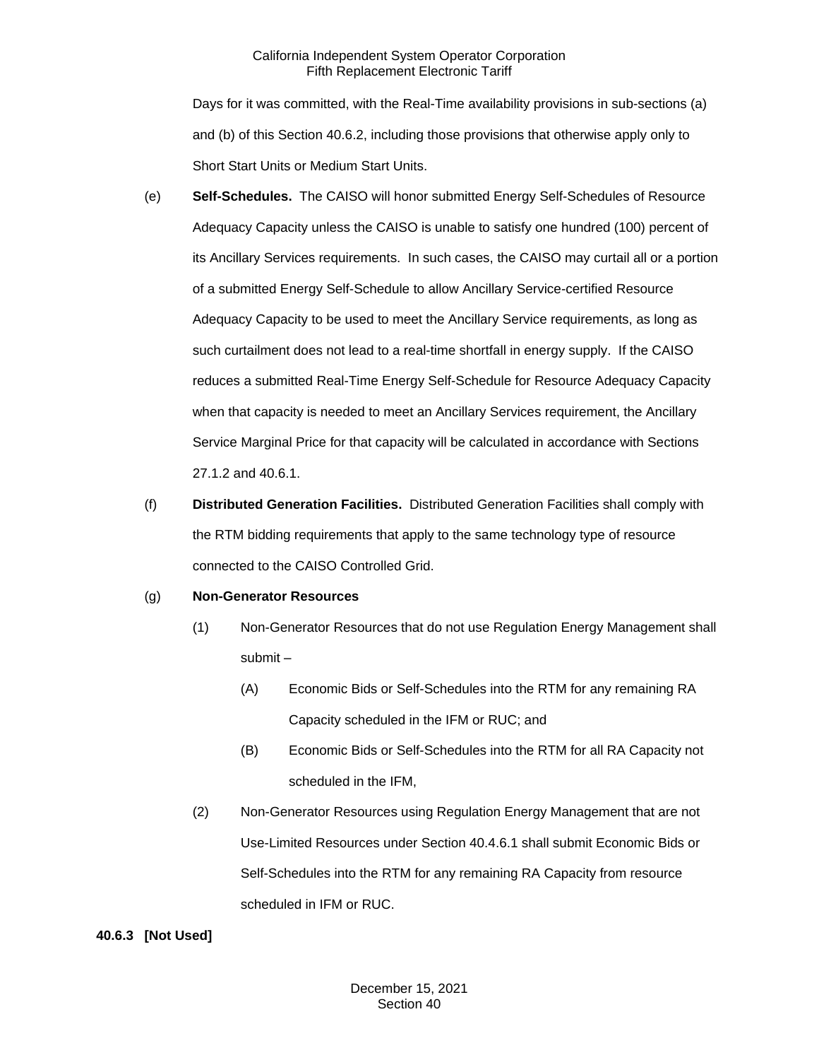Days for it was committed, with the Real-Time availability provisions in sub-sections (a) and (b) of this Section 40.6.2, including those provisions that otherwise apply only to Short Start Units or Medium Start Units.

(e) **Self-Schedules.** The CAISO will honor submitted Energy Self-Schedules of Resource Adequacy Capacity unless the CAISO is unable to satisfy one hundred (100) percent of its Ancillary Services requirements. In such cases, the CAISO may curtail all or a portion of a submitted Energy Self-Schedule to allow Ancillary Service-certified Resource Adequacy Capacity to be used to meet the Ancillary Service requirements, as long as such curtailment does not lead to a real-time shortfall in energy supply. If the CAISO reduces a submitted Real-Time Energy Self-Schedule for Resource Adequacy Capacity when that capacity is needed to meet an Ancillary Services requirement, the Ancillary Service Marginal Price for that capacity will be calculated in accordance with Sections 27.1.2 and 40.6.1.

(f) **Distributed Generation Facilities.** Distributed Generation Facilities shall comply with the RTM bidding requirements that apply to the same technology type of resource connected to the CAISO Controlled Grid.

(g) **Non-Generator Resources**

(1) Non-Generator Resources that do not use Regulation Energy Management shall submit –

(A) Economic Bids or Self-Schedules into the RTM for any remaining RA Capacity scheduled in the IFM or RUC; and

(B) Economic Bids or Self-Schedules into the RTM for all RA Capacity not scheduled in the IFM,

(2) Non-Generator Resources using Regulation Energy Management that are not Use-Limited Resources under Section 40.4.6.1 shall submit Economic Bids or Self-Schedules into the RTM for any remaining RA Capacity from resource scheduled in IFM or RUC.

**40.6.3 [Not Used]**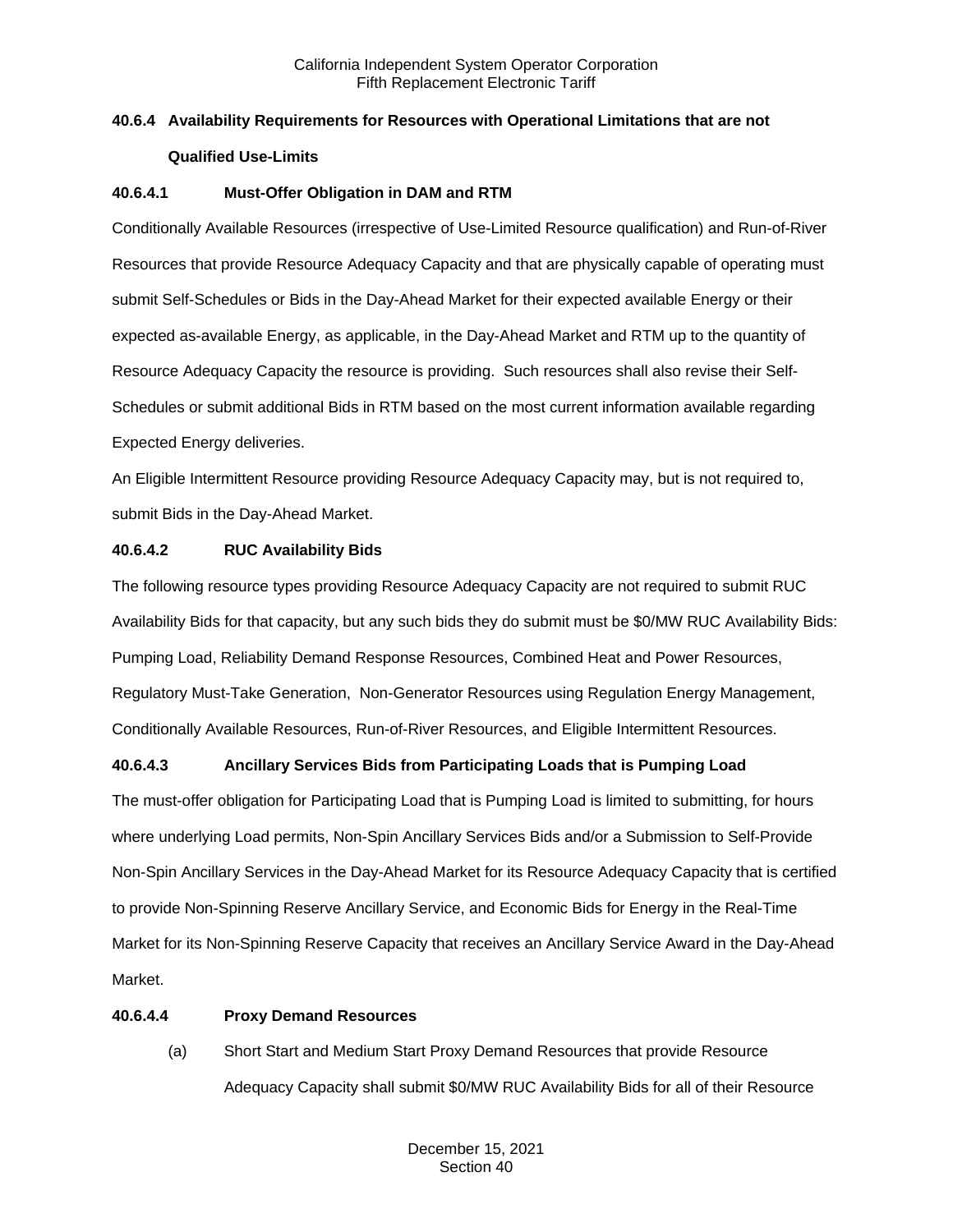### 40.6.4 Availability Requirements for Resources with Operational Limitations that are not Qualified Use-Limits

#### 40.6.4.1 Must-Offer Obligation in DAM and RTM

Conditionally Available Resources (irrespective of Use-Limited Resource qualification) and Run-of-River Resources that provide Resource Adequacy Capacity and that are physically capable of operating must submit Self-Schedules or Bids in the Day-Ahead Market for their expected available Energy or their expected as-available Energy, as applicable, in the Day-Ahead Market and RTM up to the quantity of Resource Adequacy Capacity the resource is providing. Such resources shall also revise their Self-Schedules or submit additional Bids in RTM based on the most current information available regarding Expected Energy deliveries.

An Eligible Intermittent Resource providing Resource Adequacy Capacity may, but is not required to, submit Bids in the Day-Ahead Market.

#### 40.6.4.2 RUC Availability Bids

The following resource types providing Resource Adequacy Capacity are not required to submit RUC Availability Bids for that capacity, but any such bids they do submit must be $0/MW RUC Availability Bids: Pumping Load, Reliability Demand Response Resources, Combined Heat and Power Resources, Regulatory Must-Take Generation, Non-Generator Resources using Regulation Energy Management, Conditionally Available Resources, Run-of-River Resources, and Eligible Intermittent Resources.

#### 40.6.4.3 Ancillary Services Bids from Participating Loads that is Pumping Load

The must-offer obligation for Participating Load that is Pumping Load is limited to submitting, for hours where underlying Load permits, Non-Spin Ancillary Services Bids and/or a Submission to Self-Provide Non-Spin Ancillary Services in the Day-Ahead Market for its Resource Adequacy Capacity that is certified to provide Non-Spinning Reserve Ancillary Service, and Economic Bids for Energy in the Real-Time Market for its Non-Spinning Reserve Capacity that receives an Ancillary Service Award in the Day-Ahead Market.

#### 40.6.4.4 Proxy Demand Resources

(a) Short Start and Medium Start Proxy Demand Resources that provide Resource Adequacy Capacity shall submit $0/MW RUC Availability Bids for all of their Resource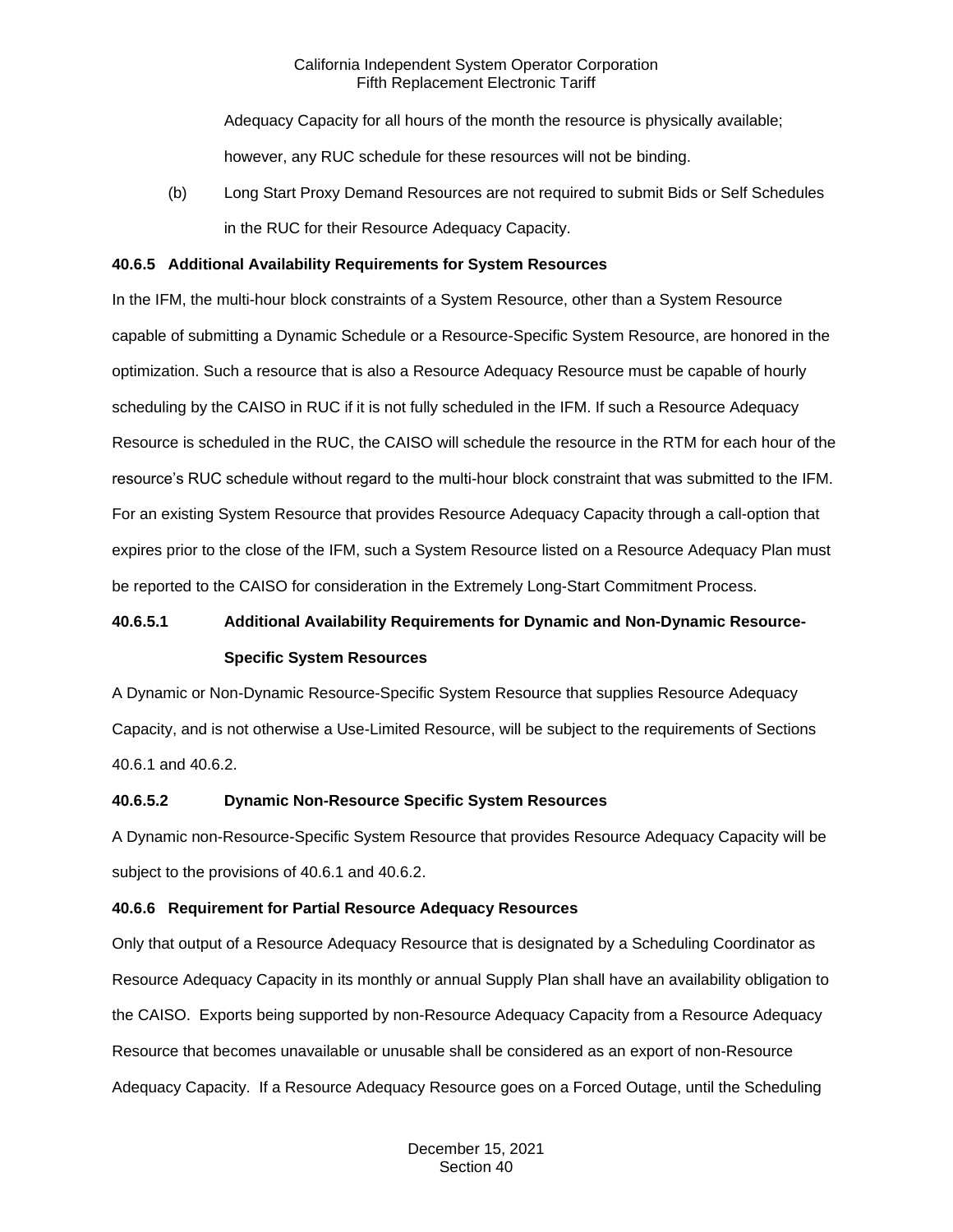Adequacy Capacity for all hours of the month the resource is physically available; however, any RUC schedule for these resources will not be binding.

(b) Long Start Proxy Demand Resources are not required to submit Bids or Self Schedules in the RUC for their Resource Adequacy Capacity.

**40.6.5 Additional Availability Requirements for System Resources**

In the IFM, the multi-hour block constraints of a System Resource, other than a System Resource capable of submitting a Dynamic Schedule or a Resource-Specific System Resource, are honored in the optimization. Such a resource that is also a Resource Adequacy Resource must be capable of hourly scheduling by the CAISO in RUC if it is not fully scheduled in the IFM. If such a Resource Adequacy Resource is scheduled in the RUC, the CAISO will schedule the resource in the RTM for each hour of the resource's RUC schedule without regard to the multi-hour block constraint that was submitted to the IFM. For an existing System Resource that provides Resource Adequacy Capacity through a call-option that expires prior to the close of the IFM, such a System Resource listed on a Resource Adequacy Plan must be reported to the CAISO for consideration in the Extremely Long-Start Commitment Process.

**40.6.5.1 Additional Availability Requirements for Dynamic and Non-Dynamic Resource-Specific System Resources**

A Dynamic or Non-Dynamic Resource-Specific System Resource that supplies Resource Adequacy Capacity, and is not otherwise a Use-Limited Resource, will be subject to the requirements of Sections 40.6.1 and 40.6.2.

**40.6.5.2 Dynamic Non-Resource Specific System Resources**

A Dynamic non-Resource-Specific System Resource that provides Resource Adequacy Capacity will be subject to the provisions of 40.6.1 and 40.6.2.

**40.6.6 Requirement for Partial Resource Adequacy Resources**

Only that output of a Resource Adequacy Resource that is designated by a Scheduling Coordinator as Resource Adequacy Capacity in its monthly or annual Supply Plan shall have an availability obligation to the CAISO. Exports being supported by non-Resource Adequacy Capacity from a Resource Adequacy Resource that becomes unavailable or unusable shall be considered as an export of non-Resource Adequacy Capacity. If a Resource Adequacy Resource goes on a Forced Outage, until the Scheduling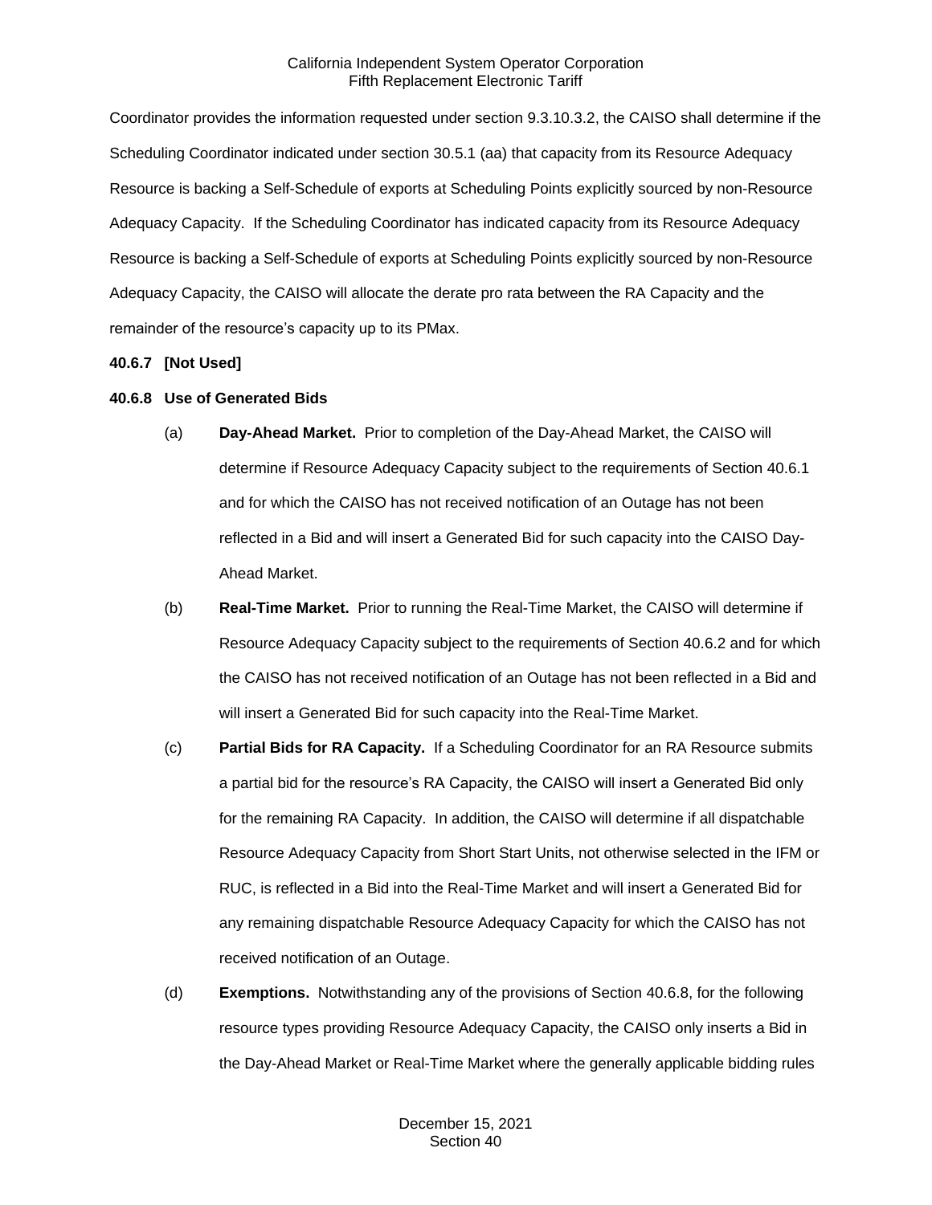Coordinator provides the information requested under section 9.3.10.3.2, the CAISO shall determine if the Scheduling Coordinator indicated under section 30.5.1 (aa) that capacity from its Resource Adequacy Resource is backing a Self-Schedule of exports at Scheduling Points explicitly sourced by non-Resource Adequacy Capacity. If the Scheduling Coordinator has indicated capacity from its Resource Adequacy Resource is backing a Self-Schedule of exports at Scheduling Points explicitly sourced by non-Resource Adequacy Capacity, the CAISO will allocate the derate pro rata between the RA Capacity and the remainder of the resource's capacity up to its PMax.

**40.6.7 [Not Used]**

**40.6.8 Use of Generated Bids**

(a) **Day-Ahead Market.** Prior to completion of the Day-Ahead Market, the CAISO will determine if Resource Adequacy Capacity subject to the requirements of Section 40.6.1 and for which the CAISO has not received notification of an Outage has not been reflected in a Bid and will insert a Generated Bid for such capacity into the CAISO Day-Ahead Market.

(b) **Real-Time Market.** Prior to running the Real-Time Market, the CAISO will determine if Resource Adequacy Capacity subject to the requirements of Section 40.6.2 and for which the CAISO has not received notification of an Outage has not been reflected in a Bid and will insert a Generated Bid for such capacity into the Real-Time Market.

(c) **Partial Bids for RA Capacity.** If a Scheduling Coordinator for an RA Resource submits a partial bid for the resource's RA Capacity, the CAISO will insert a Generated Bid only for the remaining RA Capacity. In addition, the CAISO will determine if all dispatchable Resource Adequacy Capacity from Short Start Units, not otherwise selected in the IFM or RUC, is reflected in a Bid into the Real-Time Market and will insert a Generated Bid for any remaining dispatchable Resource Adequacy Capacity for which the CAISO has not received notification of an Outage.

(d) **Exemptions.** Notwithstanding any of the provisions of Section 40.6.8, for the following resource types providing Resource Adequacy Capacity, the CAISO only inserts a Bid in the Day-Ahead Market or Real-Time Market where the generally applicable bidding rules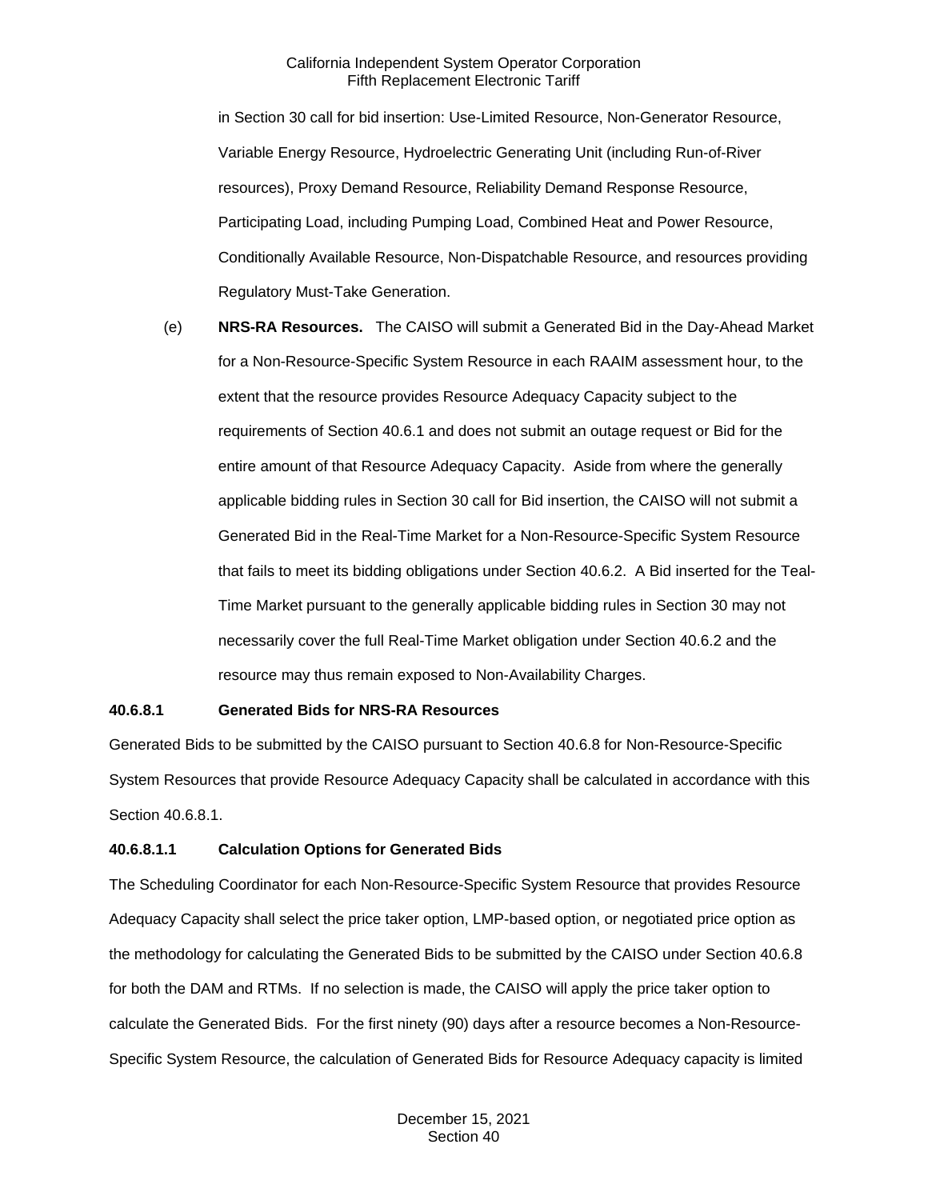in Section 30 call for bid insertion: Use-Limited Resource, Non-Generator Resource, Variable Energy Resource, Hydroelectric Generating Unit (including Run-of-River resources), Proxy Demand Resource, Reliability Demand Response Resource, Participating Load, including Pumping Load, Combined Heat and Power Resource, Conditionally Available Resource, Non-Dispatchable Resource, and resources providing Regulatory Must-Take Generation.

(e) **NRS-RA Resources.** The CAISO will submit a Generated Bid in the Day-Ahead Market for a Non-Resource-Specific System Resource in each RAAIM assessment hour, to the extent that the resource provides Resource Adequacy Capacity subject to the requirements of Section 40.6.1 and does not submit an outage request or Bid for the entire amount of that Resource Adequacy Capacity. Aside from where the generally applicable bidding rules in Section 30 call for Bid insertion, the CAISO will not submit a Generated Bid in the Real-Time Market for a Non-Resource-Specific System Resource that fails to meet its bidding obligations under Section 40.6.2. A Bid inserted for the Teal-Time Market pursuant to the generally applicable bidding rules in Section 30 may not necessarily cover the full Real-Time Market obligation under Section 40.6.2 and the resource may thus remain exposed to Non-Availability Charges.

**40.6.8.1 Generated Bids for NRS-RA Resources**

Generated Bids to be submitted by the CAISO pursuant to Section 40.6.8 for Non-Resource-Specific System Resources that provide Resource Adequacy Capacity shall be calculated in accordance with this Section 40.6.8.1.

**40.6.8.1.1 Calculation Options for Generated Bids**

The Scheduling Coordinator for each Non-Resource-Specific System Resource that provides Resource Adequacy Capacity shall select the price taker option, LMP-based option, or negotiated price option as the methodology for calculating the Generated Bids to be submitted by the CAISO under Section 40.6.8 for both the DAM and RTMs. If no selection is made, the CAISO will apply the price taker option to calculate the Generated Bids. For the first ninety (90) days after a resource becomes a Non-Resource-Specific System Resource, the calculation of Generated Bids for Resource Adequacy capacity is limited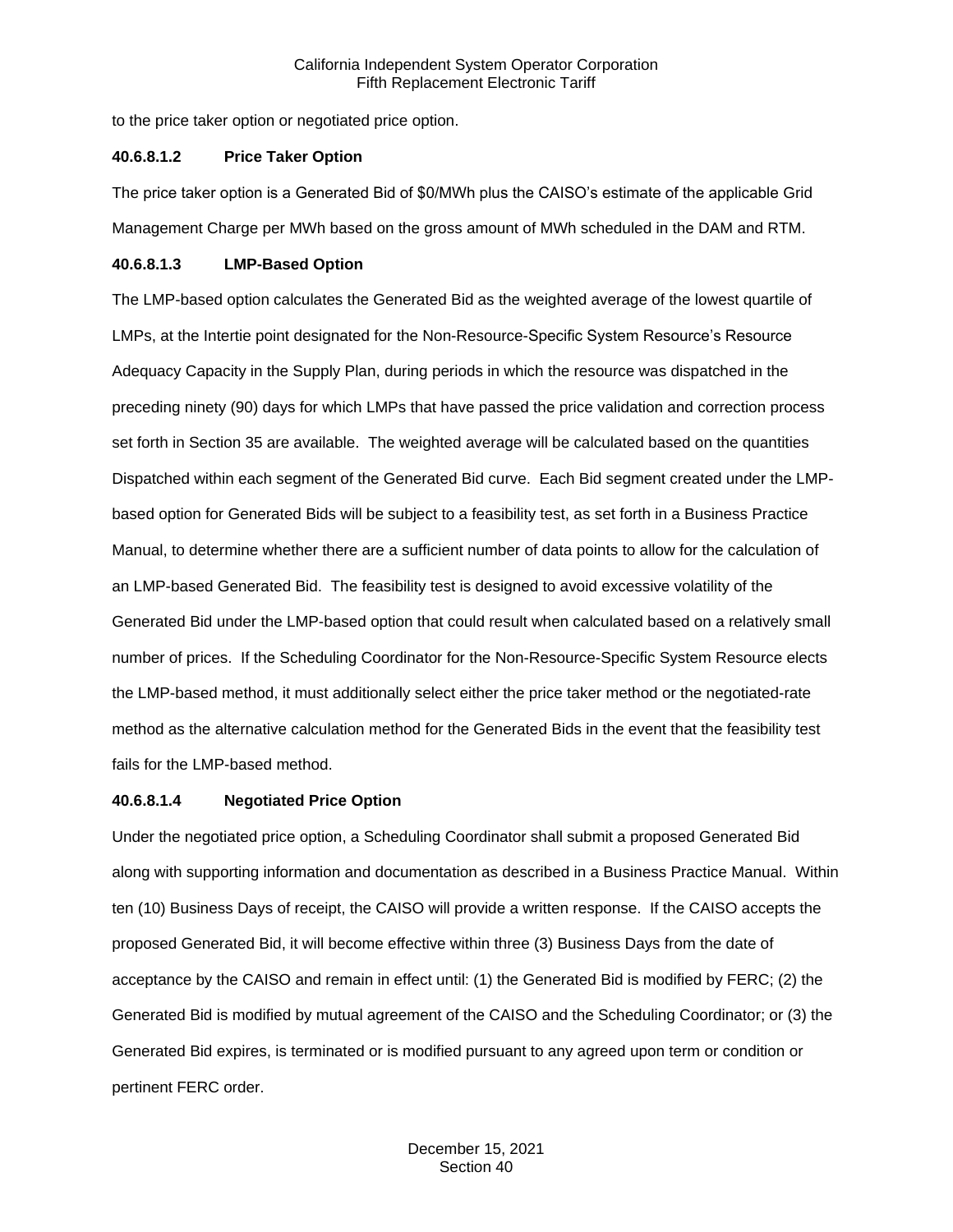to the price taker option or negotiated price option.

#### 40.6.8.1.2 Price Taker Option

The price taker option is a Generated Bid of $0/MWh plus the CAISO's estimate of the applicable Grid Management Charge per MWh based on the gross amount of MWh scheduled in the DAM and RTM.

#### 40.6.8.1.3 LMP-Based Option

The LMP-based option calculates the Generated Bid as the weighted average of the lowest quartile of LMPs, at the Intertie point designated for the Non-Resource-Specific System Resource's Resource Adequacy Capacity in the Supply Plan, during periods in which the resource was dispatched in the preceding ninety (90) days for which LMPs that have passed the price validation and correction process set forth in Section 35 are available. The weighted average will be calculated based on the quantities Dispatched within each segment of the Generated Bid curve. Each Bid segment created under the LMP-based option for Generated Bids will be subject to a feasibility test, as set forth in a Business Practice Manual, to determine whether there are a sufficient number of data points to allow for the calculation of an LMP-based Generated Bid. The feasibility test is designed to avoid excessive volatility of the Generated Bid under the LMP-based option that could result when calculated based on a relatively small number of prices. If the Scheduling Coordinator for the Non-Resource-Specific System Resource elects the LMP-based method, it must additionally select either the price taker method or the negotiated-rate method as the alternative calculation method for the Generated Bids in the event that the feasibility test fails for the LMP-based method.

#### 40.6.8.1.4 Negotiated Price Option

Under the negotiated price option, a Scheduling Coordinator shall submit a proposed Generated Bid along with supporting information and documentation as described in a Business Practice Manual. Within ten (10) Business Days of receipt, the CAISO will provide a written response. If the CAISO accepts the proposed Generated Bid, it will become effective within three (3) Business Days from the date of acceptance by the CAISO and remain in effect until: (1) the Generated Bid is modified by FERC; (2) the Generated Bid is modified by mutual agreement of the CAISO and the Scheduling Coordinator; or (3) the Generated Bid expires, is terminated or is modified pursuant to any agreed upon term or condition or pertinent FERC order.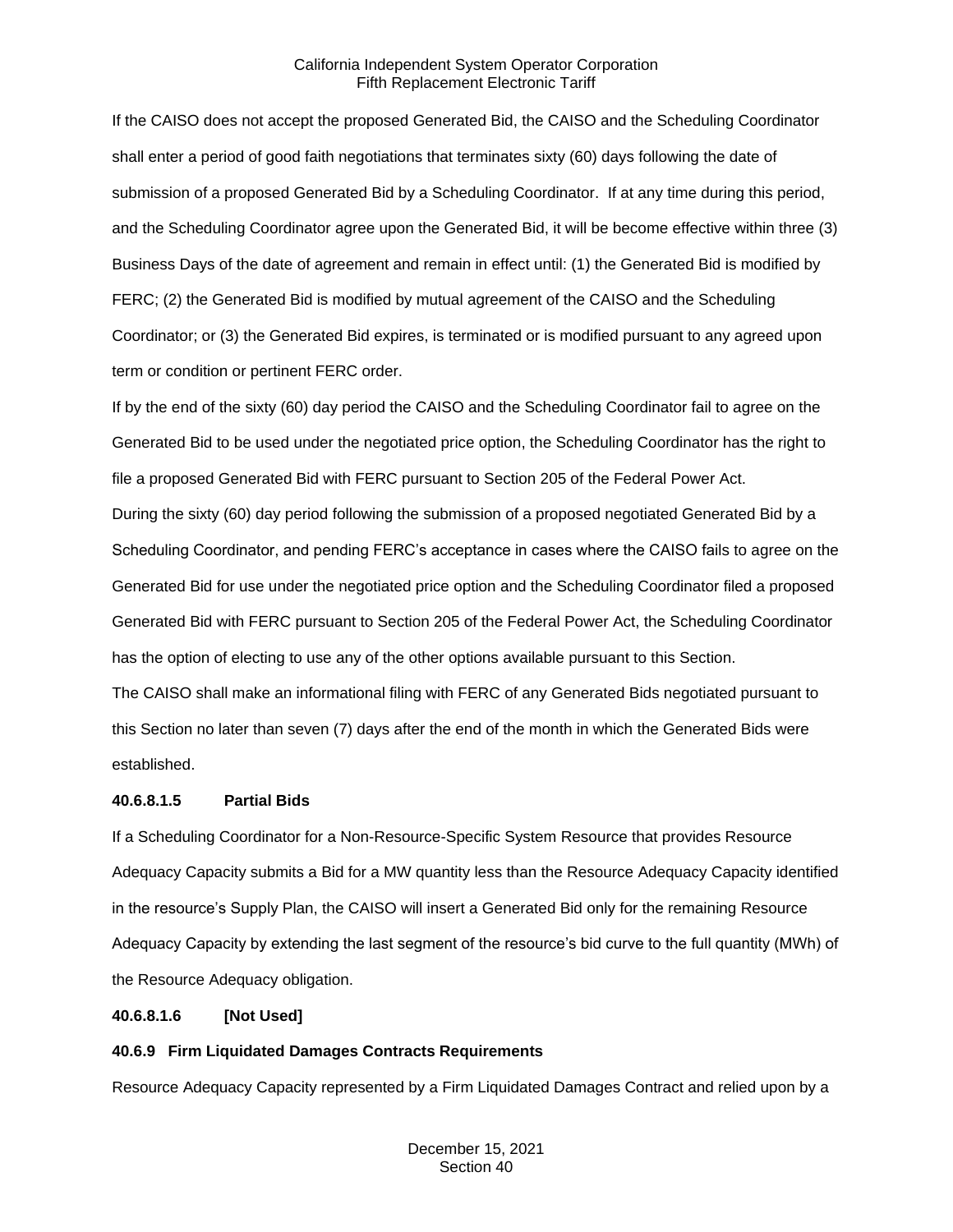If the CAISO does not accept the proposed Generated Bid, the CAISO and the Scheduling Coordinator shall enter a period of good faith negotiations that terminates sixty (60) days following the date of submission of a proposed Generated Bid by a Scheduling Coordinator. If at any time during this period, and the Scheduling Coordinator agree upon the Generated Bid, it will be become effective within three (3) Business Days of the date of agreement and remain in effect until: (1) the Generated Bid is modified by FERC; (2) the Generated Bid is modified by mutual agreement of the CAISO and the Scheduling Coordinator; or (3) the Generated Bid expires, is terminated or is modified pursuant to any agreed upon term or condition or pertinent FERC order.

If by the end of the sixty (60) day period the CAISO and the Scheduling Coordinator fail to agree on the Generated Bid to be used under the negotiated price option, the Scheduling Coordinator has the right to file a proposed Generated Bid with FERC pursuant to Section 205 of the Federal Power Act.

During the sixty (60) day period following the submission of a proposed negotiated Generated Bid by a Scheduling Coordinator, and pending FERC's acceptance in cases where the CAISO fails to agree on the Generated Bid for use under the negotiated price option and the Scheduling Coordinator filed a proposed Generated Bid with FERC pursuant to Section 205 of the Federal Power Act, the Scheduling Coordinator has the option of electing to use any of the other options available pursuant to this Section.

The CAISO shall make an informational filing with FERC of any Generated Bids negotiated pursuant to this Section no later than seven (7) days after the end of the month in which the Generated Bids were established.

**40.6.8.1.5 Partial Bids**

If a Scheduling Coordinator for a Non-Resource-Specific System Resource that provides Resource Adequacy Capacity submits a Bid for a MW quantity less than the Resource Adequacy Capacity identified in the resource's Supply Plan, the CAISO will insert a Generated Bid only for the remaining Resource Adequacy Capacity by extending the last segment of the resource's bid curve to the full quantity (MWh) of the Resource Adequacy obligation.

**40.6.8.1.6 [Not Used]**

**40.6.9 Firm Liquidated Damages Contracts Requirements**

Resource Adequacy Capacity represented by a Firm Liquidated Damages Contract and relied upon by a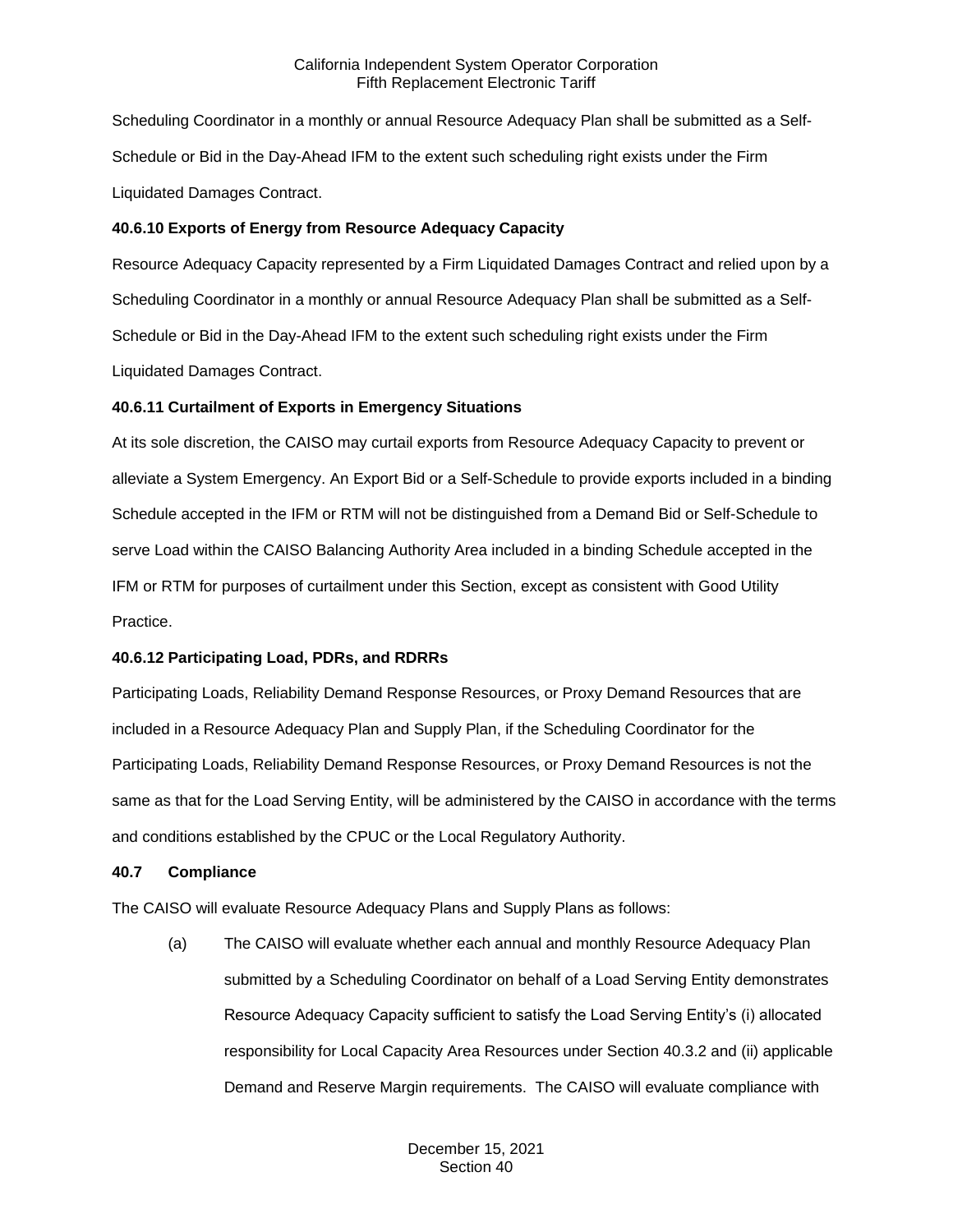Scheduling Coordinator in a monthly or annual Resource Adequacy Plan shall be submitted as a Self-Schedule or Bid in the Day-Ahead IFM to the extent such scheduling right exists under the Firm Liquidated Damages Contract.

#### 40.6.10 Exports of Energy from Resource Adequacy Capacity

Resource Adequacy Capacity represented by a Firm Liquidated Damages Contract and relied upon by a Scheduling Coordinator in a monthly or annual Resource Adequacy Plan shall be submitted as a Self-Schedule or Bid in the Day-Ahead IFM to the extent such scheduling right exists under the Firm Liquidated Damages Contract.

#### 40.6.11 Curtailment of Exports in Emergency Situations

At its sole discretion, the CAISO may curtail exports from Resource Adequacy Capacity to prevent or alleviate a System Emergency. An Export Bid or a Self-Schedule to provide exports included in a binding Schedule accepted in the IFM or RTM will not be distinguished from a Demand Bid or Self-Schedule to serve Load within the CAISO Balancing Authority Area included in a binding Schedule accepted in the IFM or RTM for purposes of curtailment under this Section, except as consistent with Good Utility Practice.

#### 40.6.12 Participating Load, PDRs, and RDRRs

Participating Loads, Reliability Demand Response Resources, or Proxy Demand Resources that are included in a Resource Adequacy Plan and Supply Plan, if the Scheduling Coordinator for the Participating Loads, Reliability Demand Response Resources, or Proxy Demand Resources is not the same as that for the Load Serving Entity, will be administered by the CAISO in accordance with the terms and conditions established by the CPUC or the Local Regulatory Authority.

### 40.7 Compliance

The CAISO will evaluate Resource Adequacy Plans and Supply Plans as follows:

(a) The CAISO will evaluate whether each annual and monthly Resource Adequacy Plan submitted by a Scheduling Coordinator on behalf of a Load Serving Entity demonstrates Resource Adequacy Capacity sufficient to satisfy the Load Serving Entity's (i) allocated responsibility for Local Capacity Area Resources under Section 40.3.2 and (ii) applicable Demand and Reserve Margin requirements. The CAISO will evaluate compliance with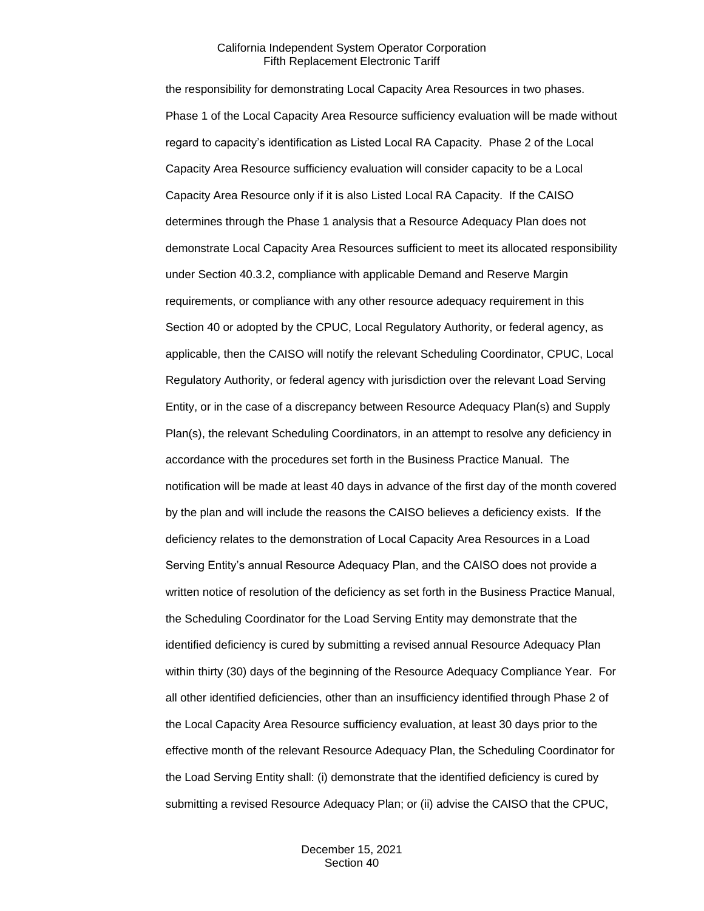the responsibility for demonstrating Local Capacity Area Resources in two phases. Phase 1 of the Local Capacity Area Resource sufficiency evaluation will be made without regard to capacity's identification as Listed Local RA Capacity. Phase 2 of the Local Capacity Area Resource sufficiency evaluation will consider capacity to be a Local Capacity Area Resource only if it is also Listed Local RA Capacity. If the CAISO determines through the Phase 1 analysis that a Resource Adequacy Plan does not demonstrate Local Capacity Area Resources sufficient to meet its allocated responsibility under Section 40.3.2, compliance with applicable Demand and Reserve Margin requirements, or compliance with any other resource adequacy requirement in this Section 40 or adopted by the CPUC, Local Regulatory Authority, or federal agency, as applicable, then the CAISO will notify the relevant Scheduling Coordinator, CPUC, Local Regulatory Authority, or federal agency with jurisdiction over the relevant Load Serving Entity, or in the case of a discrepancy between Resource Adequacy Plan(s) and Supply Plan(s), the relevant Scheduling Coordinators, in an attempt to resolve any deficiency in accordance with the procedures set forth in the Business Practice Manual. The notification will be made at least 40 days in advance of the first day of the month covered by the plan and will include the reasons the CAISO believes a deficiency exists. If the deficiency relates to the demonstration of Local Capacity Area Resources in a Load Serving Entity's annual Resource Adequacy Plan, and the CAISO does not provide a written notice of resolution of the deficiency as set forth in the Business Practice Manual, the Scheduling Coordinator for the Load Serving Entity may demonstrate that the identified deficiency is cured by submitting a revised annual Resource Adequacy Plan within thirty (30) days of the beginning of the Resource Adequacy Compliance Year. For all other identified deficiencies, other than an insufficiency identified through Phase 2 of the Local Capacity Area Resource sufficiency evaluation, at least 30 days prior to the effective month of the relevant Resource Adequacy Plan, the Scheduling Coordinator for the Load Serving Entity shall: (i) demonstrate that the identified deficiency is cured by submitting a revised Resource Adequacy Plan; or (ii) advise the CAISO that the CPUC,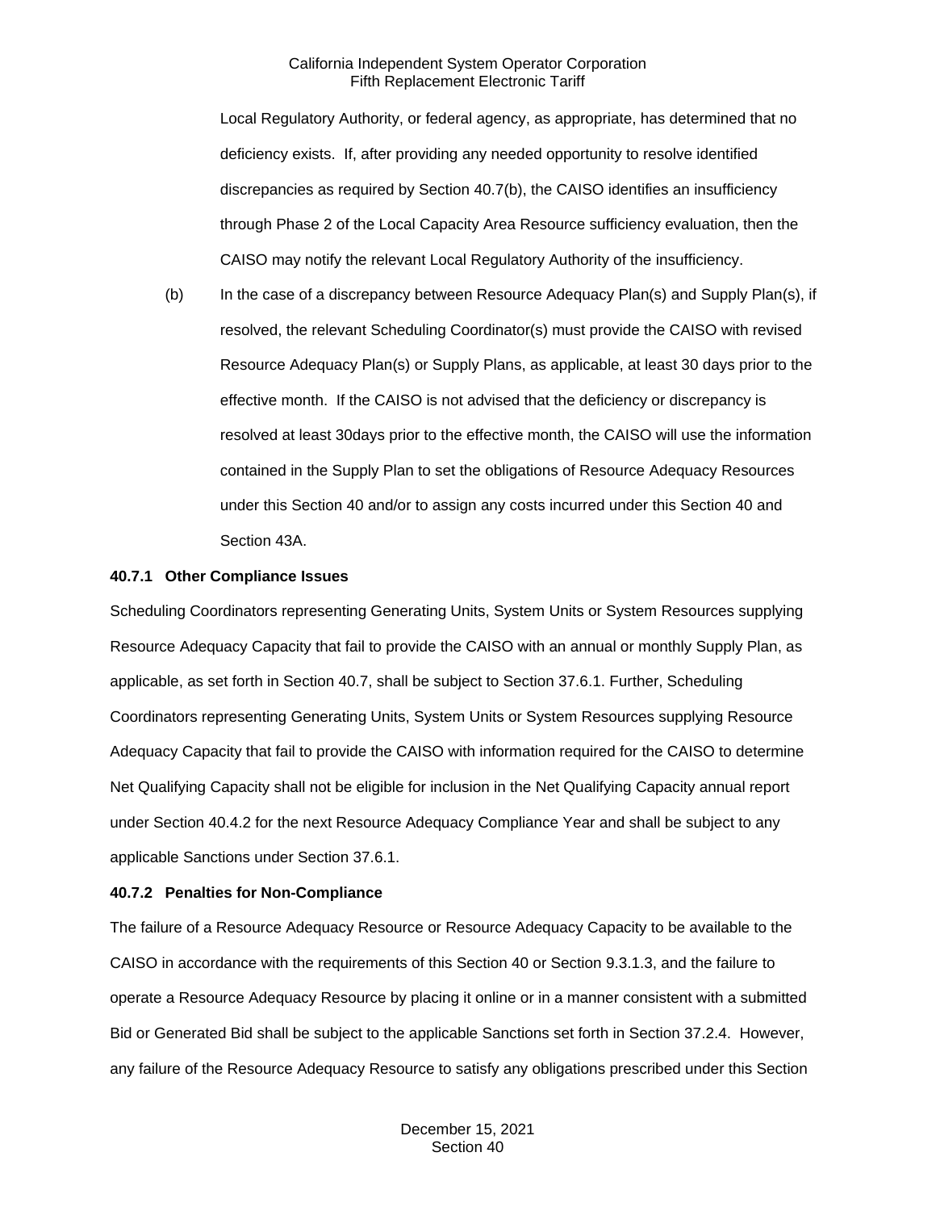Local Regulatory Authority, or federal agency, as appropriate, has determined that no deficiency exists. If, after providing any needed opportunity to resolve identified discrepancies as required by Section 40.7(b), the CAISO identifies an insufficiency through Phase 2 of the Local Capacity Area Resource sufficiency evaluation, then the CAISO may notify the relevant Local Regulatory Authority of the insufficiency.

(b) In the case of a discrepancy between Resource Adequacy Plan(s) and Supply Plan(s), if resolved, the relevant Scheduling Coordinator(s) must provide the CAISO with revised Resource Adequacy Plan(s) or Supply Plans, as applicable, at least 30 days prior to the effective month. If the CAISO is not advised that the deficiency or discrepancy is resolved at least 30days prior to the effective month, the CAISO will use the information contained in the Supply Plan to set the obligations of Resource Adequacy Resources under this Section 40 and/or to assign any costs incurred under this Section 40 and Section 43A.

**40.7.1 Other Compliance Issues**

Scheduling Coordinators representing Generating Units, System Units or System Resources supplying Resource Adequacy Capacity that fail to provide the CAISO with an annual or monthly Supply Plan, as applicable, as set forth in Section 40.7, shall be subject to Section 37.6.1. Further, Scheduling Coordinators representing Generating Units, System Units or System Resources supplying Resource Adequacy Capacity that fail to provide the CAISO with information required for the CAISO to determine Net Qualifying Capacity shall not be eligible for inclusion in the Net Qualifying Capacity annual report under Section 40.4.2 for the next Resource Adequacy Compliance Year and shall be subject to any applicable Sanctions under Section 37.6.1.

**40.7.2 Penalties for Non-Compliance**

The failure of a Resource Adequacy Resource or Resource Adequacy Capacity to be available to the CAISO in accordance with the requirements of this Section 40 or Section 9.3.1.3, and the failure to operate a Resource Adequacy Resource by placing it online or in a manner consistent with a submitted Bid or Generated Bid shall be subject to the applicable Sanctions set forth in Section 37.2.4. However, any failure of the Resource Adequacy Resource to satisfy any obligations prescribed under this Section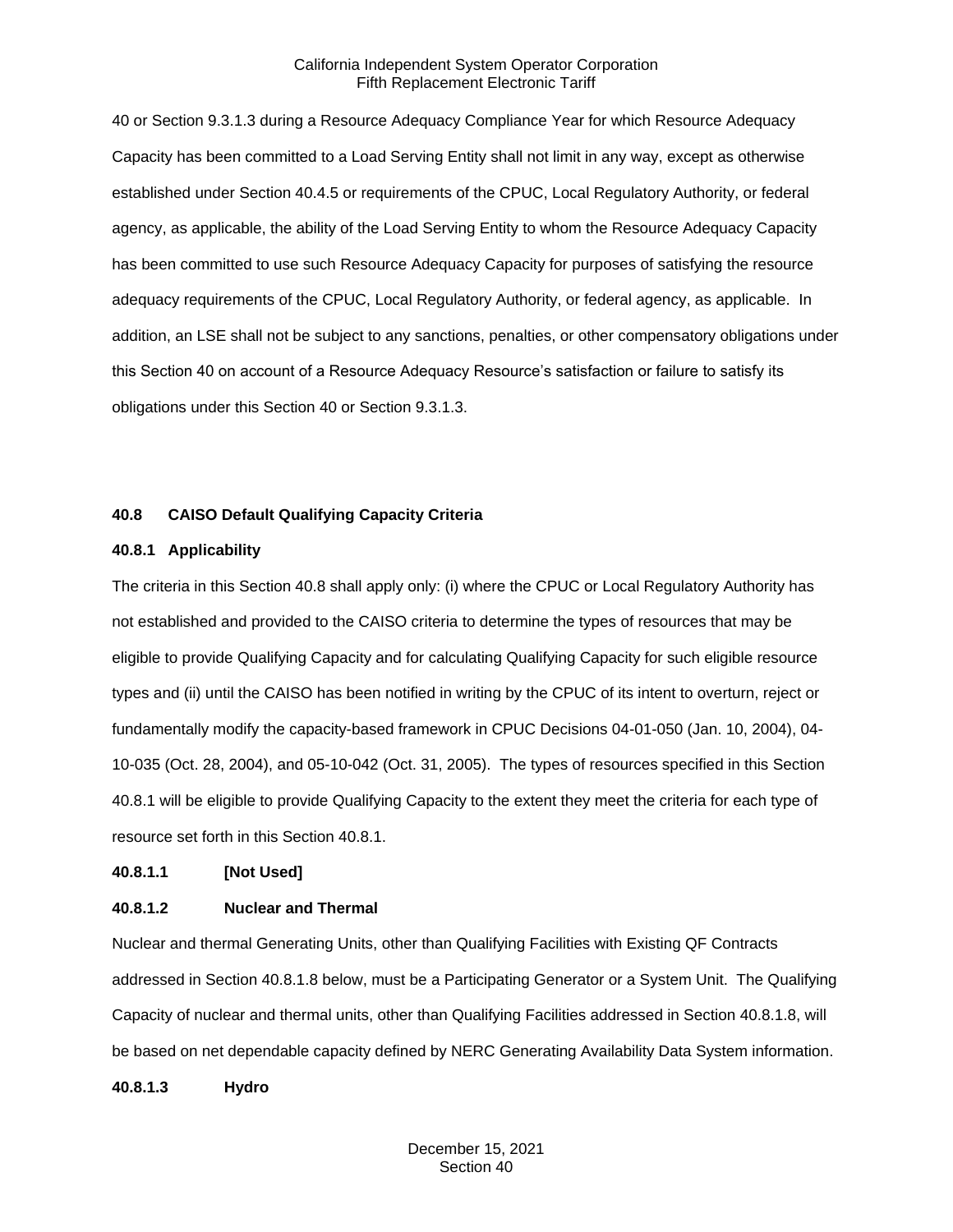40 or Section 9.3.1.3 during a Resource Adequacy Compliance Year for which Resource Adequacy Capacity has been committed to a Load Serving Entity shall not limit in any way, except as otherwise established under Section 40.4.5 or requirements of the CPUC, Local Regulatory Authority, or federal agency, as applicable, the ability of the Load Serving Entity to whom the Resource Adequacy Capacity has been committed to use such Resource Adequacy Capacity for purposes of satisfying the resource adequacy requirements of the CPUC, Local Regulatory Authority, or federal agency, as applicable. In addition, an LSE shall not be subject to any sanctions, penalties, or other compensatory obligations under this Section 40 on account of a Resource Adequacy Resource's satisfaction or failure to satisfy its obligations under this Section 40 or Section 9.3.1.3.

## 40.8 CAISO Default Qualifying Capacity Criteria

### 40.8.1 Applicability

The criteria in this Section 40.8 shall apply only: (i) where the CPUC or Local Regulatory Authority has not established and provided to the CAISO criteria to determine the types of resources that may be eligible to provide Qualifying Capacity and for calculating Qualifying Capacity for such eligible resource types and (ii) until the CAISO has been notified in writing by the CPUC of its intent to overturn, reject or fundamentally modify the capacity-based framework in CPUC Decisions 04-01-050 (Jan. 10, 2004), 04-10-035 (Oct. 28, 2004), and 05-10-042 (Oct. 31, 2005). The types of resources specified in this Section 40.8.1 will be eligible to provide Qualifying Capacity to the extent they meet the criteria for each type of resource set forth in this Section 40.8.1.

#### 40.8.1.1 [Not Used]

#### 40.8.1.2 Nuclear and Thermal

Nuclear and thermal Generating Units, other than Qualifying Facilities with Existing QF Contracts addressed in Section 40.8.1.8 below, must be a Participating Generator or a System Unit. The Qualifying Capacity of nuclear and thermal units, other than Qualifying Facilities addressed in Section 40.8.1.8, will be based on net dependable capacity defined by NERC Generating Availability Data System information.

#### 40.8.1.3 Hydro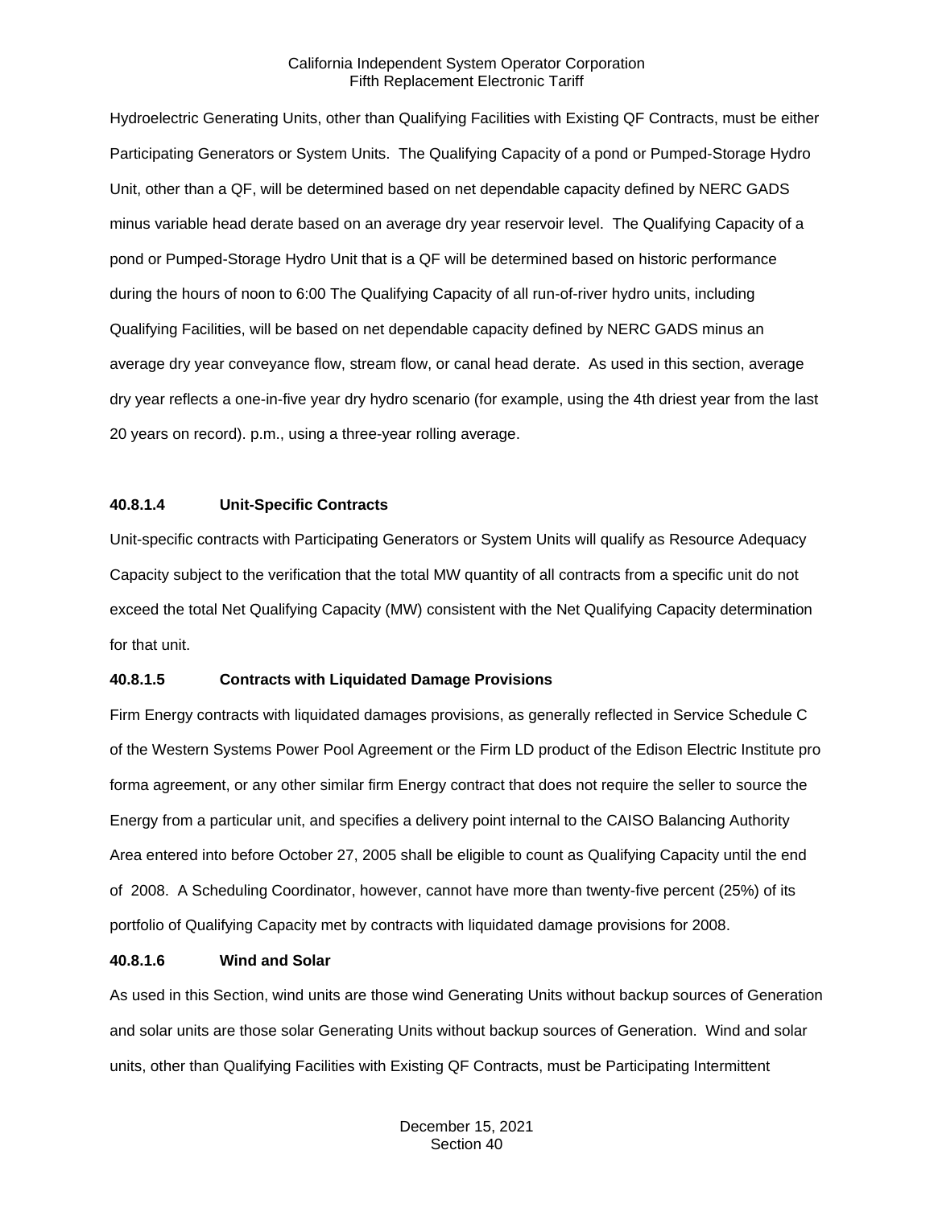Hydroelectric Generating Units, other than Qualifying Facilities with Existing QF Contracts, must be either Participating Generators or System Units. The Qualifying Capacity of a pond or Pumped-Storage Hydro Unit, other than a QF, will be determined based on net dependable capacity defined by NERC GADS minus variable head derate based on an average dry year reservoir level. The Qualifying Capacity of a pond or Pumped-Storage Hydro Unit that is a QF will be determined based on historic performance during the hours of noon to 6:00 The Qualifying Capacity of all run-of-river hydro units, including Qualifying Facilities, will be based on net dependable capacity defined by NERC GADS minus an average dry year conveyance flow, stream flow, or canal head derate. As used in this section, average dry year reflects a one-in-five year dry hydro scenario (for example, using the 4th driest year from the last 20 years on record). p.m., using a three-year rolling average.

### 40.8.1.4 Unit-Specific Contracts

Unit-specific contracts with Participating Generators or System Units will qualify as Resource Adequacy Capacity subject to the verification that the total MW quantity of all contracts from a specific unit do not exceed the total Net Qualifying Capacity (MW) consistent with the Net Qualifying Capacity determination for that unit.

### 40.8.1.5 Contracts with Liquidated Damage Provisions

Firm Energy contracts with liquidated damages provisions, as generally reflected in Service Schedule C of the Western Systems Power Pool Agreement or the Firm LD product of the Edison Electric Institute pro forma agreement, or any other similar firm Energy contract that does not require the seller to source the Energy from a particular unit, and specifies a delivery point internal to the CAISO Balancing Authority Area entered into before October 27, 2005 shall be eligible to count as Qualifying Capacity until the end of 2008. A Scheduling Coordinator, however, cannot have more than twenty-five percent (25%) of its portfolio of Qualifying Capacity met by contracts with liquidated damage provisions for 2008.

### 40.8.1.6 Wind and Solar

As used in this Section, wind units are those wind Generating Units without backup sources of Generation and solar units are those solar Generating Units without backup sources of Generation. Wind and solar units, other than Qualifying Facilities with Existing QF Contracts, must be Participating Intermittent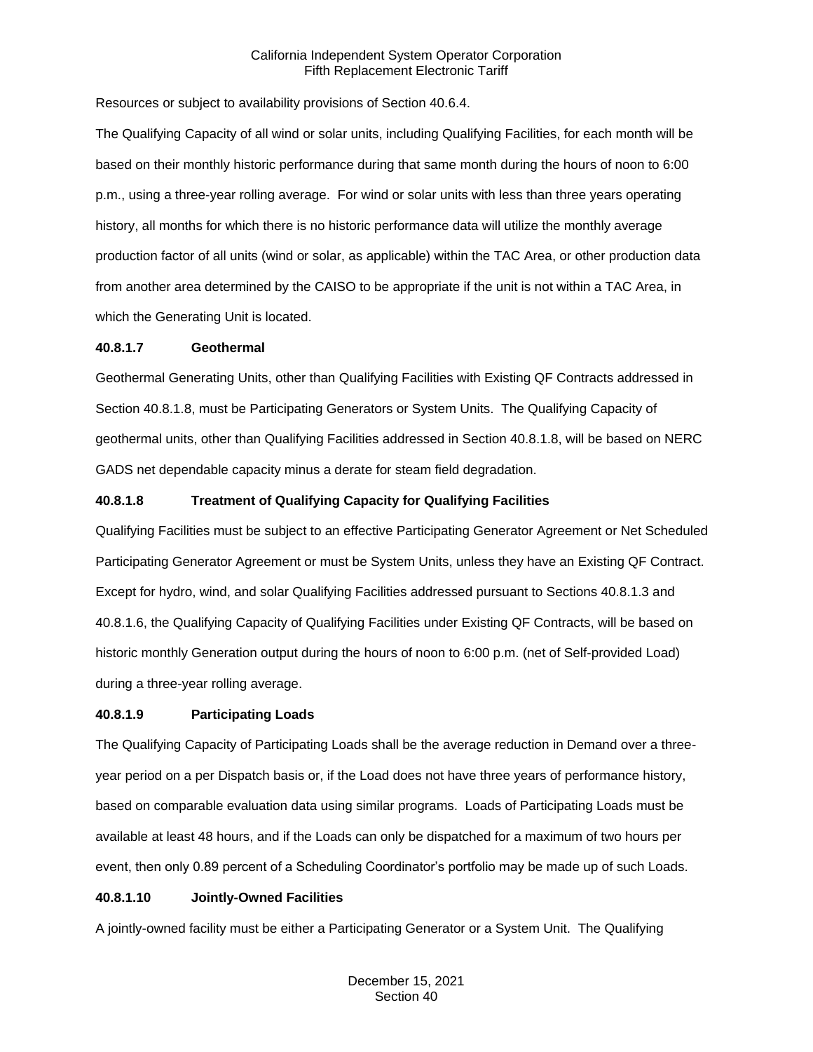Resources or subject to availability provisions of Section 40.6.4.

The Qualifying Capacity of all wind or solar units, including Qualifying Facilities, for each month will be based on their monthly historic performance during that same month during the hours of noon to 6:00 p.m., using a three-year rolling average. For wind or solar units with less than three years operating history, all months for which there is no historic performance data will utilize the monthly average production factor of all units (wind or solar, as applicable) within the TAC Area, or other production data from another area determined by the CAISO to be appropriate if the unit is not within a TAC Area, in which the Generating Unit is located.

### 40.8.1.7 Geothermal

Geothermal Generating Units, other than Qualifying Facilities with Existing QF Contracts addressed in Section 40.8.1.8, must be Participating Generators or System Units. The Qualifying Capacity of geothermal units, other than Qualifying Facilities addressed in Section 40.8.1.8, will be based on NERC GADS net dependable capacity minus a derate for steam field degradation.

### 40.8.1.8 Treatment of Qualifying Capacity for Qualifying Facilities

Qualifying Facilities must be subject to an effective Participating Generator Agreement or Net Scheduled Participating Generator Agreement or must be System Units, unless they have an Existing QF Contract. Except for hydro, wind, and solar Qualifying Facilities addressed pursuant to Sections 40.8.1.3 and 40.8.1.6, the Qualifying Capacity of Qualifying Facilities under Existing QF Contracts, will be based on historic monthly Generation output during the hours of noon to 6:00 p.m. (net of Self-provided Load) during a three-year rolling average.

### 40.8.1.9 Participating Loads

The Qualifying Capacity of Participating Loads shall be the average reduction in Demand over a three-year period on a per Dispatch basis or, if the Load does not have three years of performance history, based on comparable evaluation data using similar programs. Loads of Participating Loads must be available at least 48 hours, and if the Loads can only be dispatched for a maximum of two hours per event, then only 0.89 percent of a Scheduling Coordinator's portfolio may be made up of such Loads.

### 40.8.1.10 Jointly-Owned Facilities

A jointly-owned facility must be either a Participating Generator or a System Unit. The Qualifying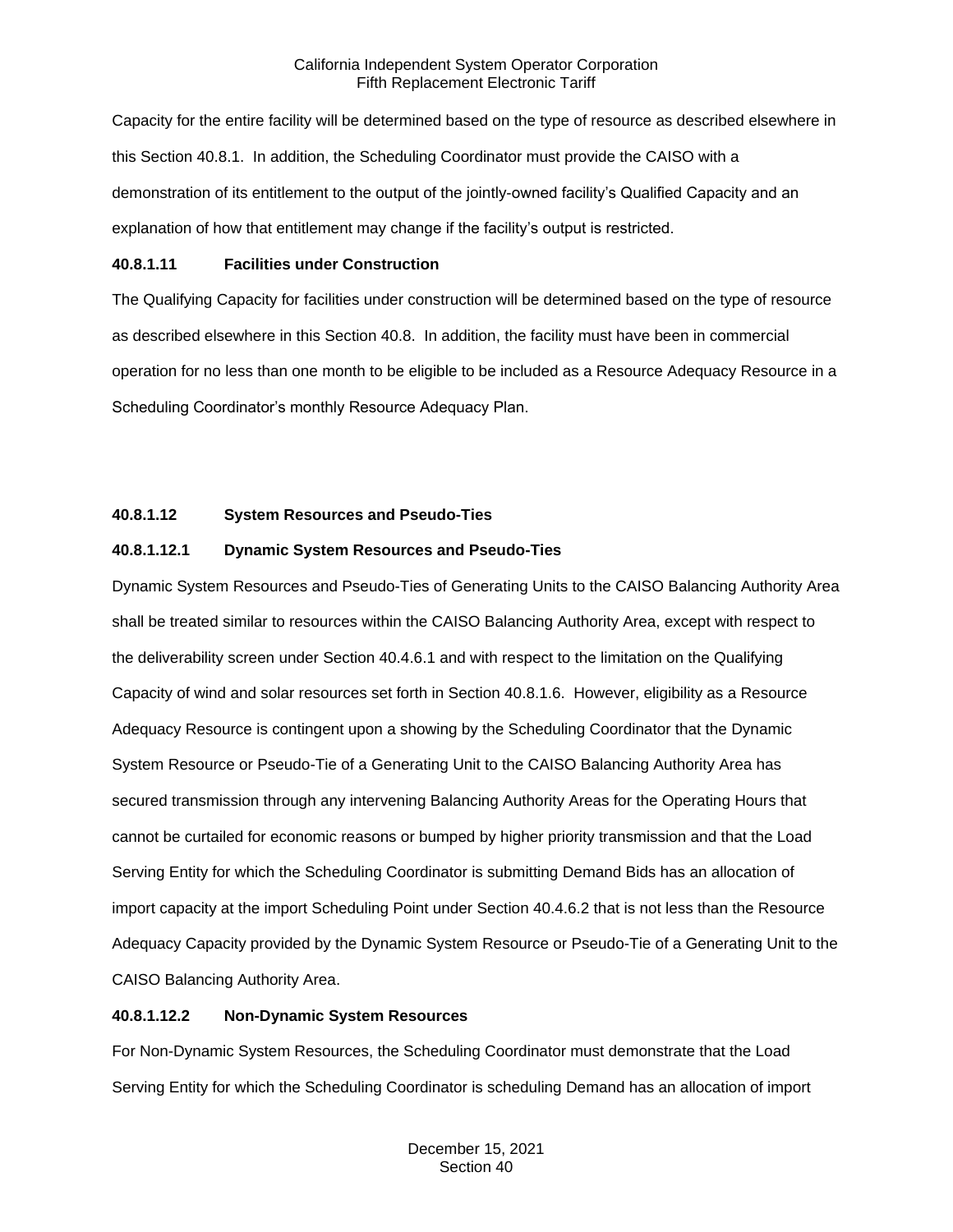Capacity for the entire facility will be determined based on the type of resource as described elsewhere in this Section 40.8.1. In addition, the Scheduling Coordinator must provide the CAISO with a demonstration of its entitlement to the output of the jointly-owned facility's Qualified Capacity and an explanation of how that entitlement may change if the facility's output is restricted.

**40.8.1.11 Facilities under Construction**

The Qualifying Capacity for facilities under construction will be determined based on the type of resource as described elsewhere in this Section 40.8. In addition, the facility must have been in commercial operation for no less than one month to be eligible to be included as a Resource Adequacy Resource in a Scheduling Coordinator's monthly Resource Adequacy Plan.

**40.8.1.12 System Resources and Pseudo-Ties**

**40.8.1.12.1 Dynamic System Resources and Pseudo-Ties**

Dynamic System Resources and Pseudo-Ties of Generating Units to the CAISO Balancing Authority Area shall be treated similar to resources within the CAISO Balancing Authority Area, except with respect to the deliverability screen under Section 40.4.6.1 and with respect to the limitation on the Qualifying Capacity of wind and solar resources set forth in Section 40.8.1.6. However, eligibility as a Resource Adequacy Resource is contingent upon a showing by the Scheduling Coordinator that the Dynamic System Resource or Pseudo-Tie of a Generating Unit to the CAISO Balancing Authority Area has secured transmission through any intervening Balancing Authority Areas for the Operating Hours that cannot be curtailed for economic reasons or bumped by higher priority transmission and that the Load Serving Entity for which the Scheduling Coordinator is submitting Demand Bids has an allocation of import capacity at the import Scheduling Point under Section 40.4.6.2 that is not less than the Resource Adequacy Capacity provided by the Dynamic System Resource or Pseudo-Tie of a Generating Unit to the CAISO Balancing Authority Area.

**40.8.1.12.2 Non-Dynamic System Resources**

For Non-Dynamic System Resources, the Scheduling Coordinator must demonstrate that the Load Serving Entity for which the Scheduling Coordinator is scheduling Demand has an allocation of import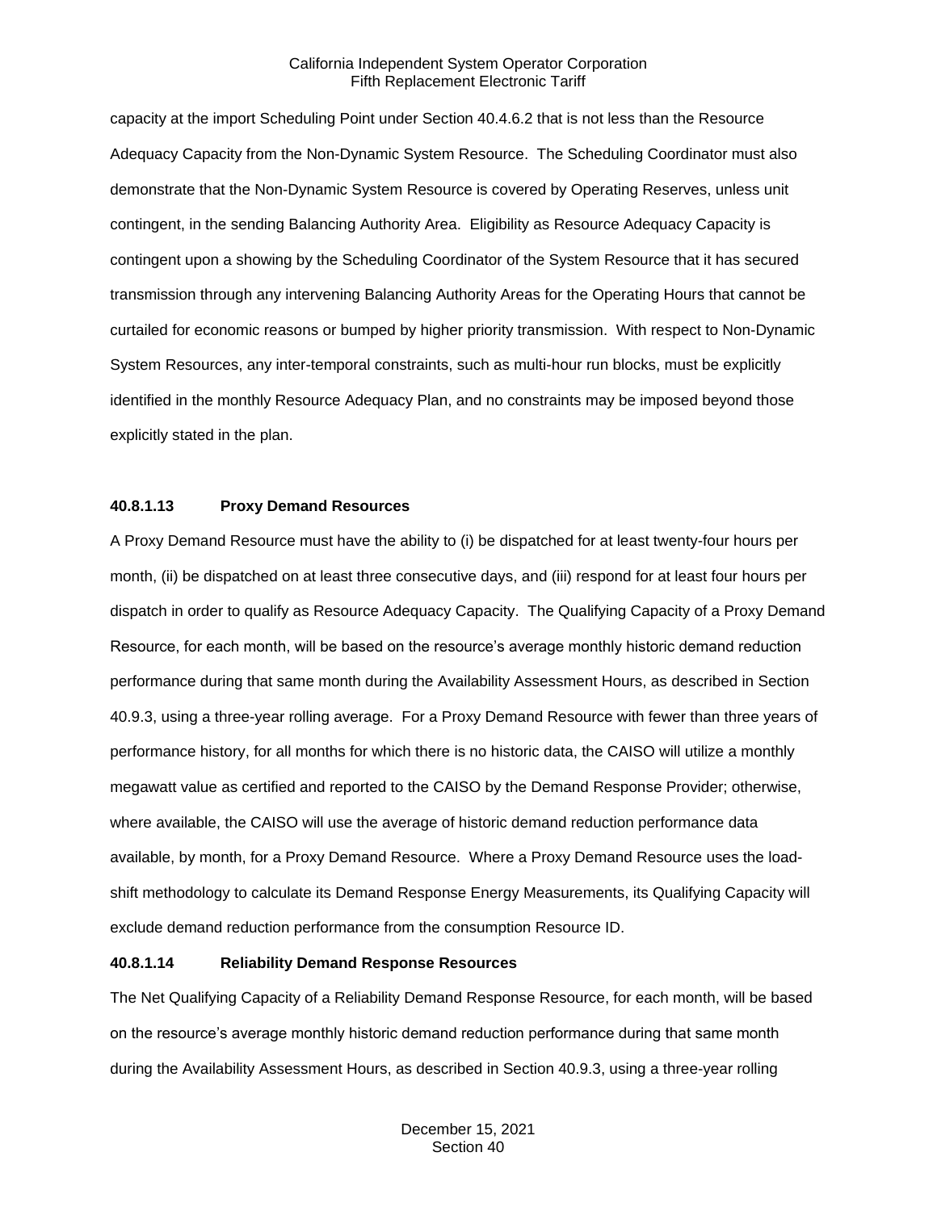capacity at the import Scheduling Point under Section 40.4.6.2 that is not less than the Resource Adequacy Capacity from the Non-Dynamic System Resource. The Scheduling Coordinator must also demonstrate that the Non-Dynamic System Resource is covered by Operating Reserves, unless unit contingent, in the sending Balancing Authority Area. Eligibility as Resource Adequacy Capacity is contingent upon a showing by the Scheduling Coordinator of the System Resource that it has secured transmission through any intervening Balancing Authority Areas for the Operating Hours that cannot be curtailed for economic reasons or bumped by higher priority transmission. With respect to Non-Dynamic System Resources, any inter-temporal constraints, such as multi-hour run blocks, must be explicitly identified in the monthly Resource Adequacy Plan, and no constraints may be imposed beyond those explicitly stated in the plan.

**40.8.1.13 Proxy Demand Resources**

A Proxy Demand Resource must have the ability to (i) be dispatched for at least twenty-four hours per month, (ii) be dispatched on at least three consecutive days, and (iii) respond for at least four hours per dispatch in order to qualify as Resource Adequacy Capacity. The Qualifying Capacity of a Proxy Demand Resource, for each month, will be based on the resource's average monthly historic demand reduction performance during that same month during the Availability Assessment Hours, as described in Section 40.9.3, using a three-year rolling average. For a Proxy Demand Resource with fewer than three years of performance history, for all months for which there is no historic data, the CAISO will utilize a monthly megawatt value as certified and reported to the CAISO by the Demand Response Provider; otherwise, where available, the CAISO will use the average of historic demand reduction performance data available, by month, for a Proxy Demand Resource. Where a Proxy Demand Resource uses the load-shift methodology to calculate its Demand Response Energy Measurements, its Qualifying Capacity will exclude demand reduction performance from the consumption Resource ID.

**40.8.1.14 Reliability Demand Response Resources**

The Net Qualifying Capacity of a Reliability Demand Response Resource, for each month, will be based on the resource's average monthly historic demand reduction performance during that same month during the Availability Assessment Hours, as described in Section 40.9.3, using a three-year rolling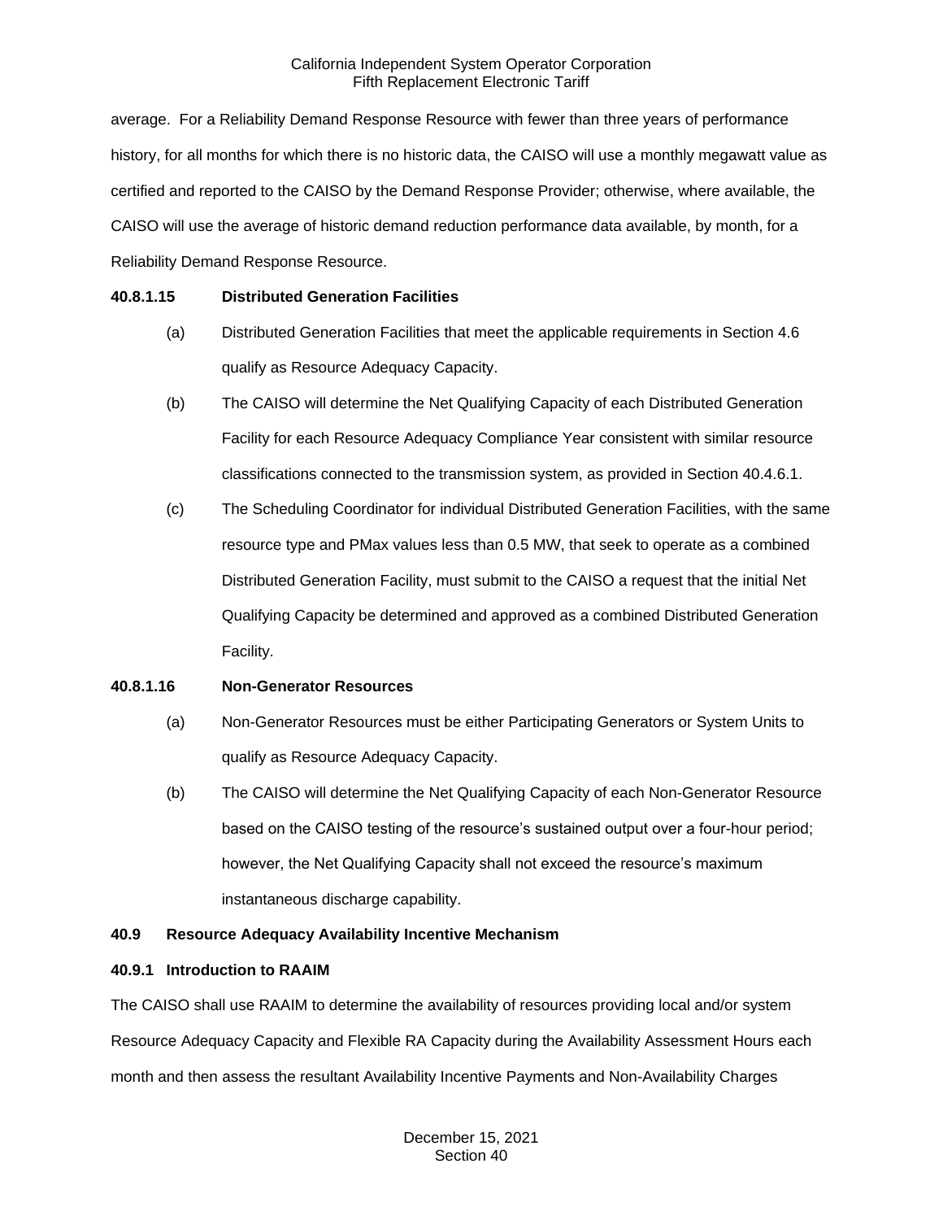average. For a Reliability Demand Response Resource with fewer than three years of performance history, for all months for which there is no historic data, the CAISO will use a monthly megawatt value as certified and reported to the CAISO by the Demand Response Provider; otherwise, where available, the CAISO will use the average of historic demand reduction performance data available, by month, for a Reliability Demand Response Resource.

**40.8.1.15 Distributed Generation Facilities**

(a) Distributed Generation Facilities that meet the applicable requirements in Section 4.6 qualify as Resource Adequacy Capacity.

(b) The CAISO will determine the Net Qualifying Capacity of each Distributed Generation Facility for each Resource Adequacy Compliance Year consistent with similar resource classifications connected to the transmission system, as provided in Section 40.4.6.1.

(c) The Scheduling Coordinator for individual Distributed Generation Facilities, with the same resource type and PMax values less than 0.5 MW, that seek to operate as a combined Distributed Generation Facility, must submit to the CAISO a request that the initial Net Qualifying Capacity be determined and approved as a combined Distributed Generation Facility.

**40.8.1.16 Non-Generator Resources**

(a) Non-Generator Resources must be either Participating Generators or System Units to qualify as Resource Adequacy Capacity.

(b) The CAISO will determine the Net Qualifying Capacity of each Non-Generator Resource based on the CAISO testing of the resource's sustained output over a four-hour period; however, the Net Qualifying Capacity shall not exceed the resource's maximum instantaneous discharge capability.

**40.9 Resource Adequacy Availability Incentive Mechanism**

**40.9.1 Introduction to RAAIM**

The CAISO shall use RAAIM to determine the availability of resources providing local and/or system Resource Adequacy Capacity and Flexible RA Capacity during the Availability Assessment Hours each month and then assess the resultant Availability Incentive Payments and Non-Availability Charges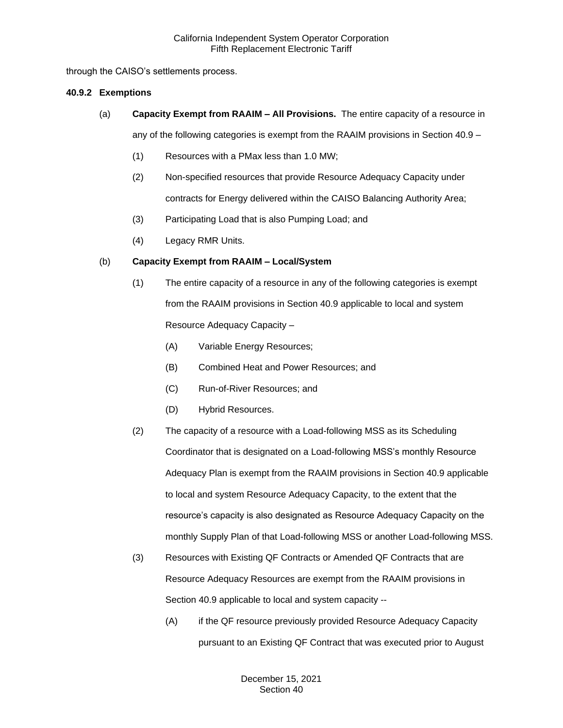through the CAISO's settlements process.

**40.9.2 Exemptions**

(a) **Capacity Exempt from RAAIM – All Provisions.** The entire capacity of a resource in any of the following categories is exempt from the RAAIM provisions in Section 40.9 –

(1) Resources with a PMax less than 1.0 MW;

(2) Non-specified resources that provide Resource Adequacy Capacity under contracts for Energy delivered within the CAISO Balancing Authority Area;

(3) Participating Load that is also Pumping Load; and

(4) Legacy RMR Units.

(b) **Capacity Exempt from RAAIM – Local/System**

(1) The entire capacity of a resource in any of the following categories is exempt from the RAAIM provisions in Section 40.9 applicable to local and system Resource Adequacy Capacity –

(A) Variable Energy Resources;

(B) Combined Heat and Power Resources; and

(C) Run-of-River Resources; and

(D) Hybrid Resources.

(2) The capacity of a resource with a Load-following MSS as its Scheduling Coordinator that is designated on a Load-following MSS's monthly Resource Adequacy Plan is exempt from the RAAIM provisions in Section 40.9 applicable to local and system Resource Adequacy Capacity, to the extent that the resource's capacity is also designated as Resource Adequacy Capacity on the monthly Supply Plan of that Load-following MSS or another Load-following MSS.

(3) Resources with Existing QF Contracts or Amended QF Contracts that are Resource Adequacy Resources are exempt from the RAAIM provisions in Section 40.9 applicable to local and system capacity --

(A) if the QF resource previously provided Resource Adequacy Capacity pursuant to an Existing QF Contract that was executed prior to August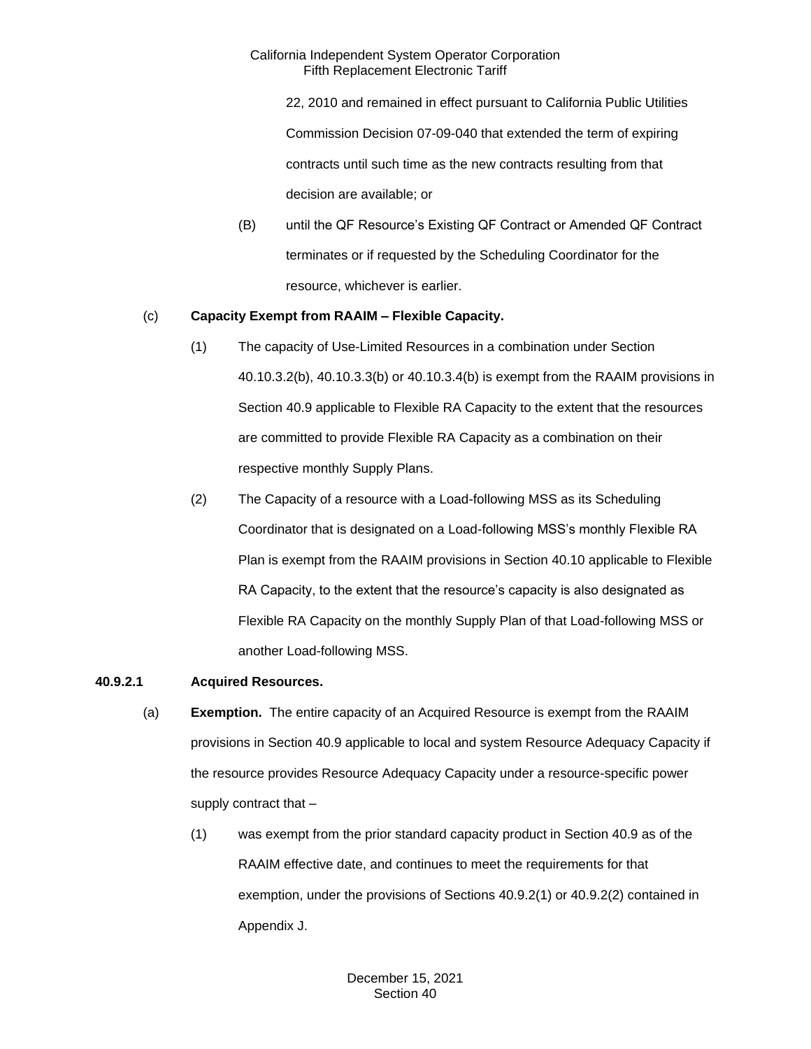22, 2010 and remained in effect pursuant to California Public Utilities Commission Decision 07-09-040 that extended the term of expiring contracts until such time as the new contracts resulting from that decision are available; or

(B) until the QF Resource's Existing QF Contract or Amended QF Contract terminates or if requested by the Scheduling Coordinator for the resource, whichever is earlier.

(c) **Capacity Exempt from RAAIM – Flexible Capacity.**

(1) The capacity of Use-Limited Resources in a combination under Section 40.10.3.2(b), 40.10.3.3(b) or 40.10.3.4(b) is exempt from the RAAIM provisions in Section 40.9 applicable to Flexible RA Capacity to the extent that the resources are committed to provide Flexible RA Capacity as a combination on their respective monthly Supply Plans.

(2) The Capacity of a resource with a Load-following MSS as its Scheduling Coordinator that is designated on a Load-following MSS's monthly Flexible RA Plan is exempt from the RAAIM provisions in Section 40.10 applicable to Flexible RA Capacity, to the extent that the resource's capacity is also designated as Flexible RA Capacity on the monthly Supply Plan of that Load-following MSS or another Load-following MSS.

**40.9.2.1 Acquired Resources.**

(a) **Exemption.** The entire capacity of an Acquired Resource is exempt from the RAAIM provisions in Section 40.9 applicable to local and system Resource Adequacy Capacity if the resource provides Resource Adequacy Capacity under a resource-specific power supply contract that –

(1) was exempt from the prior standard capacity product in Section 40.9 as of the RAAIM effective date, and continues to meet the requirements for that exemption, under the provisions of Sections 40.9.2(1) or 40.9.2(2) contained in Appendix J.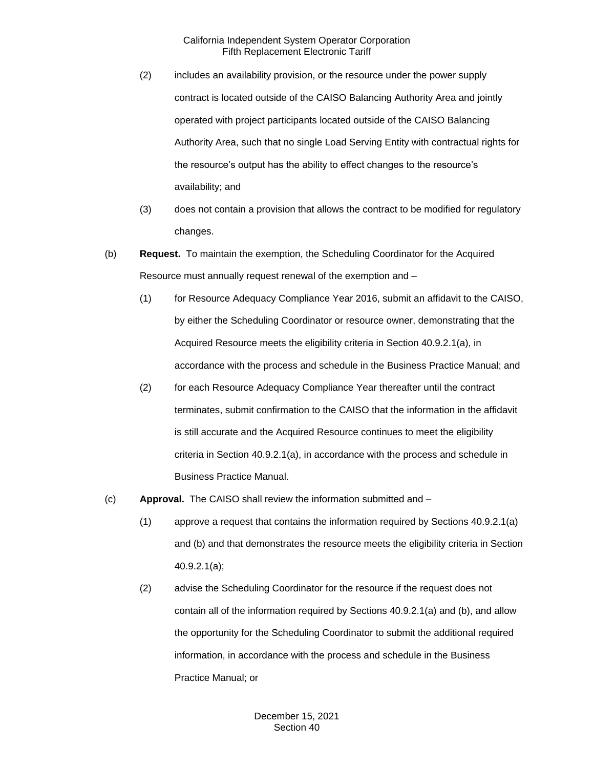(2) includes an availability provision, or the resource under the power supply contract is located outside of the CAISO Balancing Authority Area and jointly operated with project participants located outside of the CAISO Balancing Authority Area, such that no single Load Serving Entity with contractual rights for the resource's output has the ability to effect changes to the resource's availability; and

(3) does not contain a provision that allows the contract to be modified for regulatory changes.

(b) **Request.** To maintain the exemption, the Scheduling Coordinator for the Acquired Resource must annually request renewal of the exemption and –

(1) for Resource Adequacy Compliance Year 2016, submit an affidavit to the CAISO, by either the Scheduling Coordinator or resource owner, demonstrating that the Acquired Resource meets the eligibility criteria in Section 40.9.2.1(a), in accordance with the process and schedule in the Business Practice Manual; and

(2) for each Resource Adequacy Compliance Year thereafter until the contract terminates, submit confirmation to the CAISO that the information in the affidavit is still accurate and the Acquired Resource continues to meet the eligibility criteria in Section 40.9.2.1(a), in accordance with the process and schedule in Business Practice Manual.

(c) **Approval.** The CAISO shall review the information submitted and –

(1) approve a request that contains the information required by Sections 40.9.2.1(a) and (b) and that demonstrates the resource meets the eligibility criteria in Section 40.9.2.1(a);

(2) advise the Scheduling Coordinator for the resource if the request does not contain all of the information required by Sections 40.9.2.1(a) and (b), and allow the opportunity for the Scheduling Coordinator to submit the additional required information, in accordance with the process and schedule in the Business Practice Manual; or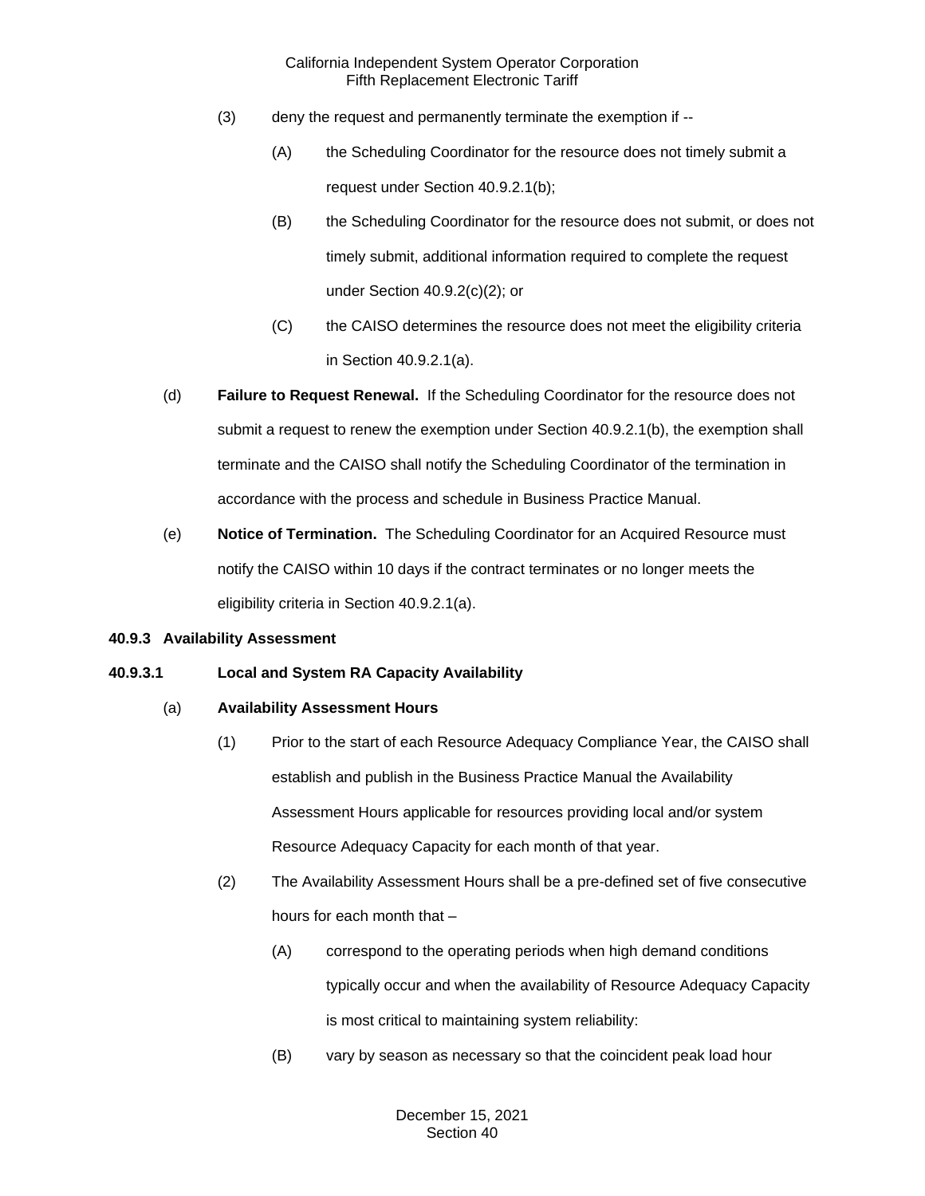(3) deny the request and permanently terminate the exemption if --

(A) the Scheduling Coordinator for the resource does not timely submit a request under Section 40.9.2.1(b);

(B) the Scheduling Coordinator for the resource does not submit, or does not timely submit, additional information required to complete the request under Section 40.9.2(c)(2); or

(C) the CAISO determines the resource does not meet the eligibility criteria in Section 40.9.2.1(a).

(d) **Failure to Request Renewal.** If the Scheduling Coordinator for the resource does not submit a request to renew the exemption under Section 40.9.2.1(b), the exemption shall terminate and the CAISO shall notify the Scheduling Coordinator of the termination in accordance with the process and schedule in Business Practice Manual.

(e) **Notice of Termination.** The Scheduling Coordinator for an Acquired Resource must notify the CAISO within 10 days if the contract terminates or no longer meets the eligibility criteria in Section 40.9.2.1(a).

**40.9.3 Availability Assessment**

**40.9.3.1 Local and System RA Capacity Availability**

(a) **Availability Assessment Hours**

(1) Prior to the start of each Resource Adequacy Compliance Year, the CAISO shall establish and publish in the Business Practice Manual the Availability Assessment Hours applicable for resources providing local and/or system Resource Adequacy Capacity for each month of that year.

(2) The Availability Assessment Hours shall be a pre-defined set of five consecutive hours for each month that –

(A) correspond to the operating periods when high demand conditions typically occur and when the availability of Resource Adequacy Capacity is most critical to maintaining system reliability:

(B) vary by season as necessary so that the coincident peak load hour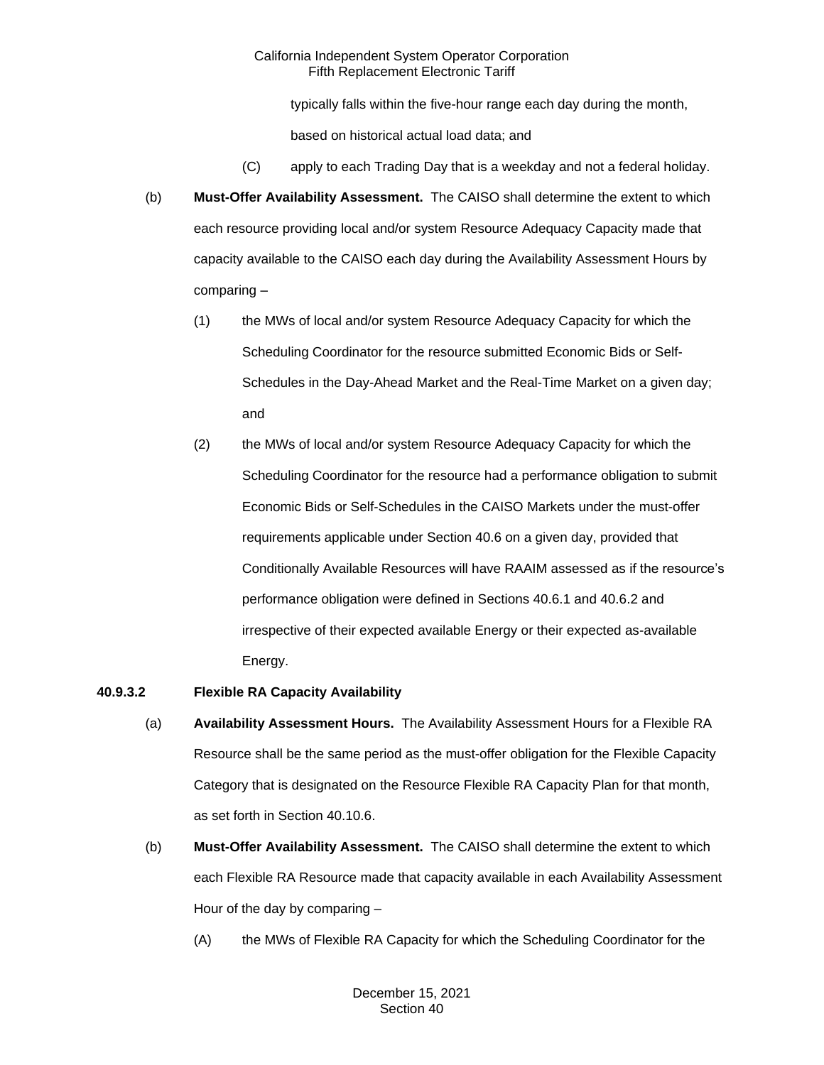typically falls within the five-hour range each day during the month, based on historical actual load data; and

(C) apply to each Trading Day that is a weekday and not a federal holiday.

(b) **Must-Offer Availability Assessment.** The CAISO shall determine the extent to which each resource providing local and/or system Resource Adequacy Capacity made that capacity available to the CAISO each day during the Availability Assessment Hours by comparing –

(1) the MWs of local and/or system Resource Adequacy Capacity for which the Scheduling Coordinator for the resource submitted Economic Bids or Self-Schedules in the Day-Ahead Market and the Real-Time Market on a given day; and

(2) the MWs of local and/or system Resource Adequacy Capacity for which the Scheduling Coordinator for the resource had a performance obligation to submit Economic Bids or Self-Schedules in the CAISO Markets under the must-offer requirements applicable under Section 40.6 on a given day, provided that Conditionally Available Resources will have RAAIM assessed as if the resource's performance obligation were defined in Sections 40.6.1 and 40.6.2 and irrespective of their expected available Energy or their expected as-available Energy.

**40.9.3.2 Flexible RA Capacity Availability**

(a) **Availability Assessment Hours.** The Availability Assessment Hours for a Flexible RA Resource shall be the same period as the must-offer obligation for the Flexible Capacity Category that is designated on the Resource Flexible RA Capacity Plan for that month, as set forth in Section 40.10.6.

(b) **Must-Offer Availability Assessment.** The CAISO shall determine the extent to which each Flexible RA Resource made that capacity available in each Availability Assessment Hour of the day by comparing –

(A) the MWs of Flexible RA Capacity for which the Scheduling Coordinator for the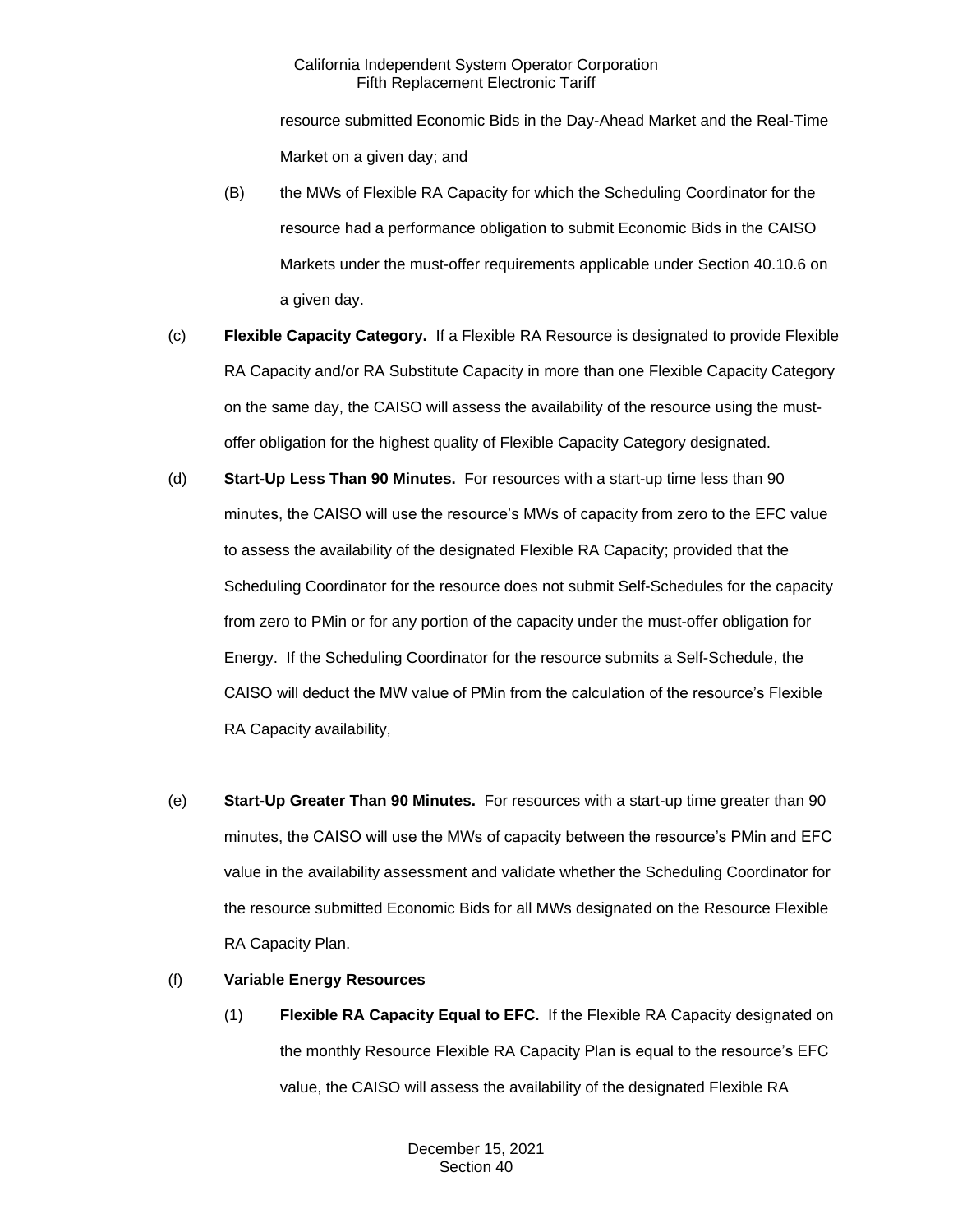resource submitted Economic Bids in the Day-Ahead Market and the Real-Time Market on a given day; and

(B) the MWs of Flexible RA Capacity for which the Scheduling Coordinator for the resource had a performance obligation to submit Economic Bids in the CAISO Markets under the must-offer requirements applicable under Section 40.10.6 on a given day.

(c) **Flexible Capacity Category.** If a Flexible RA Resource is designated to provide Flexible RA Capacity and/or RA Substitute Capacity in more than one Flexible Capacity Category on the same day, the CAISO will assess the availability of the resource using the must-offer obligation for the highest quality of Flexible Capacity Category designated.

(d) **Start-Up Less Than 90 Minutes.** For resources with a start-up time less than 90 minutes, the CAISO will use the resource's MWs of capacity from zero to the EFC value to assess the availability of the designated Flexible RA Capacity; provided that the Scheduling Coordinator for the resource does not submit Self-Schedules for the capacity from zero to PMin or for any portion of the capacity under the must-offer obligation for Energy. If the Scheduling Coordinator for the resource submits a Self-Schedule, the CAISO will deduct the MW value of PMin from the calculation of the resource's Flexible RA Capacity availability,

(e) **Start-Up Greater Than 90 Minutes.** For resources with a start-up time greater than 90 minutes, the CAISO will use the MWs of capacity between the resource's PMin and EFC value in the availability assessment and validate whether the Scheduling Coordinator for the resource submitted Economic Bids for all MWs designated on the Resource Flexible RA Capacity Plan.

(f) **Variable Energy Resources**

(1) **Flexible RA Capacity Equal to EFC.** If the Flexible RA Capacity designated on the monthly Resource Flexible RA Capacity Plan is equal to the resource's EFC value, the CAISO will assess the availability of the designated Flexible RA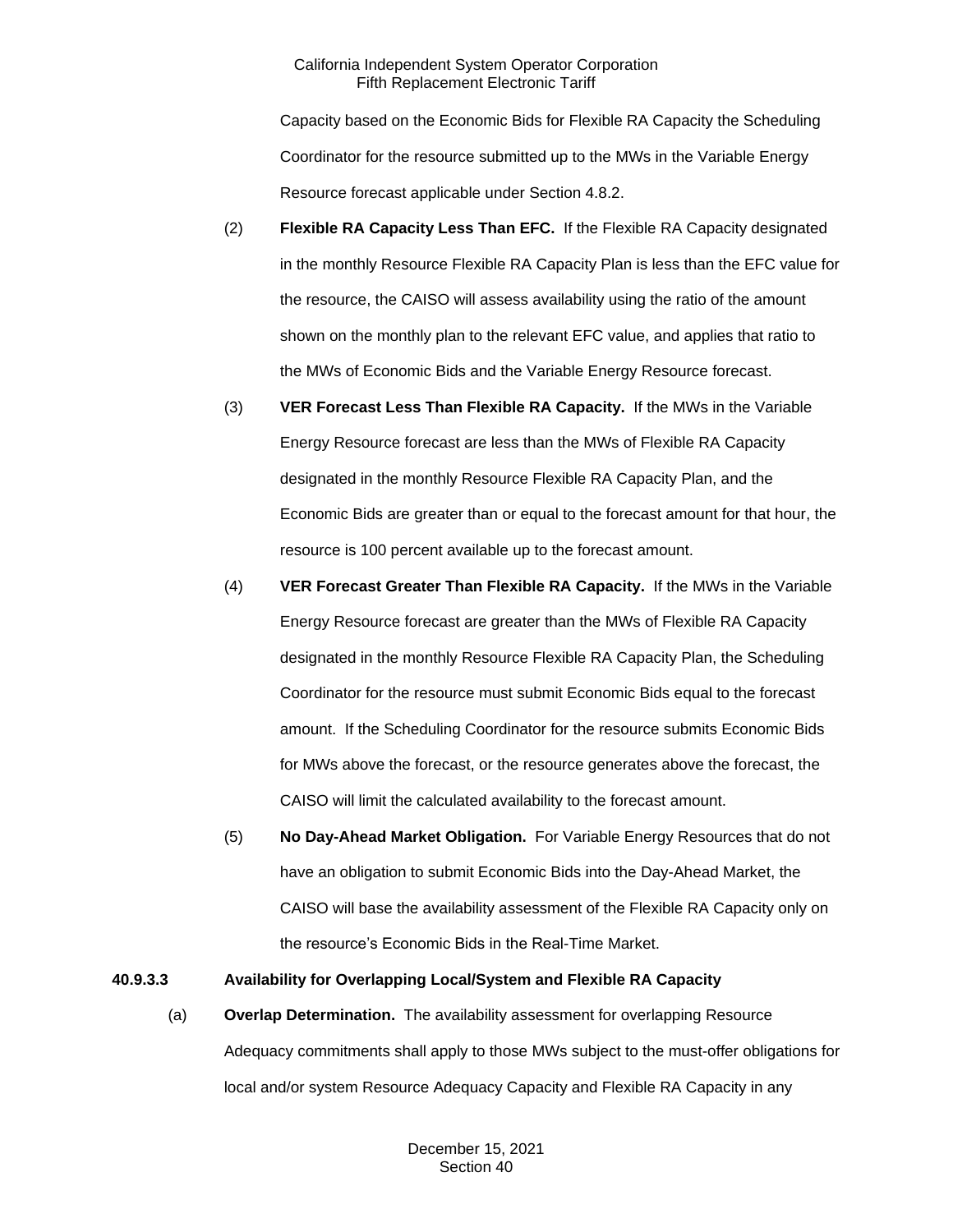Capacity based on the Economic Bids for Flexible RA Capacity the Scheduling Coordinator for the resource submitted up to the MWs in the Variable Energy Resource forecast applicable under Section 4.8.2.

(2) **Flexible RA Capacity Less Than EFC.** If the Flexible RA Capacity designated in the monthly Resource Flexible RA Capacity Plan is less than the EFC value for the resource, the CAISO will assess availability using the ratio of the amount shown on the monthly plan to the relevant EFC value, and applies that ratio to the MWs of Economic Bids and the Variable Energy Resource forecast.

(3) **VER Forecast Less Than Flexible RA Capacity.** If the MWs in the Variable Energy Resource forecast are less than the MWs of Flexible RA Capacity designated in the monthly Resource Flexible RA Capacity Plan, and the Economic Bids are greater than or equal to the forecast amount for that hour, the resource is 100 percent available up to the forecast amount.

(4) **VER Forecast Greater Than Flexible RA Capacity.** If the MWs in the Variable Energy Resource forecast are greater than the MWs of Flexible RA Capacity designated in the monthly Resource Flexible RA Capacity Plan, the Scheduling Coordinator for the resource must submit Economic Bids equal to the forecast amount. If the Scheduling Coordinator for the resource submits Economic Bids for MWs above the forecast, or the resource generates above the forecast, the CAISO will limit the calculated availability to the forecast amount.

(5) **No Day-Ahead Market Obligation.** For Variable Energy Resources that do not have an obligation to submit Economic Bids into the Day-Ahead Market, the CAISO will base the availability assessment of the Flexible RA Capacity only on the resource's Economic Bids in the Real-Time Market.

**40.9.3.3 Availability for Overlapping Local/System and Flexible RA Capacity**

(a) **Overlap Determination.** The availability assessment for overlapping Resource Adequacy commitments shall apply to those MWs subject to the must-offer obligations for local and/or system Resource Adequacy Capacity and Flexible RA Capacity in any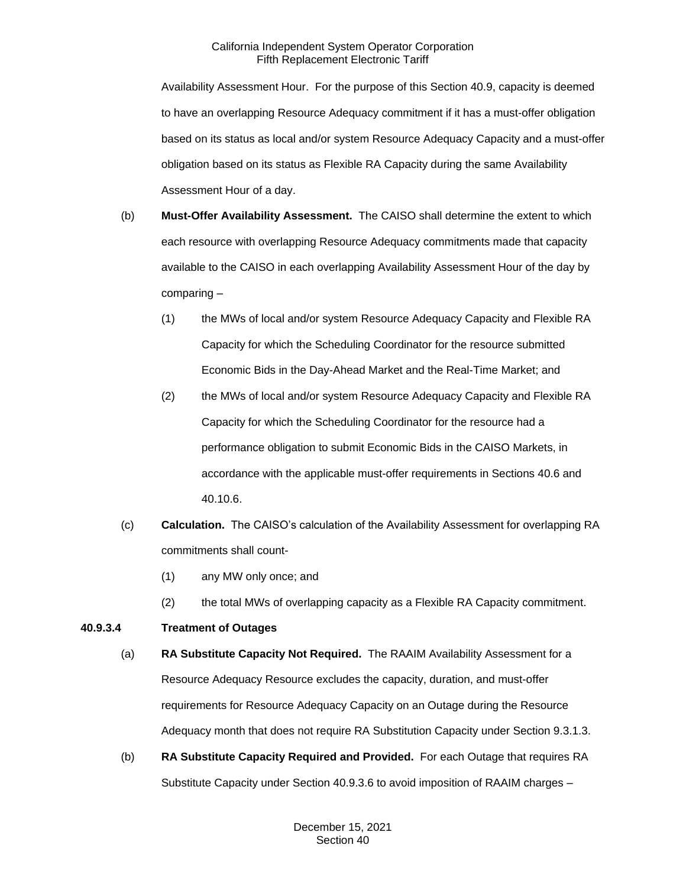Availability Assessment Hour. For the purpose of this Section 40.9, capacity is deemed to have an overlapping Resource Adequacy commitment if it has a must-offer obligation based on its status as local and/or system Resource Adequacy Capacity and a must-offer obligation based on its status as Flexible RA Capacity during the same Availability Assessment Hour of a day.

(b) **Must-Offer Availability Assessment.** The CAISO shall determine the extent to which each resource with overlapping Resource Adequacy commitments made that capacity available to the CAISO in each overlapping Availability Assessment Hour of the day by comparing –

(1) the MWs of local and/or system Resource Adequacy Capacity and Flexible RA Capacity for which the Scheduling Coordinator for the resource submitted Economic Bids in the Day-Ahead Market and the Real-Time Market; and

(2) the MWs of local and/or system Resource Adequacy Capacity and Flexible RA Capacity for which the Scheduling Coordinator for the resource had a performance obligation to submit Economic Bids in the CAISO Markets, in accordance with the applicable must-offer requirements in Sections 40.6 and 40.10.6.

(c) **Calculation.** The CAISO's calculation of the Availability Assessment for overlapping RA commitments shall count-

(1) any MW only once; and

(2) the total MWs of overlapping capacity as a Flexible RA Capacity commitment.

**40.9.3.4 Treatment of Outages**

(a) **RA Substitute Capacity Not Required.** The RAAIM Availability Assessment for a Resource Adequacy Resource excludes the capacity, duration, and must-offer requirements for Resource Adequacy Capacity on an Outage during the Resource Adequacy month that does not require RA Substitution Capacity under Section 9.3.1.3.

(b) **RA Substitute Capacity Required and Provided.** For each Outage that requires RA Substitute Capacity under Section 40.9.3.6 to avoid imposition of RAAIM charges –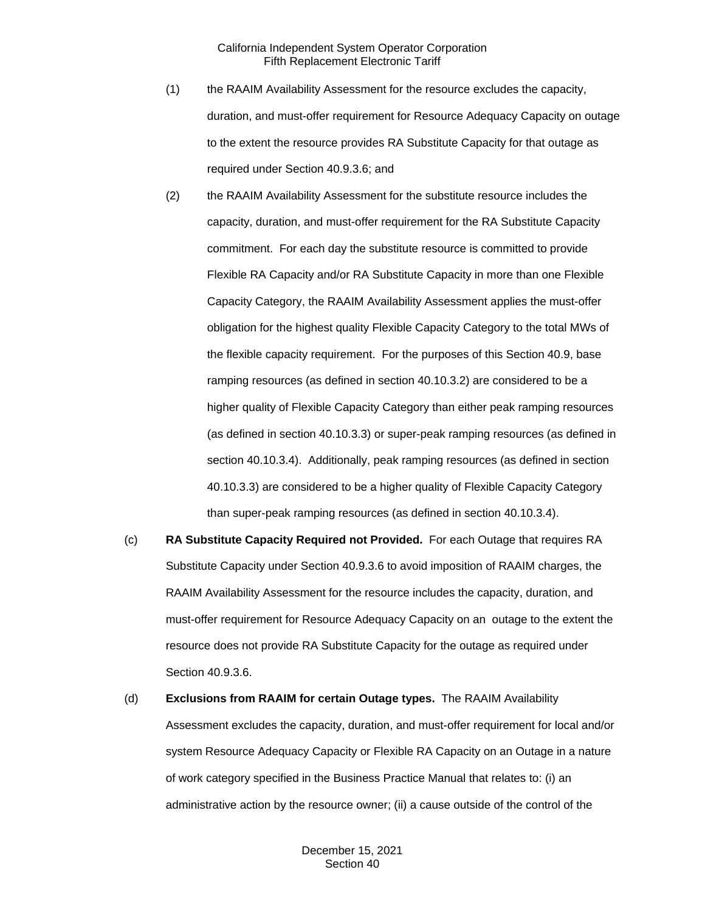(1) the RAAIM Availability Assessment for the resource excludes the capacity, duration, and must-offer requirement for Resource Adequacy Capacity on outage to the extent the resource provides RA Substitute Capacity for that outage as required under Section 40.9.3.6; and

(2) the RAAIM Availability Assessment for the substitute resource includes the capacity, duration, and must-offer requirement for the RA Substitute Capacity commitment. For each day the substitute resource is committed to provide Flexible RA Capacity and/or RA Substitute Capacity in more than one Flexible Capacity Category, the RAAIM Availability Assessment applies the must-offer obligation for the highest quality Flexible Capacity Category to the total MWs of the flexible capacity requirement. For the purposes of this Section 40.9, base ramping resources (as defined in section 40.10.3.2) are considered to be a higher quality of Flexible Capacity Category than either peak ramping resources (as defined in section 40.10.3.3) or super-peak ramping resources (as defined in section 40.10.3.4). Additionally, peak ramping resources (as defined in section 40.10.3.3) are considered to be a higher quality of Flexible Capacity Category than super-peak ramping resources (as defined in section 40.10.3.4).

(c) **RA Substitute Capacity Required not Provided.** For each Outage that requires RA Substitute Capacity under Section 40.9.3.6 to avoid imposition of RAAIM charges, the RAAIM Availability Assessment for the resource includes the capacity, duration, and must-offer requirement for Resource Adequacy Capacity on an outage to the extent the resource does not provide RA Substitute Capacity for the outage as required under Section 40.9.3.6.

(d) **Exclusions from RAAIM for certain Outage types.** The RAAIM Availability Assessment excludes the capacity, duration, and must-offer requirement for local and/or system Resource Adequacy Capacity or Flexible RA Capacity on an Outage in a nature of work category specified in the Business Practice Manual that relates to: (i) an administrative action by the resource owner; (ii) a cause outside of the control of the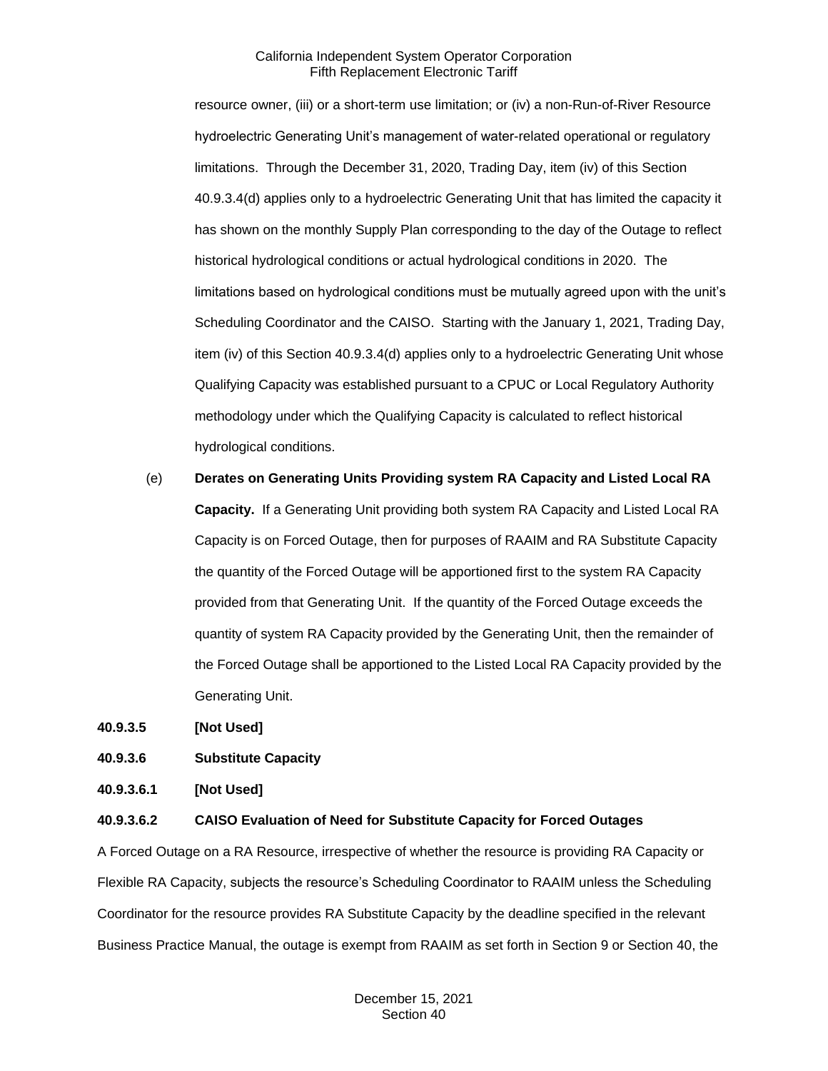resource owner, (iii) or a short-term use limitation; or (iv) a non-Run-of-River Resource hydroelectric Generating Unit's management of water-related operational or regulatory limitations. Through the December 31, 2020, Trading Day, item (iv) of this Section 40.9.3.4(d) applies only to a hydroelectric Generating Unit that has limited the capacity it has shown on the monthly Supply Plan corresponding to the day of the Outage to reflect historical hydrological conditions or actual hydrological conditions in 2020. The limitations based on hydrological conditions must be mutually agreed upon with the unit's Scheduling Coordinator and the CAISO. Starting with the January 1, 2021, Trading Day, item (iv) of this Section 40.9.3.4(d) applies only to a hydroelectric Generating Unit whose Qualifying Capacity was established pursuant to a CPUC or Local Regulatory Authority methodology under which the Qualifying Capacity is calculated to reflect historical hydrological conditions.

(e) **Derates on Generating Units Providing system RA Capacity and Listed Local RA Capacity.** If a Generating Unit providing both system RA Capacity and Listed Local RA Capacity is on Forced Outage, then for purposes of RAAIM and RA Substitute Capacity the quantity of the Forced Outage will be apportioned first to the system RA Capacity provided from that Generating Unit. If the quantity of the Forced Outage exceeds the quantity of system RA Capacity provided by the Generating Unit, then the remainder of the Forced Outage shall be apportioned to the Listed Local RA Capacity provided by the Generating Unit.

**40.9.3.5 [Not Used]**

**40.9.3.6 Substitute Capacity**

**40.9.3.6.1 [Not Used]**

**40.9.3.6.2 CAISO Evaluation of Need for Substitute Capacity for Forced Outages**

A Forced Outage on a RA Resource, irrespective of whether the resource is providing RA Capacity or Flexible RA Capacity, subjects the resource's Scheduling Coordinator to RAAIM unless the Scheduling Coordinator for the resource provides RA Substitute Capacity by the deadline specified in the relevant Business Practice Manual, the outage is exempt from RAAIM as set forth in Section 9 or Section 40, the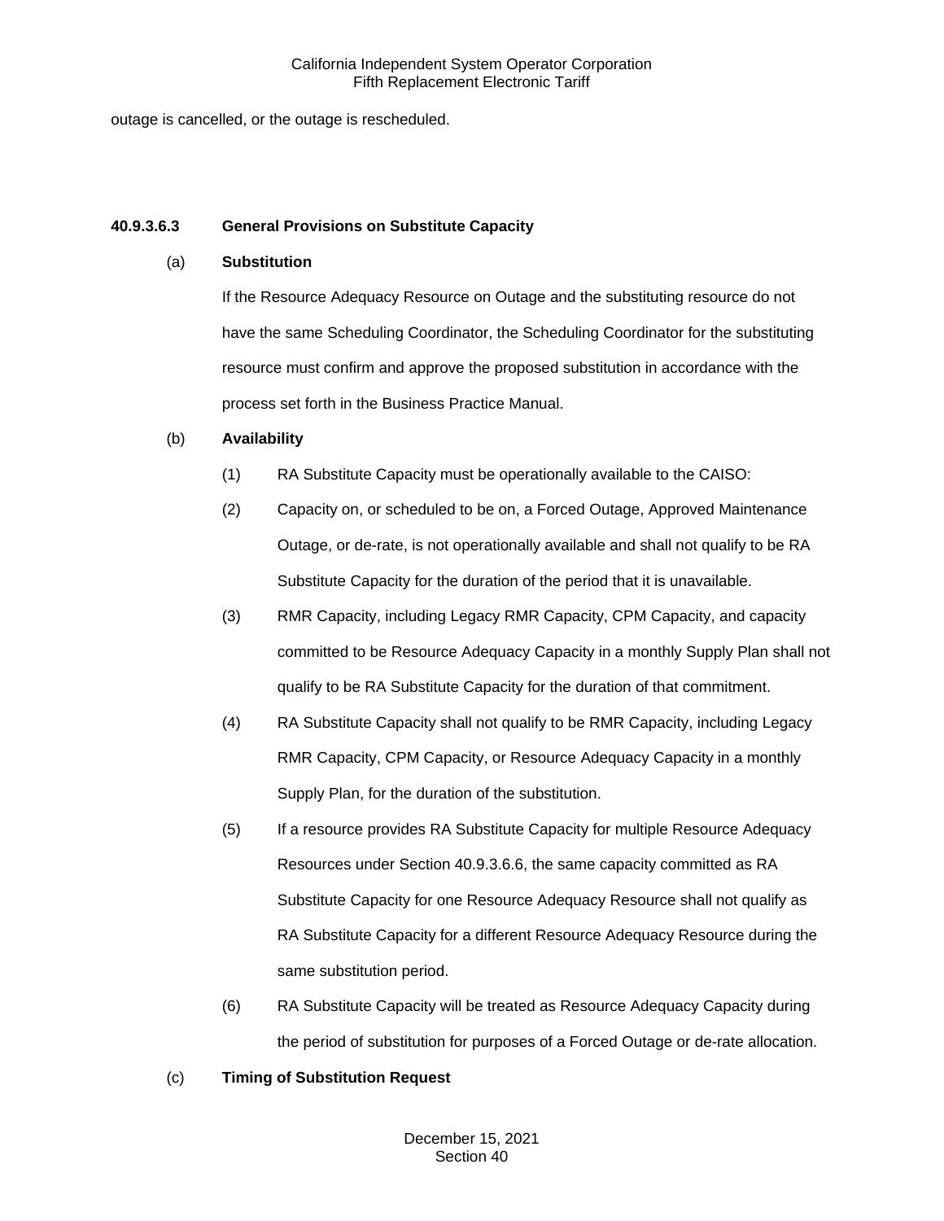outage is cancelled, or the outage is rescheduled.

**40.9.3.6.3 General Provisions on Substitute Capacity**

(a) **Substitution**

If the Resource Adequacy Resource on Outage and the substituting resource do not have the same Scheduling Coordinator, the Scheduling Coordinator for the substituting resource must confirm and approve the proposed substitution in accordance with the process set forth in the Business Practice Manual.

(b) **Availability**

(1) RA Substitute Capacity must be operationally available to the CAISO:

(2) Capacity on, or scheduled to be on, a Forced Outage, Approved Maintenance Outage, or de-rate, is not operationally available and shall not qualify to be RA Substitute Capacity for the duration of the period that it is unavailable.

(3) RMR Capacity, including Legacy RMR Capacity, CPM Capacity, and capacity committed to be Resource Adequacy Capacity in a monthly Supply Plan shall not qualify to be RA Substitute Capacity for the duration of that commitment.

(4) RA Substitute Capacity shall not qualify to be RMR Capacity, including Legacy RMR Capacity, CPM Capacity, or Resource Adequacy Capacity in a monthly Supply Plan, for the duration of the substitution.

(5) If a resource provides RA Substitute Capacity for multiple Resource Adequacy Resources under Section 40.9.3.6.6, the same capacity committed as RA Substitute Capacity for one Resource Adequacy Resource shall not qualify as RA Substitute Capacity for a different Resource Adequacy Resource during the same substitution period.

(6) RA Substitute Capacity will be treated as Resource Adequacy Capacity during the period of substitution for purposes of a Forced Outage or de-rate allocation.

(c) **Timing of Substitution Request**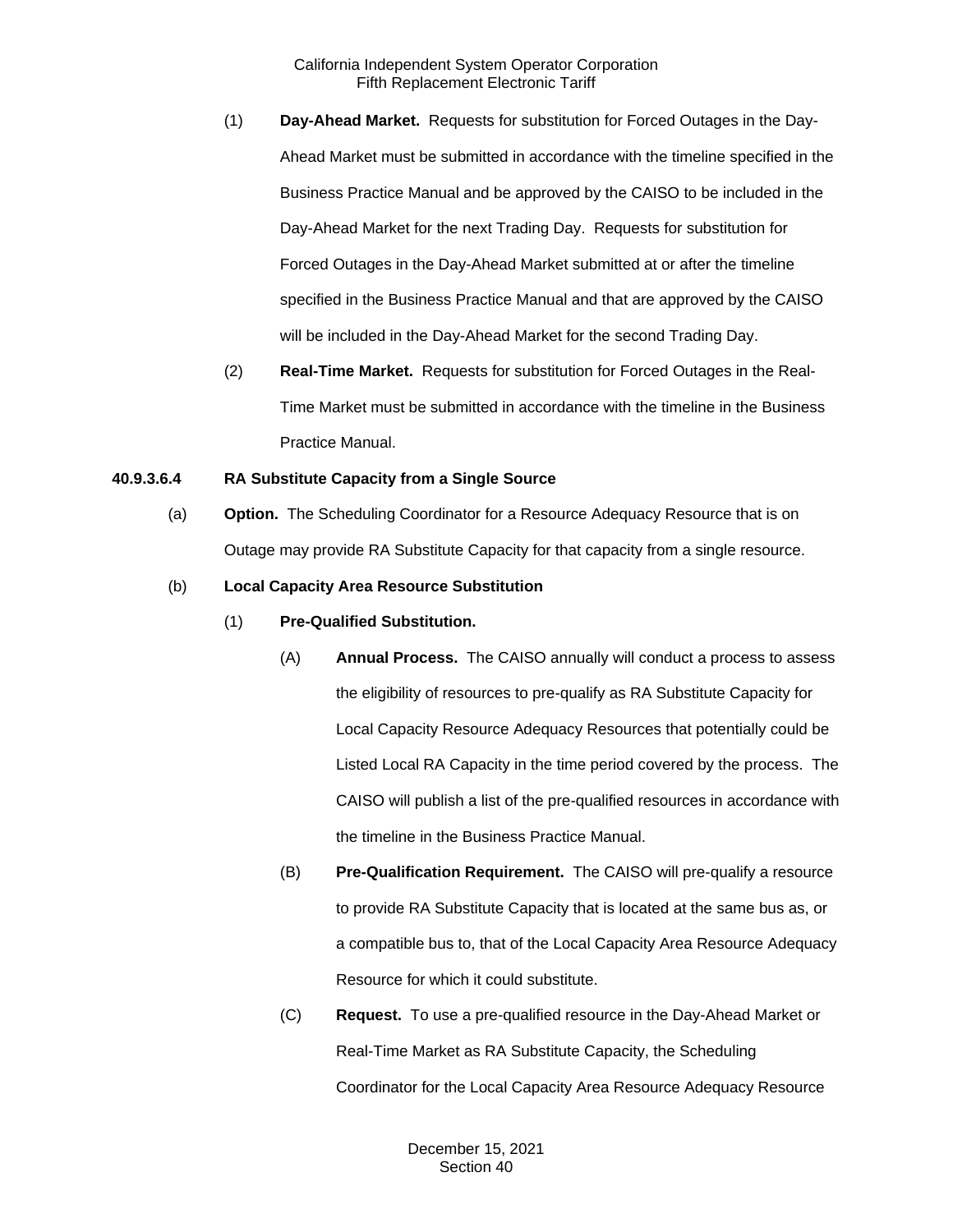(1) **Day-Ahead Market.** Requests for substitution for Forced Outages in the Day-Ahead Market must be submitted in accordance with the timeline specified in the Business Practice Manual and be approved by the CAISO to be included in the Day-Ahead Market for the next Trading Day. Requests for substitution for Forced Outages in the Day-Ahead Market submitted at or after the timeline specified in the Business Practice Manual and that are approved by the CAISO will be included in the Day-Ahead Market for the second Trading Day.

(2) **Real-Time Market.** Requests for substitution for Forced Outages in the Real-Time Market must be submitted in accordance with the timeline in the Business Practice Manual.

**40.9.3.6.4 RA Substitute Capacity from a Single Source**

(a) **Option.** The Scheduling Coordinator for a Resource Adequacy Resource that is on Outage may provide RA Substitute Capacity for that capacity from a single resource.

(b) **Local Capacity Area Resource Substitution**

(1) **Pre-Qualified Substitution.**

(A) **Annual Process.** The CAISO annually will conduct a process to assess the eligibility of resources to pre-qualify as RA Substitute Capacity for Local Capacity Resource Adequacy Resources that potentially could be Listed Local RA Capacity in the time period covered by the process. The CAISO will publish a list of the pre-qualified resources in accordance with the timeline in the Business Practice Manual.

(B) **Pre-Qualification Requirement.** The CAISO will pre-qualify a resource to provide RA Substitute Capacity that is located at the same bus as, or a compatible bus to, that of the Local Capacity Area Resource Adequacy Resource for which it could substitute.

(C) **Request.** To use a pre-qualified resource in the Day-Ahead Market or Real-Time Market as RA Substitute Capacity, the Scheduling Coordinator for the Local Capacity Area Resource Adequacy Resource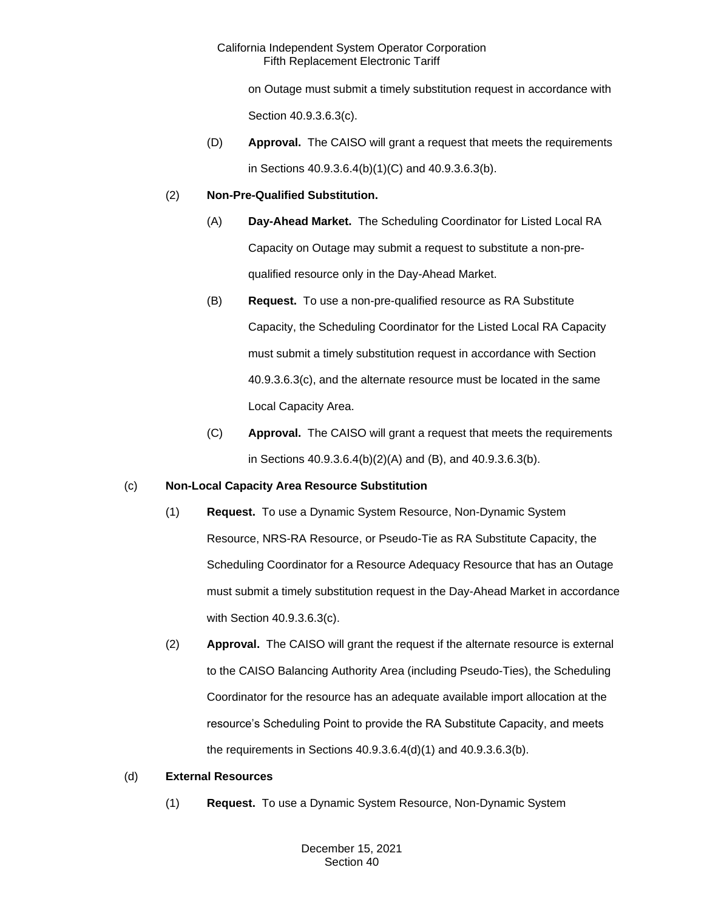on Outage must submit a timely substitution request in accordance with Section 40.9.3.6.3(c).

(D) **Approval.** The CAISO will grant a request that meets the requirements in Sections 40.9.3.6.4(b)(1)(C) and 40.9.3.6.3(b).

(2) **Non-Pre-Qualified Substitution.**

(A) **Day-Ahead Market.** The Scheduling Coordinator for Listed Local RA Capacity on Outage may submit a request to substitute a non-pre-qualified resource only in the Day-Ahead Market.

(B) **Request.** To use a non-pre-qualified resource as RA Substitute Capacity, the Scheduling Coordinator for the Listed Local RA Capacity must submit a timely substitution request in accordance with Section 40.9.3.6.3(c), and the alternate resource must be located in the same Local Capacity Area.

(C) **Approval.** The CAISO will grant a request that meets the requirements in Sections 40.9.3.6.4(b)(2)(A) and (B), and 40.9.3.6.3(b).

(c) **Non-Local Capacity Area Resource Substitution**

(1) **Request.** To use a Dynamic System Resource, Non-Dynamic System Resource, NRS-RA Resource, or Pseudo-Tie as RA Substitute Capacity, the Scheduling Coordinator for a Resource Adequacy Resource that has an Outage must submit a timely substitution request in the Day-Ahead Market in accordance with Section 40.9.3.6.3(c).

(2) **Approval.** The CAISO will grant the request if the alternate resource is external to the CAISO Balancing Authority Area (including Pseudo-Ties), the Scheduling Coordinator for the resource has an adequate available import allocation at the resource's Scheduling Point to provide the RA Substitute Capacity, and meets the requirements in Sections 40.9.3.6.4(d)(1) and 40.9.3.6.3(b).

(d) **External Resources**

(1) **Request.** To use a Dynamic System Resource, Non-Dynamic System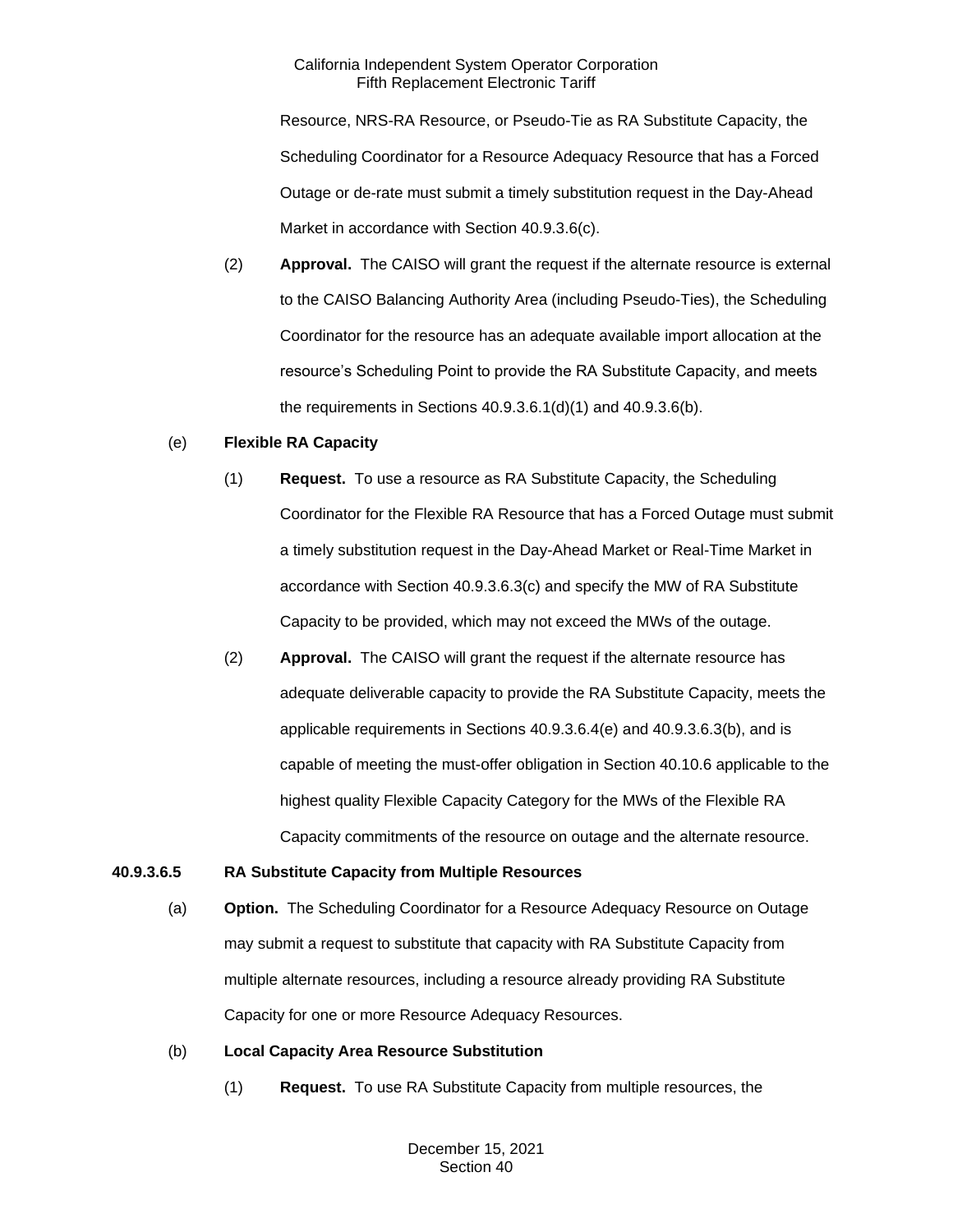Resource, NRS-RA Resource, or Pseudo-Tie as RA Substitute Capacity, the Scheduling Coordinator for a Resource Adequacy Resource that has a Forced Outage or de-rate must submit a timely substitution request in the Day-Ahead Market in accordance with Section 40.9.3.6(c).

(2) **Approval.** The CAISO will grant the request if the alternate resource is external to the CAISO Balancing Authority Area (including Pseudo-Ties), the Scheduling Coordinator for the resource has an adequate available import allocation at the resource's Scheduling Point to provide the RA Substitute Capacity, and meets the requirements in Sections 40.9.3.6.1(d)(1) and 40.9.3.6(b).

(e) **Flexible RA Capacity**

(1) **Request.** To use a resource as RA Substitute Capacity, the Scheduling Coordinator for the Flexible RA Resource that has a Forced Outage must submit a timely substitution request in the Day-Ahead Market or Real-Time Market in accordance with Section 40.9.3.6.3(c) and specify the MW of RA Substitute Capacity to be provided, which may not exceed the MWs of the outage.

(2) **Approval.** The CAISO will grant the request if the alternate resource has adequate deliverable capacity to provide the RA Substitute Capacity, meets the applicable requirements in Sections 40.9.3.6.4(e) and 40.9.3.6.3(b), and is capable of meeting the must-offer obligation in Section 40.10.6 applicable to the highest quality Flexible Capacity Category for the MWs of the Flexible RA Capacity commitments of the resource on outage and the alternate resource.

**40.9.3.6.5 RA Substitute Capacity from Multiple Resources**

(a) **Option.** The Scheduling Coordinator for a Resource Adequacy Resource on Outage may submit a request to substitute that capacity with RA Substitute Capacity from multiple alternate resources, including a resource already providing RA Substitute Capacity for one or more Resource Adequacy Resources.

(b) **Local Capacity Area Resource Substitution**

(1) **Request.** To use RA Substitute Capacity from multiple resources, the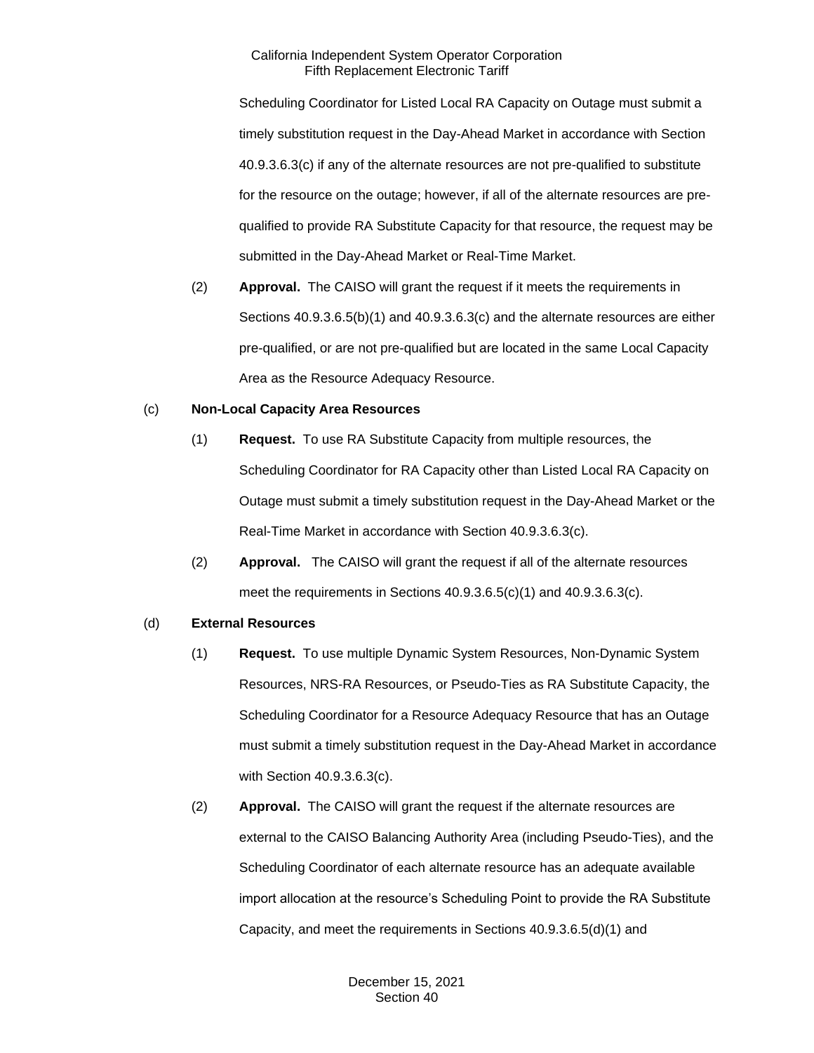Scheduling Coordinator for Listed Local RA Capacity on Outage must submit a timely substitution request in the Day-Ahead Market in accordance with Section 40.9.3.6.3(c) if any of the alternate resources are not pre-qualified to substitute for the resource on the outage; however, if all of the alternate resources are pre-qualified to provide RA Substitute Capacity for that resource, the request may be submitted in the Day-Ahead Market or Real-Time Market.

(2) **Approval.** The CAISO will grant the request if it meets the requirements in Sections 40.9.3.6.5(b)(1) and 40.9.3.6.3(c) and the alternate resources are either pre-qualified, or are not pre-qualified but are located in the same Local Capacity Area as the Resource Adequacy Resource.

(c) **Non-Local Capacity Area Resources**

(1) **Request.** To use RA Substitute Capacity from multiple resources, the Scheduling Coordinator for RA Capacity other than Listed Local RA Capacity on Outage must submit a timely substitution request in the Day-Ahead Market or the Real-Time Market in accordance with Section 40.9.3.6.3(c).

(2) **Approval.** The CAISO will grant the request if all of the alternate resources meet the requirements in Sections 40.9.3.6.5(c)(1) and 40.9.3.6.3(c).

(d) **External Resources**

(1) **Request.** To use multiple Dynamic System Resources, Non-Dynamic System Resources, NRS-RA Resources, or Pseudo-Ties as RA Substitute Capacity, the Scheduling Coordinator for a Resource Adequacy Resource that has an Outage must submit a timely substitution request in the Day-Ahead Market in accordance with Section 40.9.3.6.3(c).

(2) **Approval.** The CAISO will grant the request if the alternate resources are external to the CAISO Balancing Authority Area (including Pseudo-Ties), and the Scheduling Coordinator of each alternate resource has an adequate available import allocation at the resource's Scheduling Point to provide the RA Substitute Capacity, and meet the requirements in Sections 40.9.3.6.5(d)(1) and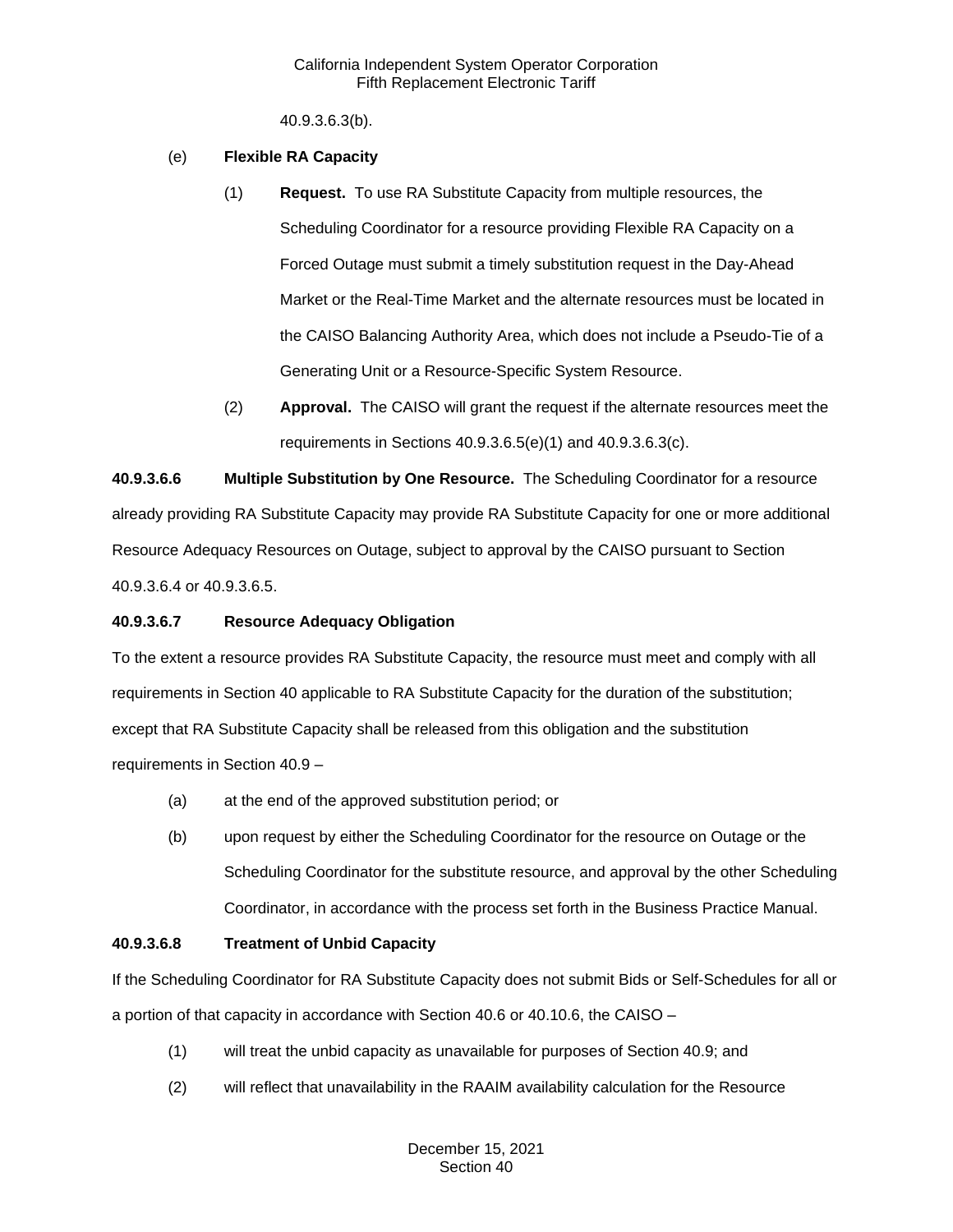40.9.3.6.3(b).

(e) **Flexible RA Capacity**

(1) **Request.** To use RA Substitute Capacity from multiple resources, the Scheduling Coordinator for a resource providing Flexible RA Capacity on a Forced Outage must submit a timely substitution request in the Day-Ahead Market or the Real-Time Market and the alternate resources must be located in the CAISO Balancing Authority Area, which does not include a Pseudo-Tie of a Generating Unit or a Resource-Specific System Resource.

(2) **Approval.** The CAISO will grant the request if the alternate resources meet the requirements in Sections 40.9.3.6.5(e)(1) and 40.9.3.6.3(c).

**40.9.3.6.6 Multiple Substitution by One Resource.** The Scheduling Coordinator for a resource already providing RA Substitute Capacity may provide RA Substitute Capacity for one or more additional Resource Adequacy Resources on Outage, subject to approval by the CAISO pursuant to Section 40.9.3.6.4 or 40.9.3.6.5.

**40.9.3.6.7 Resource Adequacy Obligation**

To the extent a resource provides RA Substitute Capacity, the resource must meet and comply with all requirements in Section 40 applicable to RA Substitute Capacity for the duration of the substitution; except that RA Substitute Capacity shall be released from this obligation and the substitution requirements in Section 40.9 –

(a) at the end of the approved substitution period; or

(b) upon request by either the Scheduling Coordinator for the resource on Outage or the Scheduling Coordinator for the substitute resource, and approval by the other Scheduling Coordinator, in accordance with the process set forth in the Business Practice Manual.

**40.9.3.6.8 Treatment of Unbid Capacity**

If the Scheduling Coordinator for RA Substitute Capacity does not submit Bids or Self-Schedules for all or a portion of that capacity in accordance with Section 40.6 or 40.10.6, the CAISO –

(1) will treat the unbid capacity as unavailable for purposes of Section 40.9; and

(2) will reflect that unavailability in the RAAIM availability calculation for the Resource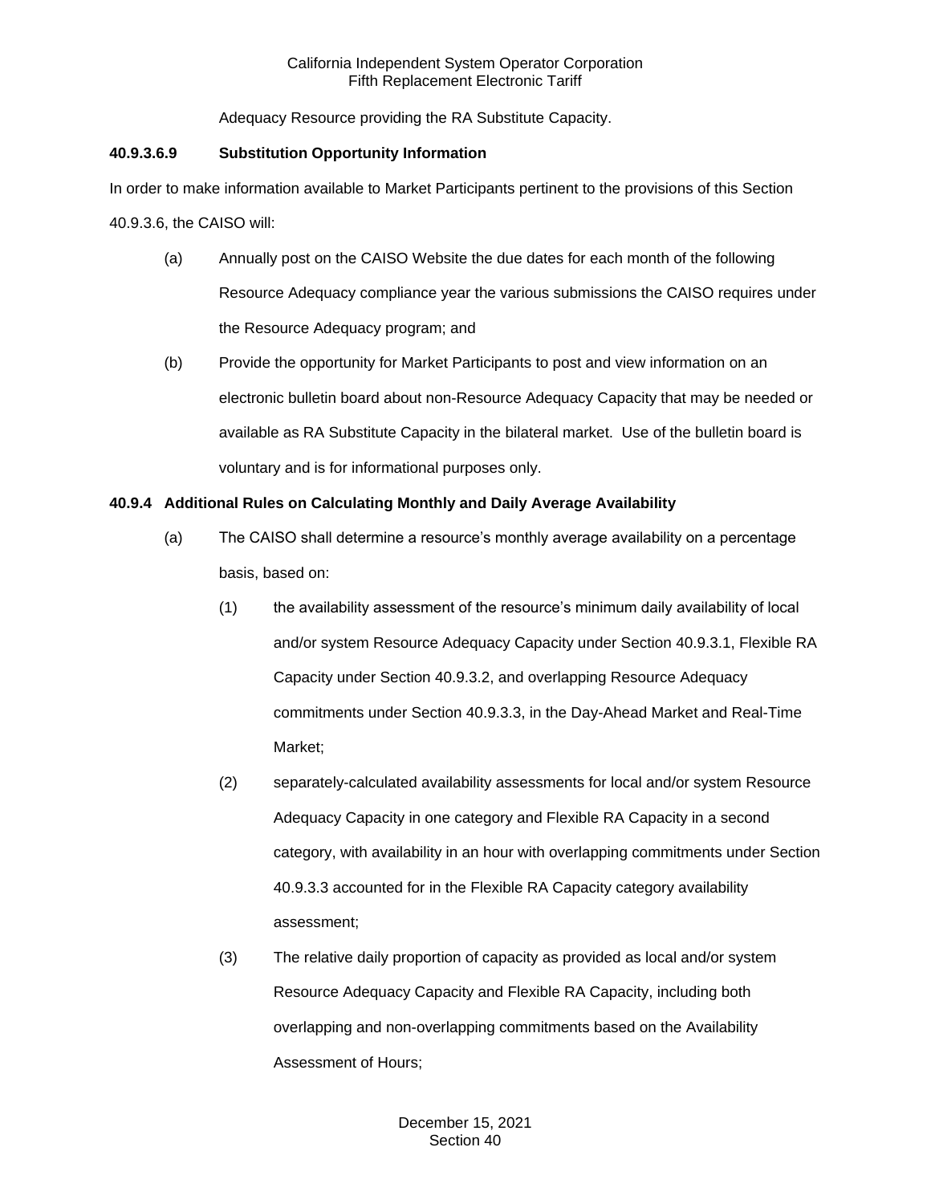Adequacy Resource providing the RA Substitute Capacity.

**40.9.3.6.9 Substitution Opportunity Information**

In order to make information available to Market Participants pertinent to the provisions of this Section 40.9.3.6, the CAISO will:

(a) Annually post on the CAISO Website the due dates for each month of the following Resource Adequacy compliance year the various submissions the CAISO requires under the Resource Adequacy program; and

(b) Provide the opportunity for Market Participants to post and view information on an electronic bulletin board about non-Resource Adequacy Capacity that may be needed or available as RA Substitute Capacity in the bilateral market. Use of the bulletin board is voluntary and is for informational purposes only.

**40.9.4 Additional Rules on Calculating Monthly and Daily Average Availability**

(a) The CAISO shall determine a resource's monthly average availability on a percentage basis, based on:

(1) the availability assessment of the resource's minimum daily availability of local and/or system Resource Adequacy Capacity under Section 40.9.3.1, Flexible RA Capacity under Section 40.9.3.2, and overlapping Resource Adequacy commitments under Section 40.9.3.3, in the Day-Ahead Market and Real-Time Market;

(2) separately-calculated availability assessments for local and/or system Resource Adequacy Capacity in one category and Flexible RA Capacity in a second category, with availability in an hour with overlapping commitments under Section 40.9.3.3 accounted for in the Flexible RA Capacity category availability assessment;

(3) The relative daily proportion of capacity as provided as local and/or system Resource Adequacy Capacity and Flexible RA Capacity, including both overlapping and non-overlapping commitments based on the Availability Assessment of Hours;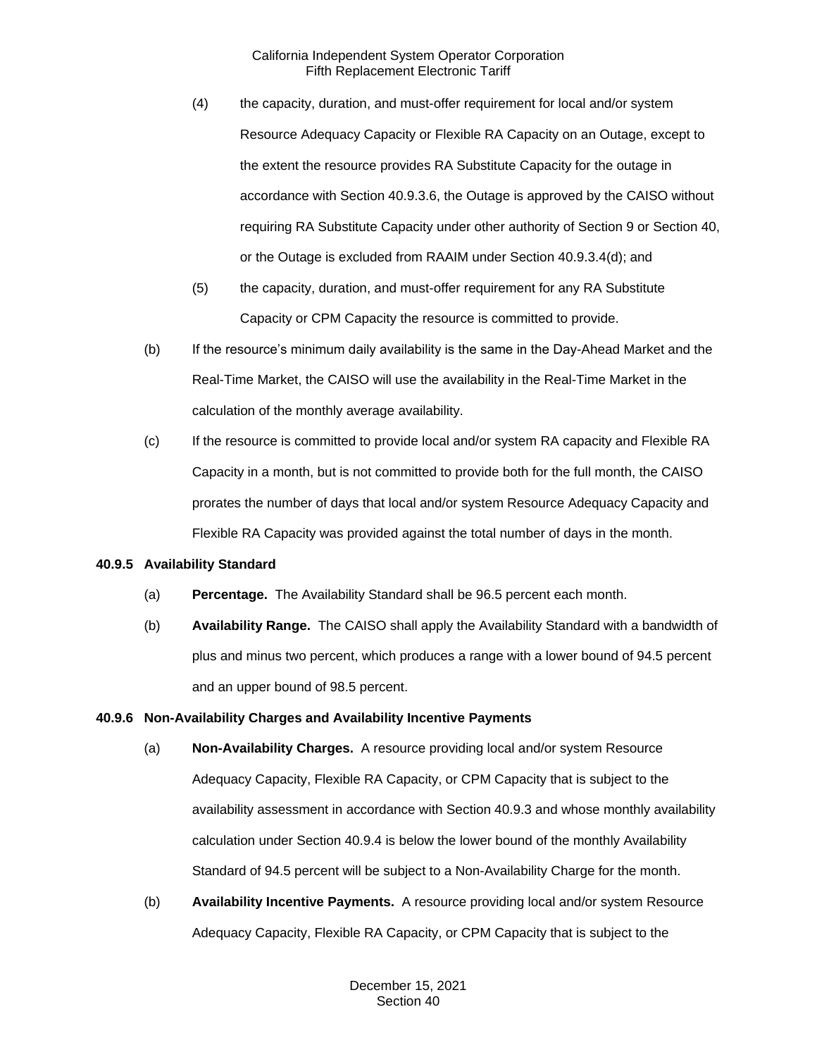(4) the capacity, duration, and must-offer requirement for local and/or system Resource Adequacy Capacity or Flexible RA Capacity on an Outage, except to the extent the resource provides RA Substitute Capacity for the outage in accordance with Section 40.9.3.6, the Outage is approved by the CAISO without requiring RA Substitute Capacity under other authority of Section 9 or Section 40, or the Outage is excluded from RAAIM under Section 40.9.3.4(d); and

(5) the capacity, duration, and must-offer requirement for any RA Substitute Capacity or CPM Capacity the resource is committed to provide.

(b) If the resource's minimum daily availability is the same in the Day-Ahead Market and the Real-Time Market, the CAISO will use the availability in the Real-Time Market in the calculation of the monthly average availability.

(c) If the resource is committed to provide local and/or system RA capacity and Flexible RA Capacity in a month, but is not committed to provide both for the full month, the CAISO prorates the number of days that local and/or system Resource Adequacy Capacity and Flexible RA Capacity was provided against the total number of days in the month.

### 40.9.5 Availability Standard

(a) **Percentage.** The Availability Standard shall be 96.5 percent each month.

(b) **Availability Range.** The CAISO shall apply the Availability Standard with a bandwidth of plus and minus two percent, which produces a range with a lower bound of 94.5 percent and an upper bound of 98.5 percent.

### 40.9.6 Non-Availability Charges and Availability Incentive Payments

(a) **Non-Availability Charges.** A resource providing local and/or system Resource Adequacy Capacity, Flexible RA Capacity, or CPM Capacity that is subject to the availability assessment in accordance with Section 40.9.3 and whose monthly availability calculation under Section 40.9.4 is below the lower bound of the monthly Availability Standard of 94.5 percent will be subject to a Non-Availability Charge for the month.

(b) **Availability Incentive Payments.** A resource providing local and/or system Resource Adequacy Capacity, Flexible RA Capacity, or CPM Capacity that is subject to the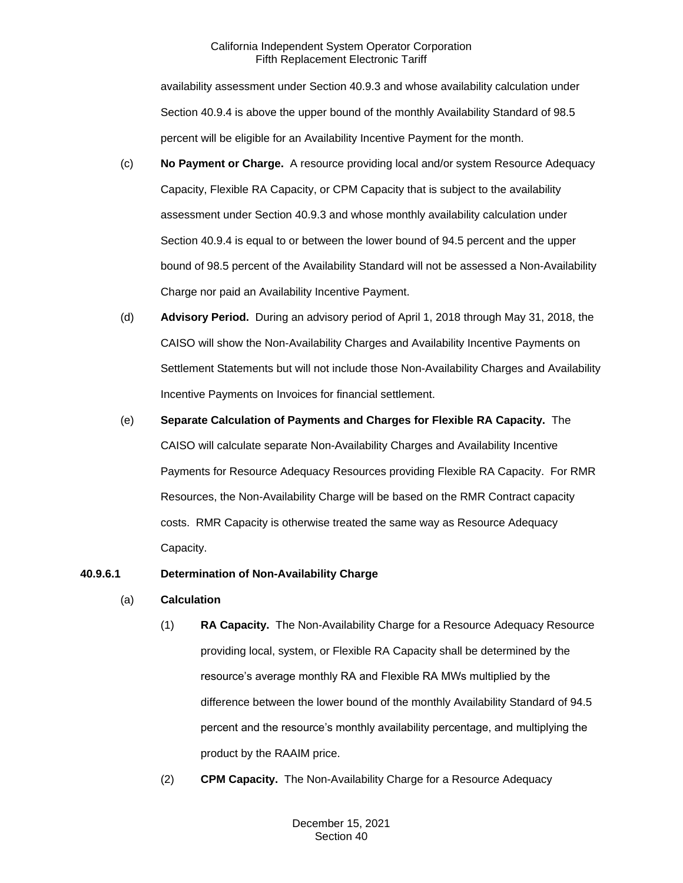availability assessment under Section 40.9.3 and whose availability calculation under Section 40.9.4 is above the upper bound of the monthly Availability Standard of 98.5 percent will be eligible for an Availability Incentive Payment for the month.

(c) **No Payment or Charge.** A resource providing local and/or system Resource Adequacy Capacity, Flexible RA Capacity, or CPM Capacity that is subject to the availability assessment under Section 40.9.3 and whose monthly availability calculation under Section 40.9.4 is equal to or between the lower bound of 94.5 percent and the upper bound of 98.5 percent of the Availability Standard will not be assessed a Non-Availability Charge nor paid an Availability Incentive Payment.

(d) **Advisory Period.** During an advisory period of April 1, 2018 through May 31, 2018, the CAISO will show the Non-Availability Charges and Availability Incentive Payments on Settlement Statements but will not include those Non-Availability Charges and Availability Incentive Payments on Invoices for financial settlement.

(e) **Separate Calculation of Payments and Charges for Flexible RA Capacity.** The CAISO will calculate separate Non-Availability Charges and Availability Incentive Payments for Resource Adequacy Resources providing Flexible RA Capacity. For RMR Resources, the Non-Availability Charge will be based on the RMR Contract capacity costs. RMR Capacity is otherwise treated the same way as Resource Adequacy Capacity.

**40.9.6.1 Determination of Non-Availability Charge**

(a) **Calculation**

(1) **RA Capacity.** The Non-Availability Charge for a Resource Adequacy Resource providing local, system, or Flexible RA Capacity shall be determined by the resource's average monthly RA and Flexible RA MWs multiplied by the difference between the lower bound of the monthly Availability Standard of 94.5 percent and the resource's monthly availability percentage, and multiplying the product by the RAAIM price.

(2) **CPM Capacity.** The Non-Availability Charge for a Resource Adequacy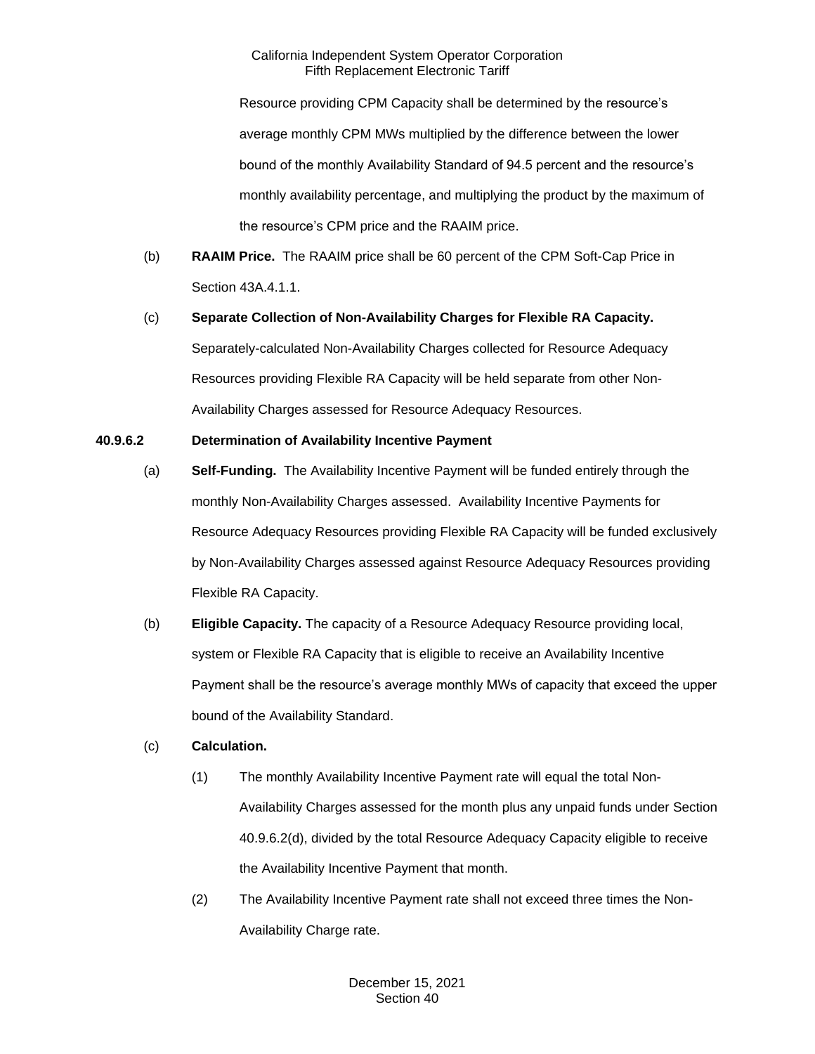Resource providing CPM Capacity shall be determined by the resource's average monthly CPM MWs multiplied by the difference between the lower bound of the monthly Availability Standard of 94.5 percent and the resource's monthly availability percentage, and multiplying the product by the maximum of the resource's CPM price and the RAAIM price.

(b) **RAAIM Price.** The RAAIM price shall be 60 percent of the CPM Soft-Cap Price in Section 43A.4.1.1.

(c) **Separate Collection of Non-Availability Charges for Flexible RA Capacity.** Separately-calculated Non-Availability Charges collected for Resource Adequacy Resources providing Flexible RA Capacity will be held separate from other Non-Availability Charges assessed for Resource Adequacy Resources.

**40.9.6.2 Determination of Availability Incentive Payment**

(a) **Self-Funding.** The Availability Incentive Payment will be funded entirely through the monthly Non-Availability Charges assessed. Availability Incentive Payments for Resource Adequacy Resources providing Flexible RA Capacity will be funded exclusively by Non-Availability Charges assessed against Resource Adequacy Resources providing Flexible RA Capacity.

(b) **Eligible Capacity.** The capacity of a Resource Adequacy Resource providing local, system or Flexible RA Capacity that is eligible to receive an Availability Incentive Payment shall be the resource's average monthly MWs of capacity that exceed the upper bound of the Availability Standard.

(c) **Calculation.**

(1) The monthly Availability Incentive Payment rate will equal the total Non-Availability Charges assessed for the month plus any unpaid funds under Section 40.9.6.2(d), divided by the total Resource Adequacy Capacity eligible to receive the Availability Incentive Payment that month.

(2) The Availability Incentive Payment rate shall not exceed three times the Non-Availability Charge rate.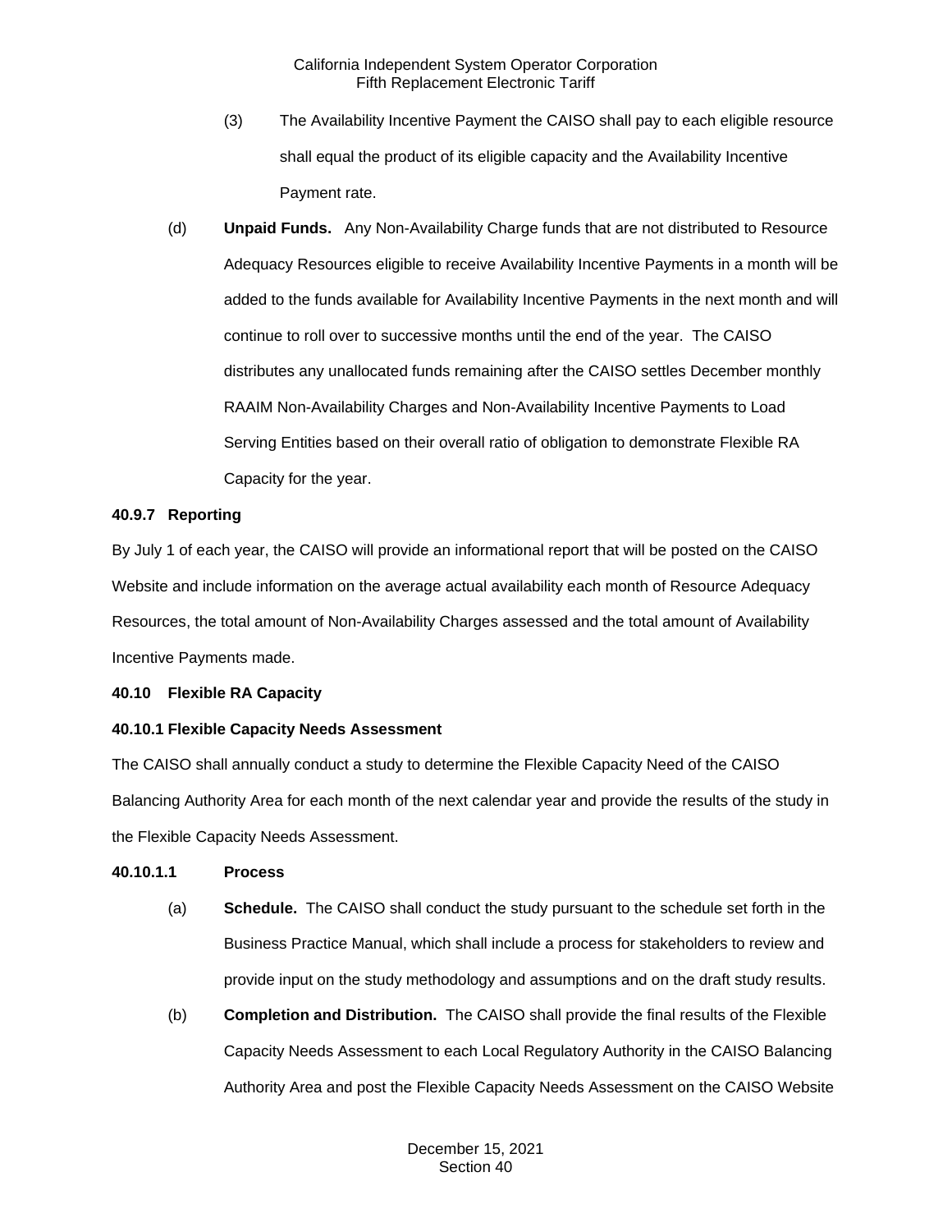(3) The Availability Incentive Payment the CAISO shall pay to each eligible resource shall equal the product of its eligible capacity and the Availability Incentive Payment rate.

(d) **Unpaid Funds.** Any Non-Availability Charge funds that are not distributed to Resource Adequacy Resources eligible to receive Availability Incentive Payments in a month will be added to the funds available for Availability Incentive Payments in the next month and will continue to roll over to successive months until the end of the year. The CAISO distributes any unallocated funds remaining after the CAISO settles December monthly RAAIM Non-Availability Charges and Non-Availability Incentive Payments to Load Serving Entities based on their overall ratio of obligation to demonstrate Flexible RA Capacity for the year.

**40.9.7 Reporting**

By July 1 of each year, the CAISO will provide an informational report that will be posted on the CAISO Website and include information on the average actual availability each month of Resource Adequacy Resources, the total amount of Non-Availability Charges assessed and the total amount of Availability Incentive Payments made.

**40.10 Flexible RA Capacity**

**40.10.1 Flexible Capacity Needs Assessment**

The CAISO shall annually conduct a study to determine the Flexible Capacity Need of the CAISO Balancing Authority Area for each month of the next calendar year and provide the results of the study in the Flexible Capacity Needs Assessment.

**40.10.1.1 Process**

(a) **Schedule.** The CAISO shall conduct the study pursuant to the schedule set forth in the Business Practice Manual, which shall include a process for stakeholders to review and provide input on the study methodology and assumptions and on the draft study results.

(b) **Completion and Distribution.** The CAISO shall provide the final results of the Flexible Capacity Needs Assessment to each Local Regulatory Authority in the CAISO Balancing Authority Area and post the Flexible Capacity Needs Assessment on the CAISO Website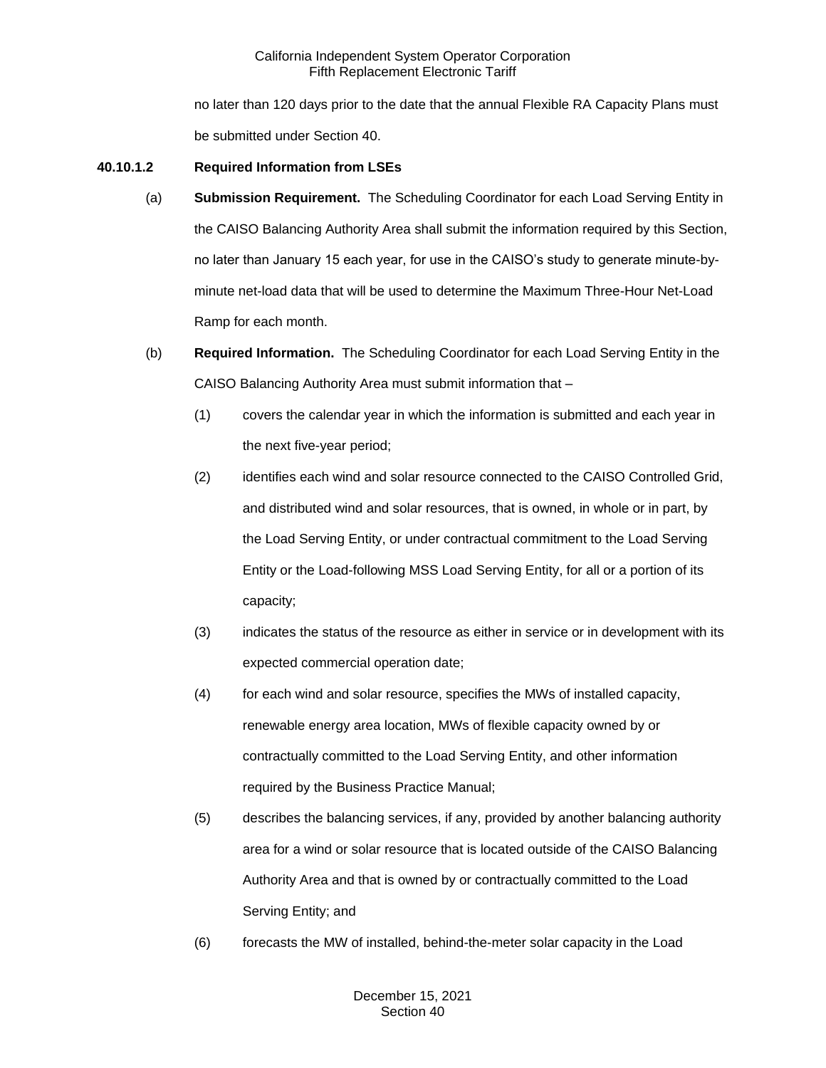no later than 120 days prior to the date that the annual Flexible RA Capacity Plans must be submitted under Section 40.

### 40.10.1.2 Required Information from LSEs

(a) **Submission Requirement.** The Scheduling Coordinator for each Load Serving Entity in the CAISO Balancing Authority Area shall submit the information required by this Section, no later than January 15 each year, for use in the CAISO's study to generate minute-by-minute net-load data that will be used to determine the Maximum Three-Hour Net-Load Ramp for each month.

(b) **Required Information.** The Scheduling Coordinator for each Load Serving Entity in the CAISO Balancing Authority Area must submit information that –

(1) covers the calendar year in which the information is submitted and each year in the next five-year period;

(2) identifies each wind and solar resource connected to the CAISO Controlled Grid, and distributed wind and solar resources, that is owned, in whole or in part, by the Load Serving Entity, or under contractual commitment to the Load Serving Entity or the Load-following MSS Load Serving Entity, for all or a portion of its capacity;

(3) indicates the status of the resource as either in service or in development with its expected commercial operation date;

(4) for each wind and solar resource, specifies the MWs of installed capacity, renewable energy area location, MWs of flexible capacity owned by or contractually committed to the Load Serving Entity, and other information required by the Business Practice Manual;

(5) describes the balancing services, if any, provided by another balancing authority area for a wind or solar resource that is located outside of the CAISO Balancing Authority Area and that is owned by or contractually committed to the Load Serving Entity; and

(6) forecasts the MW of installed, behind-the-meter solar capacity in the Load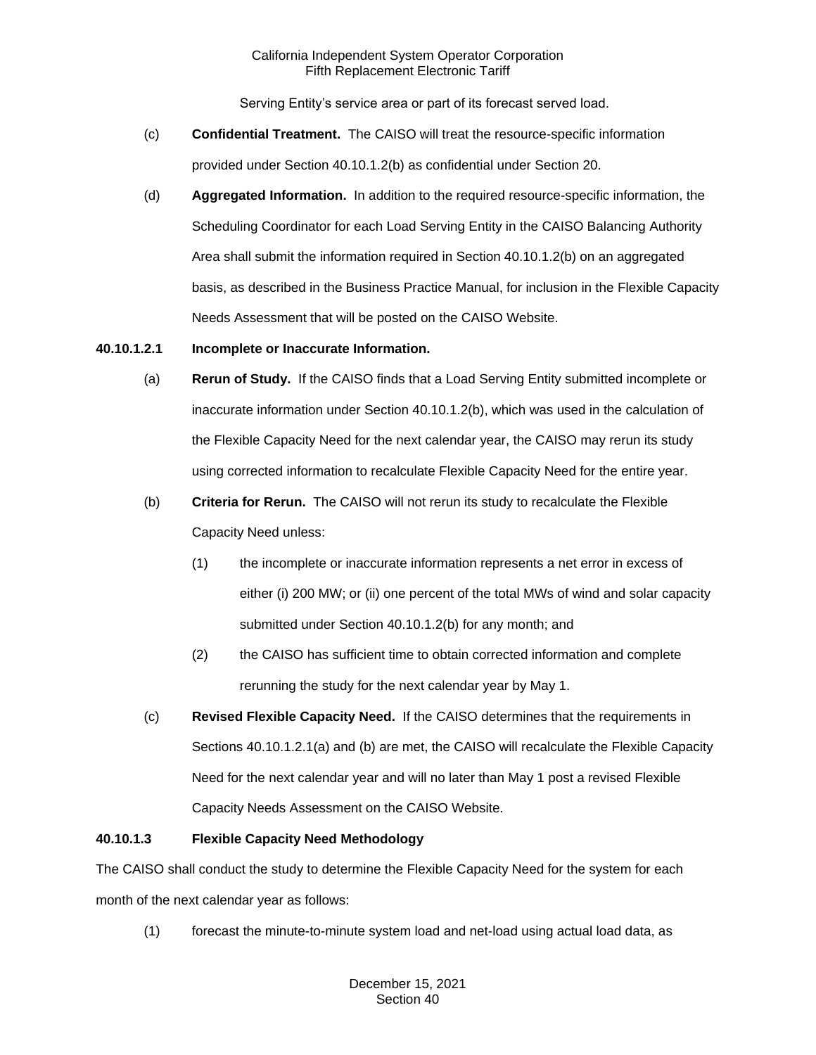Serving Entity's service area or part of its forecast served load.

(c) **Confidential Treatment.** The CAISO will treat the resource-specific information provided under Section 40.10.1.2(b) as confidential under Section 20.

(d) **Aggregated Information.** In addition to the required resource-specific information, the Scheduling Coordinator for each Load Serving Entity in the CAISO Balancing Authority Area shall submit the information required in Section 40.10.1.2(b) on an aggregated basis, as described in the Business Practice Manual, for inclusion in the Flexible Capacity Needs Assessment that will be posted on the CAISO Website.

**40.10.1.2.1 Incomplete or Inaccurate Information.**

(a) **Rerun of Study.** If the CAISO finds that a Load Serving Entity submitted incomplete or inaccurate information under Section 40.10.1.2(b), which was used in the calculation of the Flexible Capacity Need for the next calendar year, the CAISO may rerun its study using corrected information to recalculate Flexible Capacity Need for the entire year.

(b) **Criteria for Rerun.** The CAISO will not rerun its study to recalculate the Flexible Capacity Need unless:

(1) the incomplete or inaccurate information represents a net error in excess of either (i) 200 MW; or (ii) one percent of the total MWs of wind and solar capacity submitted under Section 40.10.1.2(b) for any month; and

(2) the CAISO has sufficient time to obtain corrected information and complete rerunning the study for the next calendar year by May 1.

(c) **Revised Flexible Capacity Need.** If the CAISO determines that the requirements in Sections 40.10.1.2.1(a) and (b) are met, the CAISO will recalculate the Flexible Capacity Need for the next calendar year and will no later than May 1 post a revised Flexible Capacity Needs Assessment on the CAISO Website.

**40.10.1.3 Flexible Capacity Need Methodology**

The CAISO shall conduct the study to determine the Flexible Capacity Need for the system for each month of the next calendar year as follows:

(1) forecast the minute-to-minute system load and net-load using actual load data, as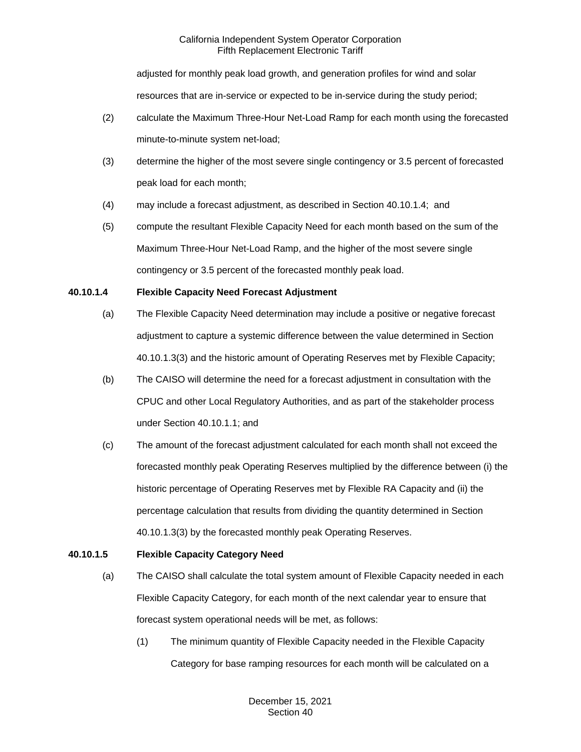adjusted for monthly peak load growth, and generation profiles for wind and solar resources that are in-service or expected to be in-service during the study period;

(2) calculate the Maximum Three-Hour Net-Load Ramp for each month using the forecasted minute-to-minute system net-load;

(3) determine the higher of the most severe single contingency or 3.5 percent of forecasted peak load for each month;

(4) may include a forecast adjustment, as described in Section 40.10.1.4; and

(5) compute the resultant Flexible Capacity Need for each month based on the sum of the Maximum Three-Hour Net-Load Ramp, and the higher of the most severe single contingency or 3.5 percent of the forecasted monthly peak load.

**40.10.1.4 Flexible Capacity Need Forecast Adjustment**

(a) The Flexible Capacity Need determination may include a positive or negative forecast adjustment to capture a systemic difference between the value determined in Section 40.10.1.3(3) and the historic amount of Operating Reserves met by Flexible Capacity;

(b) The CAISO will determine the need for a forecast adjustment in consultation with the CPUC and other Local Regulatory Authorities, and as part of the stakeholder process under Section 40.10.1.1; and

(c) The amount of the forecast adjustment calculated for each month shall not exceed the forecasted monthly peak Operating Reserves multiplied by the difference between (i) the historic percentage of Operating Reserves met by Flexible RA Capacity and (ii) the percentage calculation that results from dividing the quantity determined in Section 40.10.1.3(3) by the forecasted monthly peak Operating Reserves.

**40.10.1.5 Flexible Capacity Category Need**

(a) The CAISO shall calculate the total system amount of Flexible Capacity needed in each Flexible Capacity Category, for each month of the next calendar year to ensure that forecast system operational needs will be met, as follows:

(1) The minimum quantity of Flexible Capacity needed in the Flexible Capacity Category for base ramping resources for each month will be calculated on a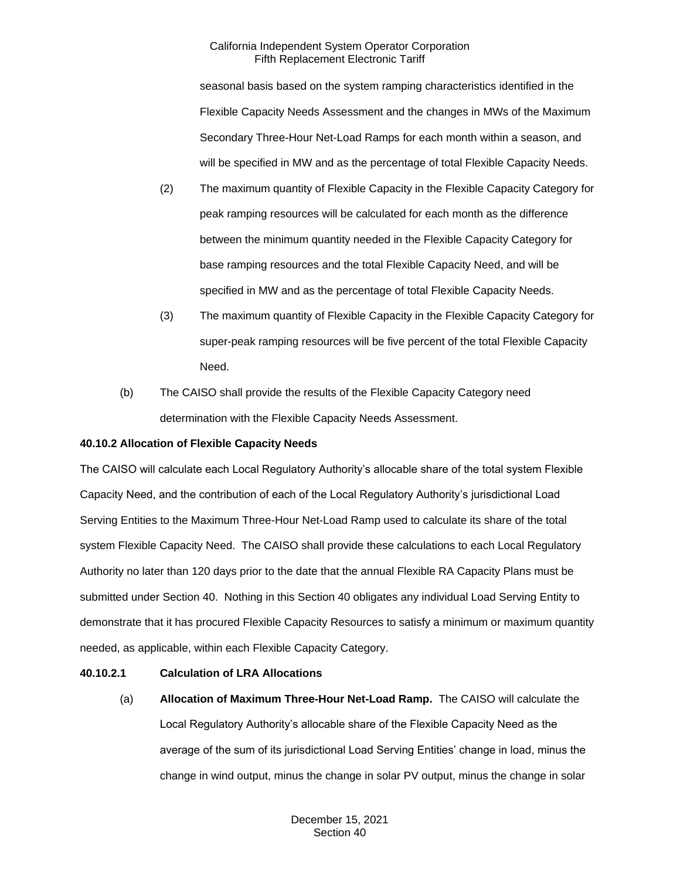seasonal basis based on the system ramping characteristics identified in the Flexible Capacity Needs Assessment and the changes in MWs of the Maximum Secondary Three-Hour Net-Load Ramps for each month within a season, and will be specified in MW and as the percentage of total Flexible Capacity Needs.

(2) The maximum quantity of Flexible Capacity in the Flexible Capacity Category for peak ramping resources will be calculated for each month as the difference between the minimum quantity needed in the Flexible Capacity Category for base ramping resources and the total Flexible Capacity Need, and will be specified in MW and as the percentage of total Flexible Capacity Needs.

(3) The maximum quantity of Flexible Capacity in the Flexible Capacity Category for super-peak ramping resources will be five percent of the total Flexible Capacity Need.

(b) The CAISO shall provide the results of the Flexible Capacity Category need determination with the Flexible Capacity Needs Assessment.

**40.10.2 Allocation of Flexible Capacity Needs**

The CAISO will calculate each Local Regulatory Authority's allocable share of the total system Flexible Capacity Need, and the contribution of each of the Local Regulatory Authority's jurisdictional Load Serving Entities to the Maximum Three-Hour Net-Load Ramp used to calculate its share of the total system Flexible Capacity Need. The CAISO shall provide these calculations to each Local Regulatory Authority no later than 120 days prior to the date that the annual Flexible RA Capacity Plans must be submitted under Section 40. Nothing in this Section 40 obligates any individual Load Serving Entity to demonstrate that it has procured Flexible Capacity Resources to satisfy a minimum or maximum quantity needed, as applicable, within each Flexible Capacity Category.

**40.10.2.1 Calculation of LRA Allocations**

(a) **Allocation of Maximum Three-Hour Net-Load Ramp.** The CAISO will calculate the Local Regulatory Authority's allocable share of the Flexible Capacity Need as the average of the sum of its jurisdictional Load Serving Entities' change in load, minus the change in wind output, minus the change in solar PV output, minus the change in solar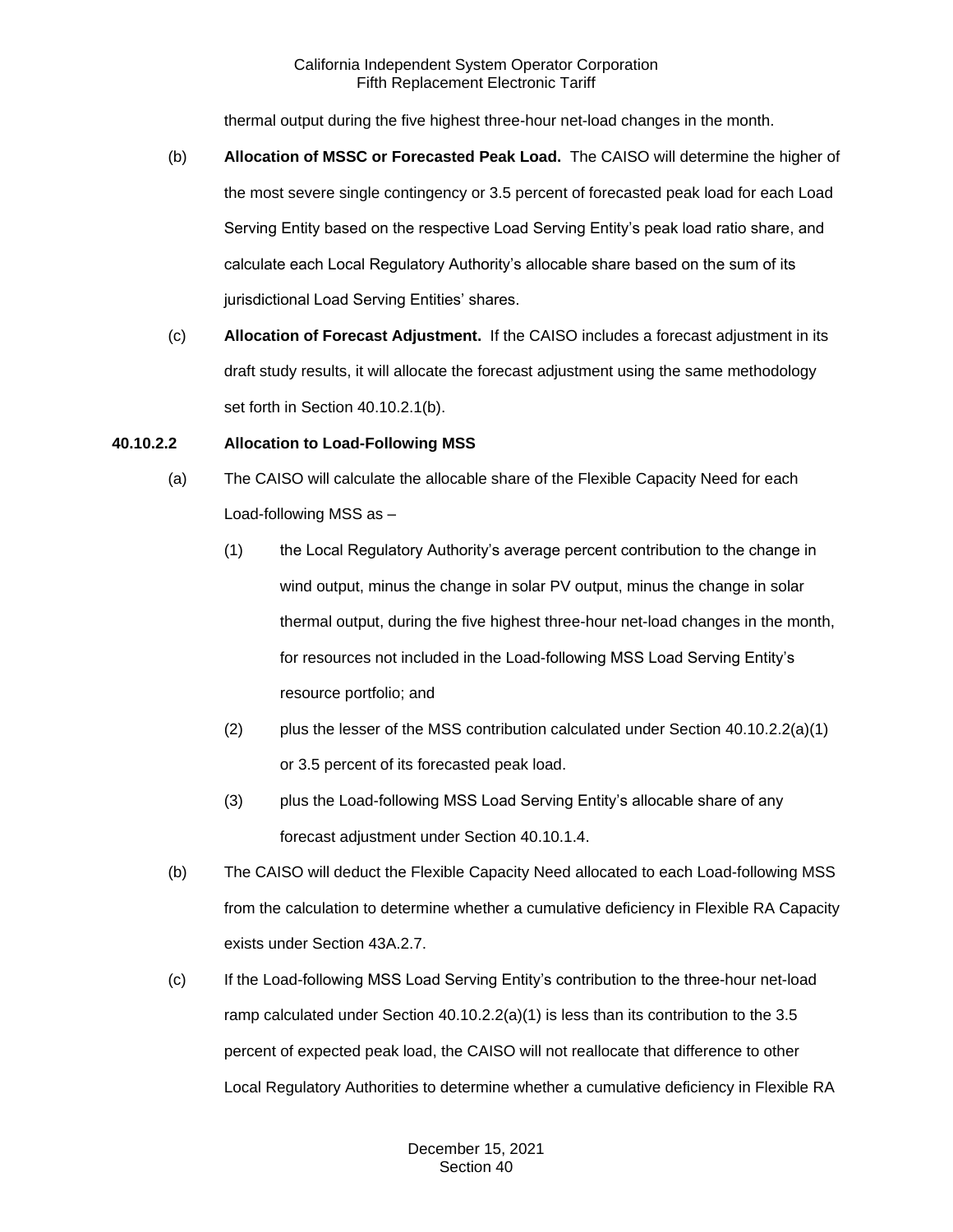thermal output during the five highest three-hour net-load changes in the month.

(b) **Allocation of MSSC or Forecasted Peak Load.** The CAISO will determine the higher of the most severe single contingency or 3.5 percent of forecasted peak load for each Load Serving Entity based on the respective Load Serving Entity's peak load ratio share, and calculate each Local Regulatory Authority's allocable share based on the sum of its jurisdictional Load Serving Entities' shares.

(c) **Allocation of Forecast Adjustment.** If the CAISO includes a forecast adjustment in its draft study results, it will allocate the forecast adjustment using the same methodology set forth in Section 40.10.2.1(b).

**40.10.2.2 Allocation to Load-Following MSS**

(a) The CAISO will calculate the allocable share of the Flexible Capacity Need for each Load-following MSS as –

(1) the Local Regulatory Authority's average percent contribution to the change in wind output, minus the change in solar PV output, minus the change in solar thermal output, during the five highest three-hour net-load changes in the month, for resources not included in the Load-following MSS Load Serving Entity's resource portfolio; and

(2) plus the lesser of the MSS contribution calculated under Section 40.10.2.2(a)(1) or 3.5 percent of its forecasted peak load.

(3) plus the Load-following MSS Load Serving Entity's allocable share of any forecast adjustment under Section 40.10.1.4.

(b) The CAISO will deduct the Flexible Capacity Need allocated to each Load-following MSS from the calculation to determine whether a cumulative deficiency in Flexible RA Capacity exists under Section 43A.2.7.

(c) If the Load-following MSS Load Serving Entity's contribution to the three-hour net-load ramp calculated under Section 40.10.2.2(a)(1) is less than its contribution to the 3.5 percent of expected peak load, the CAISO will not reallocate that difference to other Local Regulatory Authorities to determine whether a cumulative deficiency in Flexible RA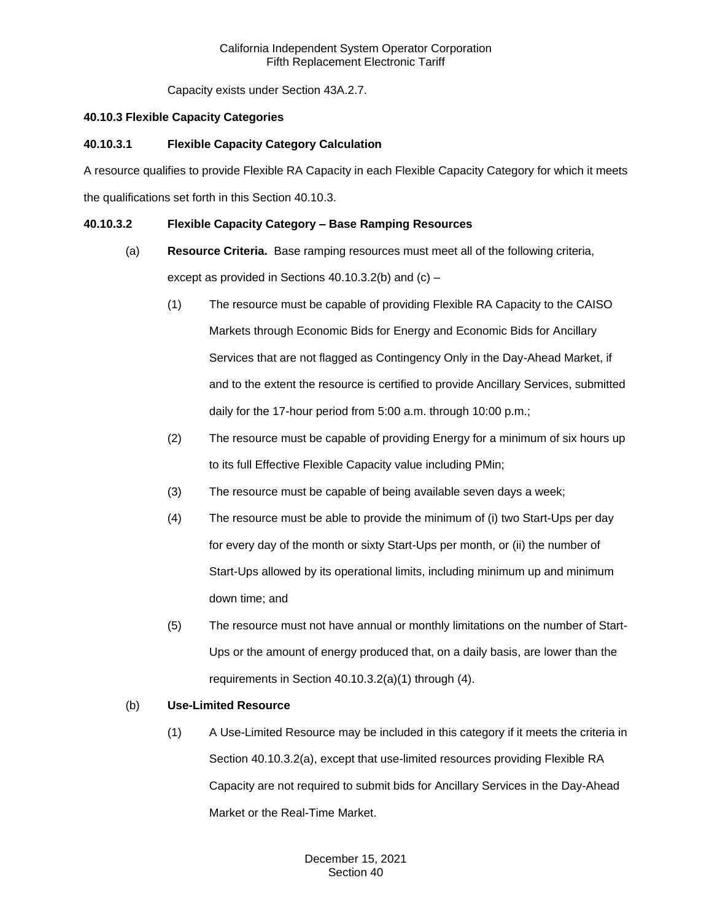Capacity exists under Section 43A.2.7.

**40.10.3 Flexible Capacity Categories**

**40.10.3.1 Flexible Capacity Category Calculation**

A resource qualifies to provide Flexible RA Capacity in each Flexible Capacity Category for which it meets the qualifications set forth in this Section 40.10.3.

**40.10.3.2 Flexible Capacity Category – Base Ramping Resources**

(a) **Resource Criteria.** Base ramping resources must meet all of the following criteria, except as provided in Sections 40.10.3.2(b) and (c) –

(1) The resource must be capable of providing Flexible RA Capacity to the CAISO Markets through Economic Bids for Energy and Economic Bids for Ancillary Services that are not flagged as Contingency Only in the Day-Ahead Market, if and to the extent the resource is certified to provide Ancillary Services, submitted daily for the 17-hour period from 5:00 a.m. through 10:00 p.m.;

(2) The resource must be capable of providing Energy for a minimum of six hours up to its full Effective Flexible Capacity value including PMin;

(3) The resource must be capable of being available seven days a week;

(4) The resource must be able to provide the minimum of (i) two Start-Ups per day for every day of the month or sixty Start-Ups per month, or (ii) the number of Start-Ups allowed by its operational limits, including minimum up and minimum down time; and

(5) The resource must not have annual or monthly limitations on the number of Start-Ups or the amount of energy produced that, on a daily basis, are lower than the requirements in Section 40.10.3.2(a)(1) through (4).

(b) **Use-Limited Resource**

(1) A Use-Limited Resource may be included in this category if it meets the criteria in Section 40.10.3.2(a), except that use-limited resources providing Flexible RA Capacity are not required to submit bids for Ancillary Services in the Day-Ahead Market or the Real-Time Market.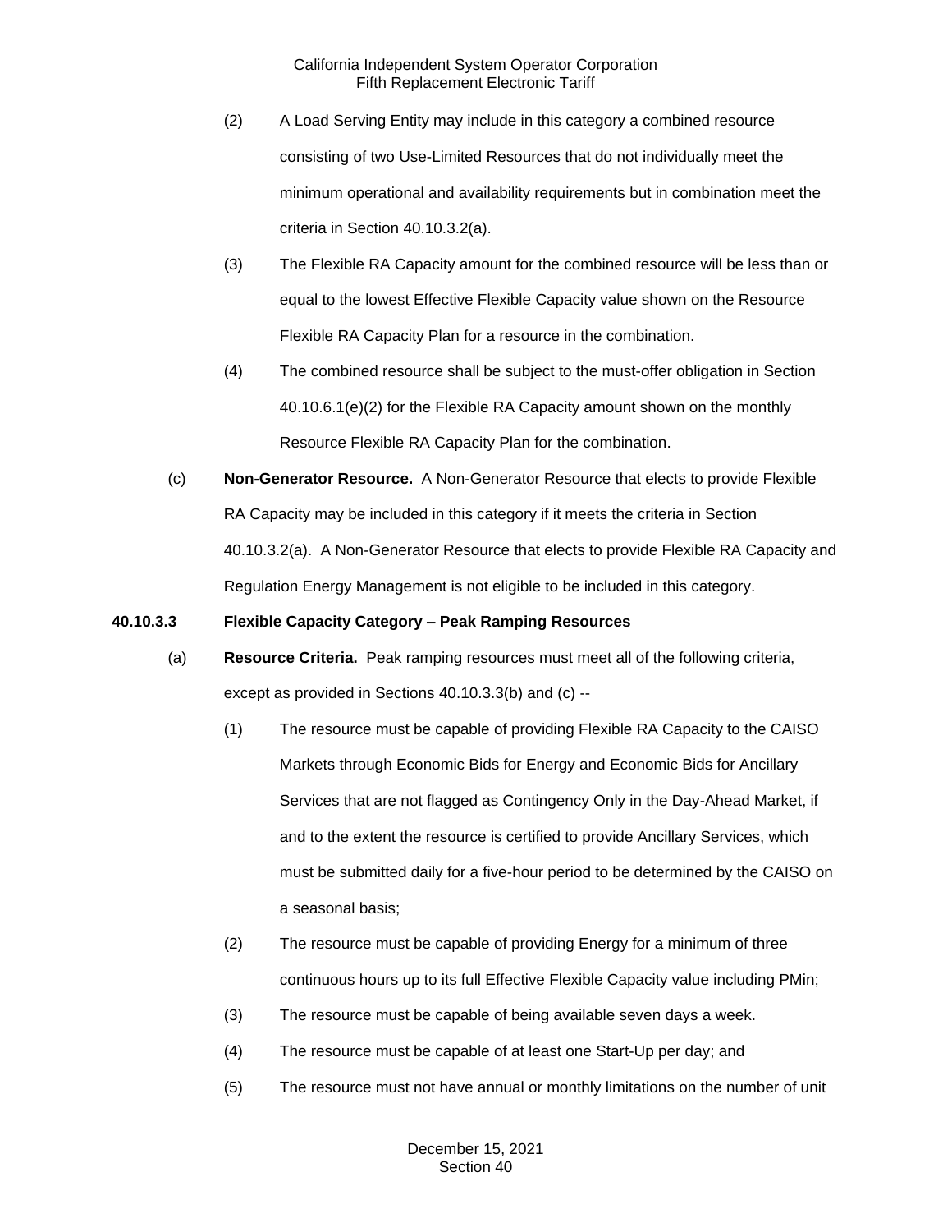(2) A Load Serving Entity may include in this category a combined resource consisting of two Use-Limited Resources that do not individually meet the minimum operational and availability requirements but in combination meet the criteria in Section 40.10.3.2(a).

(3) The Flexible RA Capacity amount for the combined resource will be less than or equal to the lowest Effective Flexible Capacity value shown on the Resource Flexible RA Capacity Plan for a resource in the combination.

(4) The combined resource shall be subject to the must-offer obligation in Section 40.10.6.1(e)(2) for the Flexible RA Capacity amount shown on the monthly Resource Flexible RA Capacity Plan for the combination.

(c) **Non-Generator Resource.** A Non-Generator Resource that elects to provide Flexible RA Capacity may be included in this category if it meets the criteria in Section 40.10.3.2(a). A Non-Generator Resource that elects to provide Flexible RA Capacity and Regulation Energy Management is not eligible to be included in this category.

**40.10.3.3 Flexible Capacity Category – Peak Ramping Resources**

(a) **Resource Criteria.** Peak ramping resources must meet all of the following criteria, except as provided in Sections 40.10.3.3(b) and (c) --

(1) The resource must be capable of providing Flexible RA Capacity to the CAISO Markets through Economic Bids for Energy and Economic Bids for Ancillary Services that are not flagged as Contingency Only in the Day-Ahead Market, if and to the extent the resource is certified to provide Ancillary Services, which must be submitted daily for a five-hour period to be determined by the CAISO on a seasonal basis;

(2) The resource must be capable of providing Energy for a minimum of three continuous hours up to its full Effective Flexible Capacity value including PMin;

(3) The resource must be capable of being available seven days a week.

(4) The resource must be capable of at least one Start-Up per day; and

(5) The resource must not have annual or monthly limitations on the number of unit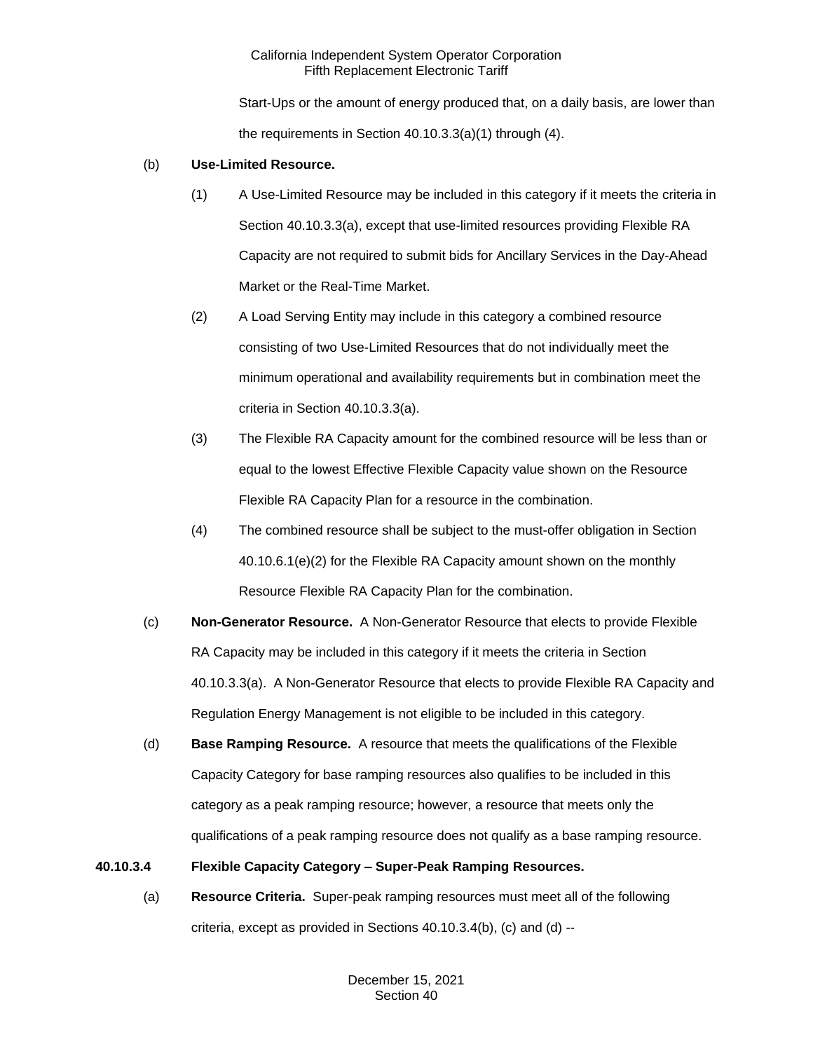Start-Ups or the amount of energy produced that, on a daily basis, are lower than the requirements in Section 40.10.3.3(a)(1) through (4).

(b) **Use-Limited Resource.**

(1) A Use-Limited Resource may be included in this category if it meets the criteria in Section 40.10.3.3(a), except that use-limited resources providing Flexible RA Capacity are not required to submit bids for Ancillary Services in the Day-Ahead Market or the Real-Time Market.

(2) A Load Serving Entity may include in this category a combined resource consisting of two Use-Limited Resources that do not individually meet the minimum operational and availability requirements but in combination meet the criteria in Section 40.10.3.3(a).

(3) The Flexible RA Capacity amount for the combined resource will be less than or equal to the lowest Effective Flexible Capacity value shown on the Resource Flexible RA Capacity Plan for a resource in the combination.

(4) The combined resource shall be subject to the must-offer obligation in Section 40.10.6.1(e)(2) for the Flexible RA Capacity amount shown on the monthly Resource Flexible RA Capacity Plan for the combination.

(c) **Non-Generator Resource.** A Non-Generator Resource that elects to provide Flexible RA Capacity may be included in this category if it meets the criteria in Section 40.10.3.3(a). A Non-Generator Resource that elects to provide Flexible RA Capacity and Regulation Energy Management is not eligible to be included in this category.

(d) **Base Ramping Resource.** A resource that meets the qualifications of the Flexible Capacity Category for base ramping resources also qualifies to be included in this category as a peak ramping resource; however, a resource that meets only the qualifications of a peak ramping resource does not qualify as a base ramping resource.

**40.10.3.4 Flexible Capacity Category – Super-Peak Ramping Resources.**

(a) **Resource Criteria.** Super-peak ramping resources must meet all of the following criteria, except as provided in Sections 40.10.3.4(b), (c) and (d) --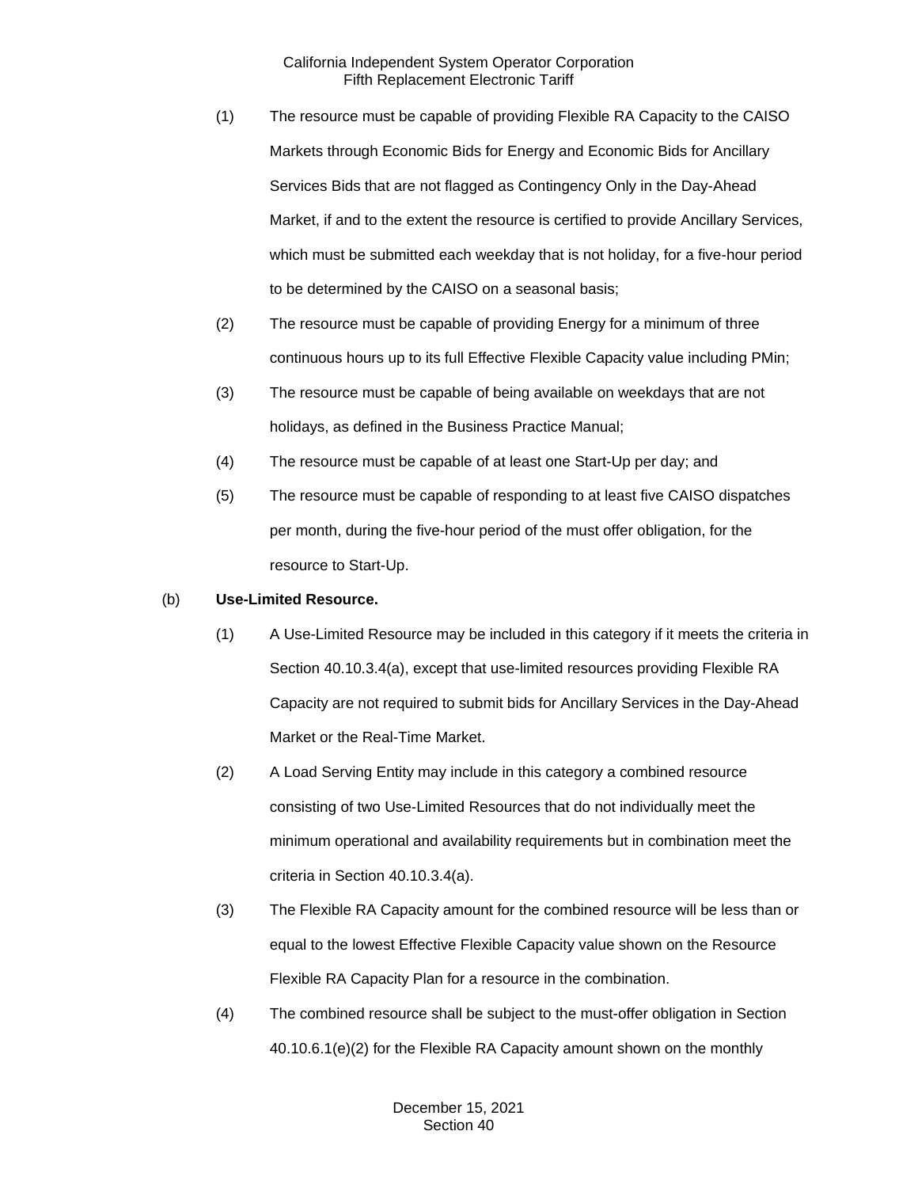(1) The resource must be capable of providing Flexible RA Capacity to the CAISO Markets through Economic Bids for Energy and Economic Bids for Ancillary Services Bids that are not flagged as Contingency Only in the Day-Ahead Market, if and to the extent the resource is certified to provide Ancillary Services, which must be submitted each weekday that is not holiday, for a five-hour period to be determined by the CAISO on a seasonal basis;

(2) The resource must be capable of providing Energy for a minimum of three continuous hours up to its full Effective Flexible Capacity value including PMin;

(3) The resource must be capable of being available on weekdays that are not holidays, as defined in the Business Practice Manual;

(4) The resource must be capable of at least one Start-Up per day; and

(5) The resource must be capable of responding to at least five CAISO dispatches per month, during the five-hour period of the must offer obligation, for the resource to Start-Up.

(b) **Use-Limited Resource.**

(1) A Use-Limited Resource may be included in this category if it meets the criteria in Section 40.10.3.4(a), except that use-limited resources providing Flexible RA Capacity are not required to submit bids for Ancillary Services in the Day-Ahead Market or the Real-Time Market.

(2) A Load Serving Entity may include in this category a combined resource consisting of two Use-Limited Resources that do not individually meet the minimum operational and availability requirements but in combination meet the criteria in Section 40.10.3.4(a).

(3) The Flexible RA Capacity amount for the combined resource will be less than or equal to the lowest Effective Flexible Capacity value shown on the Resource Flexible RA Capacity Plan for a resource in the combination.

(4) The combined resource shall be subject to the must-offer obligation in Section 40.10.6.1(e)(2) for the Flexible RA Capacity amount shown on the monthly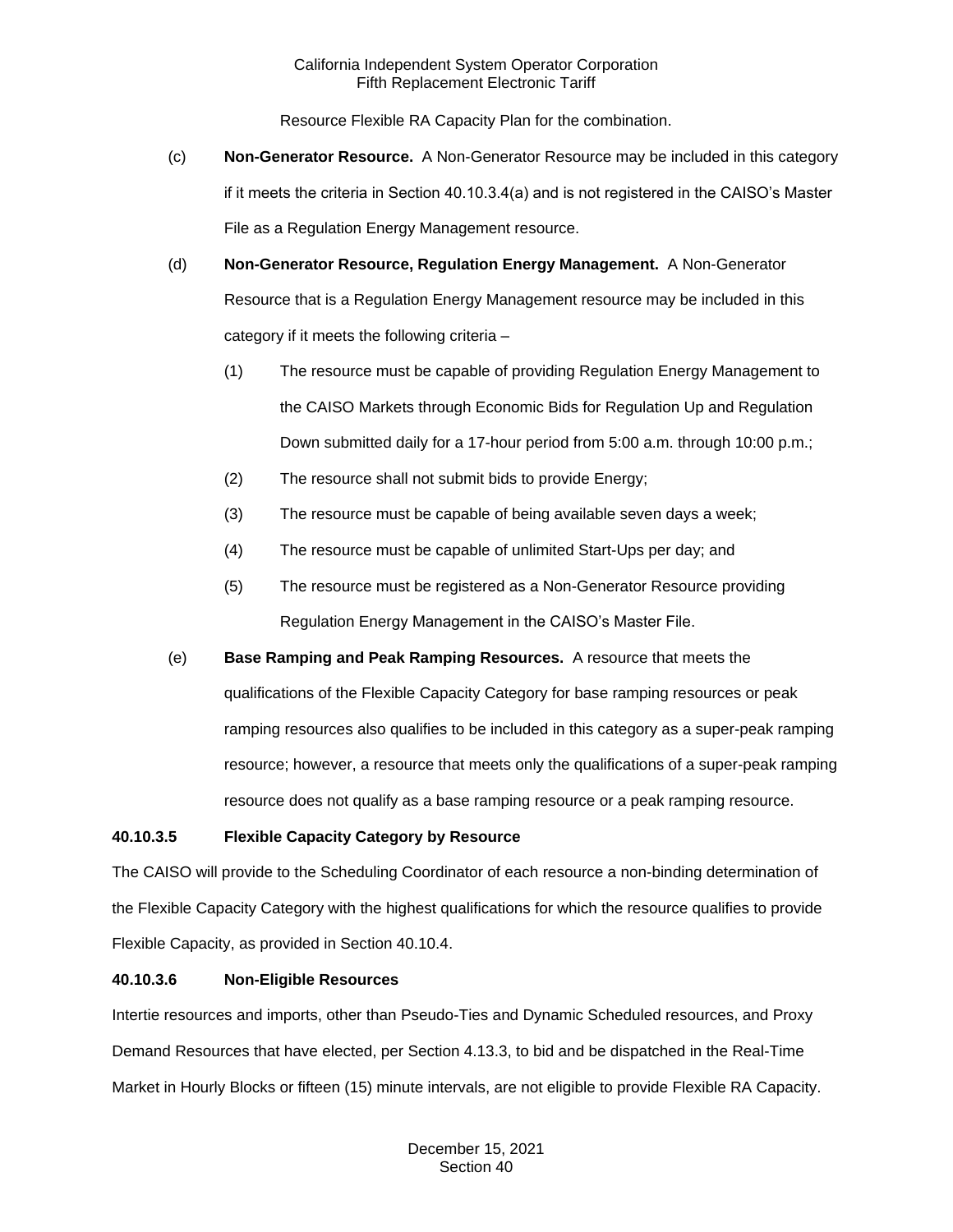Resource Flexible RA Capacity Plan for the combination.

(c) **Non-Generator Resource.** A Non-Generator Resource may be included in this category if it meets the criteria in Section 40.10.3.4(a) and is not registered in the CAISO's Master File as a Regulation Energy Management resource.

(d) **Non-Generator Resource, Regulation Energy Management.** A Non-Generator Resource that is a Regulation Energy Management resource may be included in this category if it meets the following criteria –

(1) The resource must be capable of providing Regulation Energy Management to the CAISO Markets through Economic Bids for Regulation Up and Regulation Down submitted daily for a 17-hour period from 5:00 a.m. through 10:00 p.m.;

(2) The resource shall not submit bids to provide Energy;

(3) The resource must be capable of being available seven days a week;

(4) The resource must be capable of unlimited Start-Ups per day; and

(5) The resource must be registered as a Non-Generator Resource providing Regulation Energy Management in the CAISO's Master File.

(e) **Base Ramping and Peak Ramping Resources.** A resource that meets the qualifications of the Flexible Capacity Category for base ramping resources or peak ramping resources also qualifies to be included in this category as a super-peak ramping resource; however, a resource that meets only the qualifications of a super-peak ramping resource does not qualify as a base ramping resource or a peak ramping resource.

**40.10.3.5 Flexible Capacity Category by Resource**

The CAISO will provide to the Scheduling Coordinator of each resource a non-binding determination of the Flexible Capacity Category with the highest qualifications for which the resource qualifies to provide Flexible Capacity, as provided in Section 40.10.4.

**40.10.3.6 Non-Eligible Resources**

Intertie resources and imports, other than Pseudo-Ties and Dynamic Scheduled resources, and Proxy Demand Resources that have elected, per Section 4.13.3, to bid and be dispatched in the Real-Time Market in Hourly Blocks or fifteen (15) minute intervals, are not eligible to provide Flexible RA Capacity.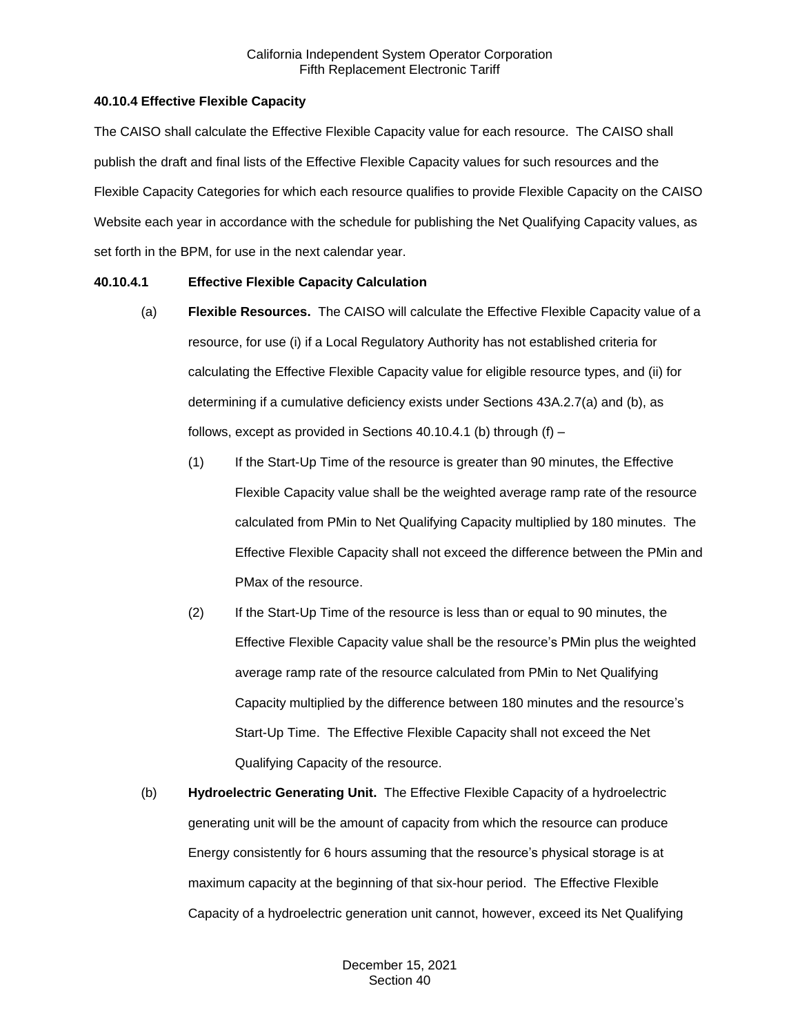### 40.10.4 Effective Flexible Capacity

The CAISO shall calculate the Effective Flexible Capacity value for each resource. The CAISO shall publish the draft and final lists of the Effective Flexible Capacity values for such resources and the Flexible Capacity Categories for which each resource qualifies to provide Flexible Capacity on the CAISO Website each year in accordance with the schedule for publishing the Net Qualifying Capacity values, as set forth in the BPM, for use in the next calendar year.

#### 40.10.4.1 Effective Flexible Capacity Calculation

(a) **Flexible Resources.** The CAISO will calculate the Effective Flexible Capacity value of a resource, for use (i) if a Local Regulatory Authority has not established criteria for calculating the Effective Flexible Capacity value for eligible resource types, and (ii) for determining if a cumulative deficiency exists under Sections 43A.2.7(a) and (b), as follows, except as provided in Sections 40.10.4.1 (b) through (f) –

(1) If the Start-Up Time of the resource is greater than 90 minutes, the Effective Flexible Capacity value shall be the weighted average ramp rate of the resource calculated from PMin to Net Qualifying Capacity multiplied by 180 minutes. The Effective Flexible Capacity shall not exceed the difference between the PMin and PMax of the resource.

(2) If the Start-Up Time of the resource is less than or equal to 90 minutes, the Effective Flexible Capacity value shall be the resource's PMin plus the weighted average ramp rate of the resource calculated from PMin to Net Qualifying Capacity multiplied by the difference between 180 minutes and the resource's Start-Up Time. The Effective Flexible Capacity shall not exceed the Net Qualifying Capacity of the resource.

(b) **Hydroelectric Generating Unit.** The Effective Flexible Capacity of a hydroelectric generating unit will be the amount of capacity from which the resource can produce Energy consistently for 6 hours assuming that the resource's physical storage is at maximum capacity at the beginning of that six-hour period. The Effective Flexible Capacity of a hydroelectric generation unit cannot, however, exceed its Net Qualifying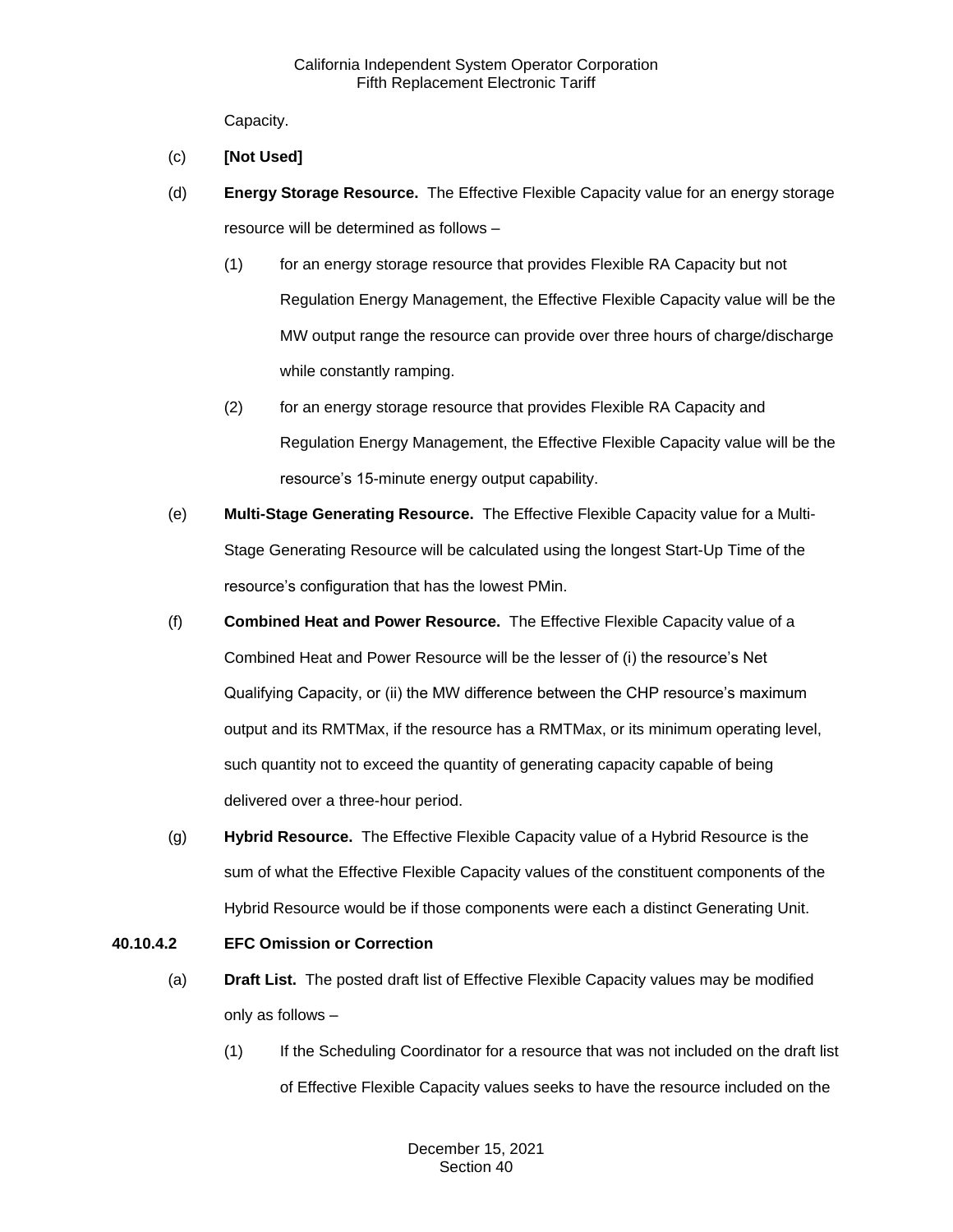Capacity.

(c) **[Not Used]**

(d) **Energy Storage Resource.** The Effective Flexible Capacity value for an energy storage resource will be determined as follows –

(1) for an energy storage resource that provides Flexible RA Capacity but not Regulation Energy Management, the Effective Flexible Capacity value will be the MW output range the resource can provide over three hours of charge/discharge while constantly ramping.

(2) for an energy storage resource that provides Flexible RA Capacity and Regulation Energy Management, the Effective Flexible Capacity value will be the resource's 15-minute energy output capability.

(e) **Multi-Stage Generating Resource.** The Effective Flexible Capacity value for a Multi-Stage Generating Resource will be calculated using the longest Start-Up Time of the resource's configuration that has the lowest PMin.

(f) **Combined Heat and Power Resource.** The Effective Flexible Capacity value of a Combined Heat and Power Resource will be the lesser of (i) the resource's Net Qualifying Capacity, or (ii) the MW difference between the CHP resource's maximum output and its RMTMax, if the resource has a RMTMax, or its minimum operating level, such quantity not to exceed the quantity of generating capacity capable of being delivered over a three-hour period.

(g) **Hybrid Resource.** The Effective Flexible Capacity value of a Hybrid Resource is the sum of what the Effective Flexible Capacity values of the constituent components of the Hybrid Resource would be if those components were each a distinct Generating Unit.

**40.10.4.2 EFC Omission or Correction**

(a) **Draft List.** The posted draft list of Effective Flexible Capacity values may be modified only as follows –

(1) If the Scheduling Coordinator for a resource that was not included on the draft list of Effective Flexible Capacity values seeks to have the resource included on the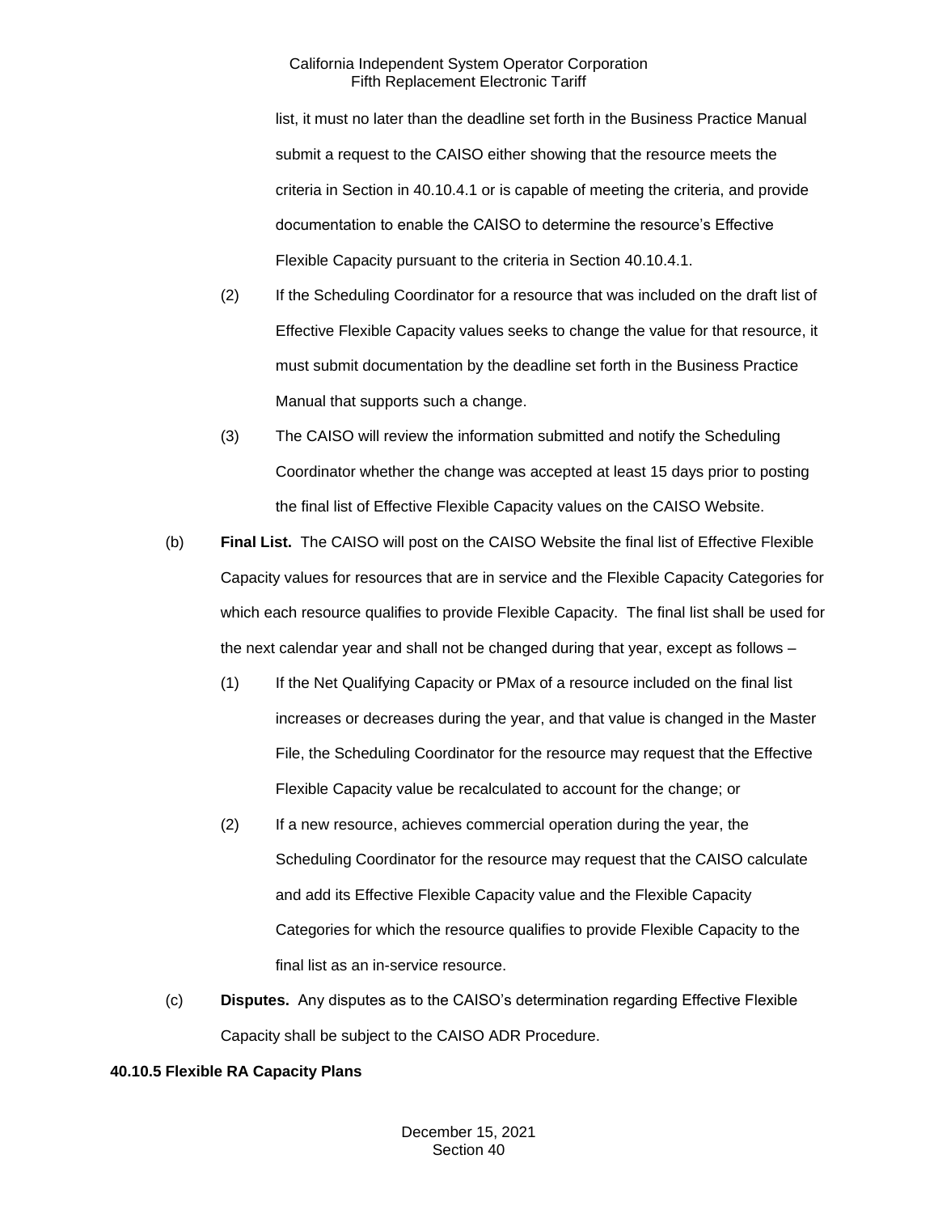list, it must no later than the deadline set forth in the Business Practice Manual submit a request to the CAISO either showing that the resource meets the criteria in Section in 40.10.4.1 or is capable of meeting the criteria, and provide documentation to enable the CAISO to determine the resource's Effective Flexible Capacity pursuant to the criteria in Section 40.10.4.1.

(2) If the Scheduling Coordinator for a resource that was included on the draft list of Effective Flexible Capacity values seeks to change the value for that resource, it must submit documentation by the deadline set forth in the Business Practice Manual that supports such a change.

(3) The CAISO will review the information submitted and notify the Scheduling Coordinator whether the change was accepted at least 15 days prior to posting the final list of Effective Flexible Capacity values on the CAISO Website.

(b) **Final List.** The CAISO will post on the CAISO Website the final list of Effective Flexible Capacity values for resources that are in service and the Flexible Capacity Categories for which each resource qualifies to provide Flexible Capacity. The final list shall be used for the next calendar year and shall not be changed during that year, except as follows –

(1) If the Net Qualifying Capacity or PMax of a resource included on the final list increases or decreases during the year, and that value is changed in the Master File, the Scheduling Coordinator for the resource may request that the Effective Flexible Capacity value be recalculated to account for the change; or

(2) If a new resource, achieves commercial operation during the year, the Scheduling Coordinator for the resource may request that the CAISO calculate and add its Effective Flexible Capacity value and the Flexible Capacity Categories for which the resource qualifies to provide Flexible Capacity to the final list as an in-service resource.

(c) **Disputes.** Any disputes as to the CAISO's determination regarding Effective Flexible Capacity shall be subject to the CAISO ADR Procedure.

**40.10.5 Flexible RA Capacity Plans**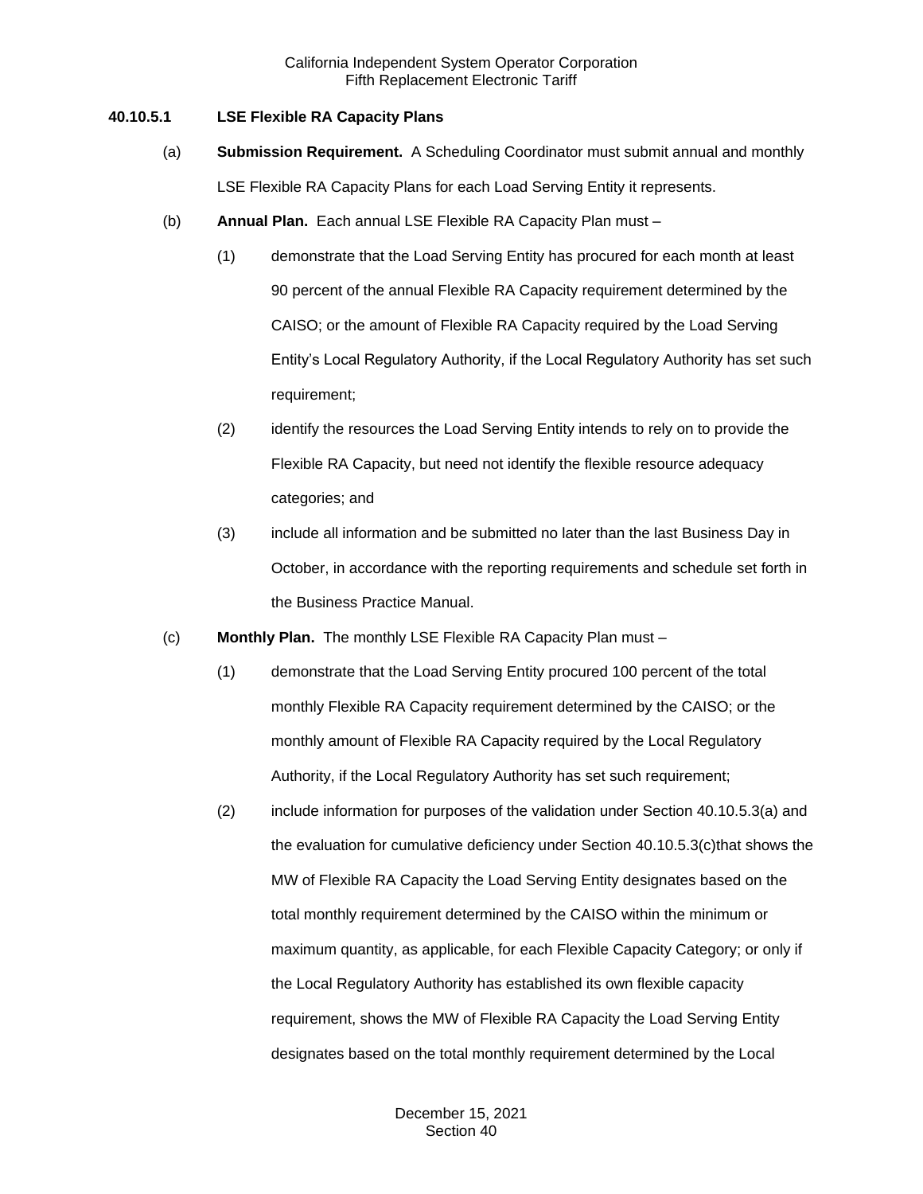#### 40.10.5.1 LSE Flexible RA Capacity Plans

(a) **Submission Requirement.** A Scheduling Coordinator must submit annual and monthly LSE Flexible RA Capacity Plans for each Load Serving Entity it represents.

(b) **Annual Plan.** Each annual LSE Flexible RA Capacity Plan must –

(1) demonstrate that the Load Serving Entity has procured for each month at least 90 percent of the annual Flexible RA Capacity requirement determined by the CAISO; or the amount of Flexible RA Capacity required by the Load Serving Entity's Local Regulatory Authority, if the Local Regulatory Authority has set such requirement;

(2) identify the resources the Load Serving Entity intends to rely on to provide the Flexible RA Capacity, but need not identify the flexible resource adequacy categories; and

(3) include all information and be submitted no later than the last Business Day in October, in accordance with the reporting requirements and schedule set forth in the Business Practice Manual.

(c) **Monthly Plan.** The monthly LSE Flexible RA Capacity Plan must –

(1) demonstrate that the Load Serving Entity procured 100 percent of the total monthly Flexible RA Capacity requirement determined by the CAISO; or the monthly amount of Flexible RA Capacity required by the Local Regulatory Authority, if the Local Regulatory Authority has set such requirement;

(2) include information for purposes of the validation under Section 40.10.5.3(a) and the evaluation for cumulative deficiency under Section 40.10.5.3(c)that shows the MW of Flexible RA Capacity the Load Serving Entity designates based on the total monthly requirement determined by the CAISO within the minimum or maximum quantity, as applicable, for each Flexible Capacity Category; or only if the Local Regulatory Authority has established its own flexible capacity requirement, shows the MW of Flexible RA Capacity the Load Serving Entity designates based on the total monthly requirement determined by the Local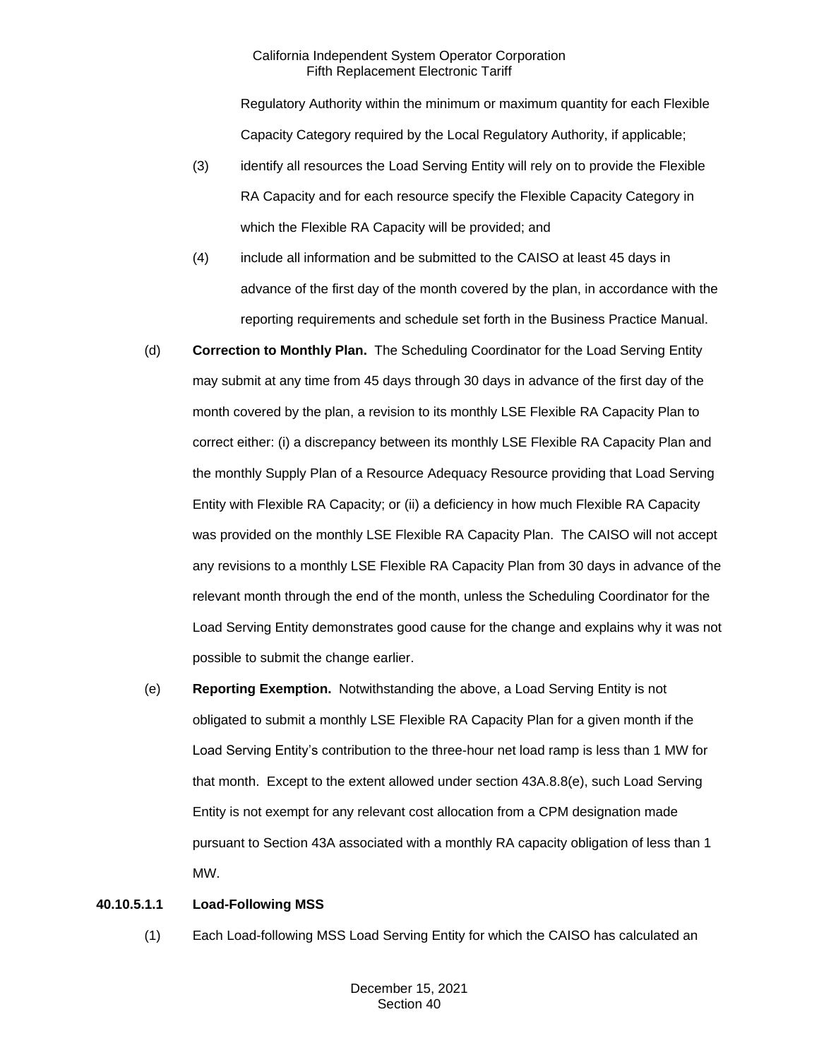Regulatory Authority within the minimum or maximum quantity for each Flexible Capacity Category required by the Local Regulatory Authority, if applicable;

(3) identify all resources the Load Serving Entity will rely on to provide the Flexible RA Capacity and for each resource specify the Flexible Capacity Category in which the Flexible RA Capacity will be provided; and

(4) include all information and be submitted to the CAISO at least 45 days in advance of the first day of the month covered by the plan, in accordance with the reporting requirements and schedule set forth in the Business Practice Manual.

(d) **Correction to Monthly Plan.** The Scheduling Coordinator for the Load Serving Entity may submit at any time from 45 days through 30 days in advance of the first day of the month covered by the plan, a revision to its monthly LSE Flexible RA Capacity Plan to correct either: (i) a discrepancy between its monthly LSE Flexible RA Capacity Plan and the monthly Supply Plan of a Resource Adequacy Resource providing that Load Serving Entity with Flexible RA Capacity; or (ii) a deficiency in how much Flexible RA Capacity was provided on the monthly LSE Flexible RA Capacity Plan. The CAISO will not accept any revisions to a monthly LSE Flexible RA Capacity Plan from 30 days in advance of the relevant month through the end of the month, unless the Scheduling Coordinator for the Load Serving Entity demonstrates good cause for the change and explains why it was not possible to submit the change earlier.

(e) **Reporting Exemption.** Notwithstanding the above, a Load Serving Entity is not obligated to submit a monthly LSE Flexible RA Capacity Plan for a given month if the Load Serving Entity's contribution to the three-hour net load ramp is less than 1 MW for that month. Except to the extent allowed under section 43A.8.8(e), such Load Serving Entity is not exempt for any relevant cost allocation from a CPM designation made pursuant to Section 43A associated with a monthly RA capacity obligation of less than 1 MW.

**40.10.5.1.1 Load-Following MSS**

(1) Each Load-following MSS Load Serving Entity for which the CAISO has calculated an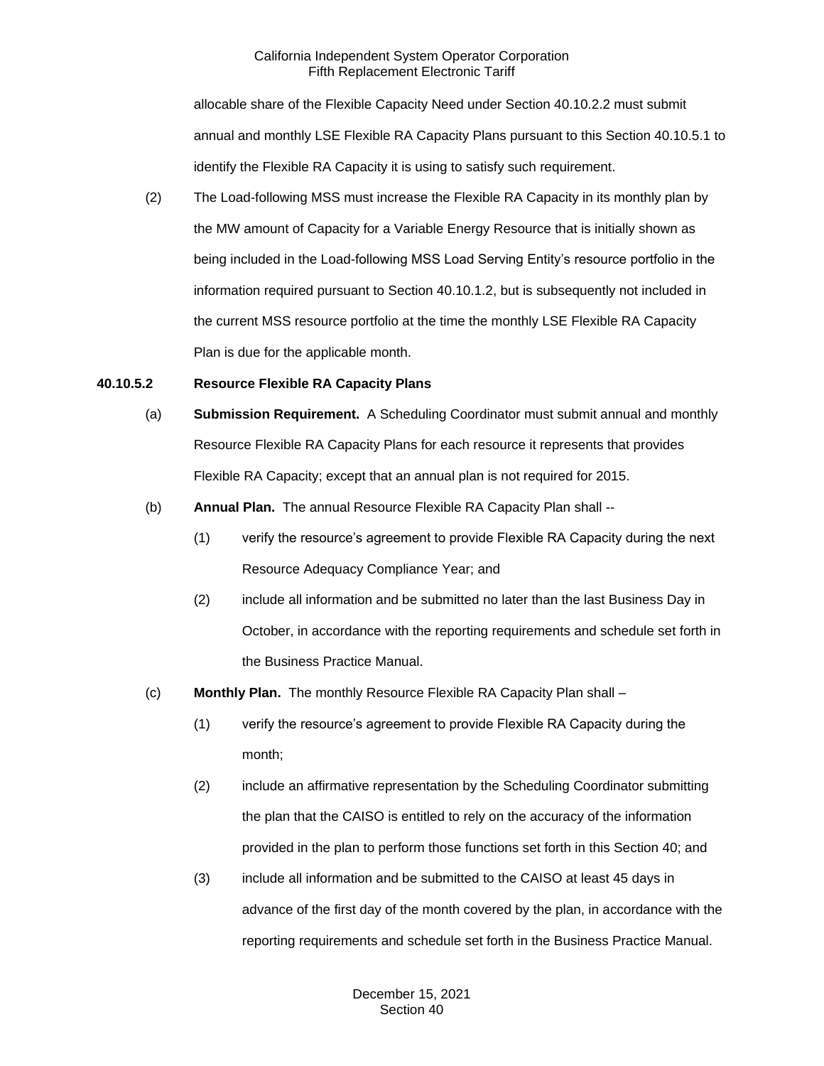allocable share of the Flexible Capacity Need under Section 40.10.2.2 must submit annual and monthly LSE Flexible RA Capacity Plans pursuant to this Section 40.10.5.1 to identify the Flexible RA Capacity it is using to satisfy such requirement.

(2) The Load-following MSS must increase the Flexible RA Capacity in its monthly plan by the MW amount of Capacity for a Variable Energy Resource that is initially shown as being included in the Load-following MSS Load Serving Entity's resource portfolio in the information required pursuant to Section 40.10.1.2, but is subsequently not included in the current MSS resource portfolio at the time the monthly LSE Flexible RA Capacity Plan is due for the applicable month.

**40.10.5.2 Resource Flexible RA Capacity Plans**

(a) **Submission Requirement.** A Scheduling Coordinator must submit annual and monthly Resource Flexible RA Capacity Plans for each resource it represents that provides Flexible RA Capacity; except that an annual plan is not required for 2015.

(b) **Annual Plan.** The annual Resource Flexible RA Capacity Plan shall --

(1) verify the resource's agreement to provide Flexible RA Capacity during the next Resource Adequacy Compliance Year; and

(2) include all information and be submitted no later than the last Business Day in October, in accordance with the reporting requirements and schedule set forth in the Business Practice Manual.

(c) **Monthly Plan.** The monthly Resource Flexible RA Capacity Plan shall –

(1) verify the resource's agreement to provide Flexible RA Capacity during the month;

(2) include an affirmative representation by the Scheduling Coordinator submitting the plan that the CAISO is entitled to rely on the accuracy of the information provided in the plan to perform those functions set forth in this Section 40; and

(3) include all information and be submitted to the CAISO at least 45 days in advance of the first day of the month covered by the plan, in accordance with the reporting requirements and schedule set forth in the Business Practice Manual.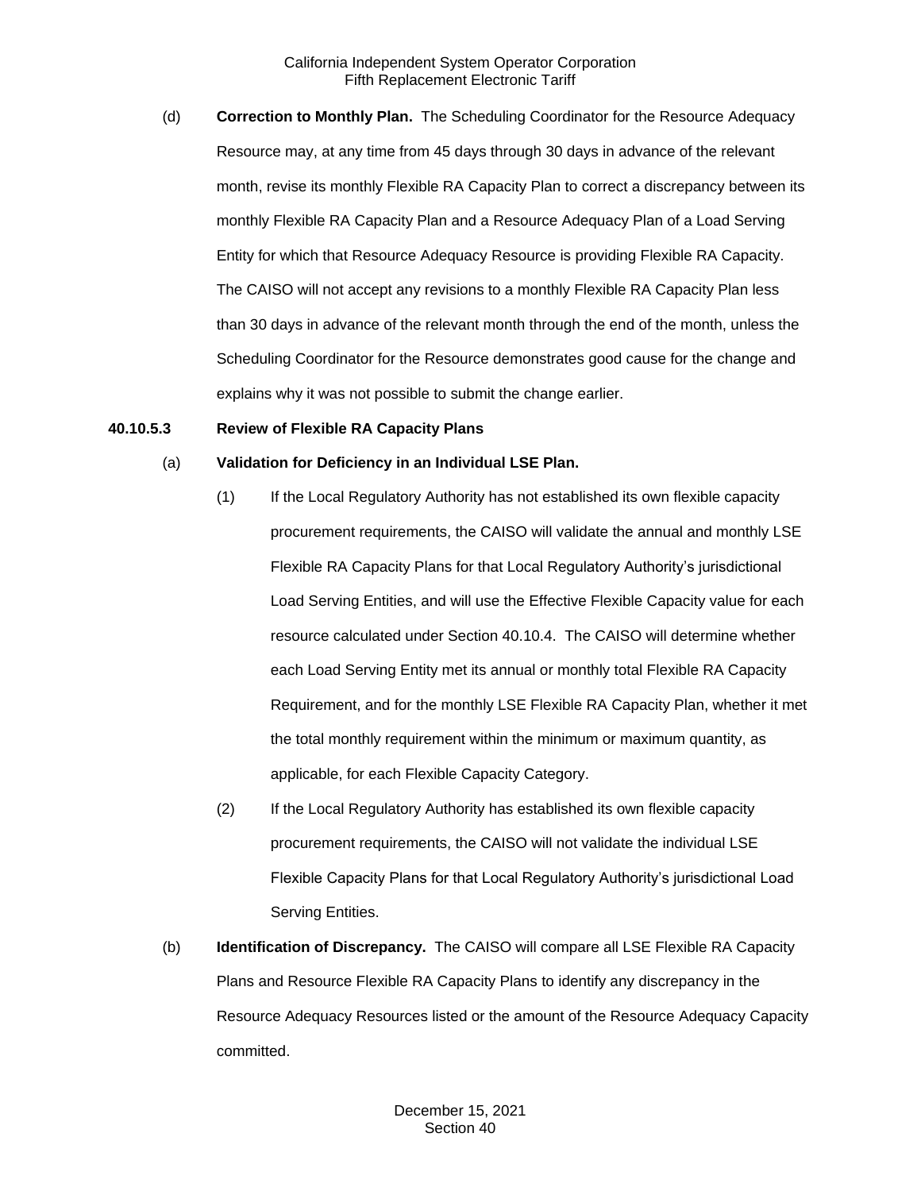(d) **Correction to Monthly Plan.** The Scheduling Coordinator for the Resource Adequacy Resource may, at any time from 45 days through 30 days in advance of the relevant month, revise its monthly Flexible RA Capacity Plan to correct a discrepancy between its monthly Flexible RA Capacity Plan and a Resource Adequacy Plan of a Load Serving Entity for which that Resource Adequacy Resource is providing Flexible RA Capacity. The CAISO will not accept any revisions to a monthly Flexible RA Capacity Plan less than 30 days in advance of the relevant month through the end of the month, unless the Scheduling Coordinator for the Resource demonstrates good cause for the change and explains why it was not possible to submit the change earlier.

**40.10.5.3 Review of Flexible RA Capacity Plans**

(a) **Validation for Deficiency in an Individual LSE Plan.**

(1) If the Local Regulatory Authority has not established its own flexible capacity procurement requirements, the CAISO will validate the annual and monthly LSE Flexible RA Capacity Plans for that Local Regulatory Authority's jurisdictional Load Serving Entities, and will use the Effective Flexible Capacity value for each resource calculated under Section 40.10.4. The CAISO will determine whether each Load Serving Entity met its annual or monthly total Flexible RA Capacity Requirement, and for the monthly LSE Flexible RA Capacity Plan, whether it met the total monthly requirement within the minimum or maximum quantity, as applicable, for each Flexible Capacity Category.

(2) If the Local Regulatory Authority has established its own flexible capacity procurement requirements, the CAISO will not validate the individual LSE Flexible Capacity Plans for that Local Regulatory Authority's jurisdictional Load Serving Entities.

(b) **Identification of Discrepancy.** The CAISO will compare all LSE Flexible RA Capacity Plans and Resource Flexible RA Capacity Plans to identify any discrepancy in the Resource Adequacy Resources listed or the amount of the Resource Adequacy Capacity committed.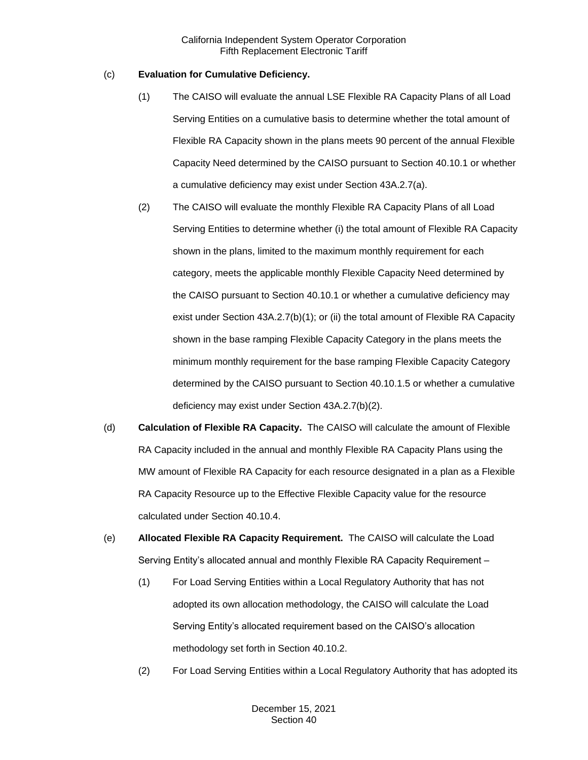(c) **Evaluation for Cumulative Deficiency.**

(1) The CAISO will evaluate the annual LSE Flexible RA Capacity Plans of all Load Serving Entities on a cumulative basis to determine whether the total amount of Flexible RA Capacity shown in the plans meets 90 percent of the annual Flexible Capacity Need determined by the CAISO pursuant to Section 40.10.1 or whether a cumulative deficiency may exist under Section 43A.2.7(a).

(2) The CAISO will evaluate the monthly Flexible RA Capacity Plans of all Load Serving Entities to determine whether (i) the total amount of Flexible RA Capacity shown in the plans, limited to the maximum monthly requirement for each category, meets the applicable monthly Flexible Capacity Need determined by the CAISO pursuant to Section 40.10.1 or whether a cumulative deficiency may exist under Section 43A.2.7(b)(1); or (ii) the total amount of Flexible RA Capacity shown in the base ramping Flexible Capacity Category in the plans meets the minimum monthly requirement for the base ramping Flexible Capacity Category determined by the CAISO pursuant to Section 40.10.1.5 or whether a cumulative deficiency may exist under Section 43A.2.7(b)(2).

(d) **Calculation of Flexible RA Capacity.** The CAISO will calculate the amount of Flexible RA Capacity included in the annual and monthly Flexible RA Capacity Plans using the MW amount of Flexible RA Capacity for each resource designated in a plan as a Flexible RA Capacity Resource up to the Effective Flexible Capacity value for the resource calculated under Section 40.10.4.

(e) **Allocated Flexible RA Capacity Requirement.** The CAISO will calculate the Load Serving Entity's allocated annual and monthly Flexible RA Capacity Requirement –

(1) For Load Serving Entities within a Local Regulatory Authority that has not adopted its own allocation methodology, the CAISO will calculate the Load Serving Entity's allocated requirement based on the CAISO's allocation methodology set forth in Section 40.10.2.

(2) For Load Serving Entities within a Local Regulatory Authority that has adopted its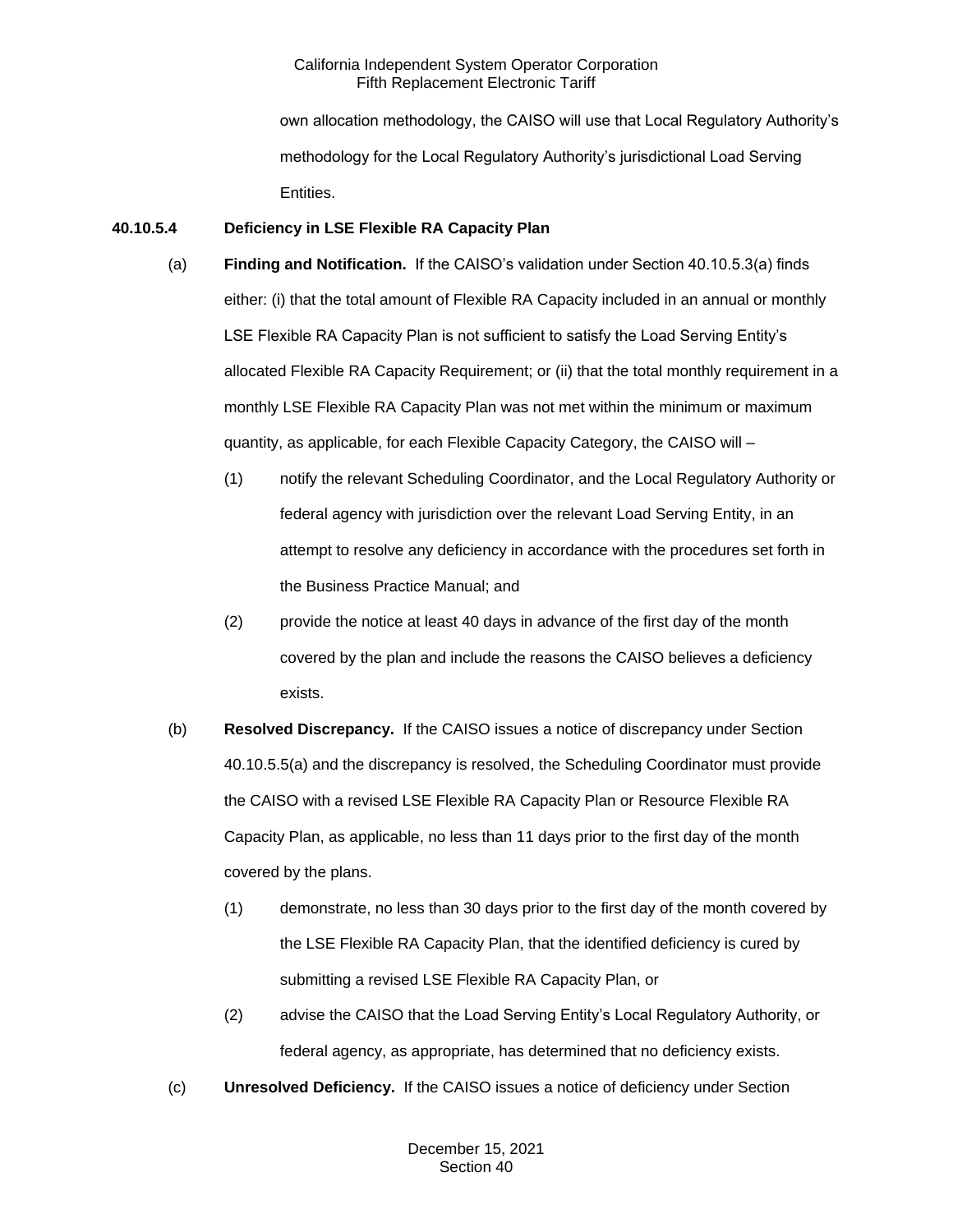own allocation methodology, the CAISO will use that Local Regulatory Authority's methodology for the Local Regulatory Authority's jurisdictional Load Serving Entities.

**40.10.5.4 Deficiency in LSE Flexible RA Capacity Plan**

(a) **Finding and Notification.** If the CAISO's validation under Section 40.10.5.3(a) finds either: (i) that the total amount of Flexible RA Capacity included in an annual or monthly LSE Flexible RA Capacity Plan is not sufficient to satisfy the Load Serving Entity's allocated Flexible RA Capacity Requirement; or (ii) that the total monthly requirement in a monthly LSE Flexible RA Capacity Plan was not met within the minimum or maximum quantity, as applicable, for each Flexible Capacity Category, the CAISO will –

(1) notify the relevant Scheduling Coordinator, and the Local Regulatory Authority or federal agency with jurisdiction over the relevant Load Serving Entity, in an attempt to resolve any deficiency in accordance with the procedures set forth in the Business Practice Manual; and

(2) provide the notice at least 40 days in advance of the first day of the month covered by the plan and include the reasons the CAISO believes a deficiency exists.

(b) **Resolved Discrepancy.** If the CAISO issues a notice of discrepancy under Section 40.10.5.5(a) and the discrepancy is resolved, the Scheduling Coordinator must provide the CAISO with a revised LSE Flexible RA Capacity Plan or Resource Flexible RA Capacity Plan, as applicable, no less than 11 days prior to the first day of the month covered by the plans.

(1) demonstrate, no less than 30 days prior to the first day of the month covered by the LSE Flexible RA Capacity Plan, that the identified deficiency is cured by submitting a revised LSE Flexible RA Capacity Plan, or

(2) advise the CAISO that the Load Serving Entity's Local Regulatory Authority, or federal agency, as appropriate, has determined that no deficiency exists.

(c) **Unresolved Deficiency.** If the CAISO issues a notice of deficiency under Section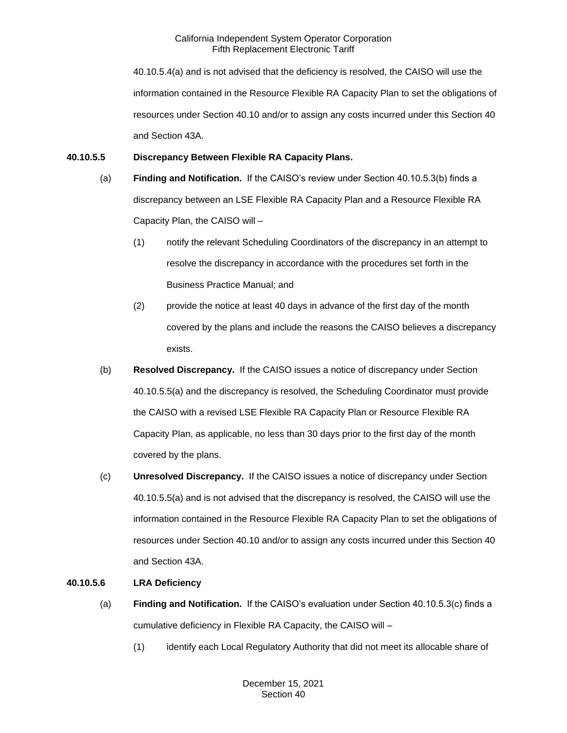40.10.5.4(a) and is not advised that the deficiency is resolved, the CAISO will use the information contained in the Resource Flexible RA Capacity Plan to set the obligations of resources under Section 40.10 and/or to assign any costs incurred under this Section 40 and Section 43A.

**40.10.5.5 Discrepancy Between Flexible RA Capacity Plans.**

(a) **Finding and Notification.** If the CAISO's review under Section 40.10.5.3(b) finds a discrepancy between an LSE Flexible RA Capacity Plan and a Resource Flexible RA Capacity Plan, the CAISO will –

(1) notify the relevant Scheduling Coordinators of the discrepancy in an attempt to resolve the discrepancy in accordance with the procedures set forth in the Business Practice Manual; and

(2) provide the notice at least 40 days in advance of the first day of the month covered by the plans and include the reasons the CAISO believes a discrepancy exists.

(b) **Resolved Discrepancy.** If the CAISO issues a notice of discrepancy under Section 40.10.5.5(a) and the discrepancy is resolved, the Scheduling Coordinator must provide the CAISO with a revised LSE Flexible RA Capacity Plan or Resource Flexible RA Capacity Plan, as applicable, no less than 30 days prior to the first day of the month covered by the plans.

(c) **Unresolved Discrepancy.** If the CAISO issues a notice of discrepancy under Section 40.10.5.5(a) and is not advised that the discrepancy is resolved, the CAISO will use the information contained in the Resource Flexible RA Capacity Plan to set the obligations of resources under Section 40.10 and/or to assign any costs incurred under this Section 40 and Section 43A.

**40.10.5.6 LRA Deficiency**

(a) **Finding and Notification.** If the CAISO's evaluation under Section 40.10.5.3(c) finds a cumulative deficiency in Flexible RA Capacity, the CAISO will –

(1) identify each Local Regulatory Authority that did not meet its allocable share of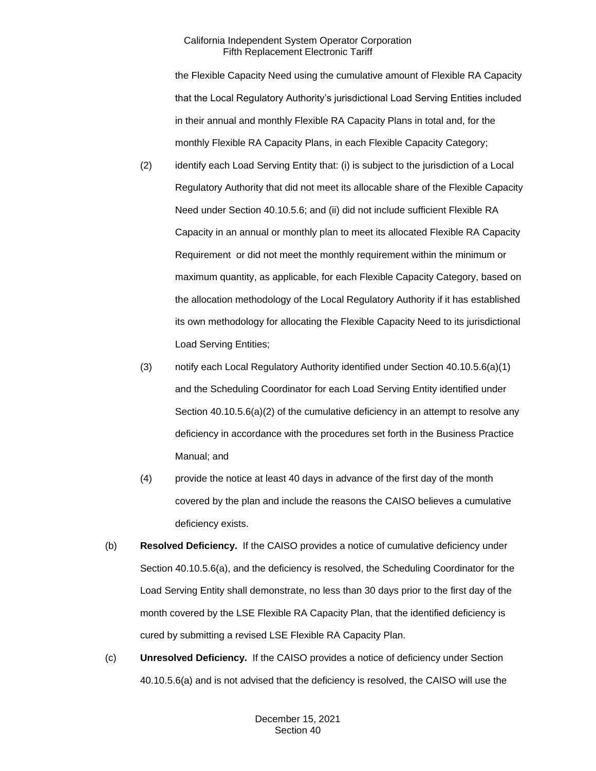the Flexible Capacity Need using the cumulative amount of Flexible RA Capacity that the Local Regulatory Authority's jurisdictional Load Serving Entities included in their annual and monthly Flexible RA Capacity Plans in total and, for the monthly Flexible RA Capacity Plans, in each Flexible Capacity Category;

(2) identify each Load Serving Entity that: (i) is subject to the jurisdiction of a Local Regulatory Authority that did not meet its allocable share of the Flexible Capacity Need under Section 40.10.5.6; and (ii) did not include sufficient Flexible RA Capacity in an annual or monthly plan to meet its allocated Flexible RA Capacity Requirement or did not meet the monthly requirement within the minimum or maximum quantity, as applicable, for each Flexible Capacity Category, based on the allocation methodology of the Local Regulatory Authority if it has established its own methodology for allocating the Flexible Capacity Need to its jurisdictional Load Serving Entities;

(3) notify each Local Regulatory Authority identified under Section 40.10.5.6(a)(1) and the Scheduling Coordinator for each Load Serving Entity identified under Section 40.10.5.6(a)(2) of the cumulative deficiency in an attempt to resolve any deficiency in accordance with the procedures set forth in the Business Practice Manual; and

(4) provide the notice at least 40 days in advance of the first day of the month covered by the plan and include the reasons the CAISO believes a cumulative deficiency exists.

(b) **Resolved Deficiency.** If the CAISO provides a notice of cumulative deficiency under Section 40.10.5.6(a), and the deficiency is resolved, the Scheduling Coordinator for the Load Serving Entity shall demonstrate, no less than 30 days prior to the first day of the month covered by the LSE Flexible RA Capacity Plan, that the identified deficiency is cured by submitting a revised LSE Flexible RA Capacity Plan.

(c) **Unresolved Deficiency.** If the CAISO provides a notice of deficiency under Section 40.10.5.6(a) and is not advised that the deficiency is resolved, the CAISO will use the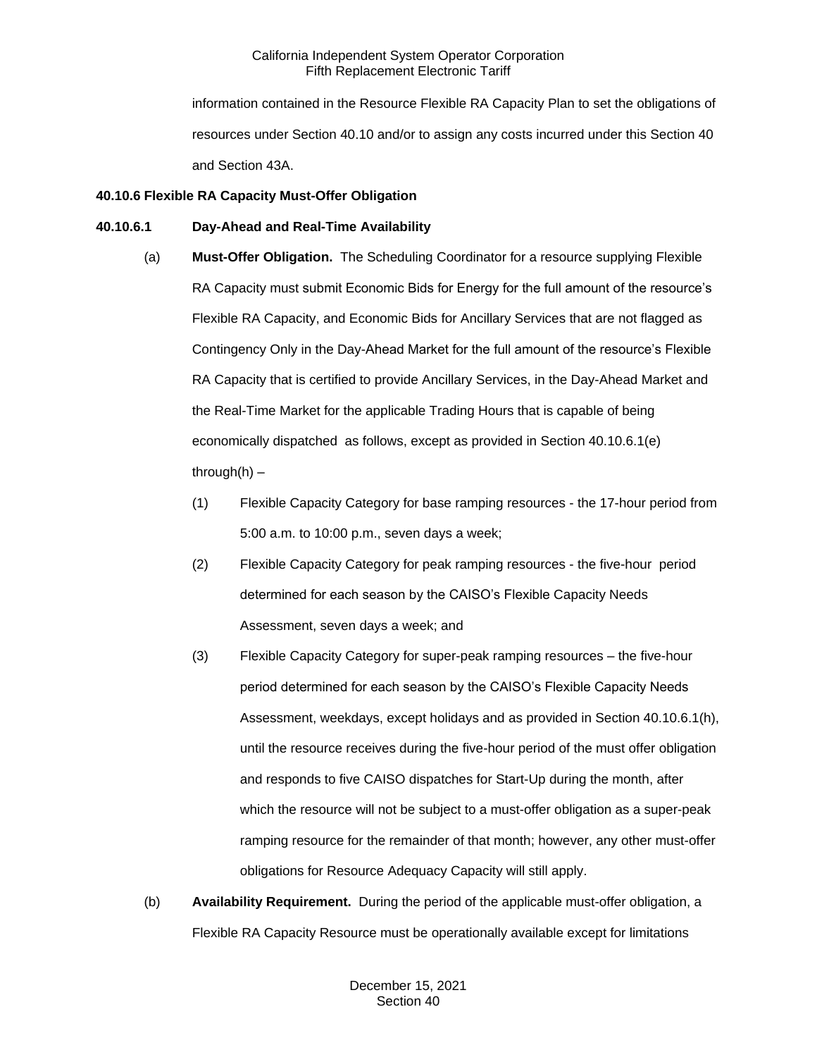information contained in the Resource Flexible RA Capacity Plan to set the obligations of resources under Section 40.10 and/or to assign any costs incurred under this Section 40 and Section 43A.

**40.10.6 Flexible RA Capacity Must-Offer Obligation**

**40.10.6.1 Day-Ahead and Real-Time Availability**

(a) **Must-Offer Obligation.** The Scheduling Coordinator for a resource supplying Flexible RA Capacity must submit Economic Bids for Energy for the full amount of the resource's Flexible RA Capacity, and Economic Bids for Ancillary Services that are not flagged as Contingency Only in the Day-Ahead Market for the full amount of the resource's Flexible RA Capacity that is certified to provide Ancillary Services, in the Day-Ahead Market and the Real-Time Market for the applicable Trading Hours that is capable of being economically dispatched as follows, except as provided in Section 40.10.6.1(e) through(h) –

(1) Flexible Capacity Category for base ramping resources - the 17-hour period from 5:00 a.m. to 10:00 p.m., seven days a week;

(2) Flexible Capacity Category for peak ramping resources - the five-hour period determined for each season by the CAISO's Flexible Capacity Needs Assessment, seven days a week; and

(3) Flexible Capacity Category for super-peak ramping resources – the five-hour period determined for each season by the CAISO's Flexible Capacity Needs Assessment, weekdays, except holidays and as provided in Section 40.10.6.1(h), until the resource receives during the five-hour period of the must offer obligation and responds to five CAISO dispatches for Start-Up during the month, after which the resource will not be subject to a must-offer obligation as a super-peak ramping resource for the remainder of that month; however, any other must-offer obligations for Resource Adequacy Capacity will still apply.

(b) **Availability Requirement.** During the period of the applicable must-offer obligation, a Flexible RA Capacity Resource must be operationally available except for limitations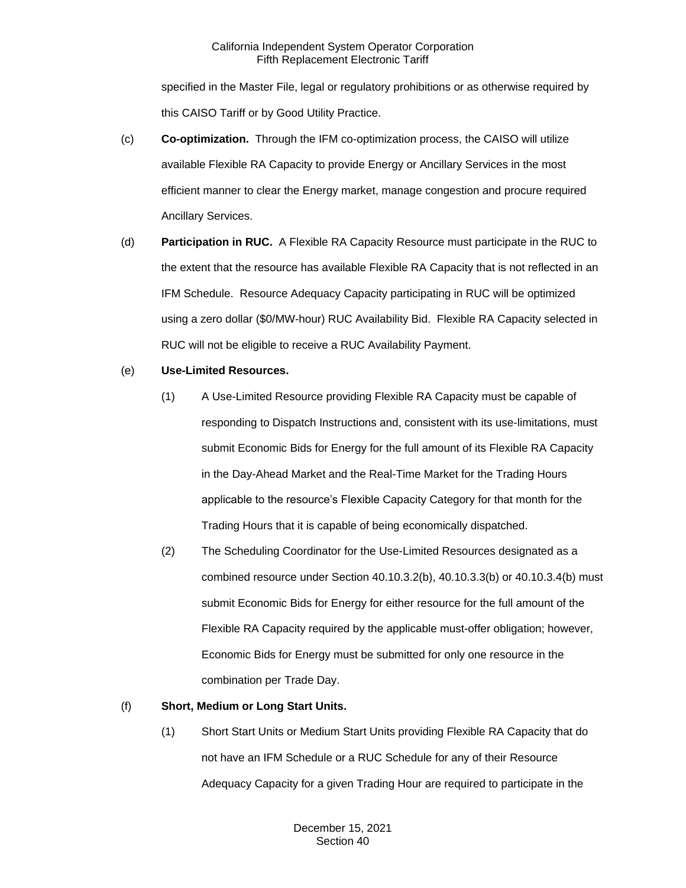specified in the Master File, legal or regulatory prohibitions or as otherwise required by this CAISO Tariff or by Good Utility Practice.

(c) **Co-optimization.** Through the IFM co-optimization process, the CAISO will utilize available Flexible RA Capacity to provide Energy or Ancillary Services in the most efficient manner to clear the Energy market, manage congestion and procure required Ancillary Services.

(d) **Participation in RUC.** A Flexible RA Capacity Resource must participate in the RUC to the extent that the resource has available Flexible RA Capacity that is not reflected in an IFM Schedule. Resource Adequacy Capacity participating in RUC will be optimized using a zero dollar ($0/MW-hour) RUC Availability Bid. Flexible RA Capacity selected in RUC will not be eligible to receive a RUC Availability Payment.

(e) **Use-Limited Resources.**

(1) A Use-Limited Resource providing Flexible RA Capacity must be capable of responding to Dispatch Instructions and, consistent with its use-limitations, must submit Economic Bids for Energy for the full amount of its Flexible RA Capacity in the Day-Ahead Market and the Real-Time Market for the Trading Hours applicable to the resource's Flexible Capacity Category for that month for the Trading Hours that it is capable of being economically dispatched.

(2) The Scheduling Coordinator for the Use-Limited Resources designated as a combined resource under Section 40.10.3.2(b), 40.10.3.3(b) or 40.10.3.4(b) must submit Economic Bids for Energy for either resource for the full amount of the Flexible RA Capacity required by the applicable must-offer obligation; however, Economic Bids for Energy must be submitted for only one resource in the combination per Trade Day.

(f) **Short, Medium or Long Start Units.**

(1) Short Start Units or Medium Start Units providing Flexible RA Capacity that do not have an IFM Schedule or a RUC Schedule for any of their Resource Adequacy Capacity for a given Trading Hour are required to participate in the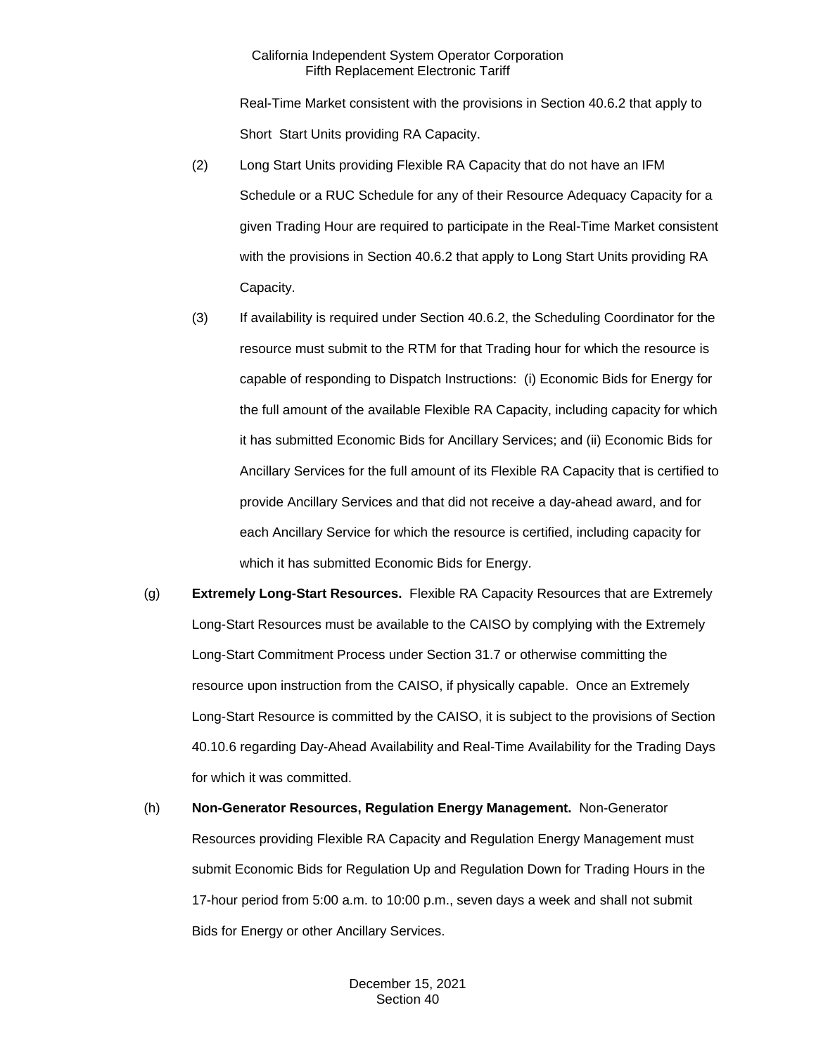Real-Time Market consistent with the provisions in Section 40.6.2 that apply to Short Start Units providing RA Capacity.

(2) Long Start Units providing Flexible RA Capacity that do not have an IFM Schedule or a RUC Schedule for any of their Resource Adequacy Capacity for a given Trading Hour are required to participate in the Real-Time Market consistent with the provisions in Section 40.6.2 that apply to Long Start Units providing RA Capacity.

(3) If availability is required under Section 40.6.2, the Scheduling Coordinator for the resource must submit to the RTM for that Trading hour for which the resource is capable of responding to Dispatch Instructions: (i) Economic Bids for Energy for the full amount of the available Flexible RA Capacity, including capacity for which it has submitted Economic Bids for Ancillary Services; and (ii) Economic Bids for Ancillary Services for the full amount of its Flexible RA Capacity that is certified to provide Ancillary Services and that did not receive a day-ahead award, and for each Ancillary Service for which the resource is certified, including capacity for which it has submitted Economic Bids for Energy.

(g) **Extremely Long-Start Resources.** Flexible RA Capacity Resources that are Extremely Long-Start Resources must be available to the CAISO by complying with the Extremely Long-Start Commitment Process under Section 31.7 or otherwise committing the resource upon instruction from the CAISO, if physically capable. Once an Extremely Long-Start Resource is committed by the CAISO, it is subject to the provisions of Section 40.10.6 regarding Day-Ahead Availability and Real-Time Availability for the Trading Days for which it was committed.

(h) **Non-Generator Resources, Regulation Energy Management.** Non-Generator Resources providing Flexible RA Capacity and Regulation Energy Management must submit Economic Bids for Regulation Up and Regulation Down for Trading Hours in the 17-hour period from 5:00 a.m. to 10:00 p.m., seven days a week and shall not submit Bids for Energy or other Ancillary Services.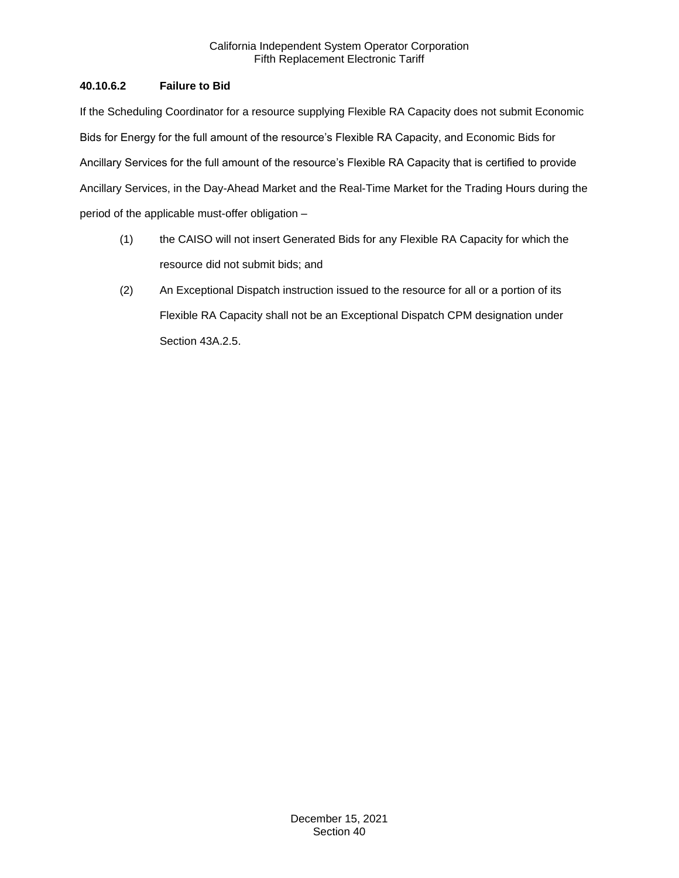#### 40.10.6.2 Failure to Bid

If the Scheduling Coordinator for a resource supplying Flexible RA Capacity does not submit Economic Bids for Energy for the full amount of the resource's Flexible RA Capacity, and Economic Bids for Ancillary Services for the full amount of the resource's Flexible RA Capacity that is certified to provide Ancillary Services, in the Day-Ahead Market and the Real-Time Market for the Trading Hours during the period of the applicable must-offer obligation –

(1) the CAISO will not insert Generated Bids for any Flexible RA Capacity for which the resource did not submit bids; and

(2) An Exceptional Dispatch instruction issued to the resource for all or a portion of its Flexible RA Capacity shall not be an Exceptional Dispatch CPM designation under Section 43A.2.5.